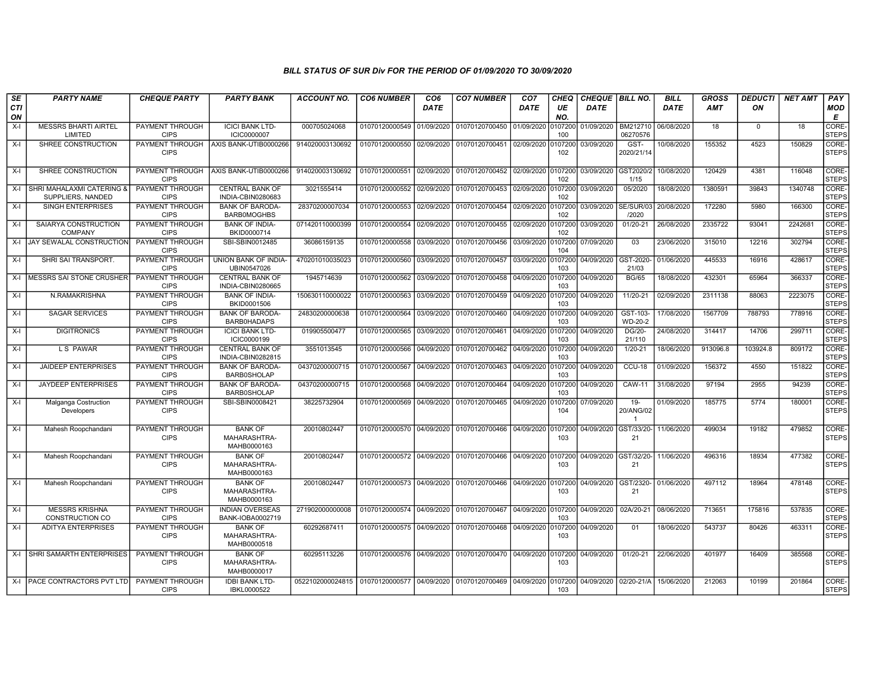# BILL STATUS OF SUR Div FOR THE PERIOD OF 01/09/2020 TO 30/09/2020

| SECTION | PARTY NAME | CHEQUE PARTY | PARTY BANK | ACCOUNT NO. | CO6 NUMBER | CO6 DATE | CO7 NUMBER | CO7 DATE | CHEQUE NO. | CHEQUE DATE | BILL NO. | BILL DATE | GROSS AMT | DEDUCTION | NET AMT | PAY MODE |
|---|---|---|---|---|---|---|---|---|---|---|---|---|---|---|---|---|
| X-I | MESSRS BHARTI AIRTEL LIMITED | PAYMENT THROUGH CIPS | ICICI BANK LTD-ICIC0000007 | 000705024068 | 01070120000549 | 01/09/2020 | 01070120700450 | 01/09/2020 | 0107200100 | 01/09/2020 | BM21271006270576 | 06/08/2020 | 18 | 0 | 18 | CORE-STEPS |
| X-I | SHREE CONSTRUCTION | PAYMENT THROUGH CIPS | AXIS BANK-UTIB0000266 | 914020003130692 | 01070120000550 | 02/09/2020 | 01070120700451 | 02/09/2020 | 0107200102 | 03/09/2020 | GST-2020/21/14 | 10/08/2020 | 155352 | 4523 | 150829 | CORE-STEPS |
| X-I | SHREE CONSTRUCTION | PAYMENT THROUGH CIPS | AXIS BANK-UTIB0000266 | 914020003130692 | 01070120000551 | 02/09/2020 | 01070120700452 | 02/09/2020 | 0107200102 | 03/09/2020 | GST2020/21/15 | 10/08/2020 | 120429 | 4381 | 116048 | CORE-STEPS |
| X-I | SHRI MAHALAXMI CATERING & SUPPLIERS, NANDED | PAYMENT THROUGH CIPS | CENTRAL BANK OF INDIA-CBIN0280683 | 3021555414 | 01070120000552 | 02/09/2020 | 01070120700453 | 02/09/2020 | 0107200102 | 03/09/2020 | 05/2020 | 18/08/2020 | 1380591 | 39843 | 1340748 | CORE-STEPS |
| X-I | SINGH ENTERPRISES | PAYMENT THROUGH CIPS | BANK OF BARODA-BARB0MOGHBS | 28370200007034 | 01070120000553 | 02/09/2020 | 01070120700454 | 02/09/2020 | 0107200102 | 03/09/2020 | SE/SUR/03/2020 | 20/08/2020 | 172280 | 5980 | 166300 | CORE-STEPS |
| X-I | SAIARYA CONSTRUCTION COMPANY | PAYMENT THROUGH CIPS | BANK OF INDIA-BKID0000714 | 071420110000399 | 01070120000554 | 02/09/2020 | 01070120700455 | 02/09/2020 | 0107200102 | 03/09/2020 | 01/20-21 | 26/08/2020 | 2335722 | 93041 | 2242681 | CORE-STEPS |
| X-I | JAY SEWALAL CONSTRUCTION | PAYMENT THROUGH CIPS | SBI-SBIN0012485 | 36086159135 | 01070120000558 | 03/09/2020 | 01070120700456 | 03/09/2020 | 0107200104 | 07/09/2020 | 03 | 23/06/2020 | 315010 | 12216 | 302794 | CORE-STEPS |
| X-I | SHRI SAI TRANSPORT. | PAYMENT THROUGH CIPS | UNION BANK OF INDIA-UBIN0547026 | 470201010035023 | 01070120000560 | 03/09/2020 | 01070120700457 | 03/09/2020 | 0107200103 | 04/09/2020 | GST-2020-21/03 | 01/06/2020 | 445533 | 16916 | 428617 | CORE-STEPS |
| X-I | MESSRS SAI STONE CRUSHER | PAYMENT THROUGH CIPS | CENTRAL BANK OF INDIA-CBIN0280665 | 1945714639 | 01070120000562 | 03/09/2020 | 01070120700458 | 04/09/2020 | 0107200103 | 04/09/2020 | BG/65 | 18/08/2020 | 432301 | 65964 | 366337 | CORE-STEPS |
| X-I | N.RAMAKRISHNA | PAYMENT THROUGH CIPS | BANK OF INDIA-BKID0001506 | 150630110000022 | 01070120000563 | 03/09/2020 | 01070120700459 | 04/09/2020 | 0107200103 | 04/09/2020 | 11/20-21 | 02/09/2020 | 2311138 | 88063 | 2223075 | CORE-STEPS |
| X-I | SAGAR SERVICES | PAYMENT THROUGH CIPS | BANK OF BARODA-BARB0HADAPS | 24830200000638 | 01070120000564 | 03/09/2020 | 01070120700460 | 04/09/2020 | 0107200103 | 04/09/2020 | GST-103-WD-20-2 | 17/08/2020 | 1567709 | 788793 | 778916 | CORE-STEPS |
| X-I | DIGITRONICS | PAYMENT THROUGH CIPS | ICICI BANK LTD-ICIC0000199 | 019905500477 | 01070120000565 | 03/09/2020 | 01070120700461 | 04/09/2020 | 0107200103 | 04/09/2020 | DG/20-21/110 | 24/08/2020 | 314417 | 14706 | 299711 | CORE-STEPS |
| X-I | L S PAWAR | PAYMENT THROUGH CIPS | CENTRAL BANK OF INDIA-CBIN0282815 | 3551013545 | 01070120000566 | 04/09/2020 | 01070120700462 | 04/09/2020 | 0107200103 | 04/09/2020 | 1/20-21 | 18/06/2020 | 913096.8 | 103924.8 | 809172 | CORE-STEPS |
| X-I | JAIDEEP ENTERPRISES | PAYMENT THROUGH CIPS | BANK OF BARODA-BARB0SHOLAP | 04370200000715 | 01070120000567 | 04/09/2020 | 01070120700463 | 04/09/2020 | 0107200103 | 04/09/2020 | CCU-18 | 01/09/2020 | 156372 | 4550 | 151822 | CORE-STEPS |
| X-I | JAYDEEP ENTERPRISES | PAYMENT THROUGH CIPS | BANK OF BARODA-BARB0SHOLAP | 04370200000715 | 01070120000568 | 04/09/2020 | 01070120700464 | 04/09/2020 | 0107200103 | 04/09/2020 | CAW-11 | 31/08/2020 | 97194 | 2955 | 94239 | CORE-STEPS |
| X-I | Malganga Costruction Developers | PAYMENT THROUGH CIPS | SBI-SBIN0008421 | 38225732904 | 01070120000569 | 04/09/2020 | 01070120700465 | 04/09/2020 | 0107200104 | 07/09/2020 | 19-20/ANG/021 | 01/09/2020 | 185775 | 5774 | 180001 | CORE-STEPS |
| X-I | Mahesh Roopchandani | PAYMENT THROUGH CIPS | BANK OF MAHARASHTRA-MAHB0000163 | 20010802447 | 01070120000570 | 04/09/2020 | 01070120700466 | 04/09/2020 | 0107200103 | 04/09/2020 | GST/33/20-21 | 11/06/2020 | 499034 | 19182 | 479852 | CORE-STEPS |
| X-I | Mahesh Roopchandani | PAYMENT THROUGH CIPS | BANK OF MAHARASHTRA-MAHB0000163 | 20010802447 | 01070120000572 | 04/09/2020 | 01070120700466 | 04/09/2020 | 0107200103 | 04/09/2020 | GST/32/20-21 | 11/06/2020 | 496316 | 18934 | 477382 | CORE-STEPS |
| X-I | Mahesh Roopchandani | PAYMENT THROUGH CIPS | BANK OF MAHARASHTRA-MAHB0000163 | 20010802447 | 01070120000573 | 04/09/2020 | 01070120700466 | 04/09/2020 | 0107200103 | 04/09/2020 | GST/2320-21 | 01/06/2020 | 497112 | 18964 | 478148 | CORE-STEPS |
| X-I | MESSRS KRISHNA CONSTRUCTION CO | PAYMENT THROUGH CIPS | INDIAN OVERSEAS BANK-IOBA0002719 | 271902000000008 | 01070120000574 | 04/09/2020 | 01070120700467 | 04/09/2020 | 0107200103 | 04/09/2020 | 02A/20-21 | 08/06/2020 | 713651 | 175816 | 537835 | CORE-STEPS |
| X-I | ADITYA ENTERPRISES | PAYMENT THROUGH CIPS | BANK OF MAHARASHTRA-MAHB0000518 | 60292687411 | 01070120000575 | 04/09/2020 | 01070120700468 | 04/09/2020 | 0107200103 | 04/09/2020 | 01 | 18/06/2020 | 543737 | 80426 | 463311 | CORE-STEPS |
| X-I | SHRI SAMARTH ENTERPRISES | PAYMENT THROUGH CIPS | BANK OF MAHARASHTRA-MAHB0000017 | 60295113226 | 01070120000576 | 04/09/2020 | 01070120700470 | 04/09/2020 | 0107200103 | 04/09/2020 | 01/20-21 | 22/06/2020 | 401977 | 16409 | 385568 | CORE-STEPS |
| X-I | PACE CONTRACTORS PVT LTD | PAYMENT THROUGH CIPS | IDBI BANK LTD-IBKL0000522 | 0522102000024815 | 01070120000577 | 04/09/2020 | 01070120700469 | 04/09/2020 | 0107200103 | 04/09/2020 | 02/20-21/A | 15/06/2020 | 212063 | 10199 | 201864 | CORE-STEPS |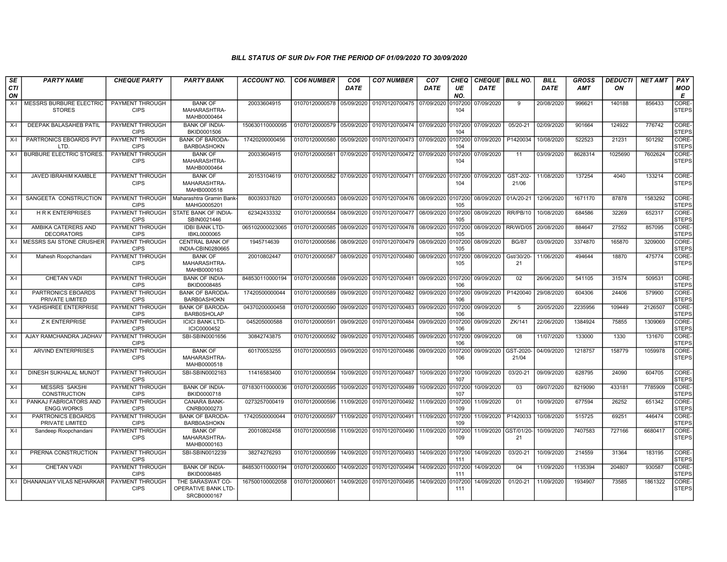### BILL STATUS OF SUR Div FOR THE PERIOD OF 01/09/2020 TO 30/09/2020

| SECTION | PARTY NAME | CHEQUE PARTY | PARTY BANK | ACCOUNT NO. | CO6 NUMBER | CO6 DATE | CO7 NUMBER | CO7 DATE | CHEQUE NO. | CHEQUE DATE | BILL NO. | BILL DATE | GROSS AMT | DEDUCTION | NET AMT | PAY MODE |
|---|---|---|---|---|---|---|---|---|---|---|---|---|---|---|---|---|
| X-I | MESSRS BURBURE ELECTRIC STORES | PAYMENT THROUGH CIPS | BANK OF MAHARASHTRA-MAHB0000464 | 20033604915 | 01070120000578 | 05/09/2020 | 01070120700475 | 07/09/2020 | 0107200104 | 07/09/2020 | 9 | 20/08/2020 | 996621 | 140188 | 856433 | CORE-STEPS |
| X-I | DEEPAK BALASAHEB PATIL | PAYMENT THROUGH CIPS | BANK OF INDIA-BKID0001506 | 150630110000095 | 01070120000579 | 05/09/2020 | 01070120700474 | 07/09/2020 | 0107200104 | 07/09/2020 | 05/20-21 | 02/09/2020 | 901664 | 124922 | 776742 | CORE-STEPS |
| X-I | PARTRONICS EBOARDS PVT LTD. | PAYMENT THROUGH CIPS | BANK OF BARODA-BARB0ASHOKN | 17420200000456 | 01070120000580 | 05/09/2020 | 01070120700473 | 07/09/2020 | 0107200104 | 07/09/2020 | P1420034 | 10/08/2020 | 522523 | 21231 | 501292 | CORE-STEPS |
| X-I | BURBURE ELECTRIC STORES. | PAYMENT THROUGH CIPS | BANK OF MAHARASHTRA-MAHB0000464 | 20033604915 | 01070120000581 | 07/09/2020 | 01070120700472 | 07/09/2020 | 0107200104 | 07/09/2020 | 11 | 03/09/2020 | 8628314 | 1025690 | 7602624 | CORE-STEPS |
| X-I | JAVED IBRAHIM KAMBLE | PAYMENT THROUGH CIPS | BANK OF MAHARASHTRA-MAHB0000518 | 20153104619 | 01070120000582 | 07/09/2020 | 01070120700471 | 07/09/2020 | 0107200104 | 07/09/2020 | GST-202-21/06 | 11/08/2020 | 137254 | 4040 | 133214 | CORE-STEPS |
| X-I | SANGEETA CONSTRUCTION | PAYMENT THROUGH CIPS | Maharashtra Gramin Bank-MAHG0005201 | 80039337820 | 01070120000583 | 08/09/2020 | 01070120700476 | 08/09/2020 | 0107200105 | 08/09/2020 | 01A/20-21 | 12/06/2020 | 1671170 | 87878 | 1583292 | CORE-STEPS |
| X-I | H R K ENTERPRISES | PAYMENT THROUGH CIPS | STATE BANK OF INDIA-SBIN0021446 | 62342433332 | 01070120000584 | 08/09/2020 | 01070120700477 | 08/09/2020 | 0107200105 | 08/09/2020 | RR/PB/10 | 10/08/2020 | 684586 | 32269 | 652317 | CORE-STEPS |
| X-I | AMBIKA CATERERS AND DECORATORS | PAYMENT THROUGH CIPS | IDBI BANK LTD-IBKL0000065 | 065102000023065 | 01070120000585 | 08/09/2020 | 01070120700478 | 08/09/2020 | 0107200105 | 08/09/2020 | RR/WD/05 | 20/08/2020 | 884647 | 27552 | 857095 | CORE-STEPS |
| X-I | MESSRS SAI STONE CRUSHER | PAYMENT THROUGH CIPS | CENTRAL BANK OF INDIA-CBIN0280665 | 1945714639 | 01070120000586 | 08/09/2020 | 01070120700479 | 08/09/2020 | 0107200105 | 08/09/2020 | BG/87 | 03/09/2020 | 3374870 | 165870 | 3209000 | CORE-STEPS |
| X-I | Mahesh Roopchandani | PAYMENT THROUGH CIPS | BANK OF MAHARASHTRA-MAHB0000163 | 20010802447 | 01070120000587 | 08/09/2020 | 01070120700480 | 08/09/2020 | 0107200105 | 08/09/2020 | Gst/30/20-21 | 11/06/2020 | 494644 | 18870 | 475774 | CORE-STEPS |
| X-I | CHETAN VADI | PAYMENT THROUGH CIPS | BANK OF INDIA-BKID0008485 | 848530110000194 | 01070120000588 | 09/09/2020 | 01070120700481 | 09/09/2020 | 0107200106 | 09/09/2020 | 02 | 26/06/2020 | 541105 | 31574 | 509531 | CORE-STEPS |
| X-I | PARTRONICS EBOARDS PRIVATE LIMITED | PAYMENT THROUGH CIPS | BANK OF BARODA-BARB0ASHOKN | 17420500000044 | 01070120000589 | 09/09/2020 | 01070120700482 | 09/09/2020 | 0107200106 | 09/09/2020 | P1420040 | 29/08/2020 | 604306 | 24406 | 579900 | CORE-STEPS |
| X-I | YASHSHREE ENTERPRISE | PAYMENT THROUGH CIPS | BANK OF BARODA-BARB0SHOLAP | 04370200000458 | 01070120000590 | 09/09/2020 | 01070120700483 | 09/09/2020 | 0107200106 | 09/09/2020 | 5 | 20/05/2020 | 2235956 | 109449 | 2126507 | CORE-STEPS |
| X-I | Z K ENTERPRISE | PAYMENT THROUGH CIPS | ICICI BANK LTD-ICIC0000452 | 045205000588 | 01070120000591 | 09/09/2020 | 01070120700484 | 09/09/2020 | 0107200106 | 09/09/2020 | ZK/141 | 22/06/2020 | 1384924 | 75855 | 1309069 | CORE-STEPS |
| X-I | AJAY RAMCHANDRA JADHAV | PAYMENT THROUGH CIPS | SBI-SBIN0001656 | 30842743875 | 01070120000592 | 09/09/2020 | 01070120700485 | 09/09/2020 | 0107200106 | 09/09/2020 | 08 | 11/07/2020 | 133000 | 1330 | 131670 | CORE-STEPS |
| X-I | ARVIND ENTERPRISES | PAYMENT THROUGH CIPS | BANK OF MAHARASHTRA-MAHB0000518 | 60170053255 | 01070120000593 | 09/09/2020 | 01070120700486 | 09/09/2020 | 0107200106 | 09/09/2020 | GST-2020-21/04 | 04/09/2020 | 1218757 | 158779 | 1059978 | CORE-STEPS |
| X-I | DINESH SUKHALAL MUNOT | PAYMENT THROUGH CIPS | SBI-SBIN0002163 | 11416583400 | 01070120000594 | 10/09/2020 | 01070120700487 | 10/09/2020 | 0107200107 | 10/09/2020 | 03/20-21 | 09/09/2020 | 628795 | 24090 | 604705 | CORE-STEPS |
| X-I | MESSRS SAKSHI CONSTRUCTION | PAYMENT THROUGH CIPS | BANK OF INDIA-BKID0000718 | 071830110000036 | 01070120000595 | 10/09/2020 | 01070120700489 | 10/09/2020 | 0107200107 | 10/09/2020 | 03 | 09/07/2020 | 8219090 | 433181 | 7785909 | CORE-STEPS |
| X-I | PANKAJ FABRICATORS AND ENGG.WORKS | PAYMENT THROUGH CIPS | CANARA BANK-CNRB0000273 | 0273257000419 | 01070120000596 | 11/09/2020 | 01070120700492 | 11/09/2020 | 0107200109 | 11/09/2020 | 01 | 10/09/2020 | 677594 | 26252 | 651342 | CORE-STEPS |
| X-I | PARTRONICS EBOARDS PRIVATE LIMITED | PAYMENT THROUGH CIPS | BANK OF BARODA-BARB0ASHOKN | 17420500000044 | 01070120000597 | 11/09/2020 | 01070120700491 | 11/09/2020 | 0107200109 | 11/09/2020 | P1420033 | 10/08/2020 | 515725 | 69251 | 446474 | CORE-STEPS |
| X-I | Sandeep Roopchandani | PAYMENT THROUGH CIPS | BANK OF MAHARASHTRA-MAHB0000163 | 20010802458 | 01070120000598 | 11/09/2020 | 01070120700490 | 11/09/2020 | 0107200109 | 11/09/2020 | GST/01/20-21 | 10/09/2020 | 7407583 | 727166 | 6680417 | CORE-STEPS |
| X-I | PRERNA CONSTRUCTION | PAYMENT THROUGH CIPS | SBI-SBIN0012239 | 38274276293 | 01070120000599 | 14/09/2020 | 01070120700493 | 14/09/2020 | 0107200111 | 14/09/2020 | 03/20-21 | 10/09/2020 | 214559 | 31364 | 183195 | CORE-STEPS |
| X-I | CHETAN VADI | PAYMENT THROUGH CIPS | BANK OF INDIA-BKID0008485 | 848530110000194 | 01070120000600 | 14/09/2020 | 01070120700494 | 14/09/2020 | 0107200111 | 14/09/2020 | 04 | 11/09/2020 | 1135394 | 204807 | 930587 | CORE-STEPS |
| X-I | DHANANJAY VILAS NEHARKAR | PAYMENT THROUGH CIPS | THE SARASWAT CO-OPERATIVE BANK LTD-SRCB0000167 | 167500100002058 | 01070120000601 | 14/09/2020 | 01070120700495 | 14/09/2020 | 0107200111 | 14/09/2020 | 01/20-21 | 11/09/2020 | 1934907 | 73585 | 1861322 | CORE-STEPS |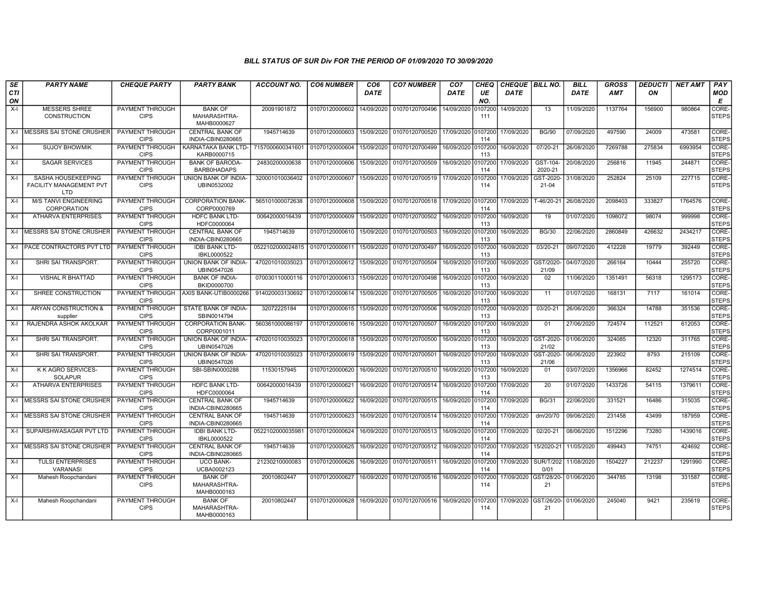## BILL STATUS OF SUR Div FOR THE PERIOD OF 01/09/2020 TO 30/09/2020

| SECTION | PARTY NAME | CHEQUE PARTY | PARTY BANK | ACCOUNT NO. | CO6 NUMBER | CO6 DATE | CO7 NUMBER | CO7 DATE | CHEQUE NO. | CHEQUE DATE | BILL NO. | BILL DATE | GROSS AMT | DEDUCTION | NET AMT | PAY MODE |
|---|---|---|---|---|---|---|---|---|---|---|---|---|---|---|---|---|
| X-I | MESSERS SHREE CONSTRUCTION | PAYMENT THROUGH CIPS | BANK OF MAHARASHTRA-MAHB0000627 | 20091901872 | 01070120000602 | 14/09/2020 | 01070120700496 | 14/09/2020 | 0107200111 | 14/09/2020 | 13 | 11/09/2020 | 1137764 | 156900 | 980864 | CORE-STEPS |
| X-I | MESSRS SAI STONE CRUSHER | PAYMENT THROUGH CIPS | CENTRAL BANK OF INDIA-CBIN0280665 | 1945714639 | 01070120000603 | 15/09/2020 | 01070120700520 | 17/09/2020 | 0107200114 | 17/09/2020 | BG/90 | 07/09/2020 | 497590 | 24009 | 473581 | CORE-STEPS |
| X-I | SUJOY BHOWMIK | PAYMENT THROUGH CIPS | KARNATAKA BANK LTD-KARB0000715 | 7157000600341601 | 01070120000604 | 15/09/2020 | 01070120700499 | 16/09/2020 | 0107200113 | 16/09/2020 | 07/20-21 | 26/08/2020 | 7269788 | 275834 | 6993954 | CORE-STEPS |
| X-I | SAGAR SERVICES | PAYMENT THROUGH CIPS | BANK OF BARODA-BARB0HADAPS | 24830200000638 | 01070120000606 | 15/09/2020 | 01070120700509 | 16/09/2020 | 0107200114 | 17/09/2020 | GST-104-2020-21 | 20/08/2020 | 256816 | 11945 | 244871 | CORE-STEPS |
| X-I | SASHA HOUSEKEEPING FACILITY MANAGEMENT PVT LTD | PAYMENT THROUGH CIPS | UNION BANK OF INDIA-UBIN0532002 | 320001010036402 | 01070120000607 | 15/09/2020 | 01070120700519 | 17/09/2020 | 0107200114 | 17/09/2020 | GST-2020-21-04 | 31/08/2020 | 252824 | 25109 | 227715 | CORE-STEPS |
| X-I | M/S TANVI ENGINEERING CORPORATION | PAYMENT THROUGH CIPS | CORPORATION BANK-CORP0000769 | 565101000072638 | 01070120000608 | 15/09/2020 | 01070120700518 | 17/09/2020 | 0107200114 | 17/09/2020 | T-46/20-21 | 26/08/2020 | 2098403 | 333827 | 1764576 | CORE-STEPS |
| X-I | ATHARVA ENTERPRISES | PAYMENT THROUGH CIPS | HDFC BANK LTD-HDFC0000064 | 00642000016439 | 01070120000609 | 15/09/2020 | 01070120700502 | 16/09/2020 | 0107200113 | 16/09/2020 | 19 | 01/07/2020 | 1098072 | 98074 | 999998 | CORE-STEPS |
| X-I | MESSRS SAI STONE CRUSHER | PAYMENT THROUGH CIPS | CENTRAL BANK OF INDIA-CBIN0280665 | 1945714639 | 01070120000610 | 15/09/2020 | 01070120700503 | 16/09/2020 | 0107200113 | 16/09/2020 | BG/30 | 22/06/2020 | 2860849 | 426632 | 2434217 | CORE-STEPS |
| X-I | PACE CONTRACTORS PVT LTD | PAYMENT THROUGH CIPS | IDBI BANK LTD-IBKL0000522 | 0522102000024815 | 01070120000611 | 15/09/2020 | 01070120700497 | 16/09/2020 | 0107200113 | 16/09/2020 | 03/20-21 | 09/07/2020 | 412228 | 19779 | 392449 | CORE-STEPS |
| X-I | SHRI SAI TRANSPORT. | PAYMENT THROUGH CIPS | UNION BANK OF INDIA-UBIN0547026 | 470201010035023 | 01070120000612 | 15/09/2020 | 01070120700504 | 16/09/2020 | 0107200113 | 16/09/2020 | GST/2020-21/09 | 04/07/2020 | 266164 | 10444 | 255720 | CORE-STEPS |
| X-I | VISHAL R BHATTAD | PAYMENT THROUGH CIPS | BANK OF INDIA-BKID0000700 | 070030110000116 | 01070120000613 | 15/09/2020 | 01070120700498 | 16/09/2020 | 0107200113 | 16/09/2020 | 02 | 11/06/2020 | 1351491 | 56318 | 1295173 | CORE-STEPS |
| X-I | SHREE CONSTRUCTION | PAYMENT THROUGH CIPS | AXIS BANK-UTIB0000266 | 914020003130692 | 01070120000614 | 15/09/2020 | 01070120700505 | 16/09/2020 | 0107200113 | 16/09/2020 | 11 | 01/07/2020 | 168131 | 7117 | 161014 | CORE-STEPS |
| X-I | ARYAN CONSTRUCTION & supplier | PAYMENT THROUGH CIPS | STATE BANK OF INDIA-SBIN0014794 | 32072225184 | 01070120000615 | 15/09/2020 | 01070120700506 | 16/09/2020 | 0107200113 | 16/09/2020 | 03/20-21 | 26/06/2020 | 366324 | 14788 | 351536 | CORE-STEPS |
| X-I | RAJENDRA ASHOK AKOLKAR | PAYMENT THROUGH CIPS | CORPORATION BANK-CORP0001011 | 560361000086197 | 01070120000616 | 15/09/2020 | 01070120700507 | 16/09/2020 | 0107200113 | 16/09/2020 | 01 | 27/06/2020 | 724574 | 112521 | 612053 | CORE-STEPS |
| X-I | SHRI SAI TRANSPORT. | PAYMENT THROUGH CIPS | UNION BANK OF INDIA-UBIN0547026 | 470201010035023 | 01070120000618 | 15/09/2020 | 01070120700500 | 16/09/2020 | 0107200113 | 16/09/2020 | GST-2020-21/02 | 01/06/2020 | 324085 | 12320 | 311765 | CORE-STEPS |
| X-I | SHRI SAI TRANSPORT. | PAYMENT THROUGH CIPS | UNION BANK OF INDIA-UBIN0547026 | 470201010035023 | 01070120000619 | 15/09/2020 | 01070120700501 | 16/09/2020 | 0107200113 | 16/09/2020 | GST-2020-21/06 | 06/06/2020 | 223902 | 8793 | 215109 | CORE-STEPS |
| X-I | K K AGRO SERVICES-SOLAPUR | PAYMENT THROUGH CIPS | SBI-SBIN0000288 | 11530157945 | 01070120000620 | 16/09/2020 | 01070120700510 | 16/09/2020 | 0107200113 | 16/09/2020 | 01 | 03/07/2020 | 1356966 | 82452 | 1274514 | CORE-STEPS |
| X-I | ATHARVA ENTERPRISES | PAYMENT THROUGH CIPS | HDFC BANK LTD-HDFC0000064 | 00642000016439 | 01070120000621 | 16/09/2020 | 01070120700514 | 16/09/2020 | 0107200114 | 17/09/2020 | 20 | 01/07/2020 | 1433726 | 54115 | 1379611 | CORE-STEPS |
| X-I | MESSRS SAI STONE CRUSHER | PAYMENT THROUGH CIPS | CENTRAL BANK OF INDIA-CBIN0280665 | 1945714639 | 01070120000622 | 16/09/2020 | 01070120700515 | 16/09/2020 | 0107200114 | 17/09/2020 | BG/31 | 22/06/2020 | 331521 | 16486 | 315035 | CORE-STEPS |
| X-I | MESSRS SAI STONE CRUSHER | PAYMENT THROUGH CIPS | CENTRAL BANK OF INDIA-CBIN0280665 | 1945714639 | 01070120000623 | 16/09/2020 | 01070120700514 | 16/09/2020 | 0107200114 | 17/09/2020 | dm/20/70 | 09/06/2020 | 231458 | 43499 | 187959 | CORE-STEPS |
| X-I | SUPARSHWASAGAR PVT LTD | PAYMENT THROUGH CIPS | IDBI BANK LTD-IBKL0000522 | 0522102000035981 | 01070120000624 | 16/09/2020 | 01070120700513 | 16/09/2020 | 0107200114 | 17/09/2020 | 02/20-21 | 08/06/2020 | 1512296 | 73280 | 1439016 | CORE-STEPS |
| X-I | MESSRS SAI STONE CRUSHER | PAYMENT THROUGH CIPS | CENTRAL BANK OF INDIA-CBIN0280665 | 1945714639 | 01070120000625 | 16/09/2020 | 01070120700512 | 16/09/2020 | 0107200114 | 17/09/2020 | 15/2020-21 | 11/05/2020 | 499443 | 74751 | 424692 | CORE-STEPS |
| X-I | TULSI ENTERPRISES VARANASI | PAYMENT THROUGH CIPS | UCO BANK-UCBA0002123 | 21230210000083 | 01070120000626 | 16/09/2020 | 01070120700511 | 16/09/2020 | 0107200114 | 17/09/2020 | SUR/T/2020/01 | 11/08/2020 | 1504227 | 212237 | 1291990 | CORE-STEPS |
| X-I | Mahesh Roopchandani | PAYMENT THROUGH CIPS | BANK OF MAHARASHTRA-MAHB0000163 | 20010802447 | 01070120000627 | 16/09/2020 | 01070120700516 | 16/09/2020 | 0107200114 | 17/09/2020 | GST/28/20-21 | 01/06/2020 | 344785 | 13198 | 331587 | CORE-STEPS |
| X-I | Mahesh Roopchandani | PAYMENT THROUGH CIPS | BANK OF MAHARASHTRA-MAHB0000163 | 20010802447 | 01070120000628 | 16/09/2020 | 01070120700516 | 16/09/2020 | 0107200114 | 17/09/2020 | GST/26/20-21 | 01/06/2020 | 245040 | 9421 | 235619 | CORE-STEPS |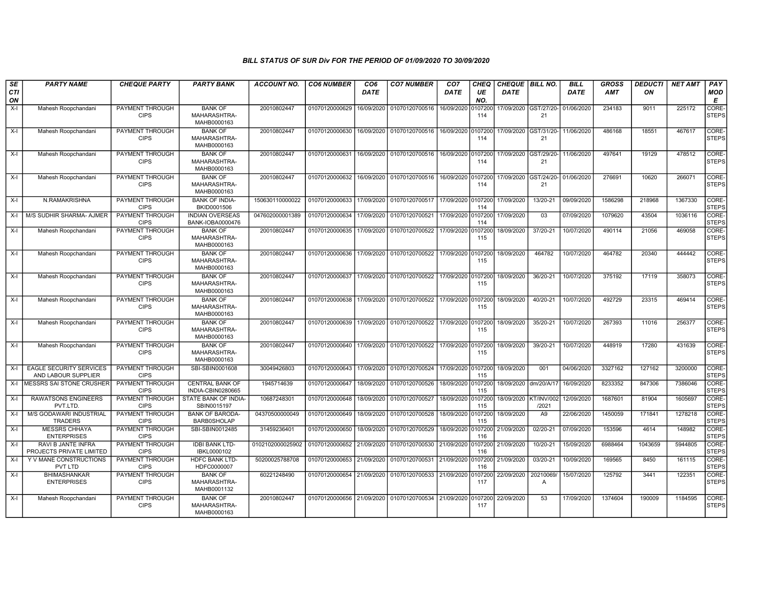### BILL STATUS OF SUR Div FOR THE PERIOD OF 01/09/2020 TO 30/09/2020

| SECTION | PARTY NAME | CHEQUE PARTY | PARTY BANK | ACCOUNT NO. | CO6 NUMBER | CO6 DATE | CO7 NUMBER | CO7 DATE | CHEQUE NO. | CHEQUE DATE | BILL NO. | BILL DATE | GROSS AMT | DEDUCTION | NET AMT | PAY MODE |
|---|---|---|---|---|---|---|---|---|---|---|---|---|---|---|---|---|
| X-I | Mahesh Roopchandani | PAYMENT THROUGH CIPS | BANK OF MAHARASHTRA-MAHB0000163 | 20010802447 | 01070120000629 | 16/09/2020 | 01070120700516 | 16/09/2020 | 0107200114 | 17/09/2020 | GST/27/20-21 | 01/06/2020 | 234183 | 9011 | 225172 | CORE-STEPS |
| X-I | Mahesh Roopchandani | PAYMENT THROUGH CIPS | BANK OF MAHARASHTRA-MAHB0000163 | 20010802447 | 01070120000630 | 16/09/2020 | 01070120700516 | 16/09/2020 | 0107200114 | 17/09/2020 | GST/31/20-21 | 11/06/2020 | 486168 | 18551 | 467617 | CORE-STEPS |
| X-I | Mahesh Roopchandani | PAYMENT THROUGH CIPS | BANK OF MAHARASHTRA-MAHB0000163 | 20010802447 | 01070120000631 | 16/09/2020 | 01070120700516 | 16/09/2020 | 0107200114 | 17/09/2020 | GST/29/20-21 | 11/06/2020 | 497641 | 19129 | 478512 | CORE-STEPS |
| X-I | Mahesh Roopchandani | PAYMENT THROUGH CIPS | BANK OF MAHARASHTRA-MAHB0000163 | 20010802447 | 01070120000632 | 16/09/2020 | 01070120700516 | 16/09/2020 | 0107200114 | 17/09/2020 | GST/24/20-21 | 01/06/2020 | 276691 | 10620 | 266071 | CORE-STEPS |
| X-I | N.RAMAKRISHNA | PAYMENT THROUGH CIPS | BANK OF INDIA-BKID0001506 | 150630110000022 | 01070120000633 | 17/09/2020 | 01070120700517 | 17/09/2020 | 0107200114 | 17/09/2020 | 13/20-21 | 09/09/2020 | 1586298 | 218968 | 1367330 | CORE-STEPS |
| X-I | M/S SUDHIR SHARMA- AJMER | PAYMENT THROUGH CIPS | INDIAN OVERSEAS BANK-IOBA0000476 | 047602000001389 | 01070120000634 | 17/09/2020 | 01070120700521 | 17/09/2020 | 0107200114 | 17/09/2020 | 03 | 07/09/2020 | 1079620 | 43504 | 1036116 | CORE-STEPS |
| X-I | Mahesh Roopchandani | PAYMENT THROUGH CIPS | BANK OF MAHARASHTRA-MAHB0000163 | 20010802447 | 01070120000635 | 17/09/2020 | 01070120700522 | 17/09/2020 | 0107200115 | 18/09/2020 | 37/20-21 | 10/07/2020 | 490114 | 21056 | 469058 | CORE-STEPS |
| X-I | Mahesh Roopchandani | PAYMENT THROUGH CIPS | BANK OF MAHARASHTRA-MAHB0000163 | 20010802447 | 01070120000636 | 17/09/2020 | 01070120700522 | 17/09/2020 | 0107200115 | 18/09/2020 | 464782 | 10/07/2020 | 464782 | 20340 | 444442 | CORE-STEPS |
| X-I | Mahesh Roopchandani | PAYMENT THROUGH CIPS | BANK OF MAHARASHTRA-MAHB0000163 | 20010802447 | 01070120000637 | 17/09/2020 | 01070120700522 | 17/09/2020 | 0107200115 | 18/09/2020 | 36/20-21 | 10/07/2020 | 375192 | 17119 | 358073 | CORE-STEPS |
| X-I | Mahesh Roopchandani | PAYMENT THROUGH CIPS | BANK OF MAHARASHTRA-MAHB0000163 | 20010802447 | 01070120000638 | 17/09/2020 | 01070120700522 | 17/09/2020 | 0107200115 | 18/09/2020 | 40/20-21 | 10/07/2020 | 492729 | 23315 | 469414 | CORE-STEPS |
| X-I | Mahesh Roopchandani | PAYMENT THROUGH CIPS | BANK OF MAHARASHTRA-MAHB0000163 | 20010802447 | 01070120000639 | 17/09/2020 | 01070120700522 | 17/09/2020 | 0107200115 | 18/09/2020 | 35/20-21 | 10/07/2020 | 267393 | 11016 | 256377 | CORE-STEPS |
| X-I | Mahesh Roopchandani | PAYMENT THROUGH CIPS | BANK OF MAHARASHTRA-MAHB0000163 | 20010802447 | 01070120000640 | 17/09/2020 | 01070120700522 | 17/09/2020 | 0107200115 | 18/09/2020 | 39/20-21 | 10/07/2020 | 448919 | 17280 | 431639 | CORE-STEPS |
| X-I | EAGLE SECURITY SERVICES AND LABOUR SUPPLIER | PAYMENT THROUGH CIPS | SBI-SBIN0001608 | 30049426803 | 01070120000643 | 17/09/2020 | 01070120700524 | 17/09/2020 | 0107200115 | 18/09/2020 | 001 | 04/06/2020 | 3327162 | 127162 | 3200000 | CORE-STEPS |
| X-I | MESSRS SAI STONE CRUSHER | PAYMENT THROUGH CIPS | CENTRAL BANK OF INDIA-CBIN0280665 | 1945714639 | 01070120000647 | 18/09/2020 | 01070120700526 | 18/09/2020 | 0107200115 | 18/09/2020 | dm/20/A/17 | 16/09/2020 | 8233352 | 847306 | 7386046 | CORE-STEPS |
| X-I | RAWATSONS ENGINEERS PVT.LTD. | PAYMENT THROUGH CIPS | STATE BANK OF INDIA-SBIN0015197 | 10687248301 | 01070120000648 | 18/09/2020 | 01070120700527 | 18/09/2020 | 0107200115 | 18/09/2020 | KT/INV/002/2021 | 12/09/2020 | 1687601 | 81904 | 1605697 | CORE-STEPS |
| X-I | M/S GODAWARI INDUSTRIAL TRADERS | PAYMENT THROUGH CIPS | BANK OF BARODA-BARB0SHOLAP | 04370500000049 | 01070120000649 | 18/09/2020 | 01070120700528 | 18/09/2020 | 0107200115 | 18/09/2020 | A9 | 22/06/2020 | 1450059 | 171841 | 1278218 | CORE-STEPS |
| X-I | MESSRS CHHAYA ENTERPRISES | PAYMENT THROUGH CIPS | SBI-SBIN0012485 | 31459236401 | 01070120000650 | 18/09/2020 | 01070120700529 | 18/09/2020 | 0107200116 | 21/09/2020 | 02/20-21 | 07/09/2020 | 153596 | 4614 | 148982 | CORE-STEPS |
| X-I | RAVI B JANTE INFRA PROJECTS PRIVATE LIMITED | PAYMENT THROUGH CIPS | IDBI BANK LTD-IBKL0000102 | 0102102000025902 | 01070120000652 | 21/09/2020 | 01070120700530 | 21/09/2020 | 0107200116 | 21/09/2020 | 10/20-21 | 15/09/2020 | 6988464 | 1043659 | 5944805 | CORE-STEPS |
| X-I | Y V MANE CONSTRUCTIONS PVT LTD | PAYMENT THROUGH CIPS | HDFC BANK LTD-HDFC0000007 | 50200025788708 | 01070120000653 | 21/09/2020 | 01070120700531 | 21/09/2020 | 0107200116 | 21/09/2020 | 03/20-21 | 10/09/2020 | 169565 | 8450 | 161115 | CORE-STEPS |
| X-I | BHIMASHANKAR ENTERPRISES | PAYMENT THROUGH CIPS | BANK OF MAHARASHTRA-MAHB0001132 | 60221248490 | 01070120000654 | 21/09/2020 | 01070120700533 | 21/09/2020 | 0107200117 | 22/09/2020 | 20210069/A | 15/07/2020 | 125792 | 3441 | 122351 | CORE-STEPS |
| X-I | Mahesh Roopchandani | PAYMENT THROUGH CIPS | BANK OF MAHARASHTRA-MAHB0000163 | 20010802447 | 01070120000656 | 21/09/2020 | 01070120700534 | 21/09/2020 | 0107200117 | 22/09/2020 | 53 | 17/09/2020 | 1374604 | 190009 | 1184595 | CORE-STEPS |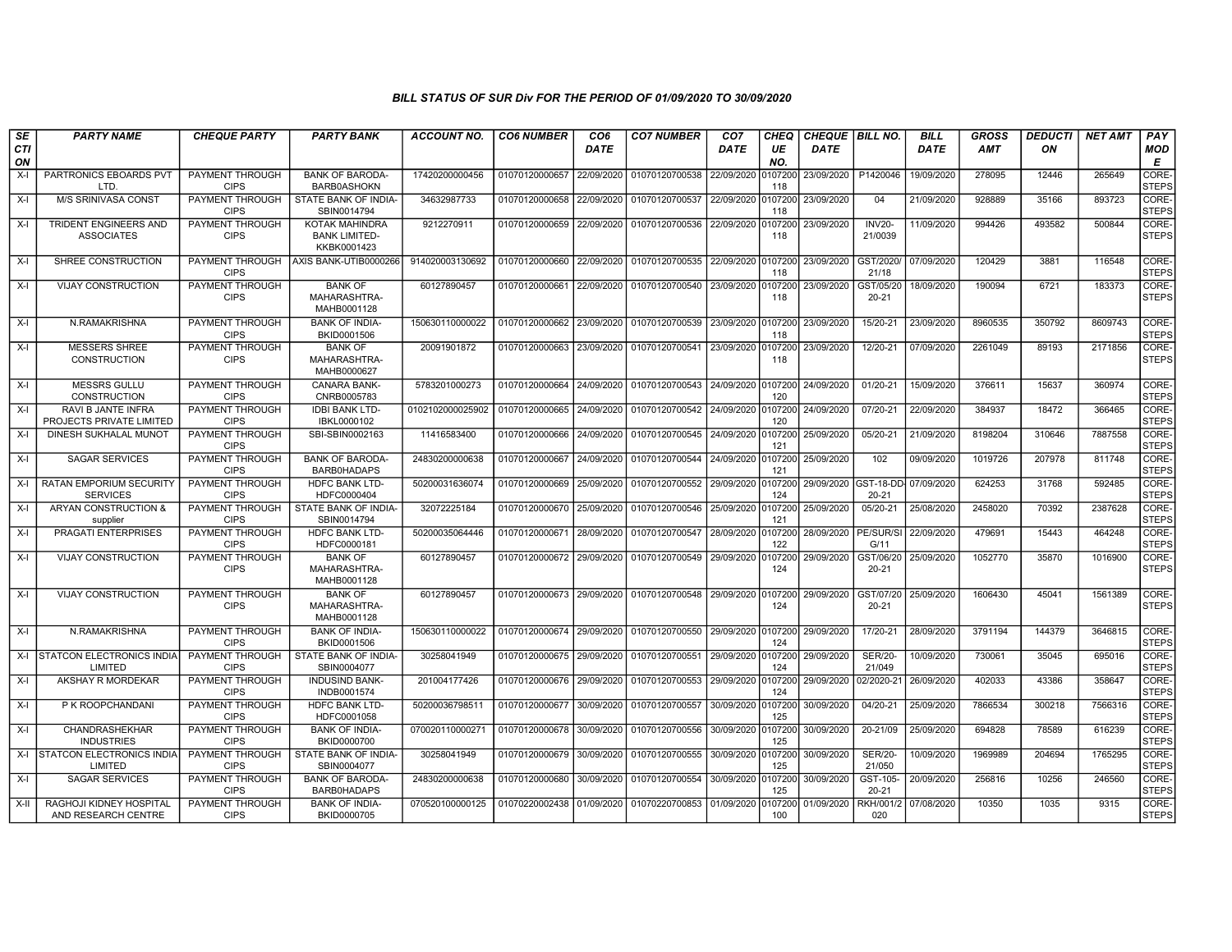### BILL STATUS OF SUR Div FOR THE PERIOD OF 01/09/2020 TO 30/09/2020

| SECTION | PARTY NAME | CHEQUE PARTY | PARTY BANK | ACCOUNT NO. | CO6 NUMBER | CO6 DATE | CO7 NUMBER | CO7 DATE | CHEQUE NO. | CHEQUE DATE | BILL NO. | BILL DATE | GROSS AMT | DEDUCTION | NET AMT | PAY MODE |
|---|---|---|---|---|---|---|---|---|---|---|---|---|---|---|---|---|
| X-I | PARTRONICS EBOARDS PVT LTD. | PAYMENT THROUGH CIPS | BANK OF BARODA-BARB0ASHOKN | 17420200000456 | 01070120000657 | 22/09/2020 | 01070120700538 | 22/09/2020 | 0107200118 | 23/09/2020 | P1420046 | 19/09/2020 | 278095 | 12446 | 265649 | CORE-STEPS |
| X-I | M/S SRINIVASA CONST | PAYMENT THROUGH CIPS | STATE BANK OF INDIA-SBIN0014794 | 34632987733 | 01070120000658 | 22/09/2020 | 01070120700537 | 22/09/2020 | 0107200118 | 23/09/2020 | 04 | 21/09/2020 | 928889 | 35166 | 893723 | CORE-STEPS |
| X-I | TRIDENT ENGINEERS AND ASSOCIATES | PAYMENT THROUGH CIPS | KOTAK MAHINDRA BANK LIMITED-KKBK0001423 | 9212270911 | 01070120000659 | 22/09/2020 | 01070120700536 | 22/09/2020 | 0107200118 | 23/09/2020 | INV20-21/0039 | 11/09/2020 | 994426 | 493582 | 500844 | CORE-STEPS |
| X-I | SHREE CONSTRUCTION | PAYMENT THROUGH CIPS | AXIS BANK-UTIB0000266 | 914020003130692 | 01070120000660 | 22/09/2020 | 01070120700535 | 22/09/2020 | 0107200118 | 23/09/2020 | GST/2020/21/18 | 07/09/2020 | 120429 | 3881 | 116548 | CORE-STEPS |
| X-I | VIJAY CONSTRUCTION | PAYMENT THROUGH CIPS | BANK OF MAHARASHTRA-MAHB0001128 | 60127890457 | 01070120000661 | 22/09/2020 | 01070120700540 | 23/09/2020 | 0107200118 | 23/09/2020 | GST/05/20 20-21 | 18/09/2020 | 190094 | 6721 | 183373 | CORE-STEPS |
| X-I | N.RAMAKRISHNA | PAYMENT THROUGH CIPS | BANK OF INDIA-BKID0001506 | 150630110000022 | 01070120000662 | 23/09/2020 | 01070120700539 | 23/09/2020 | 0107200118 | 23/09/2020 | 15/20-21 | 23/09/2020 | 8960535 | 350792 | 8609743 | CORE-STEPS |
| X-I | MESSERS SHREE CONSTRUCTION | PAYMENT THROUGH CIPS | BANK OF MAHARASHTRA-MAHB0000627 | 20091901872 | 01070120000663 | 23/09/2020 | 01070120700541 | 23/09/2020 | 0107200118 | 23/09/2020 | 12/20-21 | 07/09/2020 | 2261049 | 89193 | 2171856 | CORE-STEPS |
| X-I | MESSRS GULLU CONSTRUCTION | PAYMENT THROUGH CIPS | CANARA BANK-CNRB0005783 | 5783201000273 | 01070120000664 | 24/09/2020 | 01070120700543 | 24/09/2020 | 0107200120 | 24/09/2020 | 01/20-21 | 15/09/2020 | 376611 | 15637 | 360974 | CORE-STEPS |
| X-I | RAVI B JANTE INFRA PROJECTS PRIVATE LIMITED | PAYMENT THROUGH CIPS | IDBI BANK LTD-IBKL0000102 | 0102102000025902 | 01070120000665 | 24/09/2020 | 01070120700542 | 24/09/2020 | 0107200120 | 24/09/2020 | 07/20-21 | 22/09/2020 | 384937 | 18472 | 366465 | CORE-STEPS |
| X-I | DINESH SUKHALAL MUNOT | PAYMENT THROUGH CIPS | SBI-SBIN0002163 | 11416583400 | 01070120000666 | 24/09/2020 | 01070120700545 | 24/09/2020 | 0107200121 | 25/09/2020 | 05/20-21 | 21/09/2020 | 8198204 | 310646 | 7887558 | CORE-STEPS |
| X-I | SAGAR SERVICES | PAYMENT THROUGH CIPS | BANK OF BARODA-BARB0HADAPS | 24830200000638 | 01070120000667 | 24/09/2020 | 01070120700544 | 24/09/2020 | 0107200121 | 25/09/2020 | 102 | 09/09/2020 | 1019726 | 207978 | 811748 | CORE-STEPS |
| X-I | RATAN EMPORIUM SECURITY SERVICES | PAYMENT THROUGH CIPS | HDFC BANK LTD-HDFC0000404 | 50200031636074 | 01070120000669 | 25/09/2020 | 01070120700552 | 29/09/2020 | 0107200124 | 29/09/2020 | GST-18-DD-20-21 | 07/09/2020 | 624253 | 31768 | 592485 | CORE-STEPS |
| X-I | ARYAN CONSTRUCTION & supplier | PAYMENT THROUGH CIPS | STATE BANK OF INDIA-SBIN0014794 | 32072225184 | 01070120000670 | 25/09/2020 | 01070120700546 | 25/09/2020 | 0107200121 | 25/09/2020 | 05/20-21 | 25/08/2020 | 2458020 | 70392 | 2387628 | CORE-STEPS |
| X-I | PRAGATI ENTERPRISES | PAYMENT THROUGH CIPS | HDFC BANK LTD-HDFC0000181 | 50200035064446 | 01070120000671 | 28/09/2020 | 01070120700547 | 28/09/2020 | 0107200122 | 28/09/2020 | PE/SUR/SIG/11 | 22/09/2020 | 479691 | 15443 | 464248 | CORE-STEPS |
| X-I | VIJAY CONSTRUCTION | PAYMENT THROUGH CIPS | BANK OF MAHARASHTRA-MAHB0001128 | 60127890457 | 01070120000672 | 29/09/2020 | 01070120700549 | 29/09/2020 | 0107200124 | 29/09/2020 | GST/06/20 20-21 | 25/09/2020 | 1052770 | 35870 | 1016900 | CORE-STEPS |
| X-I | VIJAY CONSTRUCTION | PAYMENT THROUGH CIPS | BANK OF MAHARASHTRA-MAHB0001128 | 60127890457 | 01070120000673 | 29/09/2020 | 01070120700548 | 29/09/2020 | 0107200124 | 29/09/2020 | GST/07/20 20-21 | 25/09/2020 | 1606430 | 45041 | 1561389 | CORE-STEPS |
| X-I | N.RAMAKRISHNA | PAYMENT THROUGH CIPS | BANK OF INDIA-BKID0001506 | 150630110000022 | 01070120000674 | 29/09/2020 | 01070120700550 | 29/09/2020 | 0107200124 | 29/09/2020 | 17/20-21 | 28/09/2020 | 3791194 | 144379 | 3646815 | CORE-STEPS |
| X-I | STATCON ELECTRONICS INDIA LIMITED | PAYMENT THROUGH CIPS | STATE BANK OF INDIA-SBIN0004077 | 30258041949 | 01070120000675 | 29/09/2020 | 01070120700551 | 29/09/2020 | 0107200124 | 29/09/2020 | SER/20-21/049 | 10/09/2020 | 730061 | 35045 | 695016 | CORE-STEPS |
| X-I | AKSHAY R MORDEKAR | PAYMENT THROUGH CIPS | INDUSIND BANK-INDB0001574 | 201004177426 | 01070120000676 | 29/09/2020 | 01070120700553 | 29/09/2020 | 0107200124 | 29/09/2020 | 02/2020-21 | 26/09/2020 | 402033 | 43386 | 358647 | CORE-STEPS |
| X-I | P K ROOPCHANDANI | PAYMENT THROUGH CIPS | HDFC BANK LTD-HDFC0001058 | 50200036798511 | 01070120000677 | 30/09/2020 | 01070120700557 | 30/09/2020 | 0107200125 | 30/09/2020 | 04/20-21 | 25/09/2020 | 7866534 | 300218 | 7566316 | CORE-STEPS |
| X-I | CHANDRASHEKHAR INDUSTRIES | PAYMENT THROUGH CIPS | BANK OF INDIA-BKID0000700 | 070020110000271 | 01070120000678 | 30/09/2020 | 01070120700556 | 30/09/2020 | 0107200125 | 30/09/2020 | 20-21/09 | 25/09/2020 | 694828 | 78589 | 616239 | CORE-STEPS |
| X-I | STATCON ELECTRONICS INDIA LIMITED | PAYMENT THROUGH CIPS | STATE BANK OF INDIA-SBIN0004077 | 30258041949 | 01070120000679 | 30/09/2020 | 01070120700555 | 30/09/2020 | 0107200125 | 30/09/2020 | SER/20-21/050 | 10/09/2020 | 1969989 | 204694 | 1765295 | CORE-STEPS |
| X-I | SAGAR SERVICES | PAYMENT THROUGH CIPS | BANK OF BARODA-BARB0HADAPS | 24830200000638 | 01070120000680 | 30/09/2020 | 01070120700554 | 30/09/2020 | 0107200125 | 30/09/2020 | GST-105-20-21 | 20/09/2020 | 256816 | 10256 | 246560 | CORE-STEPS |
| X-II | RAGHOJI KIDNEY HOSPITAL AND RESEARCH CENTRE | PAYMENT THROUGH CIPS | BANK OF INDIA-BKID0000705 | 070520100000125 | 01070220002438 | 01/09/2020 | 01070220700853 | 01/09/2020 | 0107200100 | 01/09/2020 | RKH/001/2020 | 07/08/2020 | 10350 | 1035 | 9315 | CORE-STEPS |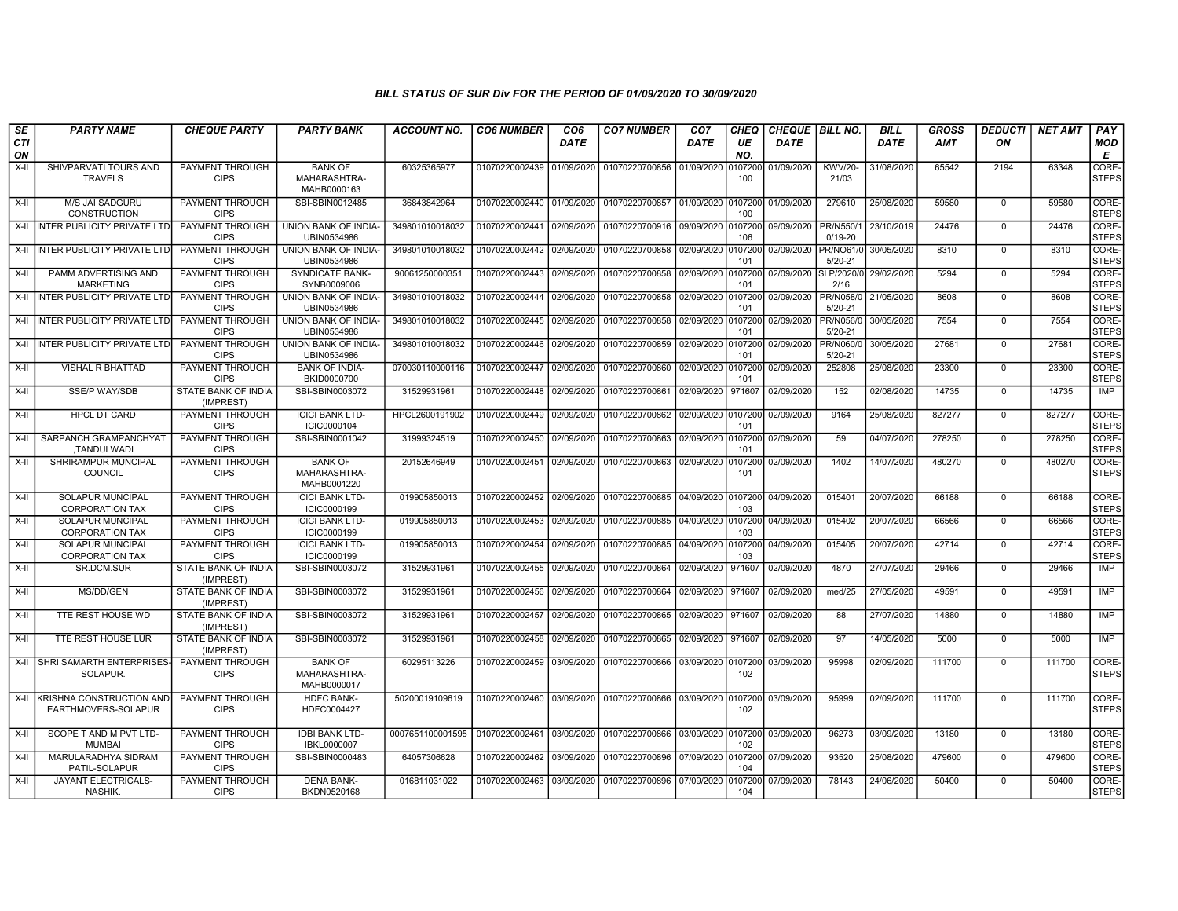*BILL STATUS OF SUR Div FOR THE PERIOD OF 01/09/2020 TO 30/09/2020*

| SECTION | PARTY NAME | CHEQUE PARTY | PARTY BANK | ACCOUNT NO. | CO6 NUMBER | CO6 DATE | CO7 NUMBER | CO7 DATE | CHEQUE NO. | CHEQUE DATE | BILL NO. | BILL DATE | GROSS AMT | DEDUCTION | NET AMT | PAY MODE |
|---|---|---|---|---|---|---|---|---|---|---|---|---|---|---|---|---|
| X-II | SHIVPARVATI TOURS AND TRAVELS | PAYMENT THROUGH CIPS | BANK OF MAHARASHTRA-MAHB0000163 | 60325365977 | 01070220002439 | 01/09/2020 | 01070220700856 | 01/09/2020 | 0107200100 | 01/09/2020 | KWV/20-21/03 | 31/08/2020 | 65542 | 2194 | 63348 | CORE-STEPS |
| X-II | M/S JAI SADGURU CONSTRUCTION | PAYMENT THROUGH CIPS | SBI-SBIN0012485 | 36843842964 | 01070220002440 | 01/09/2020 | 01070220700857 | 01/09/2020 | 0107200100 | 01/09/2020 | 279610 | 25/08/2020 | 59580 | 0 | 59580 | CORE-STEPS |
| X-II | INTER PUBLICITY PRIVATE LTD | PAYMENT THROUGH CIPS | UNION BANK OF INDIA-UBIN0534986 | 349801010018032 | 01070220002441 | 02/09/2020 | 01070220700916 | 09/09/2020 | 0107200106 | 09/09/2020 | PR/N550/10/19-20 | 23/10/2019 | 24476 | 0 | 24476 | CORE-STEPS |
| X-II | INTER PUBLICITY PRIVATE LTD | PAYMENT THROUGH CIPS | UNION BANK OF INDIA-UBIN0534986 | 349801010018032 | 01070220002442 | 02/09/2020 | 01070220700858 | 02/09/2020 | 0107200101 | 02/09/2020 | PR/NO61/05/20-21 | 30/05/2020 | 8310 | 0 | 8310 | CORE-STEPS |
| X-II | PAMM ADVERTISING AND MARKETING | PAYMENT THROUGH CIPS | SYNDICATE BANK-SYNB0009006 | 90061250000351 | 01070220002443 | 02/09/2020 | 01070220700858 | 02/09/2020 | 0107200101 | 02/09/2020 | SLP/2020/02/16 | 29/02/2020 | 5294 | 0 | 5294 | CORE-STEPS |
| X-II | INTER PUBLICITY PRIVATE LTD | PAYMENT THROUGH CIPS | UNION BANK OF INDIA-UBIN0534986 | 349801010018032 | 01070220002444 | 02/09/2020 | 01070220700858 | 02/09/2020 | 0107200101 | 02/09/2020 | PR/N058/05/20-21 | 21/05/2020 | 8608 | 0 | 8608 | CORE-STEPS |
| X-II | INTER PUBLICITY PRIVATE LTD | PAYMENT THROUGH CIPS | UNION BANK OF INDIA-UBIN0534986 | 349801010018032 | 01070220002445 | 02/09/2020 | 01070220700858 | 02/09/2020 | 0107200101 | 02/09/2020 | PR/N056/05/20-21 | 30/05/2020 | 7554 | 0 | 7554 | CORE-STEPS |
| X-II | INTER PUBLICITY PRIVATE LTD | PAYMENT THROUGH CIPS | UNION BANK OF INDIA-UBIN0534986 | 349801010018032 | 01070220002446 | 02/09/2020 | 01070220700859 | 02/09/2020 | 0107200101 | 02/09/2020 | PR/N060/05/20-21 | 30/05/2020 | 27681 | 0 | 27681 | CORE-STEPS |
| X-II | VISHAL R BHATTAD | PAYMENT THROUGH CIPS | BANK OF INDIA-BKID0000700 | 070030110000116 | 01070220002447 | 02/09/2020 | 01070220700860 | 02/09/2020 | 0107200101 | 02/09/2020 | 252808 | 25/08/2020 | 23300 | 0 | 23300 | CORE-STEPS |
| X-II | SSE/P WAY/SDB | STATE BANK OF INDIA (IMPREST) | SBI-SBIN0003072 | 31529931961 | 01070220002448 | 02/09/2020 | 01070220700861 | 02/09/2020 | 971607 | 02/09/2020 | 152 | 02/08/2020 | 14735 | 0 | 14735 | IMP |
| X-II | HPCL DT CARD | PAYMENT THROUGH CIPS | ICICI BANK LTD-ICIC0000104 | HPCL2600191902 | 01070220002449 | 02/09/2020 | 01070220700862 | 02/09/2020 | 0107200101 | 02/09/2020 | 9164 | 25/08/2020 | 827277 | 0 | 827277 | CORE-STEPS |
| X-II | SARPANCH GRAMPANCHYAT ,TANDULWADI | PAYMENT THROUGH CIPS | SBI-SBIN0001042 | 31999324519 | 01070220002450 | 02/09/2020 | 01070220700863 | 02/09/2020 | 0107200101 | 02/09/2020 | 59 | 04/07/2020 | 278250 | 0 | 278250 | CORE-STEPS |
| X-II | SHRIRAMPUR MUNCIPAL COUNCIL | PAYMENT THROUGH CIPS | BANK OF MAHARASHTRA-MAHB0001220 | 20152646949 | 01070220002451 | 02/09/2020 | 01070220700863 | 02/09/2020 | 0107200101 | 02/09/2020 | 1402 | 14/07/2020 | 480270 | 0 | 480270 | CORE-STEPS |
| X-II | SOLAPUR MUNCIPAL CORPORATION TAX | PAYMENT THROUGH CIPS | ICICI BANK LTD-ICIC0000199 | 019905850013 | 01070220002452 | 02/09/2020 | 01070220700885 | 04/09/2020 | 0107200103 | 04/09/2020 | 015401 | 20/07/2020 | 66188 | 0 | 66188 | CORE-STEPS |
| X-II | SOLAPUR MUNCIPAL CORPORATION TAX | PAYMENT THROUGH CIPS | ICICI BANK LTD-ICIC0000199 | 019905850013 | 01070220002453 | 02/09/2020 | 01070220700885 | 04/09/2020 | 0107200103 | 04/09/2020 | 015402 | 20/07/2020 | 66566 | 0 | 66566 | CORE-STEPS |
| X-II | SOLAPUR MUNCIPAL CORPORATION TAX | PAYMENT THROUGH CIPS | ICICI BANK LTD-ICIC0000199 | 019905850013 | 01070220002454 | 02/09/2020 | 01070220700885 | 04/09/2020 | 0107200103 | 04/09/2020 | 015405 | 20/07/2020 | 42714 | 0 | 42714 | CORE-STEPS |
| X-II | SR.DCM.SUR | STATE BANK OF INDIA (IMPREST) | SBI-SBIN0003072 | 31529931961 | 01070220002455 | 02/09/2020 | 01070220700864 | 02/09/2020 | 971607 | 02/09/2020 | 4870 | 27/07/2020 | 29466 | 0 | 29466 | IMP |
| X-II | MS/DD/GEN | STATE BANK OF INDIA (IMPREST) | SBI-SBIN0003072 | 31529931961 | 01070220002456 | 02/09/2020 | 01070220700864 | 02/09/2020 | 971607 | 02/09/2020 | med/25 | 27/05/2020 | 49591 | 0 | 49591 | IMP |
| X-II | TTE REST HOUSE WD | STATE BANK OF INDIA (IMPREST) | SBI-SBIN0003072 | 31529931961 | 01070220002457 | 02/09/2020 | 01070220700865 | 02/09/2020 | 971607 | 02/09/2020 | 88 | 27/07/2020 | 14880 | 0 | 14880 | IMP |
| X-II | TTE REST HOUSE LUR | STATE BANK OF INDIA (IMPREST) | SBI-SBIN0003072 | 31529931961 | 01070220002458 | 02/09/2020 | 01070220700865 | 02/09/2020 | 971607 | 02/09/2020 | 97 | 14/05/2020 | 5000 | 0 | 5000 | IMP |
| X-II | SHRI SAMARTH ENTERPRISES-SOLAPUR. | PAYMENT THROUGH CIPS | BANK OF MAHARASHTRA-MAHB0000017 | 60295113226 | 01070220002459 | 03/09/2020 | 01070220700866 | 03/09/2020 | 0107200102 | 03/09/2020 | 95998 | 02/09/2020 | 111700 | 0 | 111700 | CORE-STEPS |
| X-II | KRISHNA CONSTRUCTION AND EARTHMOVERS-SOLAPUR | PAYMENT THROUGH CIPS | HDFC BANK-HDFC0004427 | 50200019109619 | 01070220002460 | 03/09/2020 | 01070220700866 | 03/09/2020 | 0107200102 | 03/09/2020 | 95999 | 02/09/2020 | 111700 | 0 | 111700 | CORE-STEPS |
| X-II | SCOPE T AND M PVT LTD-MUMBAI | PAYMENT THROUGH CIPS | IDBI BANK LTD-IBKL0000007 | 0007651100001595 | 01070220002461 | 03/09/2020 | 01070220700866 | 03/09/2020 | 0107200102 | 03/09/2020 | 96273 | 03/09/2020 | 13180 | 0 | 13180 | CORE-STEPS |
| X-II | MARULARADHYA SIDRAM PATIL-SOLAPUR | PAYMENT THROUGH CIPS | SBI-SBIN0000483 | 64057306628 | 01070220002462 | 03/09/2020 | 01070220700896 | 07/09/2020 | 0107200104 | 07/09/2020 | 93520 | 25/08/2020 | 479600 | 0 | 479600 | CORE-STEPS |
| X-II | JAYANT ELECTRICALS-NASHIK. | PAYMENT THROUGH CIPS | DENA BANK-BKDN0520168 | 016811031022 | 01070220002463 | 03/09/2020 | 01070220700896 | 07/09/2020 | 0107200104 | 07/09/2020 | 78143 | 24/06/2020 | 50400 | 0 | 50400 | CORE-STEPS |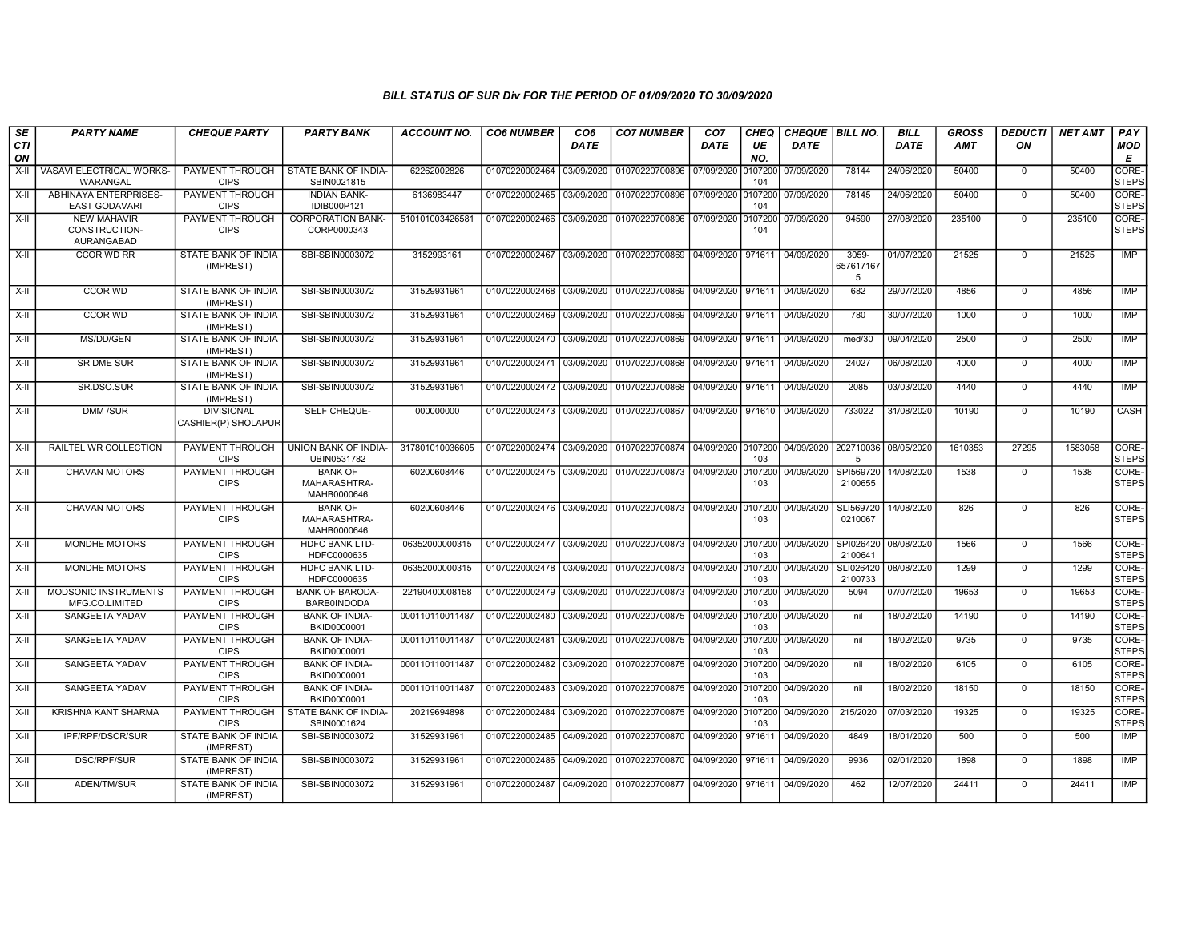### BILL STATUS OF SUR Div FOR THE PERIOD OF 01/09/2020 TO 30/09/2020

| SECTION | PARTY NAME | CHEQUE PARTY | PARTY BANK | ACCOUNT NO. | CO6 NUMBER | CO6 DATE | CO7 NUMBER | CO7 DATE | CHEQUE NO. | CHEQUE DATE | BILL NO. | BILL DATE | GROSS AMT | DEDUCTION | NET AMT | PAY MODE |
|---|---|---|---|---|---|---|---|---|---|---|---|---|---|---|---|---|
| X-II | VASAVI ELECTRICAL WORKS-WARANGAL | PAYMENT THROUGH CIPS | STATE BANK OF INDIA-SBIN0021815 | 62262002826 | 01070220002464 | 03/09/2020 | 01070220700896 | 07/09/2020 | 0107200104 | 07/09/2020 | 78144 | 24/06/2020 | 50400 | 0 | 50400 | CORE-STEPS |
| X-II | ABHINAYA ENTERPRISES-EAST GODAVARI | PAYMENT THROUGH CIPS | INDIAN BANK-IDIB000P121 | 6136983447 | 01070220002465 | 03/09/2020 | 01070220700896 | 07/09/2020 | 0107200104 | 07/09/2020 | 78145 | 24/06/2020 | 50400 | 0 | 50400 | CORE-STEPS |
| X-II | NEW MAHAVIR CONSTRUCTION-AURANGABAD | PAYMENT THROUGH CIPS | CORPORATION BANK-CORP0000343 | 510101003426581 | 01070220002466 | 03/09/2020 | 01070220700896 | 07/09/2020 | 0107200104 | 07/09/2020 | 94590 | 27/08/2020 | 235100 | 0 | 235100 | CORE-STEPS |
| X-II | CCOR WD RR | STATE BANK OF INDIA (IMPREST) | SBI-SBIN0003072 | 3152993161 | 01070220002467 | 03/09/2020 | 01070220700869 | 04/09/2020 | 971611 | 04/09/2020 | 3059-6576171675 | 01/07/2020 | 21525 | 0 | 21525 | IMP |
| X-II | CCOR WD | STATE BANK OF INDIA (IMPREST) | SBI-SBIN0003072 | 31529931961 | 01070220002468 | 03/09/2020 | 01070220700869 | 04/09/2020 | 971611 | 04/09/2020 | 682 | 29/07/2020 | 4856 | 0 | 4856 | IMP |
| X-II | CCOR WD | STATE BANK OF INDIA (IMPREST) | SBI-SBIN0003072 | 31529931961 | 01070220002469 | 03/09/2020 | 01070220700869 | 04/09/2020 | 971611 | 04/09/2020 | 780 | 30/07/2020 | 1000 | 0 | 1000 | IMP |
| X-II | MS/DD/GEN | STATE BANK OF INDIA (IMPREST) | SBI-SBIN0003072 | 31529931961 | 01070220002470 | 03/09/2020 | 01070220700869 | 04/09/2020 | 971611 | 04/09/2020 | med/30 | 09/04/2020 | 2500 | 0 | 2500 | IMP |
| X-II | SR DME SUR | STATE BANK OF INDIA (IMPREST) | SBI-SBIN0003072 | 31529931961 | 01070220002471 | 03/09/2020 | 01070220700868 | 04/09/2020 | 971611 | 04/09/2020 | 24027 | 06/08/2020 | 4000 | 0 | 4000 | IMP |
| X-II | SR.DSO.SUR | STATE BANK OF INDIA (IMPREST) | SBI-SBIN0003072 | 31529931961 | 01070220002472 | 03/09/2020 | 01070220700868 | 04/09/2020 | 971611 | 04/09/2020 | 2085 | 03/03/2020 | 4440 | 0 | 4440 | IMP |
| X-II | DMM /SUR | DIVISIONAL CASHIER(P) SHOLAPUR | SELF CHEQUE- | 000000000 | 01070220002473 | 03/09/2020 | 01070220700867 | 04/09/2020 | 971610 | 04/09/2020 | 733022 | 31/08/2020 | 10190 | 0 | 10190 | CASH |
| X-II | RAILTEL WR COLLECTION | PAYMENT THROUGH CIPS | UNION BANK OF INDIA-UBIN0531782 | 317801010036605 | 01070220002474 | 03/09/2020 | 01070220700874 | 04/09/2020 | 0107200103 | 04/09/2020 | 2027100365 | 08/05/2020 | 1610353 | 27295 | 1583058 | CORE-STEPS |
| X-II | CHAVAN MOTORS | PAYMENT THROUGH CIPS | BANK OF MAHARASHTRA-MAHB0000646 | 60200608446 | 01070220002475 | 03/09/2020 | 01070220700873 | 04/09/2020 | 0107200103 | 04/09/2020 | SPI5697202100655 | 14/08/2020 | 1538 | 0 | 1538 | CORE-STEPS |
| X-II | CHAVAN MOTORS | PAYMENT THROUGH CIPS | BANK OF MAHARASHTRA-MAHB0000646 | 60200608446 | 01070220002476 | 03/09/2020 | 01070220700873 | 04/09/2020 | 0107200103 | 04/09/2020 | SLI5697200210067 | 14/08/2020 | 826 | 0 | 826 | CORE-STEPS |
| X-II | MONDHE MOTORS | PAYMENT THROUGH CIPS | HDFC BANK LTD-HDFC0000635 | 06352000000315 | 01070220002477 | 03/09/2020 | 01070220700873 | 04/09/2020 | 0107200103 | 04/09/2020 | SPI0264202100641 | 08/08/2020 | 1566 | 0 | 1566 | CORE-STEPS |
| X-II | MONDHE MOTORS | PAYMENT THROUGH CIPS | HDFC BANK LTD-HDFC0000635 | 06352000000315 | 01070220002478 | 03/09/2020 | 01070220700873 | 04/09/2020 | 0107200103 | 04/09/2020 | SLI0264202100733 | 08/08/2020 | 1299 | 0 | 1299 | CORE-STEPS |
| X-II | MODSONIC INSTRUMENTS MFG.CO.LIMITED | PAYMENT THROUGH CIPS | BANK OF BARODA-BARB0INDODA | 22190400008158 | 01070220002479 | 03/09/2020 | 01070220700873 | 04/09/2020 | 0107200103 | 04/09/2020 | 5094 | 07/07/2020 | 19653 | 0 | 19653 | CORE-STEPS |
| X-II | SANGEETA YADAV | PAYMENT THROUGH CIPS | BANK OF INDIA-BKID0000001 | 000110110011487 | 01070220002480 | 03/09/2020 | 01070220700875 | 04/09/2020 | 0107200103 | 04/09/2020 | nil | 18/02/2020 | 14190 | 0 | 14190 | CORE-STEPS |
| X-II | SANGEETA YADAV | PAYMENT THROUGH CIPS | BANK OF INDIA-BKID0000001 | 000110110011487 | 01070220002481 | 03/09/2020 | 01070220700875 | 04/09/2020 | 0107200103 | 04/09/2020 | nil | 18/02/2020 | 9735 | 0 | 9735 | CORE-STEPS |
| X-II | SANGEETA YADAV | PAYMENT THROUGH CIPS | BANK OF INDIA-BKID0000001 | 000110110011487 | 01070220002482 | 03/09/2020 | 01070220700875 | 04/09/2020 | 0107200103 | 04/09/2020 | nil | 18/02/2020 | 6105 | 0 | 6105 | CORE-STEPS |
| X-II | SANGEETA YADAV | PAYMENT THROUGH CIPS | BANK OF INDIA-BKID0000001 | 000110110011487 | 01070220002483 | 03/09/2020 | 01070220700875 | 04/09/2020 | 0107200103 | 04/09/2020 | nil | 18/02/2020 | 18150 | 0 | 18150 | CORE-STEPS |
| X-II | KRISHNA KANT SHARMA | PAYMENT THROUGH CIPS | STATE BANK OF INDIA-SBIN0001624 | 20219694898 | 01070220002484 | 03/09/2020 | 01070220700875 | 04/09/2020 | 0107200103 | 04/09/2020 | 215/2020 | 07/03/2020 | 19325 | 0 | 19325 | CORE-STEPS |
| X-II | IPF/RPF/DSCR/SUR | STATE BANK OF INDIA (IMPREST) | SBI-SBIN0003072 | 31529931961 | 01070220002485 | 04/09/2020 | 01070220700870 | 04/09/2020 | 971611 | 04/09/2020 | 4849 | 18/01/2020 | 500 | 0 | 500 | IMP |
| X-II | DSC/RPF/SUR | STATE BANK OF INDIA (IMPREST) | SBI-SBIN0003072 | 31529931961 | 01070220002486 | 04/09/2020 | 01070220700870 | 04/09/2020 | 971611 | 04/09/2020 | 9936 | 02/01/2020 | 1898 | 0 | 1898 | IMP |
| X-II | ADEN/TM/SUR | STATE BANK OF INDIA (IMPREST) | SBI-SBIN0003072 | 31529931961 | 01070220002487 | 04/09/2020 | 01070220700877 | 04/09/2020 | 971611 | 04/09/2020 | 462 | 12/07/2020 | 24411 | 0 | 24411 | IMP |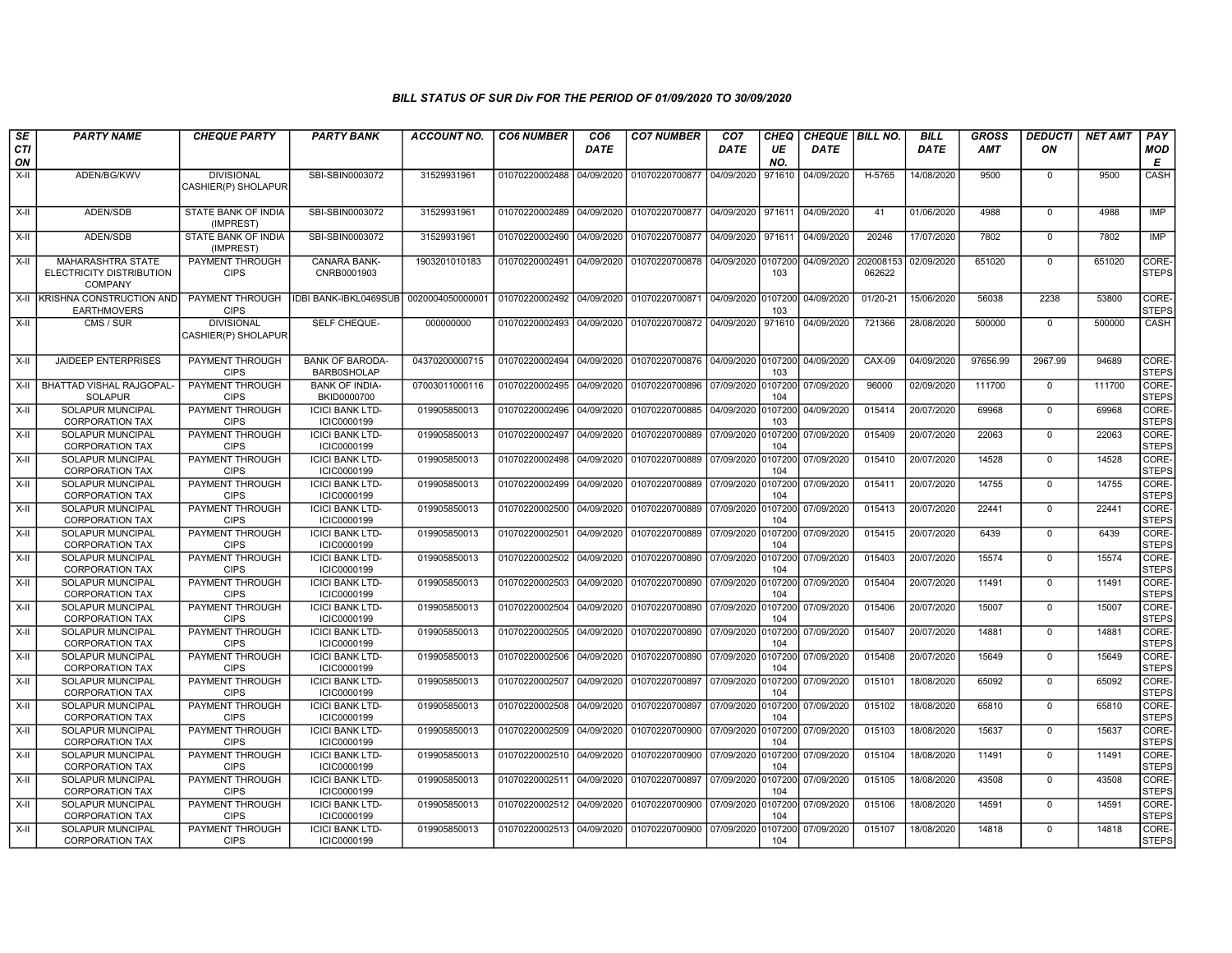## BILL STATUS OF SUR Div FOR THE PERIOD OF 01/09/2020 TO 30/09/2020

| SECTION | PARTY NAME | CHEQUE PARTY | PARTY BANK | ACCOUNT NO. | CO6 NUMBER | CO6 DATE | CO7 NUMBER | CO7 DATE | CHEQUE NO. | CHEQUE DATE | BILL NO. | BILL DATE | GROSS AMT | DEDUCTION | NET AMT | PAY MODE |
|---|---|---|---|---|---|---|---|---|---|---|---|---|---|---|---|---|
| X-II | ADEN/BG/KWV | DIVISIONAL CASHIER(P) SHOLAPUR | SBI-SBIN0003072 | 31529931961 | 01070220002488 | 04/09/2020 | 01070220700877 | 04/09/2020 | 971610 | 04/09/2020 | H-5765 | 14/08/2020 | 9500 | 0 | 9500 | CASH |
| X-II | ADEN/SDB | STATE BANK OF INDIA (IMPREST) | SBI-SBIN0003072 | 31529931961 | 01070220002489 | 04/09/2020 | 01070220700877 | 04/09/2020 | 971611 | 04/09/2020 | 41 | 01/06/2020 | 4988 | 0 | 4988 | IMP |
| X-II | ADEN/SDB | STATE BANK OF INDIA (IMPREST) | SBI-SBIN0003072 | 31529931961 | 01070220002490 | 04/09/2020 | 01070220700877 | 04/09/2020 | 971611 | 04/09/2020 | 20246 | 17/07/2020 | 7802 | 0 | 7802 | IMP |
| X-II | MAHARASHTRA STATE ELECTRICITY DISTRIBUTION COMPANY | PAYMENT THROUGH CIPS | CANARA BANK-CNRB0001903 | 1903201010183 | 01070220002491 | 04/09/2020 | 01070220700878 | 04/09/2020 | 0107200103 | 04/09/2020 | 202008153062622 | 02/09/2020 | 651020 | 0 | 651020 | CORE-STEPS |
| X-II | KRISHNA CONSTRUCTION AND EARTHMOVERS | PAYMENT THROUGH CIPS | IDBI BANK-IBKL0469SUB | 0020004050000001 | 01070220002492 | 04/09/2020 | 01070220700871 | 04/09/2020 | 0107200103 | 04/09/2020 | 01/20-21 | 15/06/2020 | 56038 | 2238 | 53800 | CORE-STEPS |
| X-II | CMS / SUR | DIVISIONAL CASHIER(P) SHOLAPUR | SELF CHEQUE- | 000000000 | 01070220002493 | 04/09/2020 | 01070220700872 | 04/09/2020 | 971610 | 04/09/2020 | 721366 | 28/08/2020 | 500000 | 0 | 500000 | CASH |
| X-II | JAIDEEP ENTERPRISES | PAYMENT THROUGH CIPS | BANK OF BARODA-BARB0SHOLAP | 04370200000715 | 01070220002494 | 04/09/2020 | 01070220700876 | 04/09/2020 | 0107200103 | 04/09/2020 | CAX-09 | 04/09/2020 | 97656.99 | 2967.99 | 94689 | CORE-STEPS |
| X-II | BHATTAD VISHAL RAJGOPAL-SOLAPUR | PAYMENT THROUGH CIPS | BANK OF INDIA-BKID0000700 | 07003011000116 | 01070220002495 | 04/09/2020 | 01070220700896 | 07/09/2020 | 0107200104 | 07/09/2020 | 96000 | 02/09/2020 | 111700 | 0 | 111700 | CORE-STEPS |
| X-II | SOLAPUR MUNCIPAL CORPORATION TAX | PAYMENT THROUGH CIPS | ICICI BANK LTD-ICIC0000199 | 019905850013 | 01070220002496 | 04/09/2020 | 01070220700885 | 04/09/2020 | 0107200103 | 04/09/2020 | 015414 | 20/07/2020 | 69968 | 0 | 69968 | CORE-STEPS |
| X-II | SOLAPUR MUNCIPAL CORPORATION TAX | PAYMENT THROUGH CIPS | ICICI BANK LTD-ICIC0000199 | 019905850013 | 01070220002497 | 04/09/2020 | 01070220700889 | 07/09/2020 | 0107200104 | 07/09/2020 | 015409 | 20/07/2020 | 22063 | 0 | 22063 | CORE-STEPS |
| X-II | SOLAPUR MUNCIPAL CORPORATION TAX | PAYMENT THROUGH CIPS | ICICI BANK LTD-ICIC0000199 | 019905850013 | 01070220002498 | 04/09/2020 | 01070220700889 | 07/09/2020 | 0107200104 | 07/09/2020 | 015410 | 20/07/2020 | 14528 | 0 | 14528 | CORE-STEPS |
| X-II | SOLAPUR MUNCIPAL CORPORATION TAX | PAYMENT THROUGH CIPS | ICICI BANK LTD-ICIC0000199 | 019905850013 | 01070220002499 | 04/09/2020 | 01070220700889 | 07/09/2020 | 0107200104 | 07/09/2020 | 015411 | 20/07/2020 | 14755 | 0 | 14755 | CORE-STEPS |
| X-II | SOLAPUR MUNCIPAL CORPORATION TAX | PAYMENT THROUGH CIPS | ICICI BANK LTD-ICIC0000199 | 019905850013 | 01070220002500 | 04/09/2020 | 01070220700889 | 07/09/2020 | 0107200104 | 07/09/2020 | 015413 | 20/07/2020 | 22441 | 0 | 22441 | CORE-STEPS |
| X-II | SOLAPUR MUNCIPAL CORPORATION TAX | PAYMENT THROUGH CIPS | ICICI BANK LTD-ICIC0000199 | 019905850013 | 01070220002501 | 04/09/2020 | 01070220700889 | 07/09/2020 | 0107200104 | 07/09/2020 | 015415 | 20/07/2020 | 6439 | 0 | 6439 | CORE-STEPS |
| X-II | SOLAPUR MUNCIPAL CORPORATION TAX | PAYMENT THROUGH CIPS | ICICI BANK LTD-ICIC0000199 | 019905850013 | 01070220002502 | 04/09/2020 | 01070220700890 | 07/09/2020 | 0107200104 | 07/09/2020 | 015403 | 20/07/2020 | 15574 | 0 | 15574 | CORE-STEPS |
| X-II | SOLAPUR MUNCIPAL CORPORATION TAX | PAYMENT THROUGH CIPS | ICICI BANK LTD-ICIC0000199 | 019905850013 | 01070220002503 | 04/09/2020 | 01070220700890 | 07/09/2020 | 0107200104 | 07/09/2020 | 015404 | 20/07/2020 | 11491 | 0 | 11491 | CORE-STEPS |
| X-II | SOLAPUR MUNCIPAL CORPORATION TAX | PAYMENT THROUGH CIPS | ICICI BANK LTD-ICIC0000199 | 019905850013 | 01070220002504 | 04/09/2020 | 01070220700890 | 07/09/2020 | 0107200104 | 07/09/2020 | 015406 | 20/07/2020 | 15007 | 0 | 15007 | CORE-STEPS |
| X-II | SOLAPUR MUNCIPAL CORPORATION TAX | PAYMENT THROUGH CIPS | ICICI BANK LTD-ICIC0000199 | 019905850013 | 01070220002505 | 04/09/2020 | 01070220700890 | 07/09/2020 | 0107200104 | 07/09/2020 | 015407 | 20/07/2020 | 14881 | 0 | 14881 | CORE-STEPS |
| X-II | SOLAPUR MUNCIPAL CORPORATION TAX | PAYMENT THROUGH CIPS | ICICI BANK LTD-ICIC0000199 | 019905850013 | 01070220002506 | 04/09/2020 | 01070220700890 | 07/09/2020 | 0107200104 | 07/09/2020 | 015408 | 20/07/2020 | 15649 | 0 | 15649 | CORE-STEPS |
| X-II | SOLAPUR MUNCIPAL CORPORATION TAX | PAYMENT THROUGH CIPS | ICICI BANK LTD-ICIC0000199 | 019905850013 | 01070220002507 | 04/09/2020 | 01070220700897 | 07/09/2020 | 0107200104 | 07/09/2020 | 015101 | 18/08/2020 | 65092 | 0 | 65092 | CORE-STEPS |
| X-II | SOLAPUR MUNCIPAL CORPORATION TAX | PAYMENT THROUGH CIPS | ICICI BANK LTD-ICIC0000199 | 019905850013 | 01070220002508 | 04/09/2020 | 01070220700897 | 07/09/2020 | 0107200104 | 07/09/2020 | 015102 | 18/08/2020 | 65810 | 0 | 65810 | CORE-STEPS |
| X-II | SOLAPUR MUNCIPAL CORPORATION TAX | PAYMENT THROUGH CIPS | ICICI BANK LTD-ICIC0000199 | 019905850013 | 01070220002509 | 04/09/2020 | 01070220700900 | 07/09/2020 | 0107200104 | 07/09/2020 | 015103 | 18/08/2020 | 15637 | 0 | 15637 | CORE-STEPS |
| X-II | SOLAPUR MUNCIPAL CORPORATION TAX | PAYMENT THROUGH CIPS | ICICI BANK LTD-ICIC0000199 | 019905850013 | 01070220002510 | 04/09/2020 | 01070220700900 | 07/09/2020 | 0107200104 | 07/09/2020 | 015104 | 18/08/2020 | 11491 | 0 | 11491 | CORE-STEPS |
| X-II | SOLAPUR MUNCIPAL CORPORATION TAX | PAYMENT THROUGH CIPS | ICICI BANK LTD-ICIC0000199 | 019905850013 | 01070220002511 | 04/09/2020 | 01070220700897 | 07/09/2020 | 0107200104 | 07/09/2020 | 015105 | 18/08/2020 | 43508 | 0 | 43508 | CORE-STEPS |
| X-II | SOLAPUR MUNCIPAL CORPORATION TAX | PAYMENT THROUGH CIPS | ICICI BANK LTD-ICIC0000199 | 019905850013 | 01070220002512 | 04/09/2020 | 01070220700900 | 07/09/2020 | 0107200104 | 07/09/2020 | 015106 | 18/08/2020 | 14591 | 0 | 14591 | CORE-STEPS |
| X-II | SOLAPUR MUNCIPAL CORPORATION TAX | PAYMENT THROUGH CIPS | ICICI BANK LTD-ICIC0000199 | 019905850013 | 01070220002513 | 04/09/2020 | 01070220700900 | 07/09/2020 | 0107200104 | 07/09/2020 | 015107 | 18/08/2020 | 14818 | 0 | 14818 | CORE-STEPS |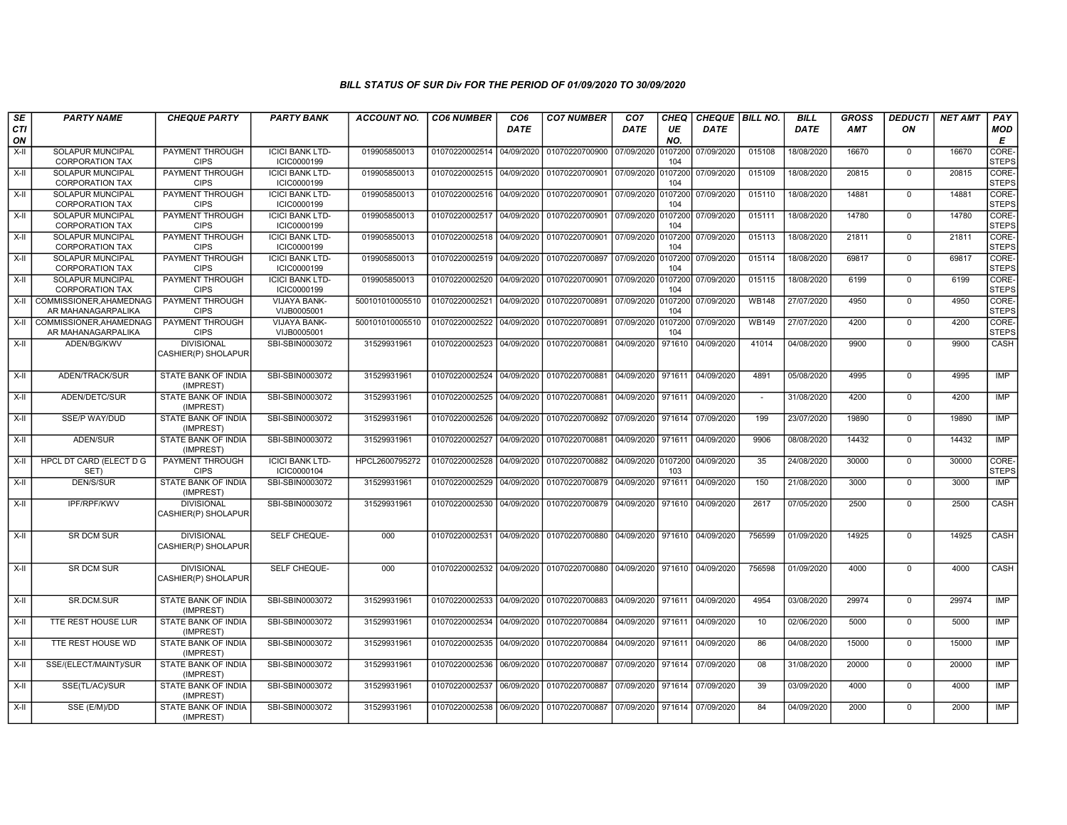### BILL STATUS OF SUR Div FOR THE PERIOD OF 01/09/2020 TO 30/09/2020

| SECTION | PARTY NAME | CHEQUE PARTY | PARTY BANK | ACCOUNT NO. | CO6 NUMBER | CO6 DATE | CO7 NUMBER | CO7 DATE | CHEQUE NO. | CHEQUE DATE | BILL NO. | BILL DATE | GROSS AMT | DEDUCTION | NET AMT | PAY MODE |
|---|---|---|---|---|---|---|---|---|---|---|---|---|---|---|---|---|
| X-II | SOLAPUR MUNCIPAL CORPORATION TAX | PAYMENT THROUGH CIPS | ICICI BANK LTD-ICIC0000199 | 019905850013 | 01070220002514 | 04/09/2020 | 01070220700900 | 07/09/2020 | 0107200104 | 07/09/2020 | 015108 | 18/08/2020 | 16670 | 0 | 16670 | CORE-STEPS |
| X-II | SOLAPUR MUNCIPAL CORPORATION TAX | PAYMENT THROUGH CIPS | ICICI BANK LTD-ICIC0000199 | 019905850013 | 01070220002515 | 04/09/2020 | 01070220700901 | 07/09/2020 | 0107200104 | 07/09/2020 | 015109 | 18/08/2020 | 20815 | 0 | 20815 | CORE-STEPS |
| X-II | SOLAPUR MUNCIPAL CORPORATION TAX | PAYMENT THROUGH CIPS | ICICI BANK LTD-ICIC0000199 | 019905850013 | 01070220002516 | 04/09/2020 | 01070220700901 | 07/09/2020 | 0107200104 | 07/09/2020 | 015110 | 18/08/2020 | 14881 | 0 | 14881 | CORE-STEPS |
| X-II | SOLAPUR MUNCIPAL CORPORATION TAX | PAYMENT THROUGH CIPS | ICICI BANK LTD-ICIC0000199 | 019905850013 | 01070220002517 | 04/09/2020 | 01070220700901 | 07/09/2020 | 0107200104 | 07/09/2020 | 015111 | 18/08/2020 | 14780 | 0 | 14780 | CORE-STEPS |
| X-II | SOLAPUR MUNCIPAL CORPORATION TAX | PAYMENT THROUGH CIPS | ICICI BANK LTD-ICIC0000199 | 019905850013 | 01070220002518 | 04/09/2020 | 01070220700901 | 07/09/2020 | 0107200104 | 07/09/2020 | 015113 | 18/08/2020 | 21811 | 0 | 21811 | CORE-STEPS |
| X-II | SOLAPUR MUNCIPAL CORPORATION TAX | PAYMENT THROUGH CIPS | ICICI BANK LTD-ICIC0000199 | 019905850013 | 01070220002519 | 04/09/2020 | 01070220700897 | 07/09/2020 | 0107200104 | 07/09/2020 | 015114 | 18/08/2020 | 69817 | 0 | 69817 | CORE-STEPS |
| X-II | SOLAPUR MUNCIPAL CORPORATION TAX | PAYMENT THROUGH CIPS | ICICI BANK LTD-ICIC0000199 | 019905850013 | 01070220002520 | 04/09/2020 | 01070220700901 | 07/09/2020 | 0107200104 | 07/09/2020 | 015115 | 18/08/2020 | 6199 | 0 | 6199 | CORE-STEPS |
| X-II | COMMISSIONER,AHAMEDNAGAR MAHANAGARPALIKA | PAYMENT THROUGH CIPS | VIJAYA BANK-VIJB0005001 | 500101010005510 | 01070220002521 | 04/09/2020 | 01070220700891 | 07/09/2020 | 0107200104 | 07/09/2020 | WB148 | 27/07/2020 | 4950 | 0 | 4950 | CORE-STEPS |
| X-II | COMMISSIONER,AHAMEDNAGAR MAHANAGARPALIKA | PAYMENT THROUGH CIPS | VIJAYA BANK-VIJB0005001 | 500101010005510 | 01070220002522 | 04/09/2020 | 01070220700891 | 07/09/2020 | 0107200104 | 07/09/2020 | WB149 | 27/07/2020 | 4200 | 0 | 4200 | CORE-STEPS |
| X-II | ADEN/BG/KWV | DIVISIONAL CASHIER(P) SHOLAPUR | SBI-SBIN0003072 | 31529931961 | 01070220002523 | 04/09/2020 | 01070220700881 | 04/09/2020 | 971610 | 04/09/2020 | 41014 | 04/08/2020 | 9900 | 0 | 9900 | CASH |
| X-II | ADEN/TRACK/SUR | STATE BANK OF INDIA (IMPREST) | SBI-SBIN0003072 | 31529931961 | 01070220002524 | 04/09/2020 | 01070220700881 | 04/09/2020 | 971611 | 04/09/2020 | 4891 | 05/08/2020 | 4995 | 0 | 4995 | IMP |
| X-II | ADEN/DETC/SUR | STATE BANK OF INDIA (IMPREST) | SBI-SBIN0003072 | 31529931961 | 01070220002525 | 04/09/2020 | 01070220700881 | 04/09/2020 | 971611 | 04/09/2020 | - | 31/08/2020 | 4200 | 0 | 4200 | IMP |
| X-II | SSE/P WAY/DUD | STATE BANK OF INDIA (IMPREST) | SBI-SBIN0003072 | 31529931961 | 01070220002526 | 04/09/2020 | 01070220700892 | 07/09/2020 | 971614 | 07/09/2020 | 199 | 23/07/2020 | 19890 | 0 | 19890 | IMP |
| X-II | ADEN/SUR | STATE BANK OF INDIA (IMPREST) | SBI-SBIN0003072 | 31529931961 | 01070220002527 | 04/09/2020 | 01070220700881 | 04/09/2020 | 971611 | 04/09/2020 | 9906 | 08/08/2020 | 14432 | 0 | 14432 | IMP |
| X-II | HPCL DT CARD (ELECT D G SET) | PAYMENT THROUGH CIPS | ICICI BANK LTD-ICIC0000104 | HPCL2600795272 | 01070220002528 | 04/09/2020 | 01070220700882 | 04/09/2020 | 0107200103 | 04/09/2020 | 35 | 24/08/2020 | 30000 | 0 | 30000 | CORE-STEPS |
| X-II | DEN/S/SUR | STATE BANK OF INDIA (IMPREST) | SBI-SBIN0003072 | 31529931961 | 01070220002529 | 04/09/2020 | 01070220700879 | 04/09/2020 | 971611 | 04/09/2020 | 150 | 21/08/2020 | 3000 | 0 | 3000 | IMP |
| X-II | IPF/RPF/KWV | DIVISIONAL CASHIER(P) SHOLAPUR | SBI-SBIN0003072 | 31529931961 | 01070220002530 | 04/09/2020 | 01070220700879 | 04/09/2020 | 971610 | 04/09/2020 | 2617 | 07/05/2020 | 2500 | 0 | 2500 | CASH |
| X-II | SR DCM SUR | DIVISIONAL CASHIER(P) SHOLAPUR | SELF CHEQUE- | 000 | 01070220002531 | 04/09/2020 | 01070220700880 | 04/09/2020 | 971610 | 04/09/2020 | 756599 | 01/09/2020 | 14925 | 0 | 14925 | CASH |
| X-II | SR DCM SUR | DIVISIONAL CASHIER(P) SHOLAPUR | SELF CHEQUE- | 000 | 01070220002532 | 04/09/2020 | 01070220700880 | 04/09/2020 | 971610 | 04/09/2020 | 756598 | 01/09/2020 | 4000 | 0 | 4000 | CASH |
| X-II | SR.DCM.SUR | STATE BANK OF INDIA (IMPREST) | SBI-SBIN0003072 | 31529931961 | 01070220002533 | 04/09/2020 | 01070220700883 | 04/09/2020 | 971611 | 04/09/2020 | 4954 | 03/08/2020 | 29974 | 0 | 29974 | IMP |
| X-II | TTE REST HOUSE LUR | STATE BANK OF INDIA (IMPREST) | SBI-SBIN0003072 | 31529931961 | 01070220002534 | 04/09/2020 | 01070220700884 | 04/09/2020 | 971611 | 04/09/2020 | 10 | 02/06/2020 | 5000 | 0 | 5000 | IMP |
| X-II | TTE REST HOUSE WD | STATE BANK OF INDIA (IMPREST) | SBI-SBIN0003072 | 31529931961 | 01070220002535 | 04/09/2020 | 01070220700884 | 04/09/2020 | 971611 | 04/09/2020 | 86 | 04/08/2020 | 15000 | 0 | 15000 | IMP |
| X-II | SSE/(ELECT/MAINT)/SUR | STATE BANK OF INDIA (IMPREST) | SBI-SBIN0003072 | 31529931961 | 01070220002536 | 06/09/2020 | 01070220700887 | 07/09/2020 | 971614 | 07/09/2020 | 08 | 31/08/2020 | 20000 | 0 | 20000 | IMP |
| X-II | SSE(TL/AC)/SUR | STATE BANK OF INDIA (IMPREST) | SBI-SBIN0003072 | 31529931961 | 01070220002537 | 06/09/2020 | 01070220700887 | 07/09/2020 | 971614 | 07/09/2020 | 39 | 03/09/2020 | 4000 | 0 | 4000 | IMP |
| X-II | SSE (E/M)/DD | STATE BANK OF INDIA (IMPREST) | SBI-SBIN0003072 | 31529931961 | 01070220002538 | 06/09/2020 | 01070220700887 | 07/09/2020 | 971614 | 07/09/2020 | 84 | 04/09/2020 | 2000 | 0 | 2000 | IMP |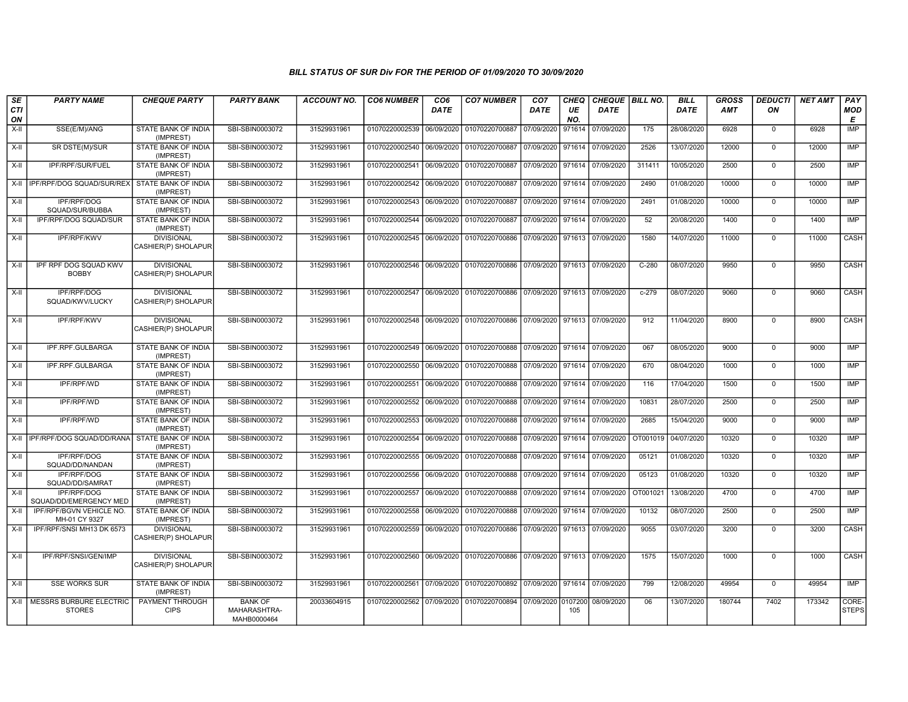## BILL STATUS OF SUR Div FOR THE PERIOD OF 01/09/2020 TO 30/09/2020

| SECTION | PARTY NAME | CHEQUE PARTY | PARTY BANK | ACCOUNT NO. | CO6 NUMBER | CO6 DATE | CO7 NUMBER | CO7 DATE | CHEQUE NO. | CHEQUE DATE | BILL NO. | BILL DATE | GROSS AMT | DEDUCTION | NET AMT | PAY MODE |
|---|---|---|---|---|---|---|---|---|---|---|---|---|---|---|---|---|
| X-II | SSE(E/M)/ANG | STATE BANK OF INDIA (IMPREST) | SBI-SBIN0003072 | 31529931961 | 01070220002539 | 06/09/2020 | 01070220700887 | 07/09/2020 | 971614 | 07/09/2020 | 175 | 28/08/2020 | 6928 | 0 | 6928 | IMP |
| X-II | SR DSTE(M)/SUR | STATE BANK OF INDIA (IMPREST) | SBI-SBIN0003072 | 31529931961 | 01070220002540 | 06/09/2020 | 01070220700887 | 07/09/2020 | 971614 | 07/09/2020 | 2526 | 13/07/2020 | 12000 | 0 | 12000 | IMP |
| X-II | IPF/RPF/SUR/FUEL | STATE BANK OF INDIA (IMPREST) | SBI-SBIN0003072 | 31529931961 | 01070220002541 | 06/09/2020 | 01070220700887 | 07/09/2020 | 971614 | 07/09/2020 | 311411 | 10/05/2020 | 2500 | 0 | 2500 | IMP |
| X-II | IPF/RPF/DOG SQUAD/SUR/REX | STATE BANK OF INDIA (IMPREST) | SBI-SBIN0003072 | 31529931961 | 01070220002542 | 06/09/2020 | 01070220700887 | 07/09/2020 | 971614 | 07/09/2020 | 2490 | 01/08/2020 | 10000 | 0 | 10000 | IMP |
| X-II | IPF/RPF/DOG SQUAD/SUR/BUBBA | STATE BANK OF INDIA (IMPREST) | SBI-SBIN0003072 | 31529931961 | 01070220002543 | 06/09/2020 | 01070220700887 | 07/09/2020 | 971614 | 07/09/2020 | 2491 | 01/08/2020 | 10000 | 0 | 10000 | IMP |
| X-II | IPF/RPF/DOG SQUAD/SUR | STATE BANK OF INDIA (IMPREST) | SBI-SBIN0003072 | 31529931961 | 01070220002544 | 06/09/2020 | 01070220700887 | 07/09/2020 | 971614 | 07/09/2020 | 52 | 20/08/2020 | 1400 | 0 | 1400 | IMP |
| X-II | IPF/RPF/KWV | DIVISIONAL CASHIER(P) SHOLAPUR | SBI-SBIN0003072 | 31529931961 | 01070220002545 | 06/09/2020 | 01070220700886 | 07/09/2020 | 971613 | 07/09/2020 | 1580 | 14/07/2020 | 11000 | 0 | 11000 | CASH |
| X-II | IPF RPF DOG SQUAD KWV BOBBY | DIVISIONAL CASHIER(P) SHOLAPUR | SBI-SBIN0003072 | 31529931961 | 01070220002546 | 06/09/2020 | 01070220700886 | 07/09/2020 | 971613 | 07/09/2020 | C-280 | 08/07/2020 | 9950 | 0 | 9950 | CASH |
| X-II | IPF/RPF/DOG SQUAD/KWV/LUCKY | DIVISIONAL CASHIER(P) SHOLAPUR | SBI-SBIN0003072 | 31529931961 | 01070220002547 | 06/09/2020 | 01070220700886 | 07/09/2020 | 971613 | 07/09/2020 | c-279 | 08/07/2020 | 9060 | 0 | 9060 | CASH |
| X-II | IPF/RPF/KWV | DIVISIONAL CASHIER(P) SHOLAPUR | SBI-SBIN0003072 | 31529931961 | 01070220002548 | 06/09/2020 | 01070220700886 | 07/09/2020 | 971613 | 07/09/2020 | 912 | 11/04/2020 | 8900 | 0 | 8900 | CASH |
| X-II | IPF.RPF.GULBARGA | STATE BANK OF INDIA (IMPREST) | SBI-SBIN0003072 | 31529931961 | 01070220002549 | 06/09/2020 | 01070220700888 | 07/09/2020 | 971614 | 07/09/2020 | 067 | 08/05/2020 | 9000 | 0 | 9000 | IMP |
| X-II | IPF.RPF.GULBARGA | STATE BANK OF INDIA (IMPREST) | SBI-SBIN0003072 | 31529931961 | 01070220002550 | 06/09/2020 | 01070220700888 | 07/09/2020 | 971614 | 07/09/2020 | 670 | 08/04/2020 | 1000 | 0 | 1000 | IMP |
| X-II | IPF/RPF/WD | STATE BANK OF INDIA (IMPREST) | SBI-SBIN0003072 | 31529931961 | 01070220002551 | 06/09/2020 | 01070220700888 | 07/09/2020 | 971614 | 07/09/2020 | 116 | 17/04/2020 | 1500 | 0 | 1500 | IMP |
| X-II | IPF/RPF/WD | STATE BANK OF INDIA (IMPREST) | SBI-SBIN0003072 | 31529931961 | 01070220002552 | 06/09/2020 | 01070220700888 | 07/09/2020 | 971614 | 07/09/2020 | 10831 | 28/07/2020 | 2500 | 0 | 2500 | IMP |
| X-II | IPF/RPF/WD | STATE BANK OF INDIA (IMPREST) | SBI-SBIN0003072 | 31529931961 | 01070220002553 | 06/09/2020 | 01070220700888 | 07/09/2020 | 971614 | 07/09/2020 | 2685 | 15/04/2020 | 9000 | 0 | 9000 | IMP |
| X-II | IPF/RPF/DOG SQUAD/DD/RANA | STATE BANK OF INDIA (IMPREST) | SBI-SBIN0003072 | 31529931961 | 01070220002554 | 06/09/2020 | 01070220700888 | 07/09/2020 | 971614 | 07/09/2020 | OT001019 | 04/07/2020 | 10320 | 0 | 10320 | IMP |
| X-II | IPF/RPF/DOG SQUAD/DD/NANDAN | STATE BANK OF INDIA (IMPREST) | SBI-SBIN0003072 | 31529931961 | 01070220002555 | 06/09/2020 | 01070220700888 | 07/09/2020 | 971614 | 07/09/2020 | 05121 | 01/08/2020 | 10320 | 0 | 10320 | IMP |
| X-II | IPF/RPF/DOG SQUAD/DD/SAMRAT | STATE BANK OF INDIA (IMPREST) | SBI-SBIN0003072 | 31529931961 | 01070220002556 | 06/09/2020 | 01070220700888 | 07/09/2020 | 971614 | 07/09/2020 | 05123 | 01/08/2020 | 10320 | 0 | 10320 | IMP |
| X-II | IPF/RPF/DOG SQUAD/DD/EMERGENCY MED | STATE BANK OF INDIA (IMPREST) | SBI-SBIN0003072 | 31529931961 | 01070220002557 | 06/09/2020 | 01070220700888 | 07/09/2020 | 971614 | 07/09/2020 | OT001021 | 13/08/2020 | 4700 | 0 | 4700 | IMP |
| X-II | IPF/RPF/BGVN VEHICLE NO. MH-01 CY 9327 | STATE BANK OF INDIA (IMPREST) | SBI-SBIN0003072 | 31529931961 | 01070220002558 | 06/09/2020 | 01070220700888 | 07/09/2020 | 971614 | 07/09/2020 | 10132 | 08/07/2020 | 2500 | 0 | 2500 | IMP |
| X-II | IPF/RPF/SNSI MH13 DK 6573 | DIVISIONAL CASHIER(P) SHOLAPUR | SBI-SBIN0003072 | 31529931961 | 01070220002559 | 06/09/2020 | 01070220700886 | 07/09/2020 | 971613 | 07/09/2020 | 9055 | 03/07/2020 | 3200 | 0 | 3200 | CASH |
| X-II | IPF/RPF/SNSI/GEN/IMP | DIVISIONAL CASHIER(P) SHOLAPUR | SBI-SBIN0003072 | 31529931961 | 01070220002560 | 06/09/2020 | 01070220700886 | 07/09/2020 | 971613 | 07/09/2020 | 1575 | 15/07/2020 | 1000 | 0 | 1000 | CASH |
| X-II | SSE WORKS SUR | STATE BANK OF INDIA (IMPREST) | SBI-SBIN0003072 | 31529931961 | 01070220002561 | 07/09/2020 | 01070220700892 | 07/09/2020 | 971614 | 07/09/2020 | 799 | 12/08/2020 | 49954 | 0 | 49954 | IMP |
| X-II | MESSRS BURBURE ELECTRIC STORES | PAYMENT THROUGH CIPS | BANK OF MAHARASHTRA-MAHB0000464 | 20033604915 | 01070220002562 | 07/09/2020 | 01070220700894 | 07/09/2020 | 0107200105 | 08/09/2020 | 06 | 13/07/2020 | 180744 | 7402 | 173342 | CORE-STEPS |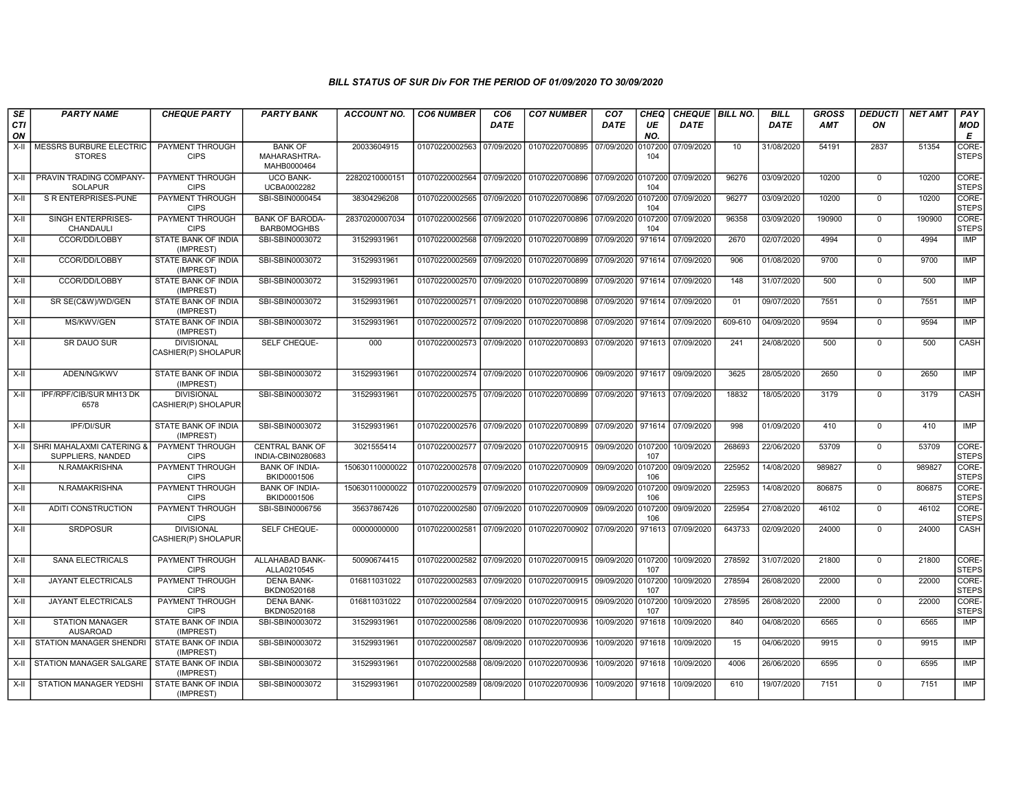### BILL STATUS OF SUR Div FOR THE PERIOD OF 01/09/2020 TO 30/09/2020

| SECTION | PARTY NAME | CHEQUE PARTY | PARTY BANK | ACCOUNT NO. | CO6 NUMBER | CO6 DATE | CO7 NUMBER | CO7 DATE | CHEQUE NO. | CHEQUE DATE | BILL NO. | BILL DATE | GROSS AMT | DEDUCTION | NET AMT | PAY MODE |
|---|---|---|---|---|---|---|---|---|---|---|---|---|---|---|---|---|
| X-II | MESSRS BURBURE ELECTRIC STORES | PAYMENT THROUGH CIPS | BANK OF MAHARASHTRA-MAHB0000464 | 20033604915 | 01070220002563 | 07/09/2020 | 01070220700895 | 07/09/2020 | 0107200104 | 07/09/2020 | 10 | 31/08/2020 | 54191 | 2837 | 51354 | CORE-STEPS |
| X-II | PRAVIN TRADING COMPANY-SOLAPUR | PAYMENT THROUGH CIPS | UCO BANK-UCBA0002282 | 22820210000151 | 01070220002564 | 07/09/2020 | 01070220700896 | 07/09/2020 | 0107200104 | 07/09/2020 | 96276 | 03/09/2020 | 10200 | 0 | 10200 | CORE-STEPS |
| X-II | S R ENTERPRISES-PUNE | PAYMENT THROUGH CIPS | SBI-SBIN0000454 | 38304296208 | 01070220002565 | 07/09/2020 | 01070220700896 | 07/09/2020 | 0107200104 | 07/09/2020 | 96277 | 03/09/2020 | 10200 | 0 | 10200 | CORE-STEPS |
| X-II | SINGH ENTERPRISES-CHANDAULI | PAYMENT THROUGH CIPS | BANK OF BARODA-BARB0MOGHBS | 28370200007034 | 01070220002566 | 07/09/2020 | 01070220700896 | 07/09/2020 | 0107200104 | 07/09/2020 | 96358 | 03/09/2020 | 190900 | 0 | 190900 | CORE-STEPS |
| X-II | CCOR/DD/LOBBY | STATE BANK OF INDIA (IMPREST) | SBI-SBIN0003072 | 31529931961 | 01070220002568 | 07/09/2020 | 01070220700899 | 07/09/2020 | 971614 | 07/09/2020 | 2670 | 02/07/2020 | 4994 | 0 | 4994 | IMP |
| X-II | CCOR/DD/LOBBY | STATE BANK OF INDIA (IMPREST) | SBI-SBIN0003072 | 31529931961 | 01070220002569 | 07/09/2020 | 01070220700899 | 07/09/2020 | 971614 | 07/09/2020 | 906 | 01/08/2020 | 9700 | 0 | 9700 | IMP |
| X-II | CCOR/DD/LOBBY | STATE BANK OF INDIA (IMPREST) | SBI-SBIN0003072 | 31529931961 | 01070220002570 | 07/09/2020 | 01070220700899 | 07/09/2020 | 971614 | 07/09/2020 | 148 | 31/07/2020 | 500 | 0 | 500 | IMP |
| X-II | SR SE(C&W)/WD/GEN | STATE BANK OF INDIA (IMPREST) | SBI-SBIN0003072 | 31529931961 | 01070220002571 | 07/09/2020 | 01070220700898 | 07/09/2020 | 971614 | 07/09/2020 | 01 | 09/07/2020 | 7551 | 0 | 7551 | IMP |
| X-II | MS/KWV/GEN | STATE BANK OF INDIA (IMPREST) | SBI-SBIN0003072 | 31529931961 | 01070220002572 | 07/09/2020 | 01070220700898 | 07/09/2020 | 971614 | 07/09/2020 | 609-610 | 04/09/2020 | 9594 | 0 | 9594 | IMP |
| X-II | SR DAUO SUR | DIVISIONAL CASHIER(P) SHOLAPUR | SELF CHEQUE- | 000 | 01070220002573 | 07/09/2020 | 01070220700893 | 07/09/2020 | 971613 | 07/09/2020 | 241 | 24/08/2020 | 500 | 0 | 500 | CASH |
| X-II | ADEN/NG/KWV | STATE BANK OF INDIA (IMPREST) | SBI-SBIN0003072 | 31529931961 | 01070220002574 | 07/09/2020 | 01070220700906 | 09/09/2020 | 971617 | 09/09/2020 | 3625 | 28/05/2020 | 2650 | 0 | 2650 | IMP |
| X-II | IPF/RPF/CIB/SUR MH13 DK 6578 | DIVISIONAL CASHIER(P) SHOLAPUR | SBI-SBIN0003072 | 31529931961 | 01070220002575 | 07/09/2020 | 01070220700899 | 07/09/2020 | 971613 | 07/09/2020 | 18832 | 18/05/2020 | 3179 | 0 | 3179 | CASH |
| X-II | IPF/DI/SUR | STATE BANK OF INDIA (IMPREST) | SBI-SBIN0003072 | 31529931961 | 01070220002576 | 07/09/2020 | 01070220700899 | 07/09/2020 | 971614 | 07/09/2020 | 998 | 01/09/2020 | 410 | 0 | 410 | IMP |
| X-II | SHRI MAHALAXMI CATERING & SUPPLIERS, NANDED | PAYMENT THROUGH CIPS | CENTRAL BANK OF INDIA-CBIN0280683 | 3021555414 | 01070220002577 | 07/09/2020 | 01070220700915 | 09/09/2020 | 0107200107 | 10/09/2020 | 268693 | 22/06/2020 | 53709 | 0 | 53709 | CORE-STEPS |
| X-II | N.RAMAKRISHNA | PAYMENT THROUGH CIPS | BANK OF INDIA-BKID0001506 | 150630110000022 | 01070220002578 | 07/09/2020 | 01070220700909 | 09/09/2020 | 0107200106 | 09/09/2020 | 225952 | 14/08/2020 | 989827 | 0 | 989827 | CORE-STEPS |
| X-II | N.RAMAKRISHNA | PAYMENT THROUGH CIPS | BANK OF INDIA-BKID0001506 | 150630110000022 | 01070220002579 | 07/09/2020 | 01070220700909 | 09/09/2020 | 0107200106 | 09/09/2020 | 225953 | 14/08/2020 | 806875 | 0 | 806875 | CORE-STEPS |
| X-II | ADITI CONSTRUCTION | PAYMENT THROUGH CIPS | SBI-SBIN0006756 | 35637867426 | 01070220002580 | 07/09/2020 | 01070220700909 | 09/09/2020 | 0107200106 | 09/09/2020 | 225954 | 27/08/2020 | 46102 | 0 | 46102 | CORE-STEPS |
| X-II | SRDPOSUR | DIVISIONAL CASHIER(P) SHOLAPUR | SELF CHEQUE- | 00000000000 | 01070220002581 | 07/09/2020 | 01070220700902 | 07/09/2020 | 971613 | 07/09/2020 | 643733 | 02/09/2020 | 24000 | 0 | 24000 | CASH |
| X-II | SANA ELECTRICALS | PAYMENT THROUGH CIPS | ALLAHABAD BANK-ALLA0210545 | 50090674415 | 01070220002582 | 07/09/2020 | 01070220700915 | 09/09/2020 | 0107200107 | 10/09/2020 | 278592 | 31/07/2020 | 21800 | 0 | 21800 | CORE-STEPS |
| X-II | JAYANT ELECTRICALS | PAYMENT THROUGH CIPS | DENA BANK-BKDN0520168 | 016811031022 | 01070220002583 | 07/09/2020 | 01070220700915 | 09/09/2020 | 0107200107 | 10/09/2020 | 278594 | 26/08/2020 | 22000 | 0 | 22000 | CORE-STEPS |
| X-II | JAYANT ELECTRICALS | PAYMENT THROUGH CIPS | DENA BANK-BKDN0520168 | 016811031022 | 01070220002584 | 07/09/2020 | 01070220700915 | 09/09/2020 | 0107200107 | 10/09/2020 | 278595 | 26/08/2020 | 22000 | 0 | 22000 | CORE-STEPS |
| X-II | STATION MANAGER AUSAROAD | STATE BANK OF INDIA (IMPREST) | SBI-SBIN0003072 | 31529931961 | 01070220002586 | 08/09/2020 | 01070220700936 | 10/09/2020 | 971618 | 10/09/2020 | 840 | 04/08/2020 | 6565 | 0 | 6565 | IMP |
| X-II | STATION MANAGER SHENDRI | STATE BANK OF INDIA (IMPREST) | SBI-SBIN0003072 | 31529931961 | 01070220002587 | 08/09/2020 | 01070220700936 | 10/09/2020 | 971618 | 10/09/2020 | 15 | 04/06/2020 | 9915 | 0 | 9915 | IMP |
| X-II | STATION MANAGER SALGARE | STATE BANK OF INDIA (IMPREST) | SBI-SBIN0003072 | 31529931961 | 01070220002588 | 08/09/2020 | 01070220700936 | 10/09/2020 | 971618 | 10/09/2020 | 4006 | 26/06/2020 | 6595 | 0 | 6595 | IMP |
| X-II | STATION MANAGER YEDSHI | STATE BANK OF INDIA (IMPREST) | SBI-SBIN0003072 | 31529931961 | 01070220002589 | 08/09/2020 | 01070220700936 | 10/09/2020 | 971618 | 10/09/2020 | 610 | 19/07/2020 | 7151 | 0 | 7151 | IMP |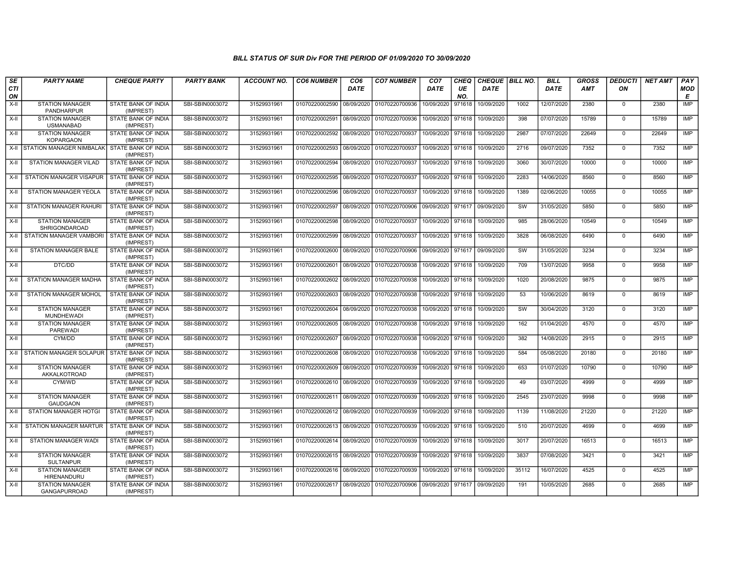### BILL STATUS OF SUR Div FOR THE PERIOD OF 01/09/2020 TO 30/09/2020

| SECTION | PARTY NAME | CHEQUE PARTY | PARTY BANK | ACCOUNT NO. | CO6 NUMBER | CO6 DATE | CO7 NUMBER | CO7 DATE | CHEQUE NO. | CHEQUE DATE | BILL NO. | BILL DATE | GROSS AMT | DEDUCTION | NET AMT | PAY MODE |
|---|---|---|---|---|---|---|---|---|---|---|---|---|---|---|---|---|
| X-II | STATION MANAGER PANDHARPUR | STATE BANK OF INDIA (IMPREST) | SBI-SBIN0003072 | 31529931961 | 01070220002590 | 08/09/2020 | 01070220700936 | 10/09/2020 | 971618 | 10/09/2020 | 1002 | 12/07/2020 | 2380 | 0 | 2380 | IMP |
| X-II | STATION MANAGER USMANABAD | STATE BANK OF INDIA (IMPREST) | SBI-SBIN0003072 | 31529931961 | 01070220002591 | 08/09/2020 | 01070220700936 | 10/09/2020 | 971618 | 10/09/2020 | 398 | 07/07/2020 | 15789 | 0 | 15789 | IMP |
| X-II | STATION MANAGER KOPARGAON | STATE BANK OF INDIA (IMPREST) | SBI-SBIN0003072 | 31529931961 | 01070220002592 | 08/09/2020 | 01070220700937 | 10/09/2020 | 971618 | 10/09/2020 | 2987 | 07/07/2020 | 22649 | 0 | 22649 | IMP |
| X-II | STATION MANAGER NIMBALAK | STATE BANK OF INDIA (IMPREST) | SBI-SBIN0003072 | 31529931961 | 01070220002593 | 08/09/2020 | 01070220700937 | 10/09/2020 | 971618 | 10/09/2020 | 2716 | 09/07/2020 | 7352 | 0 | 7352 | IMP |
| X-II | STATION MANAGER VILAD | STATE BANK OF INDIA (IMPREST) | SBI-SBIN0003072 | 31529931961 | 01070220002594 | 08/09/2020 | 01070220700937 | 10/09/2020 | 971618 | 10/09/2020 | 3060 | 30/07/2020 | 10000 | 0 | 10000 | IMP |
| X-II | STATION MANAGER VISAPUR | STATE BANK OF INDIA (IMPREST) | SBI-SBIN0003072 | 31529931961 | 01070220002595 | 08/09/2020 | 01070220700937 | 10/09/2020 | 971618 | 10/09/2020 | 2283 | 14/06/2020 | 8560 | 0 | 8560 | IMP |
| X-II | STATION MANAGER YEOLA | STATE BANK OF INDIA (IMPREST) | SBI-SBIN0003072 | 31529931961 | 01070220002596 | 08/09/2020 | 01070220700937 | 10/09/2020 | 971618 | 10/09/2020 | 1389 | 02/06/2020 | 10055 | 0 | 10055 | IMP |
| X-II | STATION MANAGER RAHURI | STATE BANK OF INDIA (IMPREST) | SBI-SBIN0003072 | 31529931961 | 01070220002597 | 08/09/2020 | 01070220700906 | 09/09/2020 | 971617 | 09/09/2020 | SW | 31/05/2020 | 5850 | 0 | 5850 | IMP |
| X-II | STATION MANAGER SHRIGONDAROAD | STATE BANK OF INDIA (IMPREST) | SBI-SBIN0003072 | 31529931961 | 01070220002598 | 08/09/2020 | 01070220700937 | 10/09/2020 | 971618 | 10/09/2020 | 985 | 28/06/2020 | 10549 | 0 | 10549 | IMP |
| X-II | STATION MANAGER VAMBORI | STATE BANK OF INDIA (IMPREST) | SBI-SBIN0003072 | 31529931961 | 01070220002599 | 08/09/2020 | 01070220700937 | 10/09/2020 | 971618 | 10/09/2020 | 3828 | 06/08/2020 | 6490 | 0 | 6490 | IMP |
| X-II | STATION MANAGER BALE | STATE BANK OF INDIA (IMPREST) | SBI-SBIN0003072 | 31529931961 | 01070220002600 | 08/09/2020 | 01070220700906 | 09/09/2020 | 971617 | 09/09/2020 | SW | 31/05/2020 | 3234 | 0 | 3234 | IMP |
| X-II | DTC/DD | STATE BANK OF INDIA (IMPREST) | SBI-SBIN0003072 | 31529931961 | 01070220002601 | 08/09/2020 | 01070220700938 | 10/09/2020 | 971618 | 10/09/2020 | 709 | 13/07/2020 | 9958 | 0 | 9958 | IMP |
| X-II | STATION MANAGER MADHA | STATE BANK OF INDIA (IMPREST) | SBI-SBIN0003072 | 31529931961 | 01070220002602 | 08/09/2020 | 01070220700938 | 10/09/2020 | 971618 | 10/09/2020 | 1020 | 20/08/2020 | 9875 | 0 | 9875 | IMP |
| X-II | STATION MANAGER MOHOL | STATE BANK OF INDIA (IMPREST) | SBI-SBIN0003072 | 31529931961 | 01070220002603 | 08/09/2020 | 01070220700938 | 10/09/2020 | 971618 | 10/09/2020 | 53 | 10/06/2020 | 8619 | 0 | 8619 | IMP |
| X-II | STATION MANAGER MUNDHEWADI | STATE BANK OF INDIA (IMPREST) | SBI-SBIN0003072 | 31529931961 | 01070220002604 | 08/09/2020 | 01070220700938 | 10/09/2020 | 971618 | 10/09/2020 | SW | 30/04/2020 | 3120 | 0 | 3120 | IMP |
| X-II | STATION MANAGER PAREWADI | STATE BANK OF INDIA (IMPREST) | SBI-SBIN0003072 | 31529931961 | 01070220002605 | 08/09/2020 | 01070220700938 | 10/09/2020 | 971618 | 10/09/2020 | 162 | 01/04/2020 | 4570 | 0 | 4570 | IMP |
| X-II | CYM/DD | STATE BANK OF INDIA (IMPREST) | SBI-SBIN0003072 | 31529931961 | 01070220002607 | 08/09/2020 | 01070220700938 | 10/09/2020 | 971618 | 10/09/2020 | 382 | 14/08/2020 | 2915 | 0 | 2915 | IMP |
| X-II | STATION MANAGER SOLAPUR | STATE BANK OF INDIA (IMPREST) | SBI-SBIN0003072 | 31529931961 | 01070220002608 | 08/09/2020 | 01070220700938 | 10/09/2020 | 971618 | 10/09/2020 | 584 | 05/08/2020 | 20180 | 0 | 20180 | IMP |
| X-II | STATION MANAGER AKKALKOTROAD | STATE BANK OF INDIA (IMPREST) | SBI-SBIN0003072 | 31529931961 | 01070220002609 | 08/09/2020 | 01070220700939 | 10/09/2020 | 971618 | 10/09/2020 | 653 | 01/07/2020 | 10790 | 0 | 10790 | IMP |
| X-II | CYM/WD | STATE BANK OF INDIA (IMPREST) | SBI-SBIN0003072 | 31529931961 | 01070220002610 | 08/09/2020 | 01070220700939 | 10/09/2020 | 971618 | 10/09/2020 | 49 | 03/07/2020 | 4999 | 0 | 4999 | IMP |
| X-II | STATION MANAGER GAUDGAON | STATE BANK OF INDIA (IMPREST) | SBI-SBIN0003072 | 31529931961 | 01070220002611 | 08/09/2020 | 01070220700939 | 10/09/2020 | 971618 | 10/09/2020 | 2545 | 23/07/2020 | 9998 | 0 | 9998 | IMP |
| X-II | STATION MANAGER HOTGI | STATE BANK OF INDIA (IMPREST) | SBI-SBIN0003072 | 31529931961 | 01070220002612 | 08/09/2020 | 01070220700939 | 10/09/2020 | 971618 | 10/09/2020 | 1139 | 11/08/2020 | 21220 | 0 | 21220 | IMP |
| X-II | STATION MANAGER MARTUR | STATE BANK OF INDIA (IMPREST) | SBI-SBIN0003072 | 31529931961 | 01070220002613 | 08/09/2020 | 01070220700939 | 10/09/2020 | 971618 | 10/09/2020 | 510 | 20/07/2020 | 4699 | 0 | 4699 | IMP |
| X-II | STATION MANAGER WADI | STATE BANK OF INDIA (IMPREST) | SBI-SBIN0003072 | 31529931961 | 01070220002614 | 08/09/2020 | 01070220700939 | 10/09/2020 | 971618 | 10/09/2020 | 3017 | 20/07/2020 | 16513 | 0 | 16513 | IMP |
| X-II | STATION MANAGER SULTANPUR | STATE BANK OF INDIA (IMPREST) | SBI-SBIN0003072 | 31529931961 | 01070220002615 | 08/09/2020 | 01070220700939 | 10/09/2020 | 971618 | 10/09/2020 | 3837 | 07/08/2020 | 3421 | 0 | 3421 | IMP |
| X-II | STATION MANAGER HIRENANDURU | STATE BANK OF INDIA (IMPREST) | SBI-SBIN0003072 | 31529931961 | 01070220002616 | 08/09/2020 | 01070220700939 | 10/09/2020 | 971618 | 10/09/2020 | 35112 | 16/07/2020 | 4525 | 0 | 4525 | IMP |
| X-II | STATION MANAGER GANGAPURROAD | STATE BANK OF INDIA (IMPREST) | SBI-SBIN0003072 | 31529931961 | 01070220002617 | 08/09/2020 | 01070220700906 | 09/09/2020 | 971617 | 09/09/2020 | 191 | 10/05/2020 | 2685 | 0 | 2685 | IMP |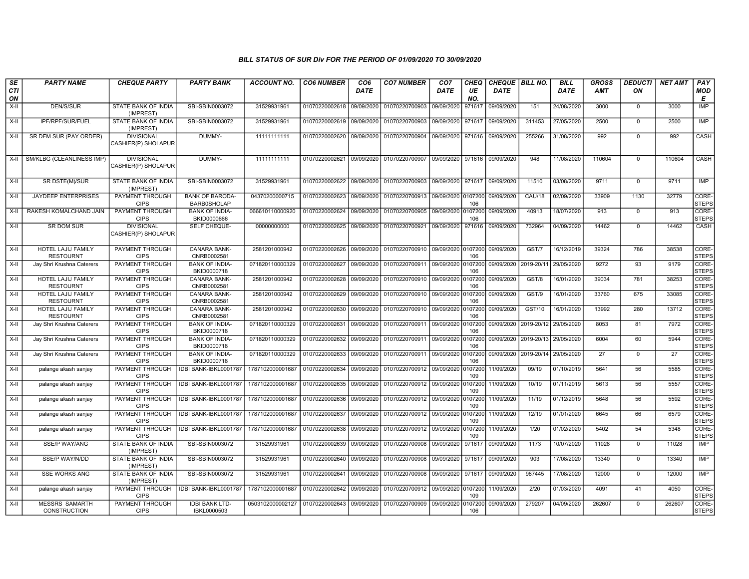## BILL STATUS OF SUR Div FOR THE PERIOD OF 01/09/2020 TO 30/09/2020

| SECTION | PARTY NAME | CHEQUE PARTY | PARTY BANK | ACCOUNT NO. | CO6 NUMBER | CO6 DATE | CO7 NUMBER | CO7 DATE | CHEQUE NO. | CHEQUE DATE | BILL NO. | BILL DATE | GROSS AMT | DEDUCTION | NET AMT | PAY MODE |
|---|---|---|---|---|---|---|---|---|---|---|---|---|---|---|---|---|
| X-II | DEN/S/SUR | STATE BANK OF INDIA (IMPREST) | SBI-SBIN0003072 | 31529931961 | 01070220002618 | 09/09/2020 | 01070220700903 | 09/09/2020 | 971617 | 09/09/2020 | 151 | 24/08/2020 | 3000 | 0 | 3000 | IMP |
| X-II | IPF/RPF/SUR/FUEL | STATE BANK OF INDIA (IMPREST) | SBI-SBIN0003072 | 31529931961 | 01070220002619 | 09/09/2020 | 01070220700903 | 09/09/2020 | 971617 | 09/09/2020 | 311453 | 27/05/2020 | 2500 | 0 | 2500 | IMP |
| X-II | SR DFM SUR (PAY ORDER) | DIVISIONAL CASHIER(P) SHOLAPUR | DUMMY- | 11111111111 | 01070220002620 | 09/09/2020 | 01070220700904 | 09/09/2020 | 971616 | 09/09/2020 | 255266 | 31/08/2020 | 992 | 0 | 992 | CASH |
| X-II | SM/KLBG (CLEANLINESS IMP) | DIVISIONAL CASHIER(P) SHOLAPUR | DUMMY- | 11111111111 | 01070220002621 | 09/09/2020 | 01070220700907 | 09/09/2020 | 971616 | 09/09/2020 | 948 | 11/08/2020 | 110604 | 0 | 110604 | CASH |
| X-II | SR DSTE(M)/SUR | STATE BANK OF INDIA (IMPREST) | SBI-SBIN0003072 | 31529931961 | 01070220002622 | 09/09/2020 | 01070220700903 | 09/09/2020 | 971617 | 09/09/2020 | 11510 | 03/08/2020 | 9711 | 0 | 9711 | IMP |
| X-II | JAYDEEP ENTERPRISES | PAYMENT THROUGH CIPS | BANK OF BARODA-BARB0SHOLAP | 04370200000715 | 01070220002623 | 09/09/2020 | 01070220700913 | 09/09/2020 | 0107200106 | 09/09/2020 | CAU/18 | 02/09/2020 | 33909 | 1130 | 32779 | CORE-STEPS |
| X-II | RAKESH KOMALCHAND JAIN | PAYMENT THROUGH CIPS | BANK OF INDIA-BKID0000666 | 066610110000920 | 01070220002624 | 09/09/2020 | 01070220700905 | 09/09/2020 | 0107200106 | 09/09/2020 | 40913 | 18/07/2020 | 913 | 0 | 913 | CORE-STEPS |
| X-II | SR DOM SUR | DIVISIONAL CASHIER(P) SHOLAPUR | SELF CHEQUE- | 00000000000 | 01070220002625 | 09/09/2020 | 01070220700921 | 09/09/2020 | 971616 | 09/09/2020 | 732964 | 04/09/2020 | 14462 | 0 | 14462 | CASH |
| X-II | HOTEL LAJIJ FAMILY RESTOURNT | PAYMENT THROUGH CIPS | CANARA BANK-CNRB0002581 | 2581201000942 | 01070220002626 | 09/09/2020 | 01070220700910 | 09/09/2020 | 0107200106 | 09/09/2020 | GST/7 | 16/12/2019 | 39324 | 786 | 38538 | CORE-STEPS |
| X-II | Jay Shri Krushna Caterers | PAYMENT THROUGH CIPS | BANK OF INDIA-BKID0000718 | 071820110000329 | 01070220002627 | 09/09/2020 | 01070220700911 | 09/09/2020 | 0107200106 | 09/09/2020 | 2019-20/11 | 29/05/2020 | 9272 | 93 | 9179 | CORE-STEPS |
| X-II | HOTEL LAJIJ FAMILY RESTOURNT | PAYMENT THROUGH CIPS | CANARA BANK-CNRB0002581 | 2581201000942 | 01070220002628 | 09/09/2020 | 01070220700910 | 09/09/2020 | 0107200106 | 09/09/2020 | GST/8 | 16/01/2020 | 39034 | 781 | 38253 | CORE-STEPS |
| X-II | HOTEL LAJIJ FAMILY RESTOURNT | PAYMENT THROUGH CIPS | CANARA BANK-CNRB0002581 | 2581201000942 | 01070220002629 | 09/09/2020 | 01070220700910 | 09/09/2020 | 0107200106 | 09/09/2020 | GST/9 | 16/01/2020 | 33760 | 675 | 33085 | CORE-STEPS |
| X-II | HOTEL LAJIJ FAMILY RESTOURNT | PAYMENT THROUGH CIPS | CANARA BANK-CNRB0002581 | 2581201000942 | 01070220002630 | 09/09/2020 | 01070220700910 | 09/09/2020 | 0107200106 | 09/09/2020 | GST/10 | 16/01/2020 | 13992 | 280 | 13712 | CORE-STEPS |
| X-II | Jay Shri Krushna Caterers | PAYMENT THROUGH CIPS | BANK OF INDIA-BKID0000718 | 071820110000329 | 01070220002631 | 09/09/2020 | 01070220700911 | 09/09/2020 | 0107200106 | 09/09/2020 | 2019-20/12 | 29/05/2020 | 8053 | 81 | 7972 | CORE-STEPS |
| X-II | Jay Shri Krushna Caterers | PAYMENT THROUGH CIPS | BANK OF INDIA-BKID0000718 | 071820110000329 | 01070220002632 | 09/09/2020 | 01070220700911 | 09/09/2020 | 0107200106 | 09/09/2020 | 2019-20/13 | 29/05/2020 | 6004 | 60 | 5944 | CORE-STEPS |
| X-II | Jay Shri Krushna Caterers | PAYMENT THROUGH CIPS | BANK OF INDIA-BKID0000718 | 071820110000329 | 01070220002633 | 09/09/2020 | 01070220700911 | 09/09/2020 | 0107200106 | 09/09/2020 | 2019-20/14 | 29/05/2020 | 27 | 0 | 27 | CORE-STEPS |
| X-II | palange akash sanjay | PAYMENT THROUGH CIPS | IDBI BANK-IBKL0001787 | 1787102000001687 | 01070220002634 | 09/09/2020 | 01070220700912 | 09/09/2020 | 0107200109 | 11/09/2020 | 09/19 | 01/10/2019 | 5641 | 56 | 5585 | CORE-STEPS |
| X-II | palange akash sanjay | PAYMENT THROUGH CIPS | IDBI BANK-IBKL0001787 | 1787102000001687 | 01070220002635 | 09/09/2020 | 01070220700912 | 09/09/2020 | 0107200109 | 11/09/2020 | 10/19 | 01/11/2019 | 5613 | 56 | 5557 | CORE-STEPS |
| X-II | palange akash sanjay | PAYMENT THROUGH CIPS | IDBI BANK-IBKL0001787 | 1787102000001687 | 01070220002636 | 09/09/2020 | 01070220700912 | 09/09/2020 | 0107200109 | 11/09/2020 | 11/19 | 01/12/2019 | 5648 | 56 | 5592 | CORE-STEPS |
| X-II | palange akash sanjay | PAYMENT THROUGH CIPS | IDBI BANK-IBKL0001787 | 1787102000001687 | 01070220002637 | 09/09/2020 | 01070220700912 | 09/09/2020 | 0107200109 | 11/09/2020 | 12/19 | 01/01/2020 | 6645 | 66 | 6579 | CORE-STEPS |
| X-II | palange akash sanjay | PAYMENT THROUGH CIPS | IDBI BANK-IBKL0001787 | 1787102000001687 | 01070220002638 | 09/09/2020 | 01070220700912 | 09/09/2020 | 0107200109 | 11/09/2020 | 1/20 | 01/02/2020 | 5402 | 54 | 5348 | CORE-STEPS |
| X-II | SSE/P WAY/ANG | STATE BANK OF INDIA (IMPREST) | SBI-SBIN0003072 | 31529931961 | 01070220002639 | 09/09/2020 | 01070220700908 | 09/09/2020 | 971617 | 09/09/2020 | 1173 | 10/07/2020 | 11028 | 0 | 11028 | IMP |
| X-II | SSE/P WAY/N/DD | STATE BANK OF INDIA (IMPREST) | SBI-SBIN0003072 | 31529931961 | 01070220002640 | 09/09/2020 | 01070220700908 | 09/09/2020 | 971617 | 09/09/2020 | 903 | 17/08/2020 | 13340 | 0 | 13340 | IMP |
| X-II | SSE WORKS ANG | STATE BANK OF INDIA (IMPREST) | SBI-SBIN0003072 | 31529931961 | 01070220002641 | 09/09/2020 | 01070220700908 | 09/09/2020 | 971617 | 09/09/2020 | 987445 | 17/08/2020 | 12000 | 0 | 12000 | IMP |
| X-II | palange akash sanjay | PAYMENT THROUGH CIPS | IDBI BANK-IBKL0001787 | 1787102000001687 | 01070220002642 | 09/09/2020 | 01070220700912 | 09/09/2020 | 0107200109 | 11/09/2020 | 2/20 | 01/03/2020 | 4091 | 41 | 4050 | CORE-STEPS |
| X-II | MESSRS SAMARTH CONSTRUCTION | PAYMENT THROUGH CIPS | IDBI BANK LTD-IBKL0000503 | 0503102000002127 | 01070220002643 | 09/09/2020 | 01070220700909 | 09/09/2020 | 0107200106 | 09/09/2020 | 279207 | 04/09/2020 | 262607 | 0 | 262607 | CORE-STEPS |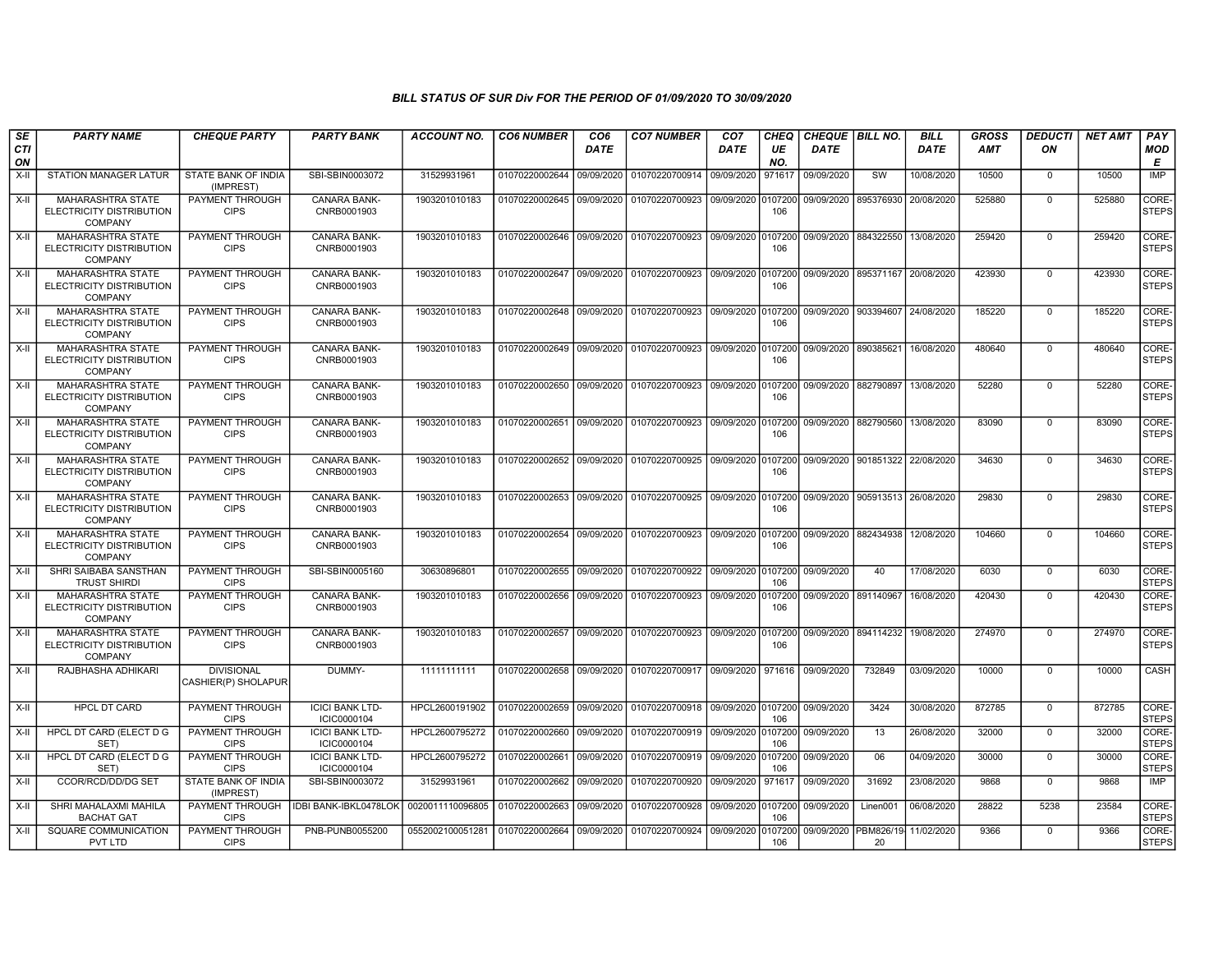### BILL STATUS OF SUR Div FOR THE PERIOD OF 01/09/2020 TO 30/09/2020

| SECTION | PARTY NAME | CHEQUE PARTY | PARTY BANK | ACCOUNT NO. | CO6 NUMBER | CO6 DATE | CO7 NUMBER | CO7 DATE | CHEQUE NO. | CHEQUE DATE | BILL NO. | BILL DATE | GROSS AMT | DEDUCTION | NET AMT | PAY MODE |
|---|---|---|---|---|---|---|---|---|---|---|---|---|---|---|---|---|
| X-II | STATION MANAGER LATUR | STATE BANK OF INDIA (IMPREST) | SBI-SBIN0003072 | 31529931961 | 01070220002644 | 09/09/2020 | 01070220700914 | 09/09/2020 | 971617 | 09/09/2020 | SW | 10/08/2020 | 10500 | 0 | 10500 | IMP |
| X-II | MAHARASHTRA STATE ELECTRICITY DISTRIBUTION COMPANY | PAYMENT THROUGH CIPS | CANARA BANK-CNRB0001903 | 1903201010183 | 01070220002645 | 09/09/2020 | 01070220700923 | 09/09/2020 | 0107200106 | 09/09/2020 | 895376930 | 20/08/2020 | 525880 | 0 | 525880 | CORE-STEPS |
| X-II | MAHARASHTRA STATE ELECTRICITY DISTRIBUTION COMPANY | PAYMENT THROUGH CIPS | CANARA BANK-CNRB0001903 | 1903201010183 | 01070220002646 | 09/09/2020 | 01070220700923 | 09/09/2020 | 0107200106 | 09/09/2020 | 884322550 | 13/08/2020 | 259420 | 0 | 259420 | CORE-STEPS |
| X-II | MAHARASHTRA STATE ELECTRICITY DISTRIBUTION COMPANY | PAYMENT THROUGH CIPS | CANARA BANK-CNRB0001903 | 1903201010183 | 01070220002647 | 09/09/2020 | 01070220700923 | 09/09/2020 | 0107200106 | 09/09/2020 | 895371167 | 20/08/2020 | 423930 | 0 | 423930 | CORE-STEPS |
| X-II | MAHARASHTRA STATE ELECTRICITY DISTRIBUTION COMPANY | PAYMENT THROUGH CIPS | CANARA BANK-CNRB0001903 | 1903201010183 | 01070220002648 | 09/09/2020 | 01070220700923 | 09/09/2020 | 0107200106 | 09/09/2020 | 903394607 | 24/08/2020 | 185220 | 0 | 185220 | CORE-STEPS |
| X-II | MAHARASHTRA STATE ELECTRICITY DISTRIBUTION COMPANY | PAYMENT THROUGH CIPS | CANARA BANK-CNRB0001903 | 1903201010183 | 01070220002649 | 09/09/2020 | 01070220700923 | 09/09/2020 | 0107200106 | 09/09/2020 | 890385621 | 16/08/2020 | 480640 | 0 | 480640 | CORE-STEPS |
| X-II | MAHARASHTRA STATE ELECTRICITY DISTRIBUTION COMPANY | PAYMENT THROUGH CIPS | CANARA BANK-CNRB0001903 | 1903201010183 | 01070220002650 | 09/09/2020 | 01070220700923 | 09/09/2020 | 0107200106 | 09/09/2020 | 882790897 | 13/08/2020 | 52280 | 0 | 52280 | CORE-STEPS |
| X-II | MAHARASHTRA STATE ELECTRICITY DISTRIBUTION COMPANY | PAYMENT THROUGH CIPS | CANARA BANK-CNRB0001903 | 1903201010183 | 01070220002651 | 09/09/2020 | 01070220700923 | 09/09/2020 | 0107200106 | 09/09/2020 | 882790560 | 13/08/2020 | 83090 | 0 | 83090 | CORE-STEPS |
| X-II | MAHARASHTRA STATE ELECTRICITY DISTRIBUTION COMPANY | PAYMENT THROUGH CIPS | CANARA BANK-CNRB0001903 | 1903201010183 | 01070220002652 | 09/09/2020 | 01070220700925 | 09/09/2020 | 0107200106 | 09/09/2020 | 901851322 | 22/08/2020 | 34630 | 0 | 34630 | CORE-STEPS |
| X-II | MAHARASHTRA STATE ELECTRICITY DISTRIBUTION COMPANY | PAYMENT THROUGH CIPS | CANARA BANK-CNRB0001903 | 1903201010183 | 01070220002653 | 09/09/2020 | 01070220700925 | 09/09/2020 | 0107200106 | 09/09/2020 | 905913513 | 26/08/2020 | 29830 | 0 | 29830 | CORE-STEPS |
| X-II | MAHARASHTRA STATE ELECTRICITY DISTRIBUTION COMPANY | PAYMENT THROUGH CIPS | CANARA BANK-CNRB0001903 | 1903201010183 | 01070220002654 | 09/09/2020 | 01070220700923 | 09/09/2020 | 0107200106 | 09/09/2020 | 882434938 | 12/08/2020 | 104660 | 0 | 104660 | CORE-STEPS |
| X-II | SHRI SAIBABA SANSTHAN TRUST SHIRDI | PAYMENT THROUGH CIPS | SBI-SBIN0005160 | 30630896801 | 01070220002655 | 09/09/2020 | 01070220700922 | 09/09/2020 | 0107200106 | 09/09/2020 | 40 | 17/08/2020 | 6030 | 0 | 6030 | CORE-STEPS |
| X-II | MAHARASHTRA STATE ELECTRICITY DISTRIBUTION COMPANY | PAYMENT THROUGH CIPS | CANARA BANK-CNRB0001903 | 1903201010183 | 01070220002656 | 09/09/2020 | 01070220700923 | 09/09/2020 | 0107200106 | 09/09/2020 | 891140967 | 16/08/2020 | 420430 | 0 | 420430 | CORE-STEPS |
| X-II | MAHARASHTRA STATE ELECTRICITY DISTRIBUTION COMPANY | PAYMENT THROUGH CIPS | CANARA BANK-CNRB0001903 | 1903201010183 | 01070220002657 | 09/09/2020 | 01070220700923 | 09/09/2020 | 0107200106 | 09/09/2020 | 894114232 | 19/08/2020 | 274970 | 0 | 274970 | CORE-STEPS |
| X-II | RAJBHASHA ADHIKARI | DIVISIONAL CASHIER(P) SHOLAPUR | DUMMY- | 11111111111 | 01070220002658 | 09/09/2020 | 01070220700917 | 09/09/2020 | 971616 | 09/09/2020 | 732849 | 03/09/2020 | 10000 | 0 | 10000 | CASH |
| X-II | HPCL DT CARD | PAYMENT THROUGH CIPS | ICICI BANK LTD-ICIC0000104 | HPCL2600191902 | 01070220002659 | 09/09/2020 | 01070220700918 | 09/09/2020 | 0107200106 | 09/09/2020 | 3424 | 30/08/2020 | 872785 | 0 | 872785 | CORE-STEPS |
| X-II | HPCL DT CARD (ELECT D G SET) | PAYMENT THROUGH CIPS | ICICI BANK LTD-ICIC0000104 | HPCL2600795272 | 01070220002660 | 09/09/2020 | 01070220700919 | 09/09/2020 | 0107200106 | 09/09/2020 | 13 | 26/08/2020 | 32000 | 0 | 32000 | CORE-STEPS |
| X-II | HPCL DT CARD (ELECT D G SET) | PAYMENT THROUGH CIPS | ICICI BANK LTD-ICIC0000104 | HPCL2600795272 | 01070220002661 | 09/09/2020 | 01070220700919 | 09/09/2020 | 0107200106 | 09/09/2020 | 06 | 04/09/2020 | 30000 | 0 | 30000 | CORE-STEPS |
| X-II | CCOR/RCD/DD/DG SET | STATE BANK OF INDIA (IMPREST) | SBI-SBIN0003072 | 31529931961 | 01070220002662 | 09/09/2020 | 01070220700920 | 09/09/2020 | 971617 | 09/09/2020 | 31692 | 23/08/2020 | 9868 | 0 | 9868 | IMP |
| X-II | SHRI MAHALAXMI MAHILA BACHAT GAT | PAYMENT THROUGH CIPS | IDBI BANK-IBKL0478LOK | 0020011110096805 | 01070220002663 | 09/09/2020 | 01070220700928 | 09/09/2020 | 0107200106 | 09/09/2020 | Linen001 | 06/08/2020 | 28822 | 5238 | 23584 | CORE-STEPS |
| X-II | SQUARE COMMUNICATION PVT LTD | PAYMENT THROUGH CIPS | PNB-PUNB0055200 | 0552002100051281 | 01070220002664 | 09/09/2020 | 01070220700924 | 09/09/2020 | 0107200106 | 09/09/2020 | PBM826/19-20 | 11/02/2020 | 9366 | 0 | 9366 | CORE-STEPS |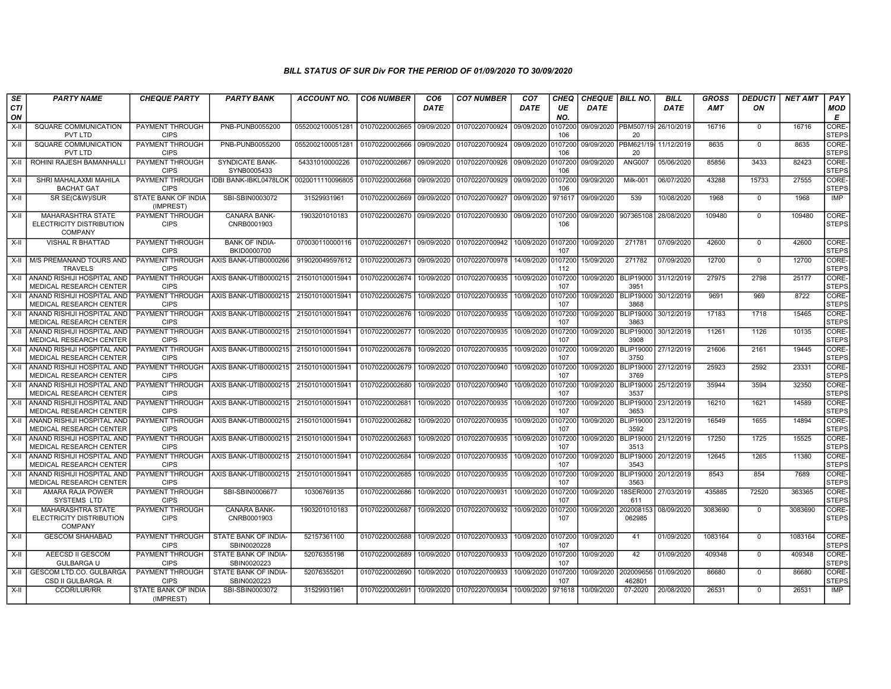# BILL STATUS OF SUR Div FOR THE PERIOD OF 01/09/2020 TO 30/09/2020

| SECTION | PARTY NAME | CHEQUE PARTY | PARTY BANK | ACCOUNT NO. | CO6 NUMBER | CO6 DATE | CO7 NUMBER | CO7 DATE | CHEQUE NO. | CHEQUE DATE | BILL NO. | BILL DATE | GROSS AMT | DEDUCTION | NET AMT | PAY MODE |
|---|---|---|---|---|---|---|---|---|---|---|---|---|---|---|---|---|
| X-II | SQUARE COMMUNICATION PVT LTD | PAYMENT THROUGH CIPS | PNB-PUNB0055200 | 0552002100051281 | 01070220002665 | 09/09/2020 | 01070220700924 | 09/09/2020 | 0107200106 | 09/09/2020 | PBM507/19-20 | 26/10/2019 | 16716 | 0 | 16716 | CORE-STEPS |
| X-II | SQUARE COMMUNICATION PVT LTD | PAYMENT THROUGH CIPS | PNB-PUNB0055200 | 0552002100051281 | 01070220002666 | 09/09/2020 | 01070220700924 | 09/09/2020 | 0107200106 | 09/09/2020 | PBM621/19-20 | 11/12/2019 | 8635 | 0 | 8635 | CORE-STEPS |
| X-II | ROHINI RAJESH BAMANHALLI | PAYMENT THROUGH CIPS | SYNDICATE BANK-SYNB0005433 | 54331010000226 | 01070220002667 | 09/09/2020 | 01070220700926 | 09/09/2020 | 0107200106 | 09/09/2020 | ANG007 | 05/06/2020 | 85856 | 3433 | 82423 | CORE-STEPS |
| X-II | SHRI MAHALAXMI MAHILA BACHAT GAT | PAYMENT THROUGH CIPS | IDBI BANK-IBKL0478LOK | 0020011110096805 | 01070220002668 | 09/09/2020 | 01070220700929 | 09/09/2020 | 0107200106 | 09/09/2020 | Milk-001 | 06/07/2020 | 43288 | 15733 | 27555 | CORE-STEPS |
| X-II | SR SE(C&W)/SUR | STATE BANK OF INDIA (IMPREST) | SBI-SBIN0003072 | 31529931961 | 01070220002669 | 09/09/2020 | 01070220700927 | 09/09/2020 | 971617 | 09/09/2020 | 539 | 10/08/2020 | 1968 | 0 | 1968 | IMP |
| X-II | MAHARASHTRA STATE ELECTRICITY DISTRIBUTION COMPANY | PAYMENT THROUGH CIPS | CANARA BANK-CNRB0001903 | 1903201010183 | 01070220002670 | 09/09/2020 | 01070220700930 | 09/09/2020 | 0107200106 | 09/09/2020 | 907365108 | 28/08/2020 | 109480 | 0 | 109480 | CORE-STEPS |
| X-II | VISHAL R BHATTAD | PAYMENT THROUGH CIPS | BANK OF INDIA-BKID0000700 | 070030110000116 | 01070220002671 | 09/09/2020 | 01070220700942 | 10/09/2020 | 0107200107 | 10/09/2020 | 271781 | 07/09/2020 | 42600 | 0 | 42600 | CORE-STEPS |
| X-II | M/S PREMANAND TOURS AND TRAVELS | PAYMENT THROUGH CIPS | AXIS BANK-UTIB0000266 | 919020049597612 | 01070220002673 | 09/09/2020 | 01070220700978 | 14/09/2020 | 0107200112 | 15/09/2020 | 271782 | 07/09/2020 | 12700 | 0 | 12700 | CORE-STEPS |
| X-II | ANAND RISHIJI HOSPITAL AND MEDICAL RESEARCH CENTER | PAYMENT THROUGH CIPS | AXIS BANK-UTIB0000215 | 215010100015941 | 01070220002674 | 10/09/2020 | 01070220700935 | 10/09/2020 | 0107200107 | 10/09/2020 | BLIP190003951 | 31/12/2019 | 27975 | 2798 | 25177 | CORE-STEPS |
| X-II | ANAND RISHIJI HOSPITAL AND MEDICAL RESEARCH CENTER | PAYMENT THROUGH CIPS | AXIS BANK-UTIB0000215 | 215010100015941 | 01070220002675 | 10/09/2020 | 01070220700935 | 10/09/2020 | 0107200107 | 10/09/2020 | BLIP190003868 | 30/12/2019 | 9691 | 969 | 8722 | CORE-STEPS |
| X-II | ANAND RISHIJI HOSPITAL AND MEDICAL RESEARCH CENTER | PAYMENT THROUGH CIPS | AXIS BANK-UTIB0000215 | 215010100015941 | 01070220002676 | 10/09/2020 | 01070220700935 | 10/09/2020 | 0107200107 | 10/09/2020 | BLIP190003863 | 30/12/2019 | 17183 | 1718 | 15465 | CORE-STEPS |
| X-II | ANAND RISHIJI HOSPITAL AND MEDICAL RESEARCH CENTER | PAYMENT THROUGH CIPS | AXIS BANK-UTIB0000215 | 215010100015941 | 01070220002677 | 10/09/2020 | 01070220700935 | 10/09/2020 | 0107200107 | 10/09/2020 | BLIP190003908 | 30/12/2019 | 11261 | 1126 | 10135 | CORE-STEPS |
| X-II | ANAND RISHIJI HOSPITAL AND MEDICAL RESEARCH CENTER | PAYMENT THROUGH CIPS | AXIS BANK-UTIB0000215 | 215010100015941 | 01070220002678 | 10/09/2020 | 01070220700935 | 10/09/2020 | 0107200107 | 10/09/2020 | BLIP190003750 | 27/12/2019 | 21606 | 2161 | 19445 | CORE-STEPS |
| X-II | ANAND RISHIJI HOSPITAL AND MEDICAL RESEARCH CENTER | PAYMENT THROUGH CIPS | AXIS BANK-UTIB0000215 | 215010100015941 | 01070220002679 | 10/09/2020 | 01070220700940 | 10/09/2020 | 0107200107 | 10/09/2020 | BLIP190003769 | 27/12/2019 | 25923 | 2592 | 23331 | CORE-STEPS |
| X-II | ANAND RISHIJI HOSPITAL AND MEDICAL RESEARCH CENTER | PAYMENT THROUGH CIPS | AXIS BANK-UTIB0000215 | 215010100015941 | 01070220002680 | 10/09/2020 | 01070220700940 | 10/09/2020 | 0107200107 | 10/09/2020 | BLIP190003537 | 25/12/2019 | 35944 | 3594 | 32350 | CORE-STEPS |
| X-II | ANAND RISHIJI HOSPITAL AND MEDICAL RESEARCH CENTER | PAYMENT THROUGH CIPS | AXIS BANK-UTIB0000215 | 215010100015941 | 01070220002681 | 10/09/2020 | 01070220700935 | 10/09/2020 | 0107200107 | 10/09/2020 | BLIP190003653 | 23/12/2019 | 16210 | 1621 | 14589 | CORE-STEPS |
| X-II | ANAND RISHIJI HOSPITAL AND MEDICAL RESEARCH CENTER | PAYMENT THROUGH CIPS | AXIS BANK-UTIB0000215 | 215010100015941 | 01070220002682 | 10/09/2020 | 01070220700935 | 10/09/2020 | 0107200107 | 10/09/2020 | BLIP190003592 | 23/12/2019 | 16549 | 1655 | 14894 | CORE-STEPS |
| X-II | ANAND RISHIJI HOSPITAL AND MEDICAL RESEARCH CENTER | PAYMENT THROUGH CIPS | AXIS BANK-UTIB0000215 | 215010100015941 | 01070220002683 | 10/09/2020 | 01070220700935 | 10/09/2020 | 0107200107 | 10/09/2020 | BLIP190003513 | 21/12/2019 | 17250 | 1725 | 15525 | CORE-STEPS |
| X-II | ANAND RISHIJI HOSPITAL AND MEDICAL RESEARCH CENTER | PAYMENT THROUGH CIPS | AXIS BANK-UTIB0000215 | 215010100015941 | 01070220002684 | 10/09/2020 | 01070220700935 | 10/09/2020 | 0107200107 | 10/09/2020 | BLIP190003543 | 20/12/2019 | 12645 | 1265 | 11380 | CORE-STEPS |
| X-II | ANAND RISHIJI HOSPITAL AND MEDICAL RESEARCH CENTER | PAYMENT THROUGH CIPS | AXIS BANK-UTIB0000215 | 215010100015941 | 01070220002685 | 10/09/2020 | 01070220700935 | 10/09/2020 | 0107200107 | 10/09/2020 | BLIP190003563 | 20/12/2019 | 8543 | 854 | 7689 | CORE-STEPS |
| X-II | AMARA RAJA POWER SYSTEMS LTD | PAYMENT THROUGH CIPS | SBI-SBIN0006677 | 10306769135 | 01070220002686 | 10/09/2020 | 01070220700931 | 10/09/2020 | 0107200107 | 10/09/2020 | 18SER000611 | 27/03/2019 | 435885 | 72520 | 363365 | CORE-STEPS |
| X-II | MAHARASHTRA STATE ELECTRICITY DISTRIBUTION COMPANY | PAYMENT THROUGH CIPS | CANARA BANK-CNRB0001903 | 1903201010183 | 01070220002687 | 10/09/2020 | 01070220700932 | 10/09/2020 | 0107200107 | 10/09/2020 | 202008153062985 | 08/09/2020 | 3083690 | 0 | 3083690 | CORE-STEPS |
| X-II | GESCOM SHAHABAD | PAYMENT THROUGH CIPS | STATE BANK OF INDIA-SBIN0020228 | 52157361100 | 01070220002688 | 10/09/2020 | 01070220700933 | 10/09/2020 | 0107200107 | 10/09/2020 | 41 | 01/09/2020 | 1083164 | 0 | 1083164 | CORE-STEPS |
| X-II | AEECSD II GESCOM GULBARGA U | PAYMENT THROUGH CIPS | STATE BANK OF INDIA-SBIN0020223 | 52076355198 | 01070220002689 | 10/09/2020 | 01070220700933 | 10/09/2020 | 0107200107 | 10/09/2020 | 42 | 01/09/2020 | 409348 | 0 | 409348 | CORE-STEPS |
| X-II | GESCOM LTD.CO. GULBARGA CSD II GULBARGA. R | PAYMENT THROUGH CIPS | STATE BANK OF INDIA-SBIN0020223 | 52076355201 | 01070220002690 | 10/09/2020 | 01070220700933 | 10/09/2020 | 0107200107 | 10/09/2020 | 202009656462801 | 01/09/2020 | 86680 | 0 | 86680 | CORE-STEPS |
| X-II | CCOR/LUR/RR | STATE BANK OF INDIA (IMPREST) | SBI-SBIN0003072 | 31529931961 | 01070220002691 | 10/09/2020 | 01070220700934 | 10/09/2020 | 971618 | 10/09/2020 | 07-2020 | 20/08/2020 | 26531 | 0 | 26531 | IMP |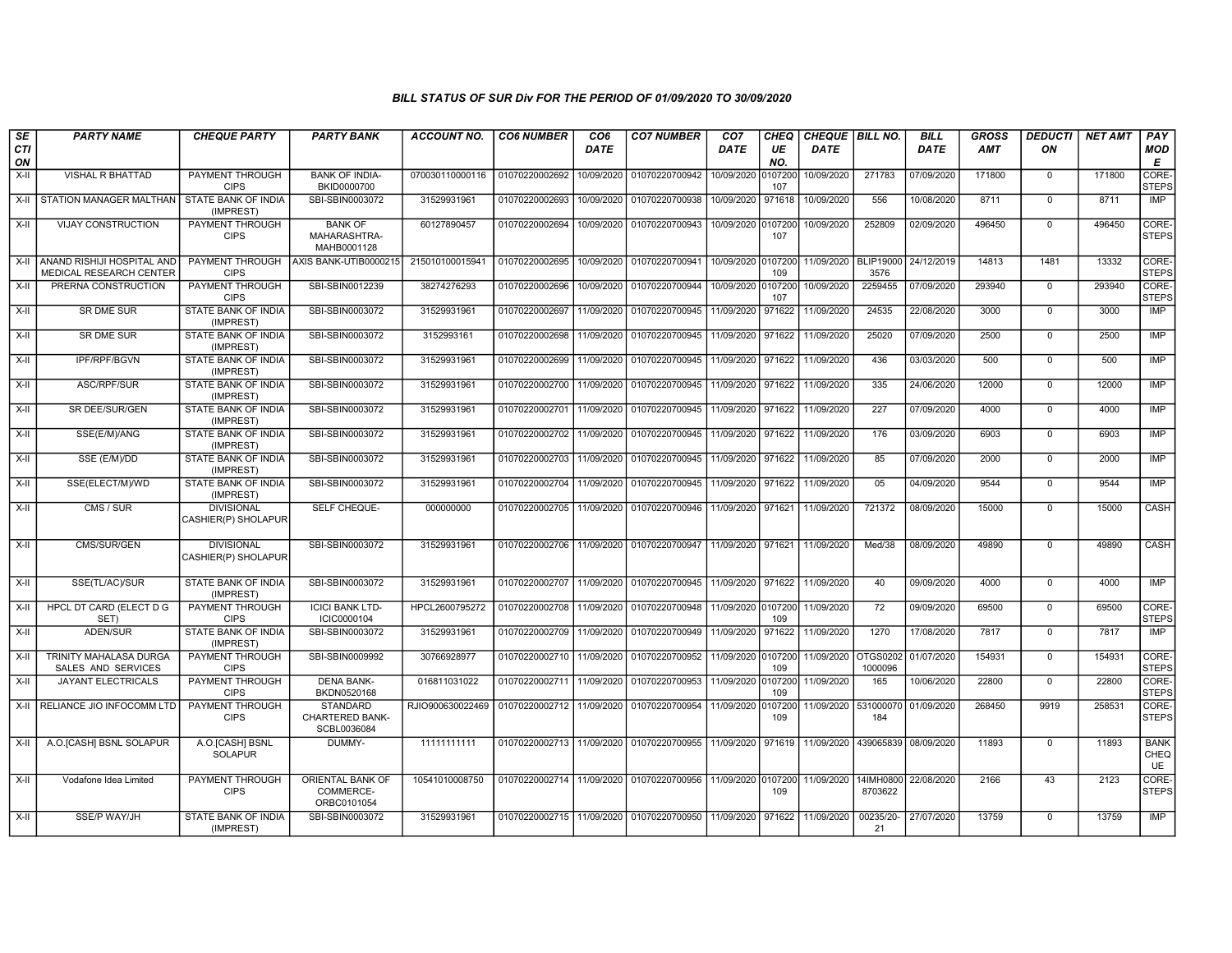### BILL STATUS OF SUR Div FOR THE PERIOD OF 01/09/2020 TO 30/09/2020

| SECTION | PARTY NAME | CHEQUE PARTY | PARTY BANK | ACCOUNT NO. | CO6 NUMBER | CO6 DATE | CO7 NUMBER | CO7 DATE | CHEQUE NO. | CHEQUE DATE | BILL NO. | BILL DATE | GROSS AMT | DEDUCTION | NET AMT | PAY MODE |
|---|---|---|---|---|---|---|---|---|---|---|---|---|---|---|---|---|
| X-II | VISHAL R BHATTAD | PAYMENT THROUGH CIPS | BANK OF INDIA-BKID0000700 | 070030110000116 | 01070220002692 | 10/09/2020 | 01070220700942 | 10/09/2020 | 0107200107 | 10/09/2020 | 271783 | 07/09/2020 | 171800 | 0 | 171800 | CORE-STEPS |
| X-II | STATION MANAGER MALTHAN | STATE BANK OF INDIA (IMPREST) | SBI-SBIN0003072 | 31529931961 | 01070220002693 | 10/09/2020 | 01070220700938 | 10/09/2020 | 971618 | 10/09/2020 | 556 | 10/08/2020 | 8711 | 0 | 8711 | IMP |
| X-II | VIJAY CONSTRUCTION | PAYMENT THROUGH CIPS | BANK OF MAHARASHTRA-MAHB0001128 | 60127890457 | 01070220002694 | 10/09/2020 | 01070220700943 | 10/09/2020 | 0107200107 | 10/09/2020 | 252809 | 02/09/2020 | 496450 | 0 | 496450 | CORE-STEPS |
| X-II | ANAND RISHIJI HOSPITAL AND MEDICAL RESEARCH CENTER | PAYMENT THROUGH CIPS | AXIS BANK-UTIB0000215 | 215010100015941 | 01070220002695 | 10/09/2020 | 01070220700941 | 10/09/2020 | 0107200109 | 11/09/2020 | BLIP190003576 | 24/12/2019 | 14813 | 1481 | 13332 | CORE-STEPS |
| X-II | PRERNA CONSTRUCTION | PAYMENT THROUGH CIPS | SBI-SBIN0012239 | 38274276293 | 01070220002696 | 10/09/2020 | 01070220700944 | 10/09/2020 | 0107200107 | 10/09/2020 | 2259455 | 07/09/2020 | 293940 | 0 | 293940 | CORE-STEPS |
| X-II | SR DME SUR | STATE BANK OF INDIA (IMPREST) | SBI-SBIN0003072 | 31529931961 | 01070220002697 | 11/09/2020 | 01070220700945 | 11/09/2020 | 971622 | 11/09/2020 | 24535 | 22/08/2020 | 3000 | 0 | 3000 | IMP |
| X-II | SR DME SUR | STATE BANK OF INDIA (IMPREST) | SBI-SBIN0003072 | 3152993161 | 01070220002698 | 11/09/2020 | 01070220700945 | 11/09/2020 | 971622 | 11/09/2020 | 25020 | 07/09/2020 | 2500 | 0 | 2500 | IMP |
| X-II | IPF/RPF/BGVN | STATE BANK OF INDIA (IMPREST) | SBI-SBIN0003072 | 31529931961 | 01070220002699 | 11/09/2020 | 01070220700945 | 11/09/2020 | 971622 | 11/09/2020 | 436 | 03/03/2020 | 500 | 0 | 500 | IMP |
| X-II | ASC/RPF/SUR | STATE BANK OF INDIA (IMPREST) | SBI-SBIN0003072 | 31529931961 | 01070220002700 | 11/09/2020 | 01070220700945 | 11/09/2020 | 971622 | 11/09/2020 | 335 | 24/06/2020 | 12000 | 0 | 12000 | IMP |
| X-II | SR DEE/SUR/GEN | STATE BANK OF INDIA (IMPREST) | SBI-SBIN0003072 | 31529931961 | 01070220002701 | 11/09/2020 | 01070220700945 | 11/09/2020 | 971622 | 11/09/2020 | 227 | 07/09/2020 | 4000 | 0 | 4000 | IMP |
| X-II | SSE(E/M)/ANG | STATE BANK OF INDIA (IMPREST) | SBI-SBIN0003072 | 31529931961 | 01070220002702 | 11/09/2020 | 01070220700945 | 11/09/2020 | 971622 | 11/09/2020 | 176 | 03/09/2020 | 6903 | 0 | 6903 | IMP |
| X-II | SSE (E/M)/DD | STATE BANK OF INDIA (IMPREST) | SBI-SBIN0003072 | 31529931961 | 01070220002703 | 11/09/2020 | 01070220700945 | 11/09/2020 | 971622 | 11/09/2020 | 85 | 07/09/2020 | 2000 | 0 | 2000 | IMP |
| X-II | SSE(ELECT/M)/WD | STATE BANK OF INDIA (IMPREST) | SBI-SBIN0003072 | 31529931961 | 01070220002704 | 11/09/2020 | 01070220700945 | 11/09/2020 | 971622 | 11/09/2020 | 05 | 04/09/2020 | 9544 | 0 | 9544 | IMP |
| X-II | CMS / SUR | DIVISIONAL CASHIER(P) SHOLAPUR | SELF CHEQUE- | 000000000 | 01070220002705 | 11/09/2020 | 01070220700946 | 11/09/2020 | 971621 | 11/09/2020 | 721372 | 08/09/2020 | 15000 | 0 | 15000 | CASH |
| X-II | CMS/SUR/GEN | DIVISIONAL CASHIER(P) SHOLAPUR | SBI-SBIN0003072 | 31529931961 | 01070220002706 | 11/09/2020 | 01070220700947 | 11/09/2020 | 971621 | 11/09/2020 | Med/38 | 08/09/2020 | 49890 | 0 | 49890 | CASH |
| X-II | SSE(TL/AC)/SUR | STATE BANK OF INDIA (IMPREST) | SBI-SBIN0003072 | 31529931961 | 01070220002707 | 11/09/2020 | 01070220700945 | 11/09/2020 | 971622 | 11/09/2020 | 40 | 09/09/2020 | 4000 | 0 | 4000 | IMP |
| X-II | HPCL DT CARD (ELECT D G SET) | PAYMENT THROUGH CIPS | ICICI BANK LTD-ICIC0000104 | HPCL2600795272 | 01070220002708 | 11/09/2020 | 01070220700948 | 11/09/2020 | 0107200109 | 11/09/2020 | 72 | 09/09/2020 | 69500 | 0 | 69500 | CORE-STEPS |
| X-II | ADEN/SUR | STATE BANK OF INDIA (IMPREST) | SBI-SBIN0003072 | 31529931961 | 01070220002709 | 11/09/2020 | 01070220700949 | 11/09/2020 | 971622 | 11/09/2020 | 1270 | 17/08/2020 | 7817 | 0 | 7817 | IMP |
| X-II | TRINITY MAHALASA DURGA SALES AND SERVICES | PAYMENT THROUGH CIPS | SBI-SBIN0009992 | 30766928977 | 01070220002710 | 11/09/2020 | 01070220700952 | 11/09/2020 | 0107200109 | 11/09/2020 | OTGS02021000096 | 01/07/2020 | 154931 | 0 | 154931 | CORE-STEPS |
| X-II | JAYANT ELECTRICALS | PAYMENT THROUGH CIPS | DENA BANK-BKDN0520168 | 016811031022 | 01070220002711 | 11/09/2020 | 01070220700953 | 11/09/2020 | 0107200109 | 11/09/2020 | 165 | 10/06/2020 | 22800 | 0 | 22800 | CORE-STEPS |
| X-II | RELIANCE JIO INFOCOMM LTD | PAYMENT THROUGH CIPS | STANDARD CHARTERED BANK-SCBL0036084 | RJIO900630022469 | 01070220002712 | 11/09/2020 | 01070220700954 | 11/09/2020 | 0107200109 | 11/09/2020 | 531000070184 | 01/09/2020 | 268450 | 9919 | 258531 | CORE-STEPS |
| X-II | A.O.[CASH] BSNL SOLAPUR | A.O.[CASH] BSNL SOLAPUR | DUMMY- | 11111111111 | 01070220002713 | 11/09/2020 | 01070220700955 | 11/09/2020 | 971619 | 11/09/2020 | 439065839 | 08/09/2020 | 11893 | 0 | 11893 | BANK CHEQUE |
| X-II | Vodafone Idea Limited | PAYMENT THROUGH CIPS | ORIENTAL BANK OF COMMERCE-ORBC0101054 | 10541010008750 | 01070220002714 | 11/09/2020 | 01070220700956 | 11/09/2020 | 0107200109 | 11/09/2020 | 14IMH08008703622 | 22/08/2020 | 2166 | 43 | 2123 | CORE-STEPS |
| X-II | SSE/P WAY/JH | STATE BANK OF INDIA (IMPREST) | SBI-SBIN0003072 | 31529931961 | 01070220002715 | 11/09/2020 | 01070220700950 | 11/09/2020 | 971622 | 11/09/2020 | 00235/20-21 | 27/07/2020 | 13759 | 0 | 13759 | IMP |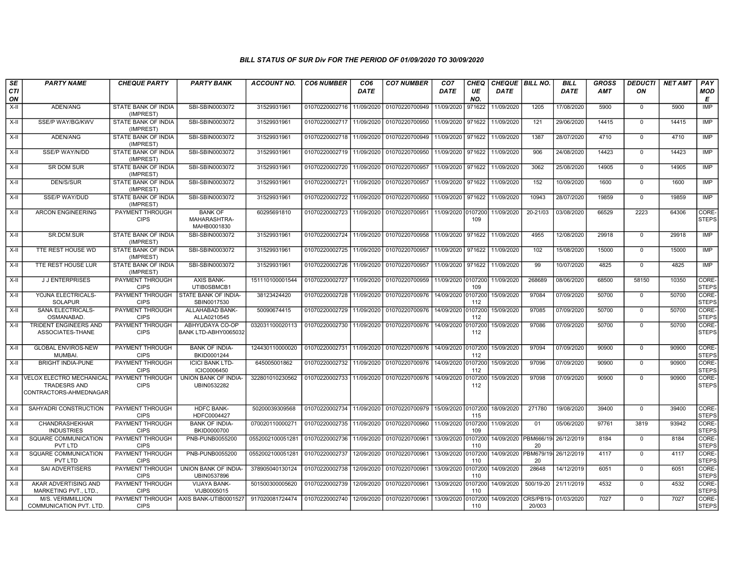### BILL STATUS OF SUR Div FOR THE PERIOD OF 01/09/2020 TO 30/09/2020

| SECTION | PARTY NAME | CHEQUE PARTY | PARTY BANK | ACCOUNT NO. | CO6 NUMBER | CO6 DATE | CO7 NUMBER | CO7 DATE | CHEQUE NO. | CHEQUE DATE | BILL NO. | BILL DATE | GROSS AMT | DEDUCTION | NET AMT | PAY MODE |
|---|---|---|---|---|---|---|---|---|---|---|---|---|---|---|---|---|
| X-II | ADEN/ANG | STATE BANK OF INDIA (IMPREST) | SBI-SBIN0003072 | 31529931961 | 01070220002716 | 11/09/2020 | 01070220700949 | 11/09/2020 | 971622 | 11/09/2020 | 1205 | 17/08/2020 | 5900 | 0 | 5900 | IMP |
| X-II | SSE/P WAY/BG/KWV | STATE BANK OF INDIA (IMPREST) | SBI-SBIN0003072 | 31529931961 | 01070220002717 | 11/09/2020 | 01070220700950 | 11/09/2020 | 971622 | 11/09/2020 | 121 | 29/06/2020 | 14415 | 0 | 14415 | IMP |
| X-II | ADEN/ANG | STATE BANK OF INDIA (IMPREST) | SBI-SBIN0003072 | 31529931961 | 01070220002718 | 11/09/2020 | 01070220700949 | 11/09/2020 | 971622 | 11/09/2020 | 1387 | 28/07/2020 | 4710 | 0 | 4710 | IMP |
| X-II | SSE/P WAY/N/DD | STATE BANK OF INDIA (IMPREST) | SBI-SBIN0003072 | 31529931961 | 01070220002719 | 11/09/2020 | 01070220700950 | 11/09/2020 | 971622 | 11/09/2020 | 906 | 24/08/2020 | 14423 | 0 | 14423 | IMP |
| X-II | SR DOM SUR | STATE BANK OF INDIA (IMPREST) | SBI-SBIN0003072 | 31529931961 | 01070220002720 | 11/09/2020 | 01070220700957 | 11/09/2020 | 971622 | 11/09/2020 | 3062 | 25/08/2020 | 14905 | 0 | 14905 | IMP |
| X-II | DEN/S/SUR | STATE BANK OF INDIA (IMPREST) | SBI-SBIN0003072 | 31529931961 | 01070220002721 | 11/09/2020 | 01070220700957 | 11/09/2020 | 971622 | 11/09/2020 | 152 | 10/09/2020 | 1600 | 0 | 1600 | IMP |
| X-II | SSE/P WAY/DUD | STATE BANK OF INDIA (IMPREST) | SBI-SBIN0003072 | 31529931961 | 01070220002722 | 11/09/2020 | 01070220700950 | 11/09/2020 | 971622 | 11/09/2020 | 10943 | 28/07/2020 | 19859 | 0 | 19859 | IMP |
| X-II | ARCON ENGINEERING | PAYMENT THROUGH CIPS | BANK OF MAHARASHTRA-MAHB0001830 | 60295691810 | 01070220002723 | 11/09/2020 | 01070220700951 | 11/09/2020 | 0107200109 | 11/09/2020 | 20-21/03 | 03/08/2020 | 66529 | 2223 | 64306 | CORE-STEPS |
| X-II | SR.DCM.SUR | STATE BANK OF INDIA (IMPREST) | SBI-SBIN0003072 | 31529931961 | 01070220002724 | 11/09/2020 | 01070220700958 | 11/09/2020 | 971622 | 11/09/2020 | 4955 | 12/08/2020 | 29918 | 0 | 29918 | IMP |
| X-II | TTE REST HOUSE WD | STATE BANK OF INDIA (IMPREST) | SBI-SBIN0003072 | 31529931961 | 01070220002725 | 11/09/2020 | 01070220700957 | 11/09/2020 | 971622 | 11/09/2020 | 102 | 15/08/2020 | 15000 | 0 | 15000 | IMP |
| X-II | TTE REST HOUSE LUR | STATE BANK OF INDIA (IMPREST) | SBI-SBIN0003072 | 31529931961 | 01070220002726 | 11/09/2020 | 01070220700957 | 11/09/2020 | 971622 | 11/09/2020 | 99 | 10/07/2020 | 4825 | 0 | 4825 | IMP |
| X-II | J J ENTERPRISES | PAYMENT THROUGH CIPS | AXIS BANK-UTIB0SBMCB1 | 151110100001544 | 01070220002727 | 11/09/2020 | 01070220700959 | 11/09/2020 | 0107200109 | 11/09/2020 | 268689 | 08/06/2020 | 68500 | 58150 | 10350 | CORE-STEPS |
| X-II | YOJNA ELECTRICALS-SOLAPUR | PAYMENT THROUGH CIPS | STATE BANK OF INDIA-SBIN0017530 | 38123424420 | 01070220002728 | 11/09/2020 | 01070220700976 | 14/09/2020 | 0107200112 | 15/09/2020 | 97084 | 07/09/2020 | 50700 | 0 | 50700 | CORE-STEPS |
| X-II | SANA ELECTRICALS-OSMANABAD. | PAYMENT THROUGH CIPS | ALLAHABAD BANK-ALLA0210545 | 50090674415 | 01070220002729 | 11/09/2020 | 01070220700976 | 14/09/2020 | 0107200112 | 15/09/2020 | 97085 | 07/09/2020 | 50700 | 0 | 50700 | CORE-STEPS |
| X-II | TRIDENT ENGINEERS AND ASSOCIATES-THANE | PAYMENT THROUGH CIPS | ABHYUDAYA CO-OP BANK LTD-ABHY0065032 | 032031100020113 | 01070220002730 | 11/09/2020 | 01070220700976 | 14/09/2020 | 0107200112 | 15/09/2020 | 97086 | 07/09/2020 | 50700 | 0 | 50700 | CORE-STEPS |
| X-II | GLOBAL ENVIROS-NEW MUMBAI. | PAYMENT THROUGH CIPS | BANK OF INDIA-BKID0001244 | 124430110000020 | 01070220002731 | 11/09/2020 | 01070220700976 | 14/09/2020 | 0107200112 | 15/09/2020 | 97094 | 07/09/2020 | 90900 | 0 | 90900 | CORE-STEPS |
| X-II | BRIGHT INDIA-PUNE | PAYMENT THROUGH CIPS | ICICI BANK LTD-ICIC0006450 | 645005001862 | 01070220002732 | 11/09/2020 | 01070220700976 | 14/09/2020 | 0107200112 | 15/09/2020 | 97096 | 07/09/2020 | 90900 | 0 | 90900 | CORE-STEPS |
| X-II | VELOX ELECTRO MECHANICAL TRADESRS AND CONTRACTORS-AHMEDNAGAR | PAYMENT THROUGH CIPS | UNION BANK OF INDIA-UBIN0532282 | 322801010230562 | 01070220002733 | 11/09/2020 | 01070220700976 | 14/09/2020 | 0107200112 | 15/09/2020 | 97098 | 07/09/2020 | 90900 | 0 | 90900 | CORE-STEPS |
| X-II | SAHYADRI CONSTRUCTION | PAYMENT THROUGH CIPS | HDFC BANK-HDFC0004427 | 50200039309568 | 01070220002734 | 11/09/2020 | 01070220700979 | 15/09/2020 | 0107200115 | 18/09/2020 | 271780 | 19/08/2020 | 39400 | 0 | 39400 | CORE-STEPS |
| X-II | CHANDRASHEKHAR INDUSTRIES | PAYMENT THROUGH CIPS | BANK OF INDIA-BKID0000700 | 070020110000271 | 01070220002735 | 11/09/2020 | 01070220700960 | 11/09/2020 | 0107200109 | 11/09/2020 | 01 | 05/06/2020 | 97761 | 3819 | 93942 | CORE-STEPS |
| X-II | SQUARE COMMUNICATION PVT LTD | PAYMENT THROUGH CIPS | PNB-PUNB0055200 | 0552002100051281 | 01070220002736 | 11/09/2020 | 01070220700961 | 13/09/2020 | 0107200110 | 14/09/2020 | PBM666/19-20 | 26/12/2019 | 8184 | 0 | 8184 | CORE-STEPS |
| X-II | SQUARE COMMUNICATION PVT LTD | PAYMENT THROUGH CIPS | PNB-PUNB0055200 | 0552002100051281 | 01070220002737 | 12/09/2020 | 01070220700961 | 13/09/2020 | 0107200110 | 14/09/2020 | PBM679/19-20 | 26/12/2019 | 4117 | 0 | 4117 | CORE-STEPS |
| X-II | SAI ADVERTISERS | PAYMENT THROUGH CIPS | UNION BANK OF INDIA-UBIN0537896 | 378905040130124 | 01070220002738 | 12/09/2020 | 01070220700961 | 13/09/2020 | 0107200110 | 14/09/2020 | 28648 | 14/12/2019 | 6051 | 0 | 6051 | CORE-STEPS |
| X-II | AKAR ADVERTISING AND MARKETING PVT., LTD., | PAYMENT THROUGH CIPS | VIJAYA BANK-VIJB0005015 | 501500300005620 | 01070220002739 | 12/09/2020 | 01070220700961 | 13/09/2020 | 0107200110 | 14/09/2020 | 500/19-20 | 21/11/2019 | 4532 | 0 | 4532 | CORE-STEPS |
| X-II | M/S. VERMMILLION COMMUNICATION PVT. LTD. | PAYMENT THROUGH CIPS | AXIS BANK-UTIB0001527 | 917020081724474 | 01070220002740 | 12/09/2020 | 01070220700961 | 13/09/2020 | 0107200110 | 14/09/2020 | CRS/PB19-20/003 | 01/03/2020 | 7027 | 0 | 7027 | CORE-STEPS |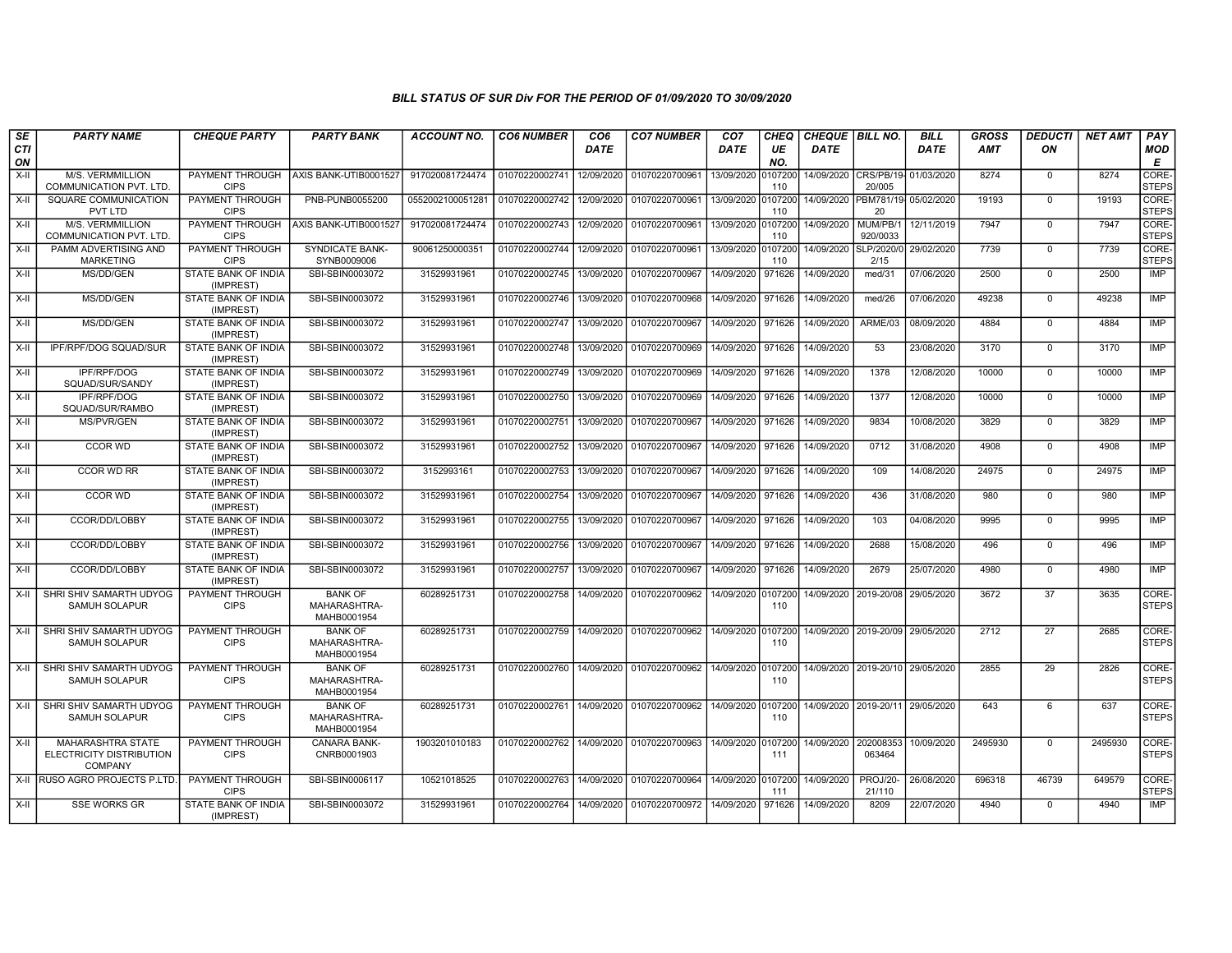## BILL STATUS OF SUR Div FOR THE PERIOD OF 01/09/2020 TO 30/09/2020

| SECTION | PARTY NAME | CHEQUE PARTY | PARTY BANK | ACCOUNT NO. | CO6 NUMBER | CO6 DATE | CO7 NUMBER | CO7 DATE | CHEQUE NO. | CHEQUE DATE | BILL NO. | BILL DATE | GROSS AMT | DEDUCTION | NET AMT | PAY MODE |
|---|---|---|---|---|---|---|---|---|---|---|---|---|---|---|---|---|
| X-II | M/S. VERMMILLION COMMUNICATION PVT. LTD. | PAYMENT THROUGH CIPS | AXIS BANK-UTIB0001527 | 917020081724474 | 01070220002741 | 12/09/2020 | 01070220700961 | 13/09/2020 | 0107200110 | 14/09/2020 | CRS/PB/19-20/005 | 01/03/2020 | 8274 | 0 | 8274 | CORE-STEPS |
| X-II | SQUARE COMMUNICATION PVT LTD | PAYMENT THROUGH CIPS | PNB-PUNB0055200 | 0552002100051281 | 01070220002742 | 12/09/2020 | 01070220700961 | 13/09/2020 | 0107200110 | 14/09/2020 | PBM781/19-20 | 05/02/2020 | 19193 | 0 | 19193 | CORE-STEPS |
| X-II | M/S. VERMMILLION COMMUNICATION PVT. LTD. | PAYMENT THROUGH CIPS | AXIS BANK-UTIB0001527 | 917020081724474 | 01070220002743 | 12/09/2020 | 01070220700961 | 13/09/2020 | 0107200110 | 14/09/2020 | MUM/PB/1920/0033 | 12/11/2019 | 7947 | 0 | 7947 | CORE-STEPS |
| X-II | PAMM ADVERTISING AND MARKETING | PAYMENT THROUGH CIPS | SYNDICATE BANK-SYNB0009006 | 90061250000351 | 01070220002744 | 12/09/2020 | 01070220700961 | 13/09/2020 | 0107200110 | 14/09/2020 | SLP/2020/02/15 | 29/02/2020 | 7739 | 0 | 7739 | CORE-STEPS |
| X-II | MS/DD/GEN | STATE BANK OF INDIA (IMPREST) | SBI-SBIN0003072 | 31529931961 | 01070220002745 | 13/09/2020 | 01070220700967 | 14/09/2020 | 971626 | 14/09/2020 | med/31 | 07/06/2020 | 2500 | 0 | 2500 | IMP |
| X-II | MS/DD/GEN | STATE BANK OF INDIA (IMPREST) | SBI-SBIN0003072 | 31529931961 | 01070220002746 | 13/09/2020 | 01070220700968 | 14/09/2020 | 971626 | 14/09/2020 | med/26 | 07/06/2020 | 49238 | 0 | 49238 | IMP |
| X-II | MS/DD/GEN | STATE BANK OF INDIA (IMPREST) | SBI-SBIN0003072 | 31529931961 | 01070220002747 | 13/09/2020 | 01070220700967 | 14/09/2020 | 971626 | 14/09/2020 | ARME/03 | 08/09/2020 | 4884 | 0 | 4884 | IMP |
| X-II | IPF/RPF/DOG SQUAD/SUR | STATE BANK OF INDIA (IMPREST) | SBI-SBIN0003072 | 31529931961 | 01070220002748 | 13/09/2020 | 01070220700969 | 14/09/2020 | 971626 | 14/09/2020 | 53 | 23/08/2020 | 3170 | 0 | 3170 | IMP |
| X-II | IPF/RPF/DOG SQUAD/SUR/SANDY | STATE BANK OF INDIA (IMPREST) | SBI-SBIN0003072 | 31529931961 | 01070220002749 | 13/09/2020 | 01070220700969 | 14/09/2020 | 971626 | 14/09/2020 | 1378 | 12/08/2020 | 10000 | 0 | 10000 | IMP |
| X-II | IPF/RPF/DOG SQUAD/SUR/RAMBO | STATE BANK OF INDIA (IMPREST) | SBI-SBIN0003072 | 31529931961 | 01070220002750 | 13/09/2020 | 01070220700969 | 14/09/2020 | 971626 | 14/09/2020 | 1377 | 12/08/2020 | 10000 | 0 | 10000 | IMP |
| X-II | MS/PVR/GEN | STATE BANK OF INDIA (IMPREST) | SBI-SBIN0003072 | 31529931961 | 01070220002751 | 13/09/2020 | 01070220700967 | 14/09/2020 | 971626 | 14/09/2020 | 9834 | 10/08/2020 | 3829 | 0 | 3829 | IMP |
| X-II | CCOR WD | STATE BANK OF INDIA (IMPREST) | SBI-SBIN0003072 | 31529931961 | 01070220002752 | 13/09/2020 | 01070220700967 | 14/09/2020 | 971626 | 14/09/2020 | 0712 | 31/08/2020 | 4908 | 0 | 4908 | IMP |
| X-II | CCOR WD RR | STATE BANK OF INDIA (IMPREST) | SBI-SBIN0003072 | 3152993161 | 01070220002753 | 13/09/2020 | 01070220700967 | 14/09/2020 | 971626 | 14/09/2020 | 109 | 14/08/2020 | 24975 | 0 | 24975 | IMP |
| X-II | CCOR WD | STATE BANK OF INDIA (IMPREST) | SBI-SBIN0003072 | 31529931961 | 01070220002754 | 13/09/2020 | 01070220700967 | 14/09/2020 | 971626 | 14/09/2020 | 436 | 31/08/2020 | 980 | 0 | 980 | IMP |
| X-II | CCOR/DD/LOBBY | STATE BANK OF INDIA (IMPREST) | SBI-SBIN0003072 | 31529931961 | 01070220002755 | 13/09/2020 | 01070220700967 | 14/09/2020 | 971626 | 14/09/2020 | 103 | 04/08/2020 | 9995 | 0 | 9995 | IMP |
| X-II | CCOR/DD/LOBBY | STATE BANK OF INDIA (IMPREST) | SBI-SBIN0003072 | 31529931961 | 01070220002756 | 13/09/2020 | 01070220700967 | 14/09/2020 | 971626 | 14/09/2020 | 2688 | 15/08/2020 | 496 | 0 | 496 | IMP |
| X-II | CCOR/DD/LOBBY | STATE BANK OF INDIA (IMPREST) | SBI-SBIN0003072 | 31529931961 | 01070220002757 | 13/09/2020 | 01070220700967 | 14/09/2020 | 971626 | 14/09/2020 | 2679 | 25/07/2020 | 4980 | 0 | 4980 | IMP |
| X-II | SHRI SHIV SAMARTH UDYOG SAMUH SOLAPUR | PAYMENT THROUGH CIPS | BANK OF MAHARASHTRA-MAHB0001954 | 60289251731 | 01070220002758 | 14/09/2020 | 01070220700962 | 14/09/2020 | 0107200110 | 14/09/2020 | 2019-20/08 | 29/05/2020 | 3672 | 37 | 3635 | CORE-STEPS |
| X-II | SHRI SHIV SAMARTH UDYOG SAMUH SOLAPUR | PAYMENT THROUGH CIPS | BANK OF MAHARASHTRA-MAHB0001954 | 60289251731 | 01070220002759 | 14/09/2020 | 01070220700962 | 14/09/2020 | 0107200110 | 14/09/2020 | 2019-20/09 | 29/05/2020 | 2712 | 27 | 2685 | CORE-STEPS |
| X-II | SHRI SHIV SAMARTH UDYOG SAMUH SOLAPUR | PAYMENT THROUGH CIPS | BANK OF MAHARASHTRA-MAHB0001954 | 60289251731 | 01070220002760 | 14/09/2020 | 01070220700962 | 14/09/2020 | 0107200110 | 14/09/2020 | 2019-20/10 | 29/05/2020 | 2855 | 29 | 2826 | CORE-STEPS |
| X-II | SHRI SHIV SAMARTH UDYOG SAMUH SOLAPUR | PAYMENT THROUGH CIPS | BANK OF MAHARASHTRA-MAHB0001954 | 60289251731 | 01070220002761 | 14/09/2020 | 01070220700962 | 14/09/2020 | 0107200110 | 14/09/2020 | 2019-20/11 | 29/05/2020 | 643 | 6 | 637 | CORE-STEPS |
| X-II | MAHARASHTRA STATE ELECTRICITY DISTRIBUTION COMPANY | PAYMENT THROUGH CIPS | CANARA BANK-CNRB0001903 | 1903201010183 | 01070220002762 | 14/09/2020 | 01070220700963 | 14/09/2020 | 0107200111 | 14/09/2020 | 202008353063464 | 10/09/2020 | 2495930 | 0 | 2495930 | CORE-STEPS |
| X-II | RUSO AGRO PROJECTS P.LTD. | PAYMENT THROUGH CIPS | SBI-SBIN0006117 | 10521018525 | 01070220002763 | 14/09/2020 | 01070220700964 | 14/09/2020 | 0107200111 | 14/09/2020 | PROJ/20-21/110 | 26/08/2020 | 696318 | 46739 | 649579 | CORE-STEPS |
| X-II | SSE WORKS GR | STATE BANK OF INDIA (IMPREST) | SBI-SBIN0003072 | 31529931961 | 01070220002764 | 14/09/2020 | 01070220700972 | 14/09/2020 | 971626 | 14/09/2020 | 8209 | 22/07/2020 | 4940 | 0 | 4940 | IMP |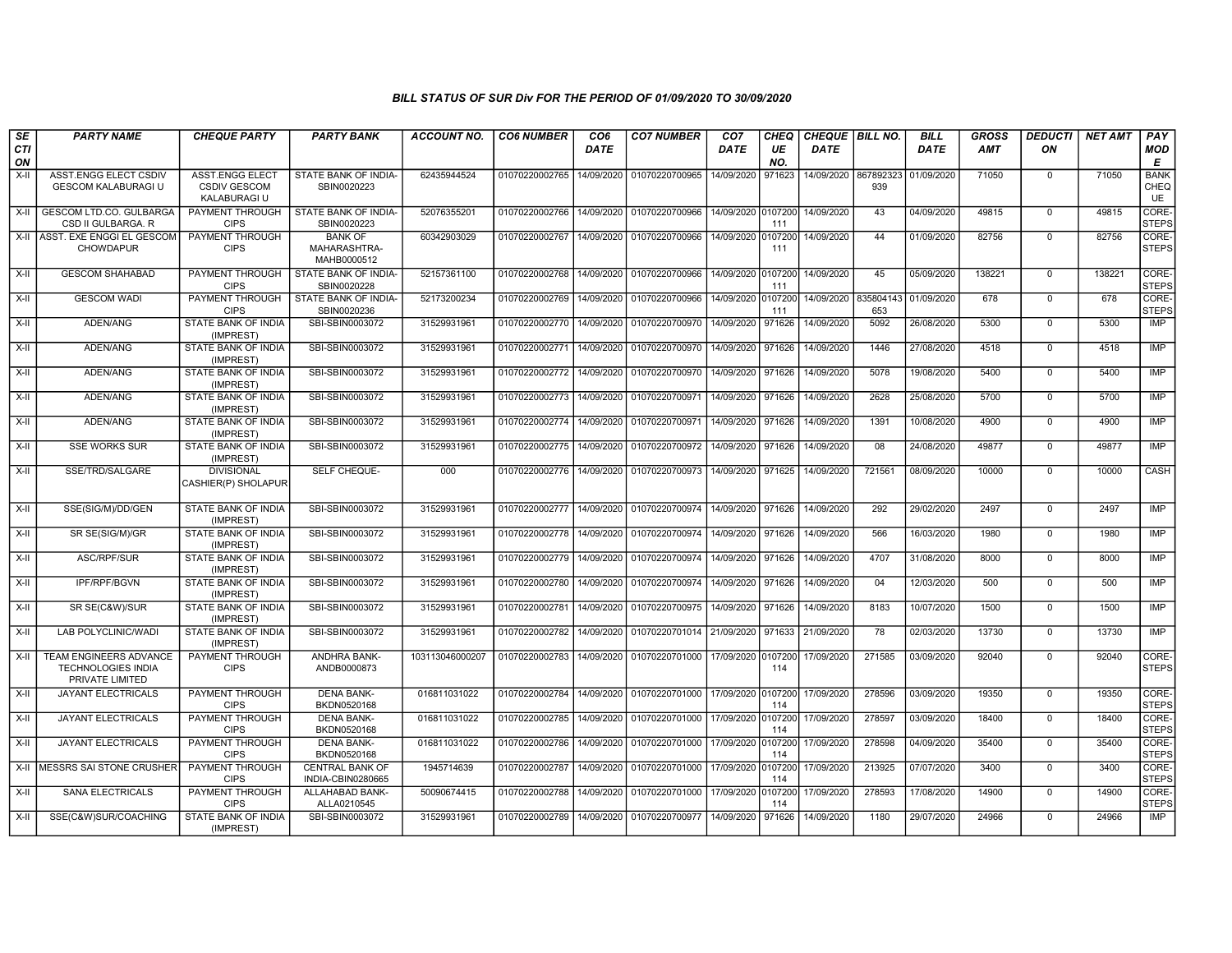### BILL STATUS OF SUR Div FOR THE PERIOD OF 01/09/2020 TO 30/09/2020

| SECTION | PARTY NAME | CHEQUE PARTY | PARTY BANK | ACCOUNT NO. | CO6 NUMBER | CO6 DATE | CO7 NUMBER | CO7 DATE | CHEQUE NO. | CHEQUE DATE | BILL NO. | BILL DATE | GROSS AMT | DEDUCTION | NET AMT | PAY MODE |
|---|---|---|---|---|---|---|---|---|---|---|---|---|---|---|---|---|
| X-II | ASST.ENGG ELECT CSDIV GESCOM KALABURAGI U | ASST.ENGG ELECT CSDIV GESCOM KALABURAGI U | STATE BANK OF INDIA-SBIN0020223 | 62435944524 | 01070220002765 | 14/09/2020 | 01070220700965 | 14/09/2020 | 971623 | 14/09/2020 | 867892323939 | 01/09/2020 | 71050 | 0 | 71050 | BANK CHEQUE |
| X-II | GESCOM LTD.CO. GULBARGA CSD II GULBARGA. R | PAYMENT THROUGH CIPS | STATE BANK OF INDIA-SBIN0020223 | 52076355201 | 01070220002766 | 14/09/2020 | 01070220700966 | 14/09/2020 | 0107200111 | 14/09/2020 | 43 | 04/09/2020 | 49815 | 0 | 49815 | CORE-STEPS |
| X-II | ASST. EXE ENGGI EL GESCOM CHOWDAPUR | PAYMENT THROUGH CIPS | BANK OF MAHARASHTRA-MAHB0000512 | 60342903029 | 01070220002767 | 14/09/2020 | 01070220700966 | 14/09/2020 | 0107200111 | 14/09/2020 | 44 | 01/09/2020 | 82756 | 0 | 82756 | CORE-STEPS |
| X-II | GESCOM SHAHABAD | PAYMENT THROUGH CIPS | STATE BANK OF INDIA-SBIN0020228 | 52157361100 | 01070220002768 | 14/09/2020 | 01070220700966 | 14/09/2020 | 0107200111 | 14/09/2020 | 45 | 05/09/2020 | 138221 | 0 | 138221 | CORE-STEPS |
| X-II | GESCOM WADI | PAYMENT THROUGH CIPS | STATE BANK OF INDIA-SBIN0020236 | 52173200234 | 01070220002769 | 14/09/2020 | 01070220700966 | 14/09/2020 | 0107200111 | 14/09/2020 | 835804143653 | 01/09/2020 | 678 | 0 | 678 | CORE-STEPS |
| X-II | ADEN/ANG | STATE BANK OF INDIA (IMPREST) | SBI-SBIN0003072 | 31529931961 | 01070220002770 | 14/09/2020 | 01070220700970 | 14/09/2020 | 971626 | 14/09/2020 | 5092 | 26/08/2020 | 5300 | 0 | 5300 | IMP |
| X-II | ADEN/ANG | STATE BANK OF INDIA (IMPREST) | SBI-SBIN0003072 | 31529931961 | 01070220002771 | 14/09/2020 | 01070220700970 | 14/09/2020 | 971626 | 14/09/2020 | 1446 | 27/08/2020 | 4518 | 0 | 4518 | IMP |
| X-II | ADEN/ANG | STATE BANK OF INDIA (IMPREST) | SBI-SBIN0003072 | 31529931961 | 01070220002772 | 14/09/2020 | 01070220700970 | 14/09/2020 | 971626 | 14/09/2020 | 5078 | 19/08/2020 | 5400 | 0 | 5400 | IMP |
| X-II | ADEN/ANG | STATE BANK OF INDIA (IMPREST) | SBI-SBIN0003072 | 31529931961 | 01070220002773 | 14/09/2020 | 01070220700971 | 14/09/2020 | 971626 | 14/09/2020 | 2628 | 25/08/2020 | 5700 | 0 | 5700 | IMP |
| X-II | ADEN/ANG | STATE BANK OF INDIA (IMPREST) | SBI-SBIN0003072 | 31529931961 | 01070220002774 | 14/09/2020 | 01070220700971 | 14/09/2020 | 971626 | 14/09/2020 | 1391 | 10/08/2020 | 4900 | 0 | 4900 | IMP |
| X-II | SSE WORKS SUR | STATE BANK OF INDIA (IMPREST) | SBI-SBIN0003072 | 31529931961 | 01070220002775 | 14/09/2020 | 01070220700972 | 14/09/2020 | 971626 | 14/09/2020 | 08 | 24/08/2020 | 49877 | 0 | 49877 | IMP |
| X-II | SSE/TRD/SALGARE | DIVISIONAL CASHIER(P) SHOLAPUR | SELF CHEQUE- | 000 | 01070220002776 | 14/09/2020 | 01070220700973 | 14/09/2020 | 971625 | 14/09/2020 | 721561 | 08/09/2020 | 10000 | 0 | 10000 | CASH |
| X-II | SSE(SIG/M)/DD/GEN | STATE BANK OF INDIA (IMPREST) | SBI-SBIN0003072 | 31529931961 | 01070220002777 | 14/09/2020 | 01070220700974 | 14/09/2020 | 971626 | 14/09/2020 | 292 | 29/02/2020 | 2497 | 0 | 2497 | IMP |
| X-II | SR SE(SIG/M)/GR | STATE BANK OF INDIA (IMPREST) | SBI-SBIN0003072 | 31529931961 | 01070220002778 | 14/09/2020 | 01070220700974 | 14/09/2020 | 971626 | 14/09/2020 | 566 | 16/03/2020 | 1980 | 0 | 1980 | IMP |
| X-II | ASC/RPF/SUR | STATE BANK OF INDIA (IMPREST) | SBI-SBIN0003072 | 31529931961 | 01070220002779 | 14/09/2020 | 01070220700974 | 14/09/2020 | 971626 | 14/09/2020 | 4707 | 31/08/2020 | 8000 | 0 | 8000 | IMP |
| X-II | IPF/RPF/BGVN | STATE BANK OF INDIA (IMPREST) | SBI-SBIN0003072 | 31529931961 | 01070220002780 | 14/09/2020 | 01070220700974 | 14/09/2020 | 971626 | 14/09/2020 | 04 | 12/03/2020 | 500 | 0 | 500 | IMP |
| X-II | SR SE(C&W)/SUR | STATE BANK OF INDIA (IMPREST) | SBI-SBIN0003072 | 31529931961 | 01070220002781 | 14/09/2020 | 01070220700975 | 14/09/2020 | 971626 | 14/09/2020 | 8183 | 10/07/2020 | 1500 | 0 | 1500 | IMP |
| X-II | LAB POLYCLINIC/WADI | STATE BANK OF INDIA (IMPREST) | SBI-SBIN0003072 | 31529931961 | 01070220002782 | 14/09/2020 | 01070220701014 | 21/09/2020 | 971633 | 21/09/2020 | 78 | 02/03/2020 | 13730 | 0 | 13730 | IMP |
| X-II | TEAM ENGINEERS ADVANCE TECHNOLOGIES INDIA PRIVATE LIMITED | PAYMENT THROUGH CIPS | ANDHRA BANK-ANDB0000873 | 103113046000207 | 01070220002783 | 14/09/2020 | 01070220701000 | 17/09/2020 | 0107200114 | 17/09/2020 | 271585 | 03/09/2020 | 92040 | 0 | 92040 | CORE-STEPS |
| X-II | JAYANT ELECTRICALS | PAYMENT THROUGH CIPS | DENA BANK-BKDN0520168 | 016811031022 | 01070220002784 | 14/09/2020 | 01070220701000 | 17/09/2020 | 0107200114 | 17/09/2020 | 278596 | 03/09/2020 | 19350 | 0 | 19350 | CORE-STEPS |
| X-II | JAYANT ELECTRICALS | PAYMENT THROUGH CIPS | DENA BANK-BKDN0520168 | 016811031022 | 01070220002785 | 14/09/2020 | 01070220701000 | 17/09/2020 | 0107200114 | 17/09/2020 | 278597 | 03/09/2020 | 18400 | 0 | 18400 | CORE-STEPS |
| X-II | JAYANT ELECTRICALS | PAYMENT THROUGH CIPS | DENA BANK-BKDN0520168 | 016811031022 | 01070220002786 | 14/09/2020 | 01070220701000 | 17/09/2020 | 0107200114 | 17/09/2020 | 278598 | 04/09/2020 | 35400 | 0 | 35400 | CORE-STEPS |
| X-II | MESSRS SAI STONE CRUSHER | PAYMENT THROUGH CIPS | CENTRAL BANK OF INDIA-CBIN0280665 | 1945714639 | 01070220002787 | 14/09/2020 | 01070220701000 | 17/09/2020 | 0107200114 | 17/09/2020 | 213925 | 07/07/2020 | 3400 | 0 | 3400 | CORE-STEPS |
| X-II | SANA ELECTRICALS | PAYMENT THROUGH CIPS | ALLAHABAD BANK-ALLA0210545 | 50090674415 | 01070220002788 | 14/09/2020 | 01070220701000 | 17/09/2020 | 0107200114 | 17/09/2020 | 278593 | 17/08/2020 | 14900 | 0 | 14900 | CORE-STEPS |
| X-II | SSE(C&W)SUR/COACHING | STATE BANK OF INDIA (IMPREST) | SBI-SBIN0003072 | 31529931961 | 01070220002789 | 14/09/2020 | 01070220700977 | 14/09/2020 | 971626 | 14/09/2020 | 1180 | 29/07/2020 | 24966 | 0 | 24966 | IMP |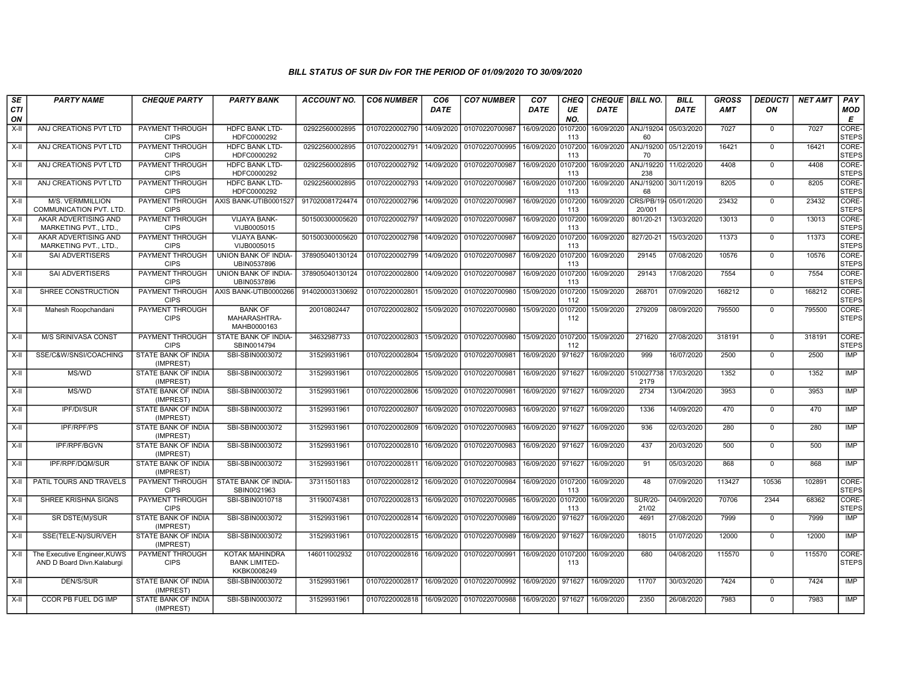### BILL STATUS OF SUR Div FOR THE PERIOD OF 01/09/2020 TO 30/09/2020

| SECTION | PARTY NAME | CHEQUE PARTY | PARTY BANK | ACCOUNT NO. | CO6 NUMBER | CO6 DATE | CO7 NUMBER | CO7 DATE | CHEQUE NO. | CHEQUE DATE | BILL NO. | BILL DATE | GROSS AMT | DEDUCTION | NET AMT | PAY MODE |
|---|---|---|---|---|---|---|---|---|---|---|---|---|---|---|---|---|
| X-II | ANJ CREATIONS PVT LTD | PAYMENT THROUGH CIPS | HDFC BANK LTD-HDFC0000292 | 02922560002895 | 01070220002790 | 14/09/2020 | 01070220700987 | 16/09/2020 | 0107200113 | 16/09/2020 | ANJ/1920460 | 05/03/2020 | 7027 | 0 | 7027 | CORE-STEPS |
| X-II | ANJ CREATIONS PVT LTD | PAYMENT THROUGH CIPS | HDFC BANK LTD-HDFC0000292 | 02922560002895 | 01070220002791 | 14/09/2020 | 01070220700995 | 16/09/2020 | 0107200113 | 16/09/2020 | ANJ/1920070 | 05/12/2019 | 16421 | 0 | 16421 | CORE-STEPS |
| X-II | ANJ CREATIONS PVT LTD | PAYMENT THROUGH CIPS | HDFC BANK LTD-HDFC0000292 | 02922560002895 | 01070220002792 | 14/09/2020 | 01070220700987 | 16/09/2020 | 0107200113 | 16/09/2020 | ANJ/19220238 | 11/02/2020 | 4408 | 0 | 4408 | CORE-STEPS |
| X-II | ANJ CREATIONS PVT LTD | PAYMENT THROUGH CIPS | HDFC BANK LTD-HDFC0000292 | 02922560002895 | 01070220002793 | 14/09/2020 | 01070220700987 | 16/09/2020 | 0107200113 | 16/09/2020 | ANJ/1920068 | 30/11/2019 | 8205 | 0 | 8205 | CORE-STEPS |
| X-II | M/S. VERMMILLION COMMUNICATION PVT. LTD. | PAYMENT THROUGH CIPS | AXIS BANK-UTIB0001527 | 917020081724474 | 01070220002796 | 14/09/2020 | 01070220700987 | 16/09/2020 | 0107200113 | 16/09/2020 | CRS/PB/19-20/001 | 05/01/2020 | 23432 | 0 | 23432 | CORE-STEPS |
| X-II | AKAR ADVERTISING AND MARKETING PVT., LTD., | PAYMENT THROUGH CIPS | VIJAYA BANK-VIJB0005015 | 501500300005620 | 01070220002797 | 14/09/2020 | 01070220700987 | 16/09/2020 | 0107200113 | 16/09/2020 | 801/20-21 | 13/03/2020 | 13013 | 0 | 13013 | CORE-STEPS |
| X-II | AKAR ADVERTISING AND MARKETING PVT., LTD., | PAYMENT THROUGH CIPS | VIJAYA BANK-VIJB0005015 | 501500300005620 | 01070220002798 | 14/09/2020 | 01070220700987 | 16/09/2020 | 0107200113 | 16/09/2020 | 827/20-21 | 15/03/2020 | 11373 | 0 | 11373 | CORE-STEPS |
| X-II | SAI ADVERTISERS | PAYMENT THROUGH CIPS | UNION BANK OF INDIA-UBIN0537896 | 378905040130124 | 01070220002799 | 14/09/2020 | 01070220700987 | 16/09/2020 | 0107200113 | 16/09/2020 | 29145 | 07/08/2020 | 10576 | 0 | 10576 | CORE-STEPS |
| X-II | SAI ADVERTISERS | PAYMENT THROUGH CIPS | UNION BANK OF INDIA-UBIN0537896 | 378905040130124 | 01070220002800 | 14/09/2020 | 01070220700987 | 16/09/2020 | 0107200113 | 16/09/2020 | 29143 | 17/08/2020 | 7554 | 0 | 7554 | CORE-STEPS |
| X-II | SHREE CONSTRUCTION | PAYMENT THROUGH CIPS | AXIS BANK-UTIB0000266 | 914020003130692 | 01070220002801 | 15/09/2020 | 01070220700980 | 15/09/2020 | 0107200112 | 15/09/2020 | 268701 | 07/09/2020 | 168212 | 0 | 168212 | CORE-STEPS |
| X-II | Mahesh Roopchandani | PAYMENT THROUGH CIPS | BANK OF MAHARASHTRA-MAHB0000163 | 20010802447 | 01070220002802 | 15/09/2020 | 01070220700980 | 15/09/2020 | 0107200112 | 15/09/2020 | 279209 | 08/09/2020 | 795500 | 0 | 795500 | CORE-STEPS |
| X-II | M/S SRINIVASA CONST | PAYMENT THROUGH CIPS | STATE BANK OF INDIA-SBIN0014794 | 34632987733 | 01070220002803 | 15/09/2020 | 01070220700980 | 15/09/2020 | 0107200112 | 15/09/2020 | 271620 | 27/08/2020 | 318191 | 0 | 318191 | CORE-STEPS |
| X-II | SSE/C&W/SNSI/COACHING | STATE BANK OF INDIA (IMPREST) | SBI-SBIN0003072 | 31529931961 | 01070220002804 | 15/09/2020 | 01070220700981 | 16/09/2020 | 971627 | 16/09/2020 | 999 | 16/07/2020 | 2500 | 0 | 2500 | IMP |
| X-II | MS/WD | STATE BANK OF INDIA (IMPREST) | SBI-SBIN0003072 | 31529931961 | 01070220002805 | 15/09/2020 | 01070220700981 | 16/09/2020 | 971627 | 16/09/2020 | 5100277382179 | 17/03/2020 | 1352 | 0 | 1352 | IMP |
| X-II | MS/WD | STATE BANK OF INDIA (IMPREST) | SBI-SBIN0003072 | 31529931961 | 01070220002806 | 15/09/2020 | 01070220700981 | 16/09/2020 | 971627 | 16/09/2020 | 2734 | 13/04/2020 | 3953 | 0 | 3953 | IMP |
| X-II | IPF/DI/SUR | STATE BANK OF INDIA (IMPREST) | SBI-SBIN0003072 | 31529931961 | 01070220002807 | 16/09/2020 | 01070220700983 | 16/09/2020 | 971627 | 16/09/2020 | 1336 | 14/09/2020 | 470 | 0 | 470 | IMP |
| X-II | IPF/RPF/PS | STATE BANK OF INDIA (IMPREST) | SBI-SBIN0003072 | 31529931961 | 01070220002809 | 16/09/2020 | 01070220700983 | 16/09/2020 | 971627 | 16/09/2020 | 936 | 02/03/2020 | 280 | 0 | 280 | IMP |
| X-II | IPF/RPF/BGVN | STATE BANK OF INDIA (IMPREST) | SBI-SBIN0003072 | 31529931961 | 01070220002810 | 16/09/2020 | 01070220700983 | 16/09/2020 | 971627 | 16/09/2020 | 437 | 20/03/2020 | 500 | 0 | 500 | IMP |
| X-II | IPF/RPF/DQM/SUR | STATE BANK OF INDIA (IMPREST) | SBI-SBIN0003072 | 31529931961 | 01070220002811 | 16/09/2020 | 01070220700983 | 16/09/2020 | 971627 | 16/09/2020 | 91 | 05/03/2020 | 868 | 0 | 868 | IMP |
| X-II | PATIL TOURS AND TRAVELS | PAYMENT THROUGH CIPS | STATE BANK OF INDIA-SBIN0021963 | 37311501183 | 01070220002812 | 16/09/2020 | 01070220700984 | 16/09/2020 | 0107200113 | 16/09/2020 | 48 | 07/09/2020 | 113427 | 10536 | 102891 | CORE-STEPS |
| X-II | SHREE KRISHNA SIGNS | PAYMENT THROUGH CIPS | SBI-SBIN0010718 | 31190074381 | 01070220002813 | 16/09/2020 | 01070220700985 | 16/09/2020 | 0107200113 | 16/09/2020 | SUR/20-21/02 | 04/09/2020 | 70706 | 2344 | 68362 | CORE-STEPS |
| X-II | SR DSTE(M)/SUR | STATE BANK OF INDIA (IMPREST) | SBI-SBIN0003072 | 31529931961 | 01070220002814 | 16/09/2020 | 01070220700989 | 16/09/2020 | 971627 | 16/09/2020 | 4691 | 27/08/2020 | 7999 | 0 | 7999 | IMP |
| X-II | SSE(TELE-N)/SUR/VEH | STATE BANK OF INDIA (IMPREST) | SBI-SBIN0003072 | 31529931961 | 01070220002815 | 16/09/2020 | 01070220700989 | 16/09/2020 | 971627 | 16/09/2020 | 18015 | 01/07/2020 | 12000 | 0 | 12000 | IMP |
| X-II | The Executive Engineer,KUWS AND D Board Divn.Kalaburgi | PAYMENT THROUGH CIPS | KOTAK MAHINDRA BANK LIMITED-KKBK0008249 | 146011002932 | 01070220002816 | 16/09/2020 | 01070220700991 | 16/09/2020 | 0107200113 | 16/09/2020 | 680 | 04/08/2020 | 115570 | 0 | 115570 | CORE-STEPS |
| X-II | DEN/S/SUR | STATE BANK OF INDIA (IMPREST) | SBI-SBIN0003072 | 31529931961 | 01070220002817 | 16/09/2020 | 01070220700992 | 16/09/2020 | 971627 | 16/09/2020 | 11707 | 30/03/2020 | 7424 | 0 | 7424 | IMP |
| X-II | CCOR PB FUEL DG IMP | STATE BANK OF INDIA (IMPREST) | SBI-SBIN0003072 | 31529931961 | 01070220002818 | 16/09/2020 | 01070220700988 | 16/09/2020 | 971627 | 16/09/2020 | 2350 | 26/08/2020 | 7983 | 0 | 7983 | IMP |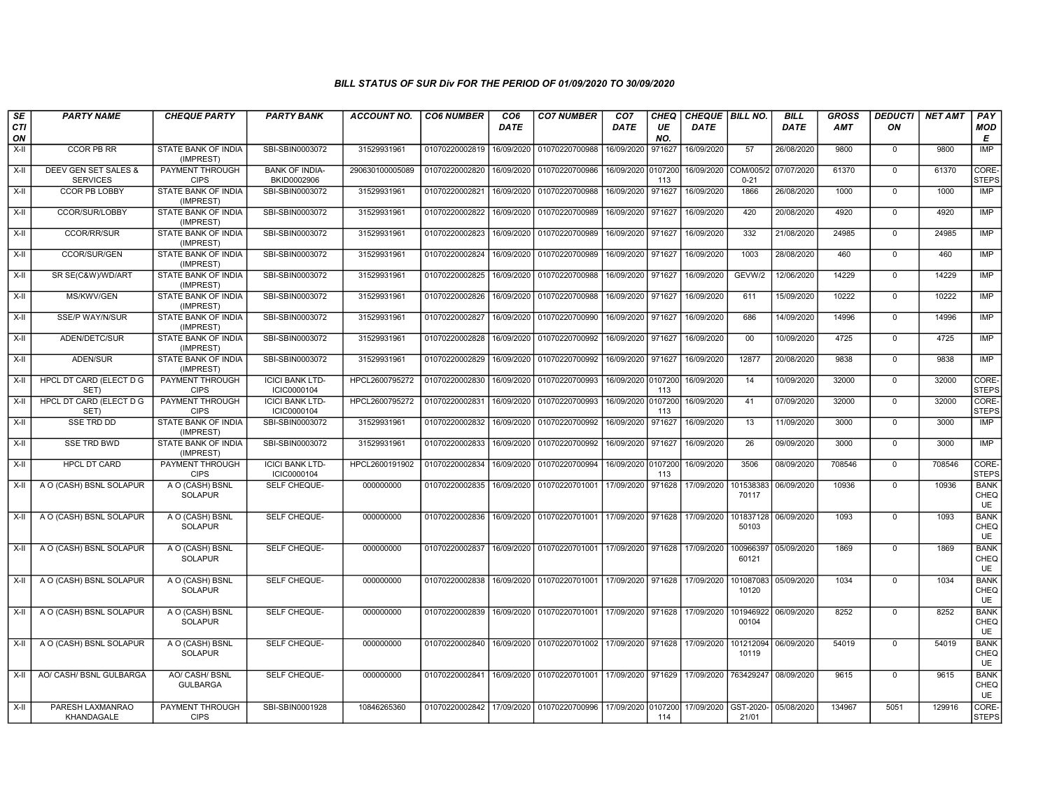## BILL STATUS OF SUR Div FOR THE PERIOD OF 01/09/2020 TO 30/09/2020

| SECTION | PARTY NAME | CHEQUE PARTY | PARTY BANK | ACCOUNT NO. | CO6 NUMBER | CO6 DATE | CO7 NUMBER | CO7 DATE | CHEQUE NO. | CHEQUE DATE | BILL NO. | BILL DATE | GROSS AMT | DEDUCTION | NET AMT | PAY MODE |
|---|---|---|---|---|---|---|---|---|---|---|---|---|---|---|---|---|
| X-II | CCOR PB RR | STATE BANK OF INDIA (IMPREST) | SBI-SBIN0003072 | 31529931961 | 01070220002819 | 16/09/2020 | 01070220700988 | 16/09/2020 | 971627 | 16/09/2020 | 57 | 26/08/2020 | 9800 | 0 | 9800 | IMP |
| X-II | DEEV GEN SET SALES & SERVICES | PAYMENT THROUGH CIPS | BANK OF INDIA-BKID0002906 | 290630100005089 | 01070220002820 | 16/09/2020 | 01070220700986 | 16/09/2020 | 0107200113 | 16/09/2020 | COM/005/20-21 | 07/07/2020 | 61370 | 0 | 61370 | CORE-STEPS |
| X-II | CCOR PB LOBBY | STATE BANK OF INDIA (IMPREST) | SBI-SBIN0003072 | 31529931961 | 01070220002821 | 16/09/2020 | 01070220700988 | 16/09/2020 | 971627 | 16/09/2020 | 1866 | 26/08/2020 | 1000 | 0 | 1000 | IMP |
| X-II | CCOR/SUR/LOBBY | STATE BANK OF INDIA (IMPREST) | SBI-SBIN0003072 | 31529931961 | 01070220002822 | 16/09/2020 | 01070220700989 | 16/09/2020 | 971627 | 16/09/2020 | 420 | 20/08/2020 | 4920 | 0 | 4920 | IMP |
| X-II | CCOR/RR/SUR | STATE BANK OF INDIA (IMPREST) | SBI-SBIN0003072 | 31529931961 | 01070220002823 | 16/09/2020 | 01070220700989 | 16/09/2020 | 971627 | 16/09/2020 | 332 | 21/08/2020 | 24985 | 0 | 24985 | IMP |
| X-II | CCOR/SUR/GEN | STATE BANK OF INDIA (IMPREST) | SBI-SBIN0003072 | 31529931961 | 01070220002824 | 16/09/2020 | 01070220700989 | 16/09/2020 | 971627 | 16/09/2020 | 1003 | 28/08/2020 | 460 | 0 | 460 | IMP |
| X-II | SR SE(C&W)/WD/ART | STATE BANK OF INDIA (IMPREST) | SBI-SBIN0003072 | 31529931961 | 01070220002825 | 16/09/2020 | 01070220700988 | 16/09/2020 | 971627 | 16/09/2020 | GEVW/2 | 12/06/2020 | 14229 | 0 | 14229 | IMP |
| X-II | MS/KWV/GEN | STATE BANK OF INDIA (IMPREST) | SBI-SBIN0003072 | 31529931961 | 01070220002826 | 16/09/2020 | 01070220700988 | 16/09/2020 | 971627 | 16/09/2020 | 611 | 15/09/2020 | 10222 | 0 | 10222 | IMP |
| X-II | SSE/P WAY/N/SUR | STATE BANK OF INDIA (IMPREST) | SBI-SBIN0003072 | 31529931961 | 01070220002827 | 16/09/2020 | 01070220700990 | 16/09/2020 | 971627 | 16/09/2020 | 686 | 14/09/2020 | 14996 | 0 | 14996 | IMP |
| X-II | ADEN/DETC/SUR | STATE BANK OF INDIA (IMPREST) | SBI-SBIN0003072 | 31529931961 | 01070220002828 | 16/09/2020 | 01070220700992 | 16/09/2020 | 971627 | 16/09/2020 | 00 | 10/09/2020 | 4725 | 0 | 4725 | IMP |
| X-II | ADEN/SUR | STATE BANK OF INDIA (IMPREST) | SBI-SBIN0003072 | 31529931961 | 01070220002829 | 16/09/2020 | 01070220700992 | 16/09/2020 | 971627 | 16/09/2020 | 12877 | 20/08/2020 | 9838 | 0 | 9838 | IMP |
| X-II | HPCL DT CARD (ELECT D G SET) | PAYMENT THROUGH CIPS | ICICI BANK LTD-ICIC0000104 | HPCL2600795272 | 01070220002830 | 16/09/2020 | 01070220700993 | 16/09/2020 | 0107200113 | 16/09/2020 | 14 | 10/09/2020 | 32000 | 0 | 32000 | CORE-STEPS |
| X-II | HPCL DT CARD (ELECT D G SET) | PAYMENT THROUGH CIPS | ICICI BANK LTD-ICIC0000104 | HPCL2600795272 | 01070220002831 | 16/09/2020 | 01070220700993 | 16/09/2020 | 0107200113 | 16/09/2020 | 41 | 07/09/2020 | 32000 | 0 | 32000 | CORE-STEPS |
| X-II | SSE TRD DD | STATE BANK OF INDIA (IMPREST) | SBI-SBIN0003072 | 31529931961 | 01070220002832 | 16/09/2020 | 01070220700992 | 16/09/2020 | 971627 | 16/09/2020 | 13 | 11/09/2020 | 3000 | 0 | 3000 | IMP |
| X-II | SSE TRD BWD | STATE BANK OF INDIA (IMPREST) | SBI-SBIN0003072 | 31529931961 | 01070220002833 | 16/09/2020 | 01070220700992 | 16/09/2020 | 971627 | 16/09/2020 | 26 | 09/09/2020 | 3000 | 0 | 3000 | IMP |
| X-II | HPCL DT CARD | PAYMENT THROUGH CIPS | ICICI BANK LTD-ICIC0000104 | HPCL2600191902 | 01070220002834 | 16/09/2020 | 01070220700994 | 16/09/2020 | 0107200113 | 16/09/2020 | 3506 | 08/09/2020 | 708546 | 0 | 708546 | CORE-STEPS |
| X-II | A O (CASH) BSNL SOLAPUR | A O (CASH) BSNL SOLAPUR | SELF CHEQUE- | 000000000 | 01070220002835 | 16/09/2020 | 01070220701001 | 17/09/2020 | 971628 | 17/09/2020 | 10153838370117 | 06/09/2020 | 10936 | 0 | 10936 | BANK CHEQUE |
| X-II | A O (CASH) BSNL SOLAPUR | A O (CASH) BSNL SOLAPUR | SELF CHEQUE- | 000000000 | 01070220002836 | 16/09/2020 | 01070220701001 | 17/09/2020 | 971628 | 17/09/2020 | 10183712850103 | 06/09/2020 | 1093 | 0 | 1093 | BANK CHEQUE |
| X-II | A O (CASH) BSNL SOLAPUR | A O (CASH) BSNL SOLAPUR | SELF CHEQUE- | 000000000 | 01070220002837 | 16/09/2020 | 01070220701001 | 17/09/2020 | 971628 | 17/09/2020 | 10096639760121 | 05/09/2020 | 1869 | 0 | 1869 | BANK CHEQUE |
| X-II | A O (CASH) BSNL SOLAPUR | A O (CASH) BSNL SOLAPUR | SELF CHEQUE- | 000000000 | 01070220002838 | 16/09/2020 | 01070220701001 | 17/09/2020 | 971628 | 17/09/2020 | 10108708310120 | 05/09/2020 | 1034 | 0 | 1034 | BANK CHEQUE |
| X-II | A O (CASH) BSNL SOLAPUR | A O (CASH) BSNL SOLAPUR | SELF CHEQUE- | 000000000 | 01070220002839 | 16/09/2020 | 01070220701001 | 17/09/2020 | 971628 | 17/09/2020 | 10194692200104 | 06/09/2020 | 8252 | 0 | 8252 | BANK CHEQUE |
| X-II | A O (CASH) BSNL SOLAPUR | A O (CASH) BSNL SOLAPUR | SELF CHEQUE- | 000000000 | 01070220002840 | 16/09/2020 | 01070220701002 | 17/09/2020 | 971628 | 17/09/2020 | 10121209410119 | 06/09/2020 | 54019 | 0 | 54019 | BANK CHEQUE |
| X-II | AO/ CASH/ BSNL GULBARGA | AO/ CASH/ BSNL GULBARGA | SELF CHEQUE- | 000000000 | 01070220002841 | 16/09/2020 | 01070220701001 | 17/09/2020 | 971629 | 17/09/2020 | 763429247 | 08/09/2020 | 9615 | 0 | 9615 | BANK CHEQUE |
| X-II | PARESH LAXMANRAO KHANDAGALE | PAYMENT THROUGH CIPS | SBI-SBIN0001928 | 10846265360 | 01070220002842 | 17/09/2020 | 01070220700996 | 17/09/2020 | 0107200114 | 17/09/2020 | GST-2020-21/01 | 05/08/2020 | 134967 | 5051 | 129916 | CORE-STEPS |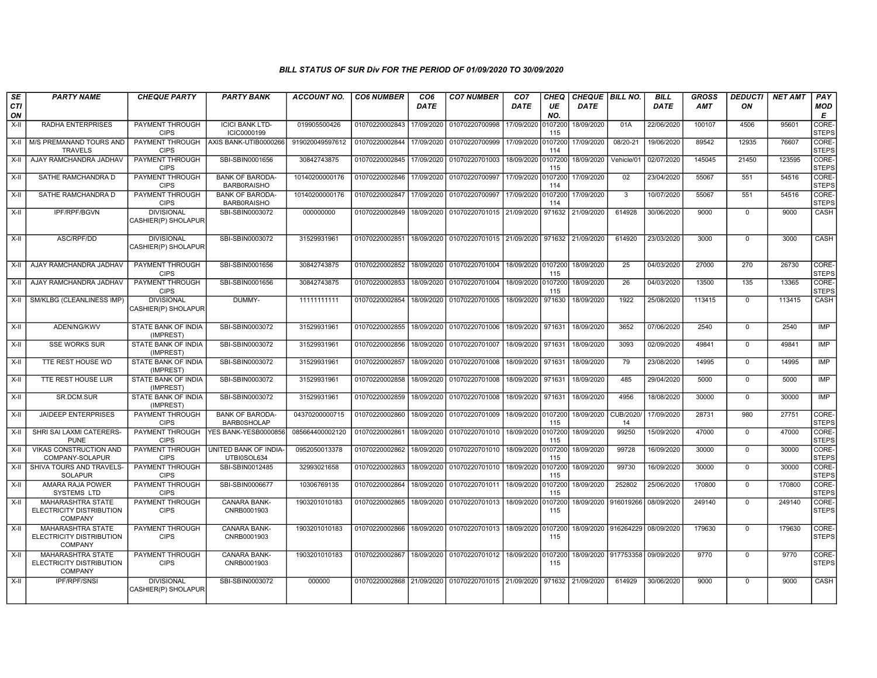## BILL STATUS OF SUR Div FOR THE PERIOD OF 01/09/2020 TO 30/09/2020

| SECTION | PARTY NAME | CHEQUE PARTY | PARTY BANK | ACCOUNT NO. | CO6 NUMBER | CO6 DATE | CO7 NUMBER | CO7 DATE | CHEQUE NO. | CHEQUE DATE | BILL NO. | BILL DATE | GROSS AMT | DEDUCTION | NET AMT | PAY MODE |
|---|---|---|---|---|---|---|---|---|---|---|---|---|---|---|---|---|
| X-II | RADHA ENTERPRISES | PAYMENT THROUGH CIPS | ICICI BANK LTD-ICIC0000199 | 019905500426 | 01070220002843 | 17/09/2020 | 01070220700998 | 17/09/2020 | 0107200115 | 18/09/2020 | 01A | 22/06/2020 | 100107 | 4506 | 95601 | CORE-STEPS |
| X-II | M/S PREMANAND TOURS AND TRAVELS | PAYMENT THROUGH CIPS | AXIS BANK-UTIB0000266 | 919020049597612 | 01070220002844 | 17/09/2020 | 01070220700999 | 17/09/2020 | 0107200114 | 17/09/2020 | 08/20-21 | 19/06/2020 | 89542 | 12935 | 76607 | CORE-STEPS |
| X-II | AJAY RAMCHANDRA JADHAV | PAYMENT THROUGH CIPS | SBI-SBIN0001656 | 30842743875 | 01070220002845 | 17/09/2020 | 01070220701003 | 18/09/2020 | 0107200115 | 18/09/2020 | Vehicle/01 | 02/07/2020 | 145045 | 21450 | 123595 | CORE-STEPS |
| X-II | SATHE RAMCHANDRA D | PAYMENT THROUGH CIPS | BANK OF BARODA-BARB0RAISHO | 10140200000176 | 01070220002846 | 17/09/2020 | 01070220700997 | 17/09/2020 | 0107200114 | 17/09/2020 | 02 | 23/04/2020 | 55067 | 551 | 54516 | CORE-STEPS |
| X-II | SATHE RAMCHANDRA D | PAYMENT THROUGH CIPS | BANK OF BARODA-BARB0RAISHO | 10140200000176 | 01070220002847 | 17/09/2020 | 01070220700997 | 17/09/2020 | 0107200114 | 17/09/2020 | 3 | 10/07/2020 | 55067 | 551 | 54516 | CORE-STEPS |
| X-II | IPF/RPF/BGVN | DIVISIONAL CASHIER(P) SHOLAPUR | SBI-SBIN0003072 | 000000000 | 01070220002849 | 18/09/2020 | 01070220701015 | 21/09/2020 | 971632 | 21/09/2020 | 614928 | 30/06/2020 | 9000 | 0 | 9000 | CASH |
| X-II | ASC/RPF/DD | DIVISIONAL CASHIER(P) SHOLAPUR | SBI-SBIN0003072 | 31529931961 | 01070220002851 | 18/09/2020 | 01070220701015 | 21/09/2020 | 971632 | 21/09/2020 | 614920 | 23/03/2020 | 3000 | 0 | 3000 | CASH |
| X-II | AJAY RAMCHANDRA JADHAV | PAYMENT THROUGH CIPS | SBI-SBIN0001656 | 30842743875 | 01070220002852 | 18/09/2020 | 01070220701004 | 18/09/2020 | 0107200115 | 18/09/2020 | 25 | 04/03/2020 | 27000 | 270 | 26730 | CORE-STEPS |
| X-II | AJAY RAMCHANDRA JADHAV | PAYMENT THROUGH CIPS | SBI-SBIN0001656 | 30842743875 | 01070220002853 | 18/09/2020 | 01070220701004 | 18/09/2020 | 0107200115 | 18/09/2020 | 26 | 04/03/2020 | 13500 | 135 | 13365 | CORE-STEPS |
| X-II | SM/KLBG (CLEANLINESS IMP) | DIVISIONAL CASHIER(P) SHOLAPUR | DUMMY- | 11111111111 | 01070220002854 | 18/09/2020 | 01070220701005 | 18/09/2020 | 971630 | 18/09/2020 | 1922 | 25/08/2020 | 113415 | 0 | 113415 | CASH |
| X-II | ADEN/NG/KWV | STATE BANK OF INDIA (IMPREST) | SBI-SBIN0003072 | 31529931961 | 01070220002855 | 18/09/2020 | 01070220701006 | 18/09/2020 | 971631 | 18/09/2020 | 3652 | 07/06/2020 | 2540 | 0 | 2540 | IMP |
| X-II | SSE WORKS SUR | STATE BANK OF INDIA (IMPREST) | SBI-SBIN0003072 | 31529931961 | 01070220002856 | 18/09/2020 | 01070220701007 | 18/09/2020 | 971631 | 18/09/2020 | 3093 | 02/09/2020 | 49841 | 0 | 49841 | IMP |
| X-II | TTE REST HOUSE WD | STATE BANK OF INDIA (IMPREST) | SBI-SBIN0003072 | 31529931961 | 01070220002857 | 18/09/2020 | 01070220701008 | 18/09/2020 | 971631 | 18/09/2020 | 79 | 23/08/2020 | 14995 | 0 | 14995 | IMP |
| X-II | TTE REST HOUSE LUR | STATE BANK OF INDIA (IMPREST) | SBI-SBIN0003072 | 31529931961 | 01070220002858 | 18/09/2020 | 01070220701008 | 18/09/2020 | 971631 | 18/09/2020 | 485 | 29/04/2020 | 5000 | 0 | 5000 | IMP |
| X-II | SR.DCM.SUR | STATE BANK OF INDIA (IMPREST) | SBI-SBIN0003072 | 31529931961 | 01070220002859 | 18/09/2020 | 01070220701008 | 18/09/2020 | 971631 | 18/09/2020 | 4956 | 18/08/2020 | 30000 | 0 | 30000 | IMP |
| X-II | JAIDEEP ENTERPRISES | PAYMENT THROUGH CIPS | BANK OF BARODA-BARB0SHOLAP | 04370200000715 | 01070220002860 | 18/09/2020 | 01070220701009 | 18/09/2020 | 0107200115 | 18/09/2020 | CUB/2020/14 | 17/09/2020 | 28731 | 980 | 27751 | CORE-STEPS |
| X-II | SHRI SAI LAXMI CATERERS-PUNE | PAYMENT THROUGH CIPS | YES BANK-YESB0000856 | 085664400002120 | 01070220002861 | 18/09/2020 | 01070220701010 | 18/09/2020 | 0107200115 | 18/09/2020 | 99250 | 15/09/2020 | 47000 | 0 | 47000 | CORE-STEPS |
| X-II | VIKAS CONSTRUCTION AND COMPANY-SOLAPUR | PAYMENT THROUGH CIPS | UNITED BANK OF INDIA-UTBI0SOL634 | 0952050013378 | 01070220002862 | 18/09/2020 | 01070220701010 | 18/09/2020 | 0107200115 | 18/09/2020 | 99728 | 16/09/2020 | 30000 | 0 | 30000 | CORE-STEPS |
| X-II | SHIVA TOURS AND TRAVELS-SOLAPUR | PAYMENT THROUGH CIPS | SBI-SBIN0012485 | 32993021658 | 01070220002863 | 18/09/2020 | 01070220701010 | 18/09/2020 | 0107200115 | 18/09/2020 | 99730 | 16/09/2020 | 30000 | 0 | 30000 | CORE-STEPS |
| X-II | AMARA RAJA POWER SYSTEMS LTD | PAYMENT THROUGH CIPS | SBI-SBIN0006677 | 10306769135 | 01070220002864 | 18/09/2020 | 01070220701011 | 18/09/2020 | 0107200115 | 18/09/2020 | 252802 | 25/06/2020 | 170800 | 0 | 170800 | CORE-STEPS |
| X-II | MAHARASHTRA STATE ELECTRICITY DISTRIBUTION COMPANY | PAYMENT THROUGH CIPS | CANARA BANK-CNRB0001903 | 1903201010183 | 01070220002865 | 18/09/2020 | 01070220701013 | 18/09/2020 | 0107200115 | 18/09/2020 | 916019266 | 08/09/2020 | 249140 | 0 | 249140 | CORE-STEPS |
| X-II | MAHARASHTRA STATE ELECTRICITY DISTRIBUTION COMPANY | PAYMENT THROUGH CIPS | CANARA BANK-CNRB0001903 | 1903201010183 | 01070220002866 | 18/09/2020 | 01070220701013 | 18/09/2020 | 0107200115 | 18/09/2020 | 916264229 | 08/09/2020 | 179630 | 0 | 179630 | CORE-STEPS |
| X-II | MAHARASHTRA STATE ELECTRICITY DISTRIBUTION COMPANY | PAYMENT THROUGH CIPS | CANARA BANK-CNRB0001903 | 1903201010183 | 01070220002867 | 18/09/2020 | 01070220701012 | 18/09/2020 | 0107200115 | 18/09/2020 | 917753358 | 09/09/2020 | 9770 | 0 | 9770 | CORE-STEPS |
| X-II | IPF/RPF/SNSI | DIVISIONAL CASHIER(P) SHOLAPUR | SBI-SBIN0003072 | 000000 | 01070220002868 | 21/09/2020 | 01070220701015 | 21/09/2020 | 971632 | 21/09/2020 | 614929 | 30/06/2020 | 9000 | 0 | 9000 | CASH |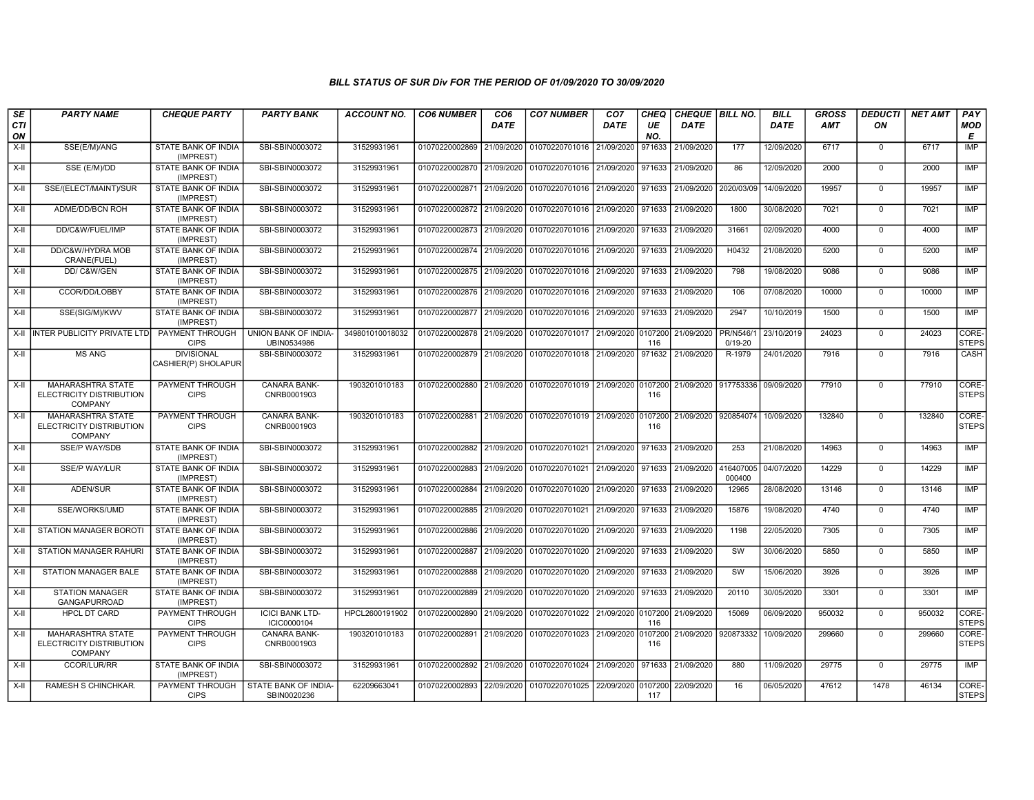# BILL STATUS OF SUR Div FOR THE PERIOD OF 01/09/2020 TO 30/09/2020

| SECTION | PARTY NAME | CHEQUE PARTY | PARTY BANK | ACCOUNT NO. | CO6 NUMBER | CO6 DATE | CO7 NUMBER | CO7 DATE | CHEQUE NO. | CHEQUE DATE | BILL NO. | BILL DATE | GROSS AMT | DEDUCTION | NET AMT | PAY MODE |
|---|---|---|---|---|---|---|---|---|---|---|---|---|---|---|---|---|
| X-II | SSE(E/M)/ANG | STATE BANK OF INDIA (IMPREST) | SBI-SBIN0003072 | 31529931961 | 01070220002869 | 21/09/2020 | 01070220701016 | 21/09/2020 | 971633 | 21/09/2020 | 177 | 12/09/2020 | 6717 | 0 | 6717 | IMP |
| X-II | SSE (E/M)/DD | STATE BANK OF INDIA (IMPREST) | SBI-SBIN0003072 | 31529931961 | 01070220002870 | 21/09/2020 | 01070220701016 | 21/09/2020 | 971633 | 21/09/2020 | 86 | 12/09/2020 | 2000 | 0 | 2000 | IMP |
| X-II | SSE/(ELECT/MAINT)/SUR | STATE BANK OF INDIA (IMPREST) | SBI-SBIN0003072 | 31529931961 | 01070220002871 | 21/09/2020 | 01070220701016 | 21/09/2020 | 971633 | 21/09/2020 | 2020/03/09 | 14/09/2020 | 19957 | 0 | 19957 | IMP |
| X-II | ADME/DD/BCN ROH | STATE BANK OF INDIA (IMPREST) | SBI-SBIN0003072 | 31529931961 | 01070220002872 | 21/09/2020 | 01070220701016 | 21/09/2020 | 971633 | 21/09/2020 | 1800 | 30/08/2020 | 7021 | 0 | 7021 | IMP |
| X-II | DD/C&W/FUEL/IMP | STATE BANK OF INDIA (IMPREST) | SBI-SBIN0003072 | 31529931961 | 01070220002873 | 21/09/2020 | 01070220701016 | 21/09/2020 | 971633 | 21/09/2020 | 31661 | 02/09/2020 | 4000 | 0 | 4000 | IMP |
| X-II | DD/C&W/HYDRA MOB CRANE(FUEL) | STATE BANK OF INDIA (IMPREST) | SBI-SBIN0003072 | 21529931961 | 01070220002874 | 21/09/2020 | 01070220701016 | 21/09/2020 | 971633 | 21/09/2020 | H0432 | 21/08/2020 | 5200 | 0 | 5200 | IMP |
| X-II | DD/ C&W/GEN | STATE BANK OF INDIA (IMPREST) | SBI-SBIN0003072 | 31529931961 | 01070220002875 | 21/09/2020 | 01070220701016 | 21/09/2020 | 971633 | 21/09/2020 | 798 | 19/08/2020 | 9086 | 0 | 9086 | IMP |
| X-II | CCOR/DD/LOBBY | STATE BANK OF INDIA (IMPREST) | SBI-SBIN0003072 | 31529931961 | 01070220002876 | 21/09/2020 | 01070220701016 | 21/09/2020 | 971633 | 21/09/2020 | 106 | 07/08/2020 | 10000 | 0 | 10000 | IMP |
| X-II | SSE(SIG/M)/KWV | STATE BANK OF INDIA (IMPREST) | SBI-SBIN0003072 | 31529931961 | 01070220002877 | 21/09/2020 | 01070220701016 | 21/09/2020 | 971633 | 21/09/2020 | 2947 | 10/10/2019 | 1500 | 0 | 1500 | IMP |
| X-II | INTER PUBLICITY PRIVATE LTD | PAYMENT THROUGH CIPS | UNION BANK OF INDIA-UBIN0534986 | 349801010018032 | 01070220002878 | 21/09/2020 | 01070220701017 | 21/09/2020 | 0107200116 | 21/09/2020 | PR/N546/10/19-20 | 23/10/2019 | 24023 | 0 | 24023 | CORE-STEPS |
| X-II | MS ANG | DIVISIONAL CASHIER(P) SHOLAPUR | SBI-SBIN0003072 | 31529931961 | 01070220002879 | 21/09/2020 | 01070220701018 | 21/09/2020 | 971632 | 21/09/2020 | R-1979 | 24/01/2020 | 7916 | 0 | 7916 | CASH |
| X-II | MAHARASHTRA STATE ELECTRICITY DISTRIBUTION COMPANY | PAYMENT THROUGH CIPS | CANARA BANK-CNRB0001903 | 1903201010183 | 01070220002880 | 21/09/2020 | 01070220701019 | 21/09/2020 | 0107200116 | 21/09/2020 | 917753336 | 09/09/2020 | 77910 | 0 | 77910 | CORE-STEPS |
| X-II | MAHARASHTRA STATE ELECTRICITY DISTRIBUTION COMPANY | PAYMENT THROUGH CIPS | CANARA BANK-CNRB0001903 | 1903201010183 | 01070220002881 | 21/09/2020 | 01070220701019 | 21/09/2020 | 0107200116 | 21/09/2020 | 920854074 | 10/09/2020 | 132840 | 0 | 132840 | CORE-STEPS |
| X-II | SSE/P WAY/SDB | STATE BANK OF INDIA (IMPREST) | SBI-SBIN0003072 | 31529931961 | 01070220002882 | 21/09/2020 | 01070220701021 | 21/09/2020 | 971633 | 21/09/2020 | 253 | 21/08/2020 | 14963 | 0 | 14963 | IMP |
| X-II | SSE/P WAY/LUR | STATE BANK OF INDIA (IMPREST) | SBI-SBIN0003072 | 31529931961 | 01070220002883 | 21/09/2020 | 01070220701021 | 21/09/2020 | 971633 | 21/09/2020 | 416407005000400 | 04/07/2020 | 14229 | 0 | 14229 | IMP |
| X-II | ADEN/SUR | STATE BANK OF INDIA (IMPREST) | SBI-SBIN0003072 | 31529931961 | 01070220002884 | 21/09/2020 | 01070220701020 | 21/09/2020 | 971633 | 21/09/2020 | 12965 | 28/08/2020 | 13146 | 0 | 13146 | IMP |
| X-II | SSE/WORKS/UMD | STATE BANK OF INDIA (IMPREST) | SBI-SBIN0003072 | 31529931961 | 01070220002885 | 21/09/2020 | 01070220701021 | 21/09/2020 | 971633 | 21/09/2020 | 15876 | 19/08/2020 | 4740 | 0 | 4740 | IMP |
| X-II | STATION MANAGER BOROTI | STATE BANK OF INDIA (IMPREST) | SBI-SBIN0003072 | 31529931961 | 01070220002886 | 21/09/2020 | 01070220701020 | 21/09/2020 | 971633 | 21/09/2020 | 1198 | 22/05/2020 | 7305 | 0 | 7305 | IMP |
| X-II | STATION MANAGER RAHURI | STATE BANK OF INDIA (IMPREST) | SBI-SBIN0003072 | 31529931961 | 01070220002887 | 21/09/2020 | 01070220701020 | 21/09/2020 | 971633 | 21/09/2020 | SW | 30/06/2020 | 5850 | 0 | 5850 | IMP |
| X-II | STATION MANAGER BALE | STATE BANK OF INDIA (IMPREST) | SBI-SBIN0003072 | 31529931961 | 01070220002888 | 21/09/2020 | 01070220701020 | 21/09/2020 | 971633 | 21/09/2020 | SW | 15/06/2020 | 3926 | 0 | 3926 | IMP |
| X-II | STATION MANAGER GANGAPURROAD | STATE BANK OF INDIA (IMPREST) | SBI-SBIN0003072 | 31529931961 | 01070220002889 | 21/09/2020 | 01070220701020 | 21/09/2020 | 971633 | 21/09/2020 | 20110 | 30/05/2020 | 3301 | 0 | 3301 | IMP |
| X-II | HPCL DT CARD | PAYMENT THROUGH CIPS | ICICI BANK LTD-ICIC0000104 | HPCL2600191902 | 01070220002890 | 21/09/2020 | 01070220701022 | 21/09/2020 | 0107200116 | 21/09/2020 | 15069 | 06/09/2020 | 950032 | 0 | 950032 | CORE-STEPS |
| X-II | MAHARASHTRA STATE ELECTRICITY DISTRIBUTION COMPANY | PAYMENT THROUGH CIPS | CANARA BANK-CNRB0001903 | 1903201010183 | 01070220002891 | 21/09/2020 | 01070220701023 | 21/09/2020 | 0107200116 | 21/09/2020 | 920873332 | 10/09/2020 | 299660 | 0 | 299660 | CORE-STEPS |
| X-II | CCOR/LUR/RR | STATE BANK OF INDIA (IMPREST) | SBI-SBIN0003072 | 31529931961 | 01070220002892 | 21/09/2020 | 01070220701024 | 21/09/2020 | 971633 | 21/09/2020 | 880 | 11/09/2020 | 29775 | 0 | 29775 | IMP |
| X-II | RAMESH S CHINCHKAR. | PAYMENT THROUGH CIPS | STATE BANK OF INDIA-SBIN0020236 | 62209663041 | 01070220002893 | 22/09/2020 | 01070220701025 | 22/09/2020 | 0107200117 | 22/09/2020 | 16 | 06/05/2020 | 47612 | 1478 | 46134 | CORE-STEPS |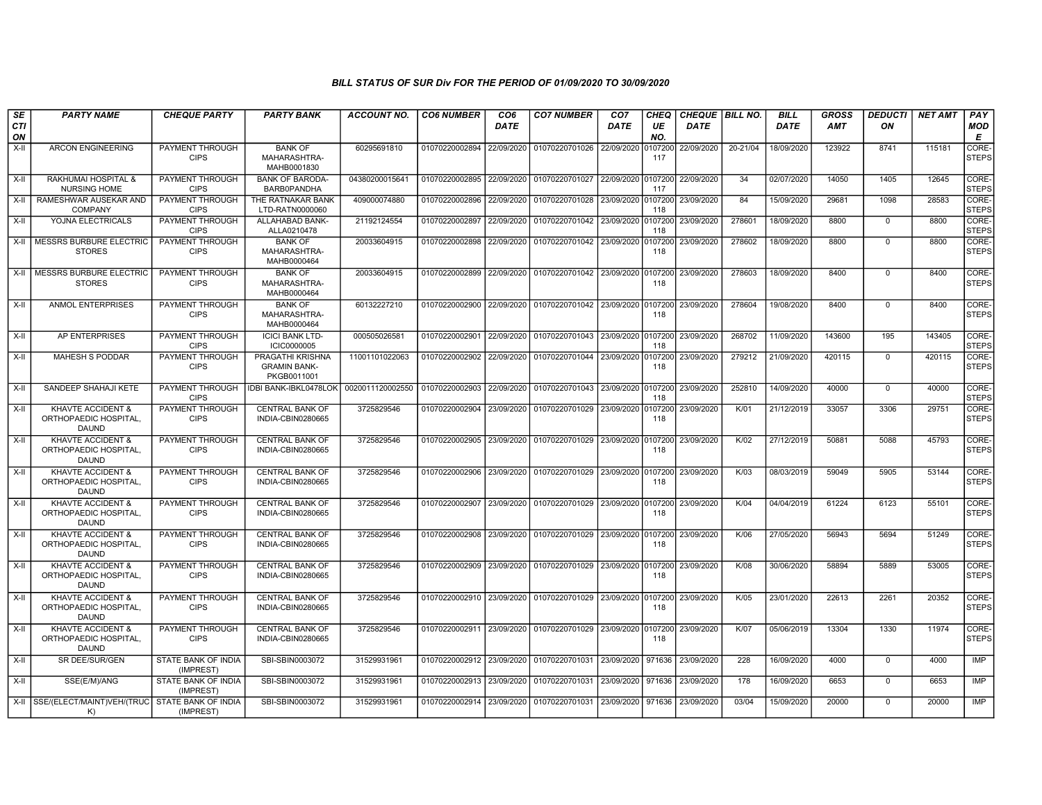## BILL STATUS OF SUR Div FOR THE PERIOD OF 01/09/2020 TO 30/09/2020

| SECTION | PARTY NAME | CHEQUE PARTY | PARTY BANK | ACCOUNT NO. | CO6 NUMBER | CO6 DATE | CO7 NUMBER | CO7 DATE | CHEQUE NO. | CHEQUE DATE | BILL NO. | BILL DATE | GROSS AMT | DEDUCTION | NET AMT | PAY MODE |
|---|---|---|---|---|---|---|---|---|---|---|---|---|---|---|---|---|
| X-II | ARCON ENGINEERING | PAYMENT THROUGH CIPS | BANK OF MAHARASHTRA-MAHB0001830 | 60295691810 | 01070220002894 | 22/09/2020 | 01070220701026 | 22/09/2020 | 0107200117 | 22/09/2020 | 20-21/04 | 18/09/2020 | 123922 | 8741 | 115181 | CORE-STEPS |
| X-II | RAKHUMAI HOSPITAL & NURSING HOME | PAYMENT THROUGH CIPS | BANK OF BARODA-BARB0PANDHA | 04380200015641 | 01070220002895 | 22/09/2020 | 01070220701027 | 22/09/2020 | 0107200117 | 22/09/2020 | 34 | 02/07/2020 | 14050 | 1405 | 12645 | CORE-STEPS |
| X-II | RAMESHWAR AUSEKAR AND COMPANY | PAYMENT THROUGH CIPS | THE RATNAKAR BANK LTD-RATN0000060 | 409000074880 | 01070220002896 | 22/09/2020 | 01070220701028 | 23/09/2020 | 0107200118 | 23/09/2020 | 84 | 15/09/2020 | 29681 | 1098 | 28583 | CORE-STEPS |
| X-II | YOJNA ELECTRICALS | PAYMENT THROUGH CIPS | ALLAHABAD BANK-ALLA0210478 | 21192124554 | 01070220002897 | 22/09/2020 | 01070220701042 | 23/09/2020 | 0107200118 | 23/09/2020 | 278601 | 18/09/2020 | 8800 | 0 | 8800 | CORE-STEPS |
| X-II | MESSRS BURBURE ELECTRIC STORES | PAYMENT THROUGH CIPS | BANK OF MAHARASHTRA-MAHB0000464 | 20033604915 | 01070220002898 | 22/09/2020 | 01070220701042 | 23/09/2020 | 0107200118 | 23/09/2020 | 278602 | 18/09/2020 | 8800 | 0 | 8800 | CORE-STEPS |
| X-II | MESSRS BURBURE ELECTRIC STORES | PAYMENT THROUGH CIPS | BANK OF MAHARASHTRA-MAHB0000464 | 20033604915 | 01070220002899 | 22/09/2020 | 01070220701042 | 23/09/2020 | 0107200118 | 23/09/2020 | 278603 | 18/09/2020 | 8400 | 0 | 8400 | CORE-STEPS |
| X-II | ANMOL ENTERPRISES | PAYMENT THROUGH CIPS | BANK OF MAHARASHTRA-MAHB0000464 | 60132227210 | 01070220002900 | 22/09/2020 | 01070220701042 | 23/09/2020 | 0107200118 | 23/09/2020 | 278604 | 19/08/2020 | 8400 | 0 | 8400 | CORE-STEPS |
| X-II | AP ENTERPRISES | PAYMENT THROUGH CIPS | ICICI BANK LTD-ICIC0000005 | 000505026581 | 01070220002901 | 22/09/2020 | 01070220701043 | 23/09/2020 | 0107200118 | 23/09/2020 | 268702 | 11/09/2020 | 143600 | 195 | 143405 | CORE-STEPS |
| X-II | MAHESH S PODDAR | PAYMENT THROUGH CIPS | PRAGATHI KRISHNA GRAMIN BANK-PKGB0011001 | 11001101022063 | 01070220002902 | 22/09/2020 | 01070220701044 | 23/09/2020 | 0107200118 | 23/09/2020 | 279212 | 21/09/2020 | 420115 | 0 | 420115 | CORE-STEPS |
| X-II | SANDEEP SHAHAJI KETE | PAYMENT THROUGH CIPS | IDBI BANK-IBKL0478LOK | 0020011120002550 | 01070220002903 | 22/09/2020 | 01070220701043 | 23/09/2020 | 0107200118 | 23/09/2020 | 252810 | 14/09/2020 | 40000 | 0 | 40000 | CORE-STEPS |
| X-II | KHAVTE ACCIDENT & ORTHOPAEDIC HOSPITAL, DAUND | PAYMENT THROUGH CIPS | CENTRAL BANK OF INDIA-CBIN0280665 | 3725829546 | 01070220002904 | 23/09/2020 | 01070220701029 | 23/09/2020 | 0107200118 | 23/09/2020 | K/01 | 21/12/2019 | 33057 | 3306 | 29751 | CORE-STEPS |
| X-II | KHAVTE ACCIDENT & ORTHOPAEDIC HOSPITAL, DAUND | PAYMENT THROUGH CIPS | CENTRAL BANK OF INDIA-CBIN0280665 | 3725829546 | 01070220002905 | 23/09/2020 | 01070220701029 | 23/09/2020 | 0107200118 | 23/09/2020 | K/02 | 27/12/2019 | 50881 | 5088 | 45793 | CORE-STEPS |
| X-II | KHAVTE ACCIDENT & ORTHOPAEDIC HOSPITAL, DAUND | PAYMENT THROUGH CIPS | CENTRAL BANK OF INDIA-CBIN0280665 | 3725829546 | 01070220002906 | 23/09/2020 | 01070220701029 | 23/09/2020 | 0107200118 | 23/09/2020 | K/03 | 08/03/2019 | 59049 | 5905 | 53144 | CORE-STEPS |
| X-II | KHAVTE ACCIDENT & ORTHOPAEDIC HOSPITAL, DAUND | PAYMENT THROUGH CIPS | CENTRAL BANK OF INDIA-CBIN0280665 | 3725829546 | 01070220002907 | 23/09/2020 | 01070220701029 | 23/09/2020 | 0107200118 | 23/09/2020 | K/04 | 04/04/2019 | 61224 | 6123 | 55101 | CORE-STEPS |
| X-II | KHAVTE ACCIDENT & ORTHOPAEDIC HOSPITAL, DAUND | PAYMENT THROUGH CIPS | CENTRAL BANK OF INDIA-CBIN0280665 | 3725829546 | 01070220002908 | 23/09/2020 | 01070220701029 | 23/09/2020 | 0107200118 | 23/09/2020 | K/06 | 27/05/2020 | 56943 | 5694 | 51249 | CORE-STEPS |
| X-II | KHAVTE ACCIDENT & ORTHOPAEDIC HOSPITAL, DAUND | PAYMENT THROUGH CIPS | CENTRAL BANK OF INDIA-CBIN0280665 | 3725829546 | 01070220002909 | 23/09/2020 | 01070220701029 | 23/09/2020 | 0107200118 | 23/09/2020 | K/08 | 30/06/2020 | 58894 | 5889 | 53005 | CORE-STEPS |
| X-II | KHAVTE ACCIDENT & ORTHOPAEDIC HOSPITAL, DAUND | PAYMENT THROUGH CIPS | CENTRAL BANK OF INDIA-CBIN0280665 | 3725829546 | 01070220002910 | 23/09/2020 | 01070220701029 | 23/09/2020 | 0107200118 | 23/09/2020 | K/05 | 23/01/2020 | 22613 | 2261 | 20352 | CORE-STEPS |
| X-II | KHAVTE ACCIDENT & ORTHOPAEDIC HOSPITAL, DAUND | PAYMENT THROUGH CIPS | CENTRAL BANK OF INDIA-CBIN0280665 | 3725829546 | 01070220002911 | 23/09/2020 | 01070220701029 | 23/09/2020 | 0107200118 | 23/09/2020 | K/07 | 05/06/2019 | 13304 | 1330 | 11974 | CORE-STEPS |
| X-II | SR DEE/SUR/GEN | STATE BANK OF INDIA (IMPREST) | SBI-SBIN0003072 | 31529931961 | 01070220002912 | 23/09/2020 | 01070220701031 | 23/09/2020 | 971636 | 23/09/2020 | 228 | 16/09/2020 | 4000 | 0 | 4000 | IMP |
| X-II | SSE(E/M)/ANG | STATE BANK OF INDIA (IMPREST) | SBI-SBIN0003072 | 31529931961 | 01070220002913 | 23/09/2020 | 01070220701031 | 23/09/2020 | 971636 | 23/09/2020 | 178 | 16/09/2020 | 6653 | 0 | 6653 | IMP |
| X-II | SSE/(ELECT/MAINT)VEH/(TRUCK) | STATE BANK OF INDIA (IMPREST) | SBI-SBIN0003072 | 31529931961 | 01070220002914 | 23/09/2020 | 01070220701031 | 23/09/2020 | 971636 | 23/09/2020 | 03/04 | 15/09/2020 | 20000 | 0 | 20000 | IMP |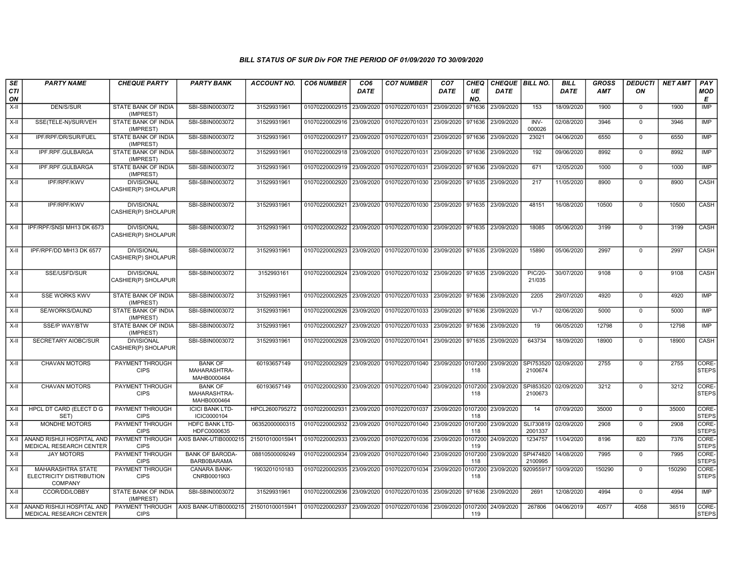### BILL STATUS OF SUR Div FOR THE PERIOD OF 01/09/2020 TO 30/09/2020

| SECTION | PARTY NAME | CHEQUE PARTY | PARTY BANK | ACCOUNT NO. | CO6 NUMBER | CO6 DATE | CO7 NUMBER | CO7 DATE | CHEQUE NO. | CHEQUE DATE | BILL NO. | BILL DATE | GROSS AMT | DEDUCTION | NET AMT | PAY MODE |
|---|---|---|---|---|---|---|---|---|---|---|---|---|---|---|---|---|
| X-II | DEN/S/SUR | STATE BANK OF INDIA (IMPREST) | SBI-SBIN0003072 | 31529931961 | 01070220002915 | 23/09/2020 | 01070220701031 | 23/09/2020 | 971636 | 23/09/2020 | 153 | 18/09/2020 | 1900 | 0 | 1900 | IMP |
| X-II | SSE(TELE-N)/SUR/VEH | STATE BANK OF INDIA (IMPREST) | SBI-SBIN0003072 | 31529931961 | 01070220002916 | 23/09/2020 | 01070220701031 | 23/09/2020 | 971636 | 23/09/2020 | INV-000026 | 02/08/2020 | 3946 | 0 | 3946 | IMP |
| X-II | IPF/RPF/DR/SUR/FUEL | STATE BANK OF INDIA (IMPREST) | SBI-SBIN0003072 | 31529931961 | 01070220002917 | 23/09/2020 | 01070220701031 | 23/09/2020 | 971636 | 23/09/2020 | 23021 | 04/06/2020 | 6550 | 0 | 6550 | IMP |
| X-II | IPF.RPF.GULBARGA | STATE BANK OF INDIA (IMPREST) | SBI-SBIN0003072 | 31529931961 | 01070220002918 | 23/09/2020 | 01070220701031 | 23/09/2020 | 971636 | 23/09/2020 | 192 | 09/06/2020 | 8992 | 0 | 8992 | IMP |
| X-II | IPF.RPF.GULBARGA | STATE BANK OF INDIA (IMPREST) | SBI-SBIN0003072 | 31529931961 | 01070220002919 | 23/09/2020 | 01070220701031 | 23/09/2020 | 971636 | 23/09/2020 | 671 | 12/05/2020 | 1000 | 0 | 1000 | IMP |
| X-II | IPF/RPF/KWV | DIVISIONAL CASHIER(P) SHOLAPUR | SBI-SBIN0003072 | 31529931961 | 01070220002920 | 23/09/2020 | 01070220701030 | 23/09/2020 | 971635 | 23/09/2020 | 217 | 11/05/2020 | 8900 | 0 | 8900 | CASH |
| X-II | IPF/RPF/KWV | DIVISIONAL CASHIER(P) SHOLAPUR | SBI-SBIN0003072 | 31529931961 | 01070220002921 | 23/09/2020 | 01070220701030 | 23/09/2020 | 971635 | 23/09/2020 | 48151 | 16/08/2020 | 10500 | 0 | 10500 | CASH |
| X-II | IPF/RPF/SNSI MH13 DK 6573 | DIVISIONAL CASHIER(P) SHOLAPUR | SBI-SBIN0003072 | 31529931961 | 01070220002922 | 23/09/2020 | 01070220701030 | 23/09/2020 | 971635 | 23/09/2020 | 18085 | 05/06/2020 | 3199 | 0 | 3199 | CASH |
| X-II | IPF/RPF/DD MH13 DK 6577 | DIVISIONAL CASHIER(P) SHOLAPUR | SBI-SBIN0003072 | 31529931961 | 01070220002923 | 23/09/2020 | 01070220701030 | 23/09/2020 | 971635 | 23/09/2020 | 15890 | 05/06/2020 | 2997 | 0 | 2997 | CASH |
| X-II | SSE/USFD/SUR | DIVISIONAL CASHIER(P) SHOLAPUR | SBI-SBIN0003072 | 3152993161 | 01070220002924 | 23/09/2020 | 01070220701032 | 23/09/2020 | 971635 | 23/09/2020 | PIC/20-21/035 | 30/07/2020 | 9108 | 0 | 9108 | CASH |
| X-II | SSE WORKS KWV | STATE BANK OF INDIA (IMPREST) | SBI-SBIN0003072 | 31529931961 | 01070220002925 | 23/09/2020 | 01070220701033 | 23/09/2020 | 971636 | 23/09/2020 | 2205 | 29/07/2020 | 4920 | 0 | 4920 | IMP |
| X-II | SE/WORKS/DAUND | STATE BANK OF INDIA (IMPREST) | SBI-SBIN0003072 | 31529931961 | 01070220002926 | 23/09/2020 | 01070220701033 | 23/09/2020 | 971636 | 23/09/2020 | VI-7 | 02/06/2020 | 5000 | 0 | 5000 | IMP |
| X-II | SSE/P WAY/BTW | STATE BANK OF INDIA (IMPREST) | SBI-SBIN0003072 | 31529931961 | 01070220002927 | 23/09/2020 | 01070220701033 | 23/09/2020 | 971636 | 23/09/2020 | 19 | 06/05/2020 | 12798 | 0 | 12798 | IMP |
| X-II | SECRETARY AIOBC/SUR | DIVISIONAL CASHIER(P) SHOLAPUR | SBI-SBIN0003072 | 31529931961 | 01070220002928 | 23/09/2020 | 01070220701041 | 23/09/2020 | 971635 | 23/09/2020 | 643734 | 18/09/2020 | 18900 | 0 | 18900 | CASH |
| X-II | CHAVAN MOTORS | PAYMENT THROUGH CIPS | BANK OF MAHARASHTRA-MAHB0000464 | 60193657149 | 01070220002929 | 23/09/2020 | 01070220701040 | 23/09/2020 | 0107200118 | 23/09/2020 | SPI7535202100674 | 02/09/2020 | 2755 | 0 | 2755 | CORE-STEPS |
| X-II | CHAVAN MOTORS | PAYMENT THROUGH CIPS | BANK OF MAHARASHTRA-MAHB0000464 | 60193657149 | 01070220002930 | 23/09/2020 | 01070220701040 | 23/09/2020 | 0107200118 | 23/09/2020 | SPI8535202100673 | 02/09/2020 | 3212 | 0 | 3212 | CORE-STEPS |
| X-II | HPCL DT CARD (ELECT D G SET) | PAYMENT THROUGH CIPS | ICICI BANK LTD-ICIC0000104 | HPCL2600795272 | 01070220002931 | 23/09/2020 | 01070220701037 | 23/09/2020 | 0107200118 | 23/09/2020 | 14 | 07/09/2020 | 35000 | 0 | 35000 | CORE-STEPS |
| X-II | MONDHE MOTORS | PAYMENT THROUGH CIPS | HDFC BANK LTD-HDFC0000635 | 06352000000315 | 01070220002932 | 23/09/2020 | 01070220701040 | 23/09/2020 | 0107200118 | 23/09/2020 | SLI7308192001337 | 02/09/2020 | 2908 | 0 | 2908 | CORE-STEPS |
| X-II | ANAND RISHIJI HOSPITAL AND MEDICAL RESEARCH CENTER | PAYMENT THROUGH CIPS | AXIS BANK-UTIB0000215 | 215010100015941 | 01070220002933 | 23/09/2020 | 01070220701036 | 23/09/2020 | 0107200119 | 24/09/2020 | 1234757 | 11/04/2020 | 8196 | 820 | 7376 | CORE-STEPS |
| X-II | JAY MOTORS | PAYMENT THROUGH CIPS | BANK OF BARODA-BARB0BARAMA | 08810500009249 | 01070220002934 | 23/09/2020 | 01070220701040 | 23/09/2020 | 0107200118 | 23/09/2020 | SPI4748202100995 | 14/08/2020 | 7995 | 0 | 7995 | CORE-STEPS |
| X-II | MAHARASHTRA STATE ELECTRICITY DISTRIBUTION COMPANY | PAYMENT THROUGH CIPS | CANARA BANK-CNRB0001903 | 1903201010183 | 01070220002935 | 23/09/2020 | 01070220701034 | 23/09/2020 | 0107200118 | 23/09/2020 | 920955917 | 10/09/2020 | 150290 | 0 | 150290 | CORE-STEPS |
| X-II | CCOR/DD/LOBBY | STATE BANK OF INDIA (IMPREST) | SBI-SBIN0003072 | 31529931961 | 01070220002936 | 23/09/2020 | 01070220701035 | 23/09/2020 | 971636 | 23/09/2020 | 2691 | 12/08/2020 | 4994 | 0 | 4994 | IMP |
| X-II | ANAND RISHIJI HOSPITAL AND MEDICAL RESEARCH CENTER | PAYMENT THROUGH CIPS | AXIS BANK-UTIB0000215 | 215010100015941 | 01070220002937 | 23/09/2020 | 01070220701036 | 23/09/2020 | 0107200119 | 24/09/2020 | 267806 | 04/06/2019 | 40577 | 4058 | 36519 | CORE-STEPS |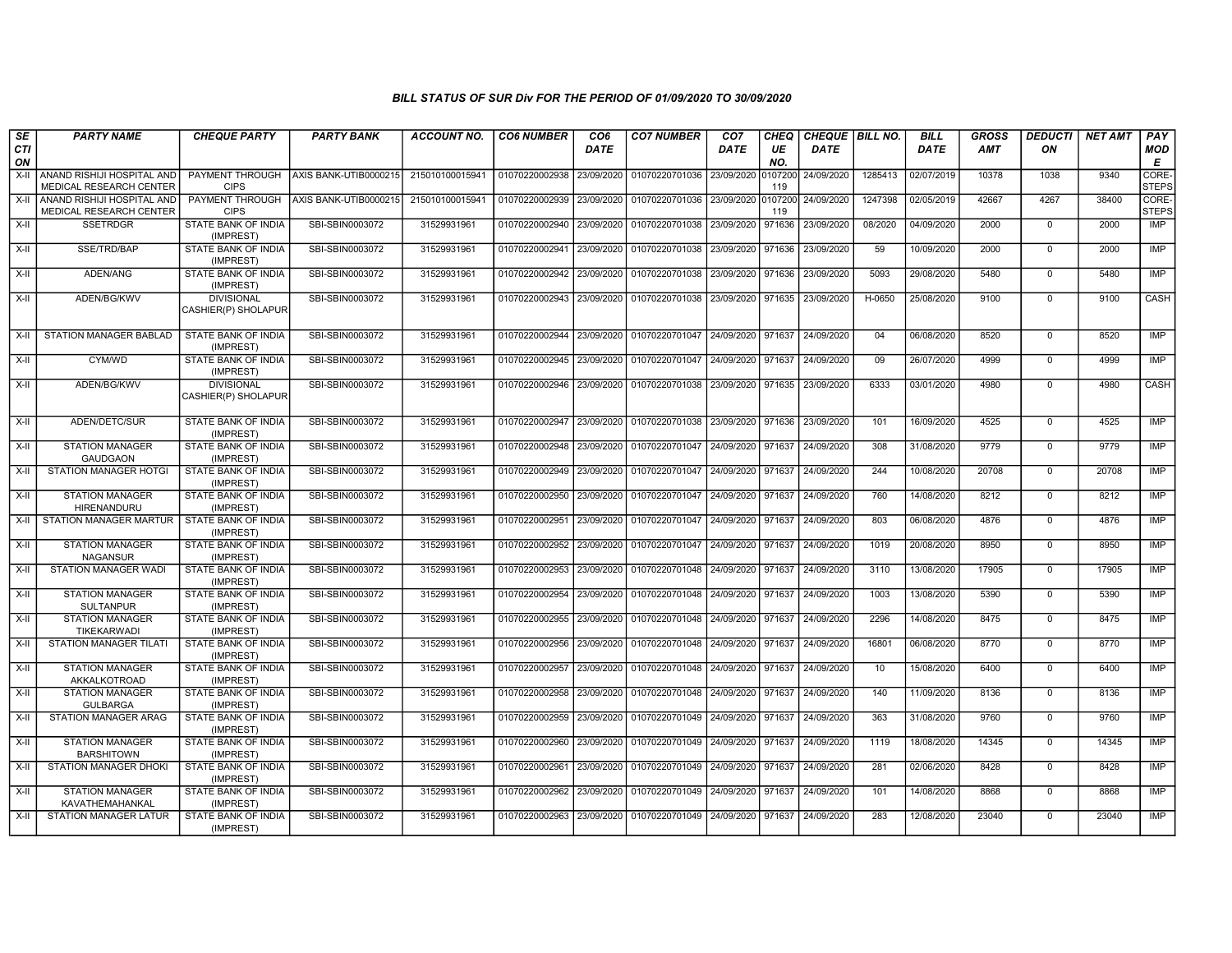*BILL STATUS OF SUR Div FOR THE PERIOD OF 01/09/2020 TO 30/09/2020*

| SECTION | PARTY NAME | CHEQUE PARTY | PARTY BANK | ACCOUNT NO. | CO6 NUMBER | CO6 DATE | CO7 NUMBER | CO7 DATE | CHEQUE NO. | CHEQUE DATE | BILL NO. | BILL DATE | GROSS AMT | DEDUCTION | NET AMT | PAY MODE |
|---|---|---|---|---|---|---|---|---|---|---|---|---|---|---|---|---|
| X-II | ANAND RISHIJI HOSPITAL AND MEDICAL RESEARCH CENTER | PAYMENT THROUGH CIPS | AXIS BANK-UTIB0000215 | 215010100015941 | 01070220002938 | 23/09/2020 | 01070220701036 | 23/09/2020 | 0107200119 | 24/09/2020 | 1285413 | 02/07/2019 | 10378 | 1038 | 9340 | CORE-STEPS |
| X-II | ANAND RISHIJI HOSPITAL AND MEDICAL RESEARCH CENTER | PAYMENT THROUGH CIPS | AXIS BANK-UTIB0000215 | 215010100015941 | 01070220002939 | 23/09/2020 | 01070220701036 | 23/09/2020 | 0107200119 | 24/09/2020 | 1247398 | 02/05/2019 | 42667 | 4267 | 38400 | CORE-STEPS |
| X-II | SSETRDGR | STATE BANK OF INDIA (IMPREST) | SBI-SBIN0003072 | 31529931961 | 01070220002940 | 23/09/2020 | 01070220701038 | 23/09/2020 | 971636 | 23/09/2020 | 08/2020 | 04/09/2020 | 2000 | 0 | 2000 | IMP |
| X-II | SSE/TRD/BAP | STATE BANK OF INDIA (IMPREST) | SBI-SBIN0003072 | 31529931961 | 01070220002941 | 23/09/2020 | 01070220701038 | 23/09/2020 | 971636 | 23/09/2020 | 59 | 10/09/2020 | 2000 | 0 | 2000 | IMP |
| X-II | ADEN/ANG | STATE BANK OF INDIA (IMPREST) | SBI-SBIN0003072 | 31529931961 | 01070220002942 | 23/09/2020 | 01070220701038 | 23/09/2020 | 971636 | 23/09/2020 | 5093 | 29/08/2020 | 5480 | 0 | 5480 | IMP |
| X-II | ADEN/BG/KWV | DIVISIONAL CASHIER(P) SHOLAPUR | SBI-SBIN0003072 | 31529931961 | 01070220002943 | 23/09/2020 | 01070220701038 | 23/09/2020 | 971635 | 23/09/2020 | H-0650 | 25/08/2020 | 9100 | 0 | 9100 | CASH |
| X-II | STATION MANAGER BABLAD | STATE BANK OF INDIA (IMPREST) | SBI-SBIN0003072 | 31529931961 | 01070220002944 | 23/09/2020 | 01070220701047 | 24/09/2020 | 971637 | 24/09/2020 | 04 | 06/08/2020 | 8520 | 0 | 8520 | IMP |
| X-II | CYM/WD | STATE BANK OF INDIA (IMPREST) | SBI-SBIN0003072 | 31529931961 | 01070220002945 | 23/09/2020 | 01070220701047 | 24/09/2020 | 971637 | 24/09/2020 | 09 | 26/07/2020 | 4999 | 0 | 4999 | IMP |
| X-II | ADEN/BG/KWV | DIVISIONAL CASHIER(P) SHOLAPUR | SBI-SBIN0003072 | 31529931961 | 01070220002946 | 23/09/2020 | 01070220701038 | 23/09/2020 | 971635 | 23/09/2020 | 6333 | 03/01/2020 | 4980 | 0 | 4980 | CASH |
| X-II | ADEN/DETC/SUR | STATE BANK OF INDIA (IMPREST) | SBI-SBIN0003072 | 31529931961 | 01070220002947 | 23/09/2020 | 01070220701038 | 23/09/2020 | 971636 | 23/09/2020 | 101 | 16/09/2020 | 4525 | 0 | 4525 | IMP |
| X-II | STATION MANAGER GAUDGAON | STATE BANK OF INDIA (IMPREST) | SBI-SBIN0003072 | 31529931961 | 01070220002948 | 23/09/2020 | 01070220701047 | 24/09/2020 | 971637 | 24/09/2020 | 308 | 31/08/2020 | 9779 | 0 | 9779 | IMP |
| X-II | STATION MANAGER HOTGI | STATE BANK OF INDIA (IMPREST) | SBI-SBIN0003072 | 31529931961 | 01070220002949 | 23/09/2020 | 01070220701047 | 24/09/2020 | 971637 | 24/09/2020 | 244 | 10/08/2020 | 20708 | 0 | 20708 | IMP |
| X-II | STATION MANAGER HIRENANDURU | STATE BANK OF INDIA (IMPREST) | SBI-SBIN0003072 | 31529931961 | 01070220002950 | 23/09/2020 | 01070220701047 | 24/09/2020 | 971637 | 24/09/2020 | 760 | 14/08/2020 | 8212 | 0 | 8212 | IMP |
| X-II | STATION MANAGER MARTUR | STATE BANK OF INDIA (IMPREST) | SBI-SBIN0003072 | 31529931961 | 01070220002951 | 23/09/2020 | 01070220701047 | 24/09/2020 | 971637 | 24/09/2020 | 803 | 06/08/2020 | 4876 | 0 | 4876 | IMP |
| X-II | STATION MANAGER NAGANSUR | STATE BANK OF INDIA (IMPREST) | SBI-SBIN0003072 | 31529931961 | 01070220002952 | 23/09/2020 | 01070220701047 | 24/09/2020 | 971637 | 24/09/2020 | 1019 | 20/08/2020 | 8950 | 0 | 8950 | IMP |
| X-II | STATION MANAGER WADI | STATE BANK OF INDIA (IMPREST) | SBI-SBIN0003072 | 31529931961 | 01070220002953 | 23/09/2020 | 01070220701048 | 24/09/2020 | 971637 | 24/09/2020 | 3110 | 13/08/2020 | 17905 | 0 | 17905 | IMP |
| X-II | STATION MANAGER SULTANPUR | STATE BANK OF INDIA (IMPREST) | SBI-SBIN0003072 | 31529931961 | 01070220002954 | 23/09/2020 | 01070220701048 | 24/09/2020 | 971637 | 24/09/2020 | 1003 | 13/08/2020 | 5390 | 0 | 5390 | IMP |
| X-II | STATION MANAGER TIKEKARWADI | STATE BANK OF INDIA (IMPREST) | SBI-SBIN0003072 | 31529931961 | 01070220002955 | 23/09/2020 | 01070220701048 | 24/09/2020 | 971637 | 24/09/2020 | 2296 | 14/08/2020 | 8475 | 0 | 8475 | IMP |
| X-II | STATION MANAGER TILATI | STATE BANK OF INDIA (IMPREST) | SBI-SBIN0003072 | 31529931961 | 01070220002956 | 23/09/2020 | 01070220701048 | 24/09/2020 | 971637 | 24/09/2020 | 16801 | 06/08/2020 | 8770 | 0 | 8770 | IMP |
| X-II | STATION MANAGER AKKALKOTROAD | STATE BANK OF INDIA (IMPREST) | SBI-SBIN0003072 | 31529931961 | 01070220002957 | 23/09/2020 | 01070220701048 | 24/09/2020 | 971637 | 24/09/2020 | 10 | 15/08/2020 | 6400 | 0 | 6400 | IMP |
| X-II | STATION MANAGER GULBARGA | STATE BANK OF INDIA (IMPREST) | SBI-SBIN0003072 | 31529931961 | 01070220002958 | 23/09/2020 | 01070220701048 | 24/09/2020 | 971637 | 24/09/2020 | 140 | 11/09/2020 | 8136 | 0 | 8136 | IMP |
| X-II | STATION MANAGER ARAG | STATE BANK OF INDIA (IMPREST) | SBI-SBIN0003072 | 31529931961 | 01070220002959 | 23/09/2020 | 01070220701049 | 24/09/2020 | 971637 | 24/09/2020 | 363 | 31/08/2020 | 9760 | 0 | 9760 | IMP |
| X-II | STATION MANAGER BARSHITOWN | STATE BANK OF INDIA (IMPREST) | SBI-SBIN0003072 | 31529931961 | 01070220002960 | 23/09/2020 | 01070220701049 | 24/09/2020 | 971637 | 24/09/2020 | 1119 | 18/08/2020 | 14345 | 0 | 14345 | IMP |
| X-II | STATION MANAGER DHOKI | STATE BANK OF INDIA (IMPREST) | SBI-SBIN0003072 | 31529931961 | 01070220002961 | 23/09/2020 | 01070220701049 | 24/09/2020 | 971637 | 24/09/2020 | 281 | 02/06/2020 | 8428 | 0 | 8428 | IMP |
| X-II | STATION MANAGER KAVATHEMAHANKAL | STATE BANK OF INDIA (IMPREST) | SBI-SBIN0003072 | 31529931961 | 01070220002962 | 23/09/2020 | 01070220701049 | 24/09/2020 | 971637 | 24/09/2020 | 101 | 14/08/2020 | 8868 | 0 | 8868 | IMP |
| X-II | STATION MANAGER LATUR | STATE BANK OF INDIA (IMPREST) | SBI-SBIN0003072 | 31529931961 | 01070220002963 | 23/09/2020 | 01070220701049 | 24/09/2020 | 971637 | 24/09/2020 | 283 | 12/08/2020 | 23040 | 0 | 23040 | IMP |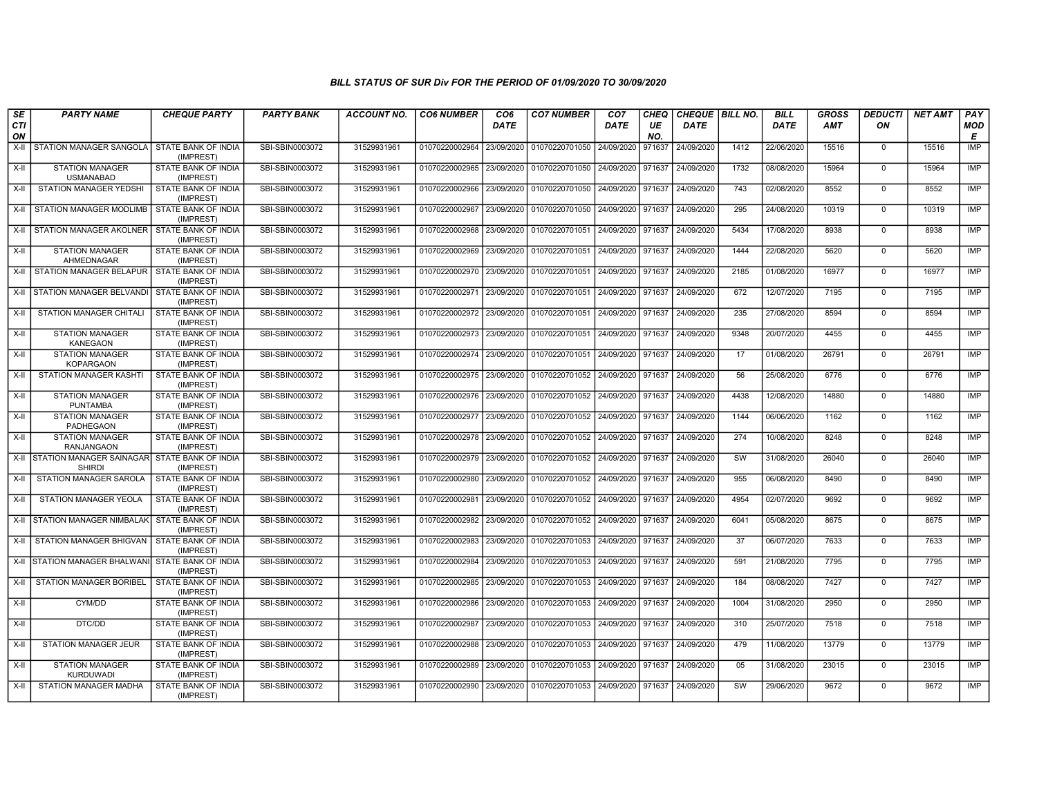### *BILL STATUS OF SUR Div FOR THE PERIOD OF 01/09/2020 TO 30/09/2020*

| SECTION | PARTY NAME | CHEQUE PARTY | PARTY BANK | ACCOUNT NO. | CO6 NUMBER | CO6 DATE | CO7 NUMBER | CO7 DATE | CHEQUE NO. | CHEQUE DATE | BILL NO. | BILL DATE | GROSS AMT | DEDUCTION | NET AMT | PAY MODE |
|---|---|---|---|---|---|---|---|---|---|---|---|---|---|---|---|---|
| X-II | STATION MANAGER SANGOLA | STATE BANK OF INDIA (IMPREST) | SBI-SBIN0003072 | 31529931961 | 01070220002964 | 23/09/2020 | 01070220701050 | 24/09/2020 | 971637 | 24/09/2020 | 1412 | 22/06/2020 | 15516 | 0 | 15516 | IMP |
| X-II | STATION MANAGER USMANABAD | STATE BANK OF INDIA (IMPREST) | SBI-SBIN0003072 | 31529931961 | 01070220002965 | 23/09/2020 | 01070220701050 | 24/09/2020 | 971637 | 24/09/2020 | 1732 | 08/08/2020 | 15964 | 0 | 15964 | IMP |
| X-II | STATION MANAGER YEDSHI | STATE BANK OF INDIA (IMPREST) | SBI-SBIN0003072 | 31529931961 | 01070220002966 | 23/09/2020 | 01070220701050 | 24/09/2020 | 971637 | 24/09/2020 | 743 | 02/08/2020 | 8552 | 0 | 8552 | IMP |
| X-II | STATION MANAGER MODLIMB | STATE BANK OF INDIA (IMPREST) | SBI-SBIN0003072 | 31529931961 | 01070220002967 | 23/09/2020 | 01070220701050 | 24/09/2020 | 971637 | 24/09/2020 | 295 | 24/08/2020 | 10319 | 0 | 10319 | IMP |
| X-II | STATION MANAGER AKOLNER | STATE BANK OF INDIA (IMPREST) | SBI-SBIN0003072 | 31529931961 | 01070220002968 | 23/09/2020 | 01070220701051 | 24/09/2020 | 971637 | 24/09/2020 | 5434 | 17/08/2020 | 8938 | 0 | 8938 | IMP |
| X-II | STATION MANAGER AHMEDNAGAR | STATE BANK OF INDIA (IMPREST) | SBI-SBIN0003072 | 31529931961 | 01070220002969 | 23/09/2020 | 01070220701051 | 24/09/2020 | 971637 | 24/09/2020 | 1444 | 22/08/2020 | 5620 | 0 | 5620 | IMP |
| X-II | STATION MANAGER BELAPUR | STATE BANK OF INDIA (IMPREST) | SBI-SBIN0003072 | 31529931961 | 01070220002970 | 23/09/2020 | 01070220701051 | 24/09/2020 | 971637 | 24/09/2020 | 2185 | 01/08/2020 | 16977 | 0 | 16977 | IMP |
| X-II | STATION MANAGER BELVANDI | STATE BANK OF INDIA (IMPREST) | SBI-SBIN0003072 | 31529931961 | 01070220002971 | 23/09/2020 | 01070220701051 | 24/09/2020 | 971637 | 24/09/2020 | 672 | 12/07/2020 | 7195 | 0 | 7195 | IMP |
| X-II | STATION MANAGER CHITALI | STATE BANK OF INDIA (IMPREST) | SBI-SBIN0003072 | 31529931961 | 01070220002972 | 23/09/2020 | 01070220701051 | 24/09/2020 | 971637 | 24/09/2020 | 235 | 27/08/2020 | 8594 | 0 | 8594 | IMP |
| X-II | STATION MANAGER KANEGAON | STATE BANK OF INDIA (IMPREST) | SBI-SBIN0003072 | 31529931961 | 01070220002973 | 23/09/2020 | 01070220701051 | 24/09/2020 | 971637 | 24/09/2020 | 9348 | 20/07/2020 | 4455 | 0 | 4455 | IMP |
| X-II | STATION MANAGER KOPARGAON | STATE BANK OF INDIA (IMPREST) | SBI-SBIN0003072 | 31529931961 | 01070220002974 | 23/09/2020 | 01070220701051 | 24/09/2020 | 971637 | 24/09/2020 | 17 | 01/08/2020 | 26791 | 0 | 26791 | IMP |
| X-II | STATION MANAGER KASHTI | STATE BANK OF INDIA (IMPREST) | SBI-SBIN0003072 | 31529931961 | 01070220002975 | 23/09/2020 | 01070220701052 | 24/09/2020 | 971637 | 24/09/2020 | 56 | 25/08/2020 | 6776 | 0 | 6776 | IMP |
| X-II | STATION MANAGER PUNTAMBA | STATE BANK OF INDIA (IMPREST) | SBI-SBIN0003072 | 31529931961 | 01070220002976 | 23/09/2020 | 01070220701052 | 24/09/2020 | 971637 | 24/09/2020 | 4438 | 12/08/2020 | 14880 | 0 | 14880 | IMP |
| X-II | STATION MANAGER PADHEGAON | STATE BANK OF INDIA (IMPREST) | SBI-SBIN0003072 | 31529931961 | 01070220002977 | 23/09/2020 | 01070220701052 | 24/09/2020 | 971637 | 24/09/2020 | 1144 | 06/06/2020 | 1162 | 0 | 1162 | IMP |
| X-II | STATION MANAGER RANJANGAON | STATE BANK OF INDIA (IMPREST) | SBI-SBIN0003072 | 31529931961 | 01070220002978 | 23/09/2020 | 01070220701052 | 24/09/2020 | 971637 | 24/09/2020 | 274 | 10/08/2020 | 8248 | 0 | 8248 | IMP |
| X-II | STATION MANAGER SAINAGAR SHIRDI | STATE BANK OF INDIA (IMPREST) | SBI-SBIN0003072 | 31529931961 | 01070220002979 | 23/09/2020 | 01070220701052 | 24/09/2020 | 971637 | 24/09/2020 | SW | 31/08/2020 | 26040 | 0 | 26040 | IMP |
| X-II | STATION MANAGER SAROLA | STATE BANK OF INDIA (IMPREST) | SBI-SBIN0003072 | 31529931961 | 01070220002980 | 23/09/2020 | 01070220701052 | 24/09/2020 | 971637 | 24/09/2020 | 955 | 06/08/2020 | 8490 | 0 | 8490 | IMP |
| X-II | STATION MANAGER YEOLA | STATE BANK OF INDIA (IMPREST) | SBI-SBIN0003072 | 31529931961 | 01070220002981 | 23/09/2020 | 01070220701052 | 24/09/2020 | 971637 | 24/09/2020 | 4954 | 02/07/2020 | 9692 | 0 | 9692 | IMP |
| X-II | STATION MANAGER NIMBALAK | STATE BANK OF INDIA (IMPREST) | SBI-SBIN0003072 | 31529931961 | 01070220002982 | 23/09/2020 | 01070220701052 | 24/09/2020 | 971637 | 24/09/2020 | 6041 | 05/08/2020 | 8675 | 0 | 8675 | IMP |
| X-II | STATION MANAGER BHIGVAN | STATE BANK OF INDIA (IMPREST) | SBI-SBIN0003072 | 31529931961 | 01070220002983 | 23/09/2020 | 01070220701053 | 24/09/2020 | 971637 | 24/09/2020 | 37 | 06/07/2020 | 7633 | 0 | 7633 | IMP |
| X-II | STATION MANAGER BHALWANI | STATE BANK OF INDIA (IMPREST) | SBI-SBIN0003072 | 31529931961 | 01070220002984 | 23/09/2020 | 01070220701053 | 24/09/2020 | 971637 | 24/09/2020 | 591 | 21/08/2020 | 7795 | 0 | 7795 | IMP |
| X-II | STATION MANAGER BORIBEL | STATE BANK OF INDIA (IMPREST) | SBI-SBIN0003072 | 31529931961 | 01070220002985 | 23/09/2020 | 01070220701053 | 24/09/2020 | 971637 | 24/09/2020 | 184 | 08/08/2020 | 7427 | 0 | 7427 | IMP |
| X-II | CYM/DD | STATE BANK OF INDIA (IMPREST) | SBI-SBIN0003072 | 31529931961 | 01070220002986 | 23/09/2020 | 01070220701053 | 24/09/2020 | 971637 | 24/09/2020 | 1004 | 31/08/2020 | 2950 | 0 | 2950 | IMP |
| X-II | DTC/DD | STATE BANK OF INDIA (IMPREST) | SBI-SBIN0003072 | 31529931961 | 01070220002987 | 23/09/2020 | 01070220701053 | 24/09/2020 | 971637 | 24/09/2020 | 310 | 25/07/2020 | 7518 | 0 | 7518 | IMP |
| X-II | STATION MANAGER JEUR | STATE BANK OF INDIA (IMPREST) | SBI-SBIN0003072 | 31529931961 | 01070220002988 | 23/09/2020 | 01070220701053 | 24/09/2020 | 971637 | 24/09/2020 | 479 | 11/08/2020 | 13779 | 0 | 13779 | IMP |
| X-II | STATION MANAGER KURDUWADI | STATE BANK OF INDIA (IMPREST) | SBI-SBIN0003072 | 31529931961 | 01070220002989 | 23/09/2020 | 01070220701053 | 24/09/2020 | 971637 | 24/09/2020 | 05 | 31/08/2020 | 23015 | 0 | 23015 | IMP |
| X-II | STATION MANAGER MADHA | STATE BANK OF INDIA (IMPREST) | SBI-SBIN0003072 | 31529931961 | 01070220002990 | 23/09/2020 | 01070220701053 | 24/09/2020 | 971637 | 24/09/2020 | SW | 29/06/2020 | 9672 | 0 | 9672 | IMP |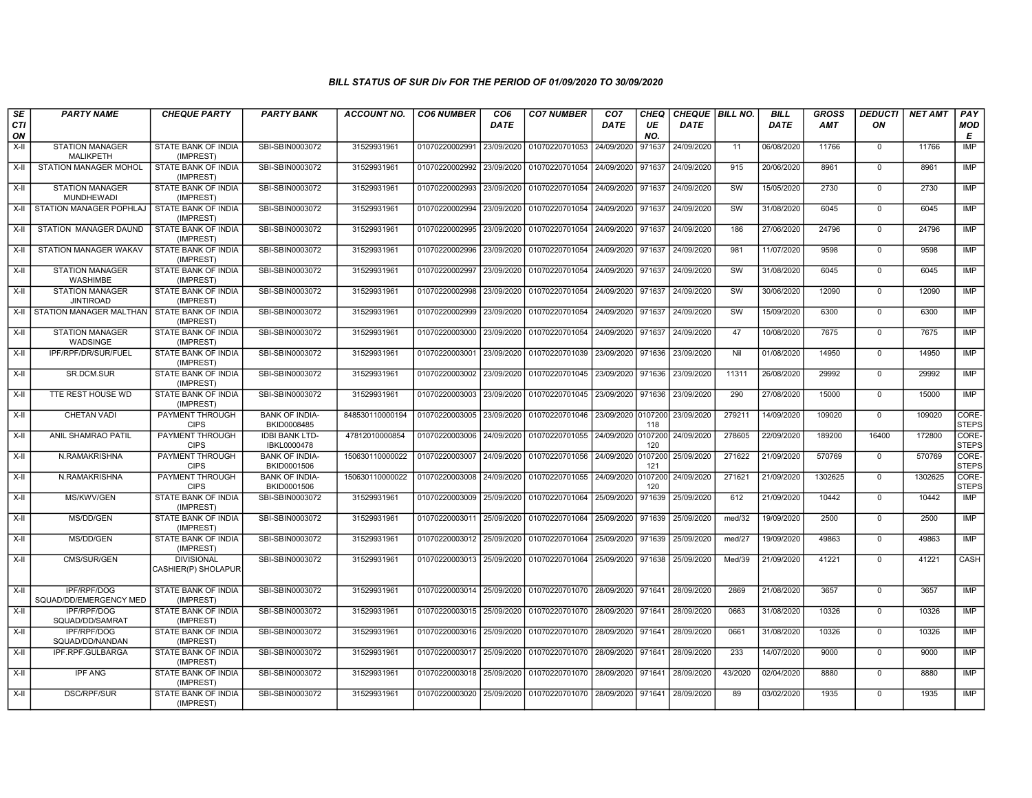## BILL STATUS OF SUR Div FOR THE PERIOD OF 01/09/2020 TO 30/09/2020

| SECTION | PARTY NAME | CHEQUE PARTY | PARTY BANK | ACCOUNT NO. | CO6 NUMBER | CO6 DATE | CO7 NUMBER | CO7 DATE | CHEQUE NO. | CHEQUE DATE | BILL NO. | BILL DATE | GROSS AMT | DEDUCTION | NET AMT | PAY MODE |
|---|---|---|---|---|---|---|---|---|---|---|---|---|---|---|---|---|
| X-II | STATION MANAGER MALIKPETH | STATE BANK OF INDIA (IMPREST) | SBI-SBIN0003072 | 31529931961 | 01070220002991 | 23/09/2020 | 01070220701053 | 24/09/2020 | 971637 | 24/09/2020 | 11 | 06/08/2020 | 11766 | 0 | 11766 | IMP |
| X-II | STATION MANAGER MOHOL | STATE BANK OF INDIA (IMPREST) | SBI-SBIN0003072 | 31529931961 | 01070220002992 | 23/09/2020 | 01070220701054 | 24/09/2020 | 971637 | 24/09/2020 | 915 | 20/06/2020 | 8961 | 0 | 8961 | IMP |
| X-II | STATION MANAGER MUNDHEWADI | STATE BANK OF INDIA (IMPREST) | SBI-SBIN0003072 | 31529931961 | 01070220002993 | 23/09/2020 | 01070220701054 | 24/09/2020 | 971637 | 24/09/2020 | SW | 15/05/2020 | 2730 | 0 | 2730 | IMP |
| X-II | STATION MANAGER POPHLAJ | STATE BANK OF INDIA (IMPREST) | SBI-SBIN0003072 | 31529931961 | 01070220002994 | 23/09/2020 | 01070220701054 | 24/09/2020 | 971637 | 24/09/2020 | SW | 31/08/2020 | 6045 | 0 | 6045 | IMP |
| X-II | STATION MANAGER DAUND | STATE BANK OF INDIA (IMPREST) | SBI-SBIN0003072 | 31529931961 | 01070220002995 | 23/09/2020 | 01070220701054 | 24/09/2020 | 971637 | 24/09/2020 | 186 | 27/06/2020 | 24796 | 0 | 24796 | IMP |
| X-II | STATION MANAGER WAKAV | STATE BANK OF INDIA (IMPREST) | SBI-SBIN0003072 | 31529931961 | 01070220002996 | 23/09/2020 | 01070220701054 | 24/09/2020 | 971637 | 24/09/2020 | 981 | 11/07/2020 | 9598 | 0 | 9598 | IMP |
| X-II | STATION MANAGER WASHIMBE | STATE BANK OF INDIA (IMPREST) | SBI-SBIN0003072 | 31529931961 | 01070220002997 | 23/09/2020 | 01070220701054 | 24/09/2020 | 971637 | 24/09/2020 | SW | 31/08/2020 | 6045 | 0 | 6045 | IMP |
| X-II | STATION MANAGER JINTIROAD | STATE BANK OF INDIA (IMPREST) | SBI-SBIN0003072 | 31529931961 | 01070220002998 | 23/09/2020 | 01070220701054 | 24/09/2020 | 971637 | 24/09/2020 | SW | 30/06/2020 | 12090 | 0 | 12090 | IMP |
| X-II | STATION MANAGER MALTHAN | STATE BANK OF INDIA (IMPREST) | SBI-SBIN0003072 | 31529931961 | 01070220002999 | 23/09/2020 | 01070220701054 | 24/09/2020 | 971637 | 24/09/2020 | SW | 15/09/2020 | 6300 | 0 | 6300 | IMP |
| X-II | STATION MANAGER WADSINGE | STATE BANK OF INDIA (IMPREST) | SBI-SBIN0003072 | 31529931961 | 01070220003000 | 23/09/2020 | 01070220701054 | 24/09/2020 | 971637 | 24/09/2020 | 47 | 10/08/2020 | 7675 | 0 | 7675 | IMP |
| X-II | IPF/RPF/DR/SUR/FUEL | STATE BANK OF INDIA (IMPREST) | SBI-SBIN0003072 | 31529931961 | 01070220003001 | 23/09/2020 | 01070220701039 | 23/09/2020 | 971636 | 23/09/2020 | Nil | 01/08/2020 | 14950 | 0 | 14950 | IMP |
| X-II | SR.DCM.SUR | STATE BANK OF INDIA (IMPREST) | SBI-SBIN0003072 | 31529931961 | 01070220003002 | 23/09/2020 | 01070220701045 | 23/09/2020 | 971636 | 23/09/2020 | 11311 | 26/08/2020 | 29992 | 0 | 29992 | IMP |
| X-II | TTE REST HOUSE WD | STATE BANK OF INDIA (IMPREST) | SBI-SBIN0003072 | 31529931961 | 01070220003003 | 23/09/2020 | 01070220701045 | 23/09/2020 | 971636 | 23/09/2020 | 290 | 27/08/2020 | 15000 | 0 | 15000 | IMP |
| X-II | CHETAN VADI | PAYMENT THROUGH CIPS | BANK OF INDIA-BKID0008485 | 848530110000194 | 01070220003005 | 23/09/2020 | 01070220701046 | 23/09/2020 | 0107200118 | 23/09/2020 | 279211 | 14/09/2020 | 109020 | 0 | 109020 | CORE-STEPS |
| X-II | ANIL SHAMRAO PATIL | PAYMENT THROUGH CIPS | IDBI BANK LTD-IBKL0000478 | 47812010000854 | 01070220003006 | 24/09/2020 | 01070220701055 | 24/09/2020 | 0107200120 | 24/09/2020 | 278605 | 22/09/2020 | 189200 | 16400 | 172800 | CORE-STEPS |
| X-II | N.RAMAKRISHNA | PAYMENT THROUGH CIPS | BANK OF INDIA-BKID0001506 | 150630110000022 | 01070220003007 | 24/09/2020 | 01070220701056 | 24/09/2020 | 0107200121 | 25/09/2020 | 271622 | 21/09/2020 | 570769 | 0 | 570769 | CORE-STEPS |
| X-II | N.RAMAKRISHNA | PAYMENT THROUGH CIPS | BANK OF INDIA-BKID0001506 | 150630110000022 | 01070220003008 | 24/09/2020 | 01070220701055 | 24/09/2020 | 0107200120 | 24/09/2020 | 271621 | 21/09/2020 | 1302625 | 0 | 1302625 | CORE-STEPS |
| X-II | MS/KWV/GEN | STATE BANK OF INDIA (IMPREST) | SBI-SBIN0003072 | 31529931961 | 01070220003009 | 25/09/2020 | 01070220701064 | 25/09/2020 | 971639 | 25/09/2020 | 612 | 21/09/2020 | 10442 | 0 | 10442 | IMP |
| X-II | MS/DD/GEN | STATE BANK OF INDIA (IMPREST) | SBI-SBIN0003072 | 31529931961 | 01070220003011 | 25/09/2020 | 01070220701064 | 25/09/2020 | 971639 | 25/09/2020 | med/32 | 19/09/2020 | 2500 | 0 | 2500 | IMP |
| X-II | MS/DD/GEN | STATE BANK OF INDIA (IMPREST) | SBI-SBIN0003072 | 31529931961 | 01070220003012 | 25/09/2020 | 01070220701064 | 25/09/2020 | 971639 | 25/09/2020 | med/27 | 19/09/2020 | 49863 | 0 | 49863 | IMP |
| X-II | CMS/SUR/GEN | DIVISIONAL CASHIER(P) SHOLAPUR | SBI-SBIN0003072 | 31529931961 | 01070220003013 | 25/09/2020 | 01070220701064 | 25/09/2020 | 971638 | 25/09/2020 | Med/39 | 21/09/2020 | 41221 | 0 | 41221 | CASH |
| X-II | IPF/RPF/DOG SQUAD/DD/EMERGENCY MED | STATE BANK OF INDIA (IMPREST) | SBI-SBIN0003072 | 31529931961 | 01070220003014 | 25/09/2020 | 01070220701070 | 28/09/2020 | 971641 | 28/09/2020 | 2869 | 21/08/2020 | 3657 | 0 | 3657 | IMP |
| X-II | IPF/RPF/DOG SQUAD/DD/SAMRAT | STATE BANK OF INDIA (IMPREST) | SBI-SBIN0003072 | 31529931961 | 01070220003015 | 25/09/2020 | 01070220701070 | 28/09/2020 | 971641 | 28/09/2020 | 0663 | 31/08/2020 | 10326 | 0 | 10326 | IMP |
| X-II | IPF/RPF/DOG SQUAD/DD/NANDAN | STATE BANK OF INDIA (IMPREST) | SBI-SBIN0003072 | 31529931961 | 01070220003016 | 25/09/2020 | 01070220701070 | 28/09/2020 | 971641 | 28/09/2020 | 0661 | 31/08/2020 | 10326 | 0 | 10326 | IMP |
| X-II | IPF.RPF.GULBARGA | STATE BANK OF INDIA (IMPREST) | SBI-SBIN0003072 | 31529931961 | 01070220003017 | 25/09/2020 | 01070220701070 | 28/09/2020 | 971641 | 28/09/2020 | 233 | 14/07/2020 | 9000 | 0 | 9000 | IMP |
| X-II | IPF ANG | STATE BANK OF INDIA (IMPREST) | SBI-SBIN0003072 | 31529931961 | 01070220003018 | 25/09/2020 | 01070220701070 | 28/09/2020 | 971641 | 28/09/2020 | 43/2020 | 02/04/2020 | 8880 | 0 | 8880 | IMP |
| X-II | DSC/RPF/SUR | STATE BANK OF INDIA (IMPREST) | SBI-SBIN0003072 | 31529931961 | 01070220003020 | 25/09/2020 | 01070220701070 | 28/09/2020 | 971641 | 28/09/2020 | 89 | 03/02/2020 | 1935 | 0 | 1935 | IMP |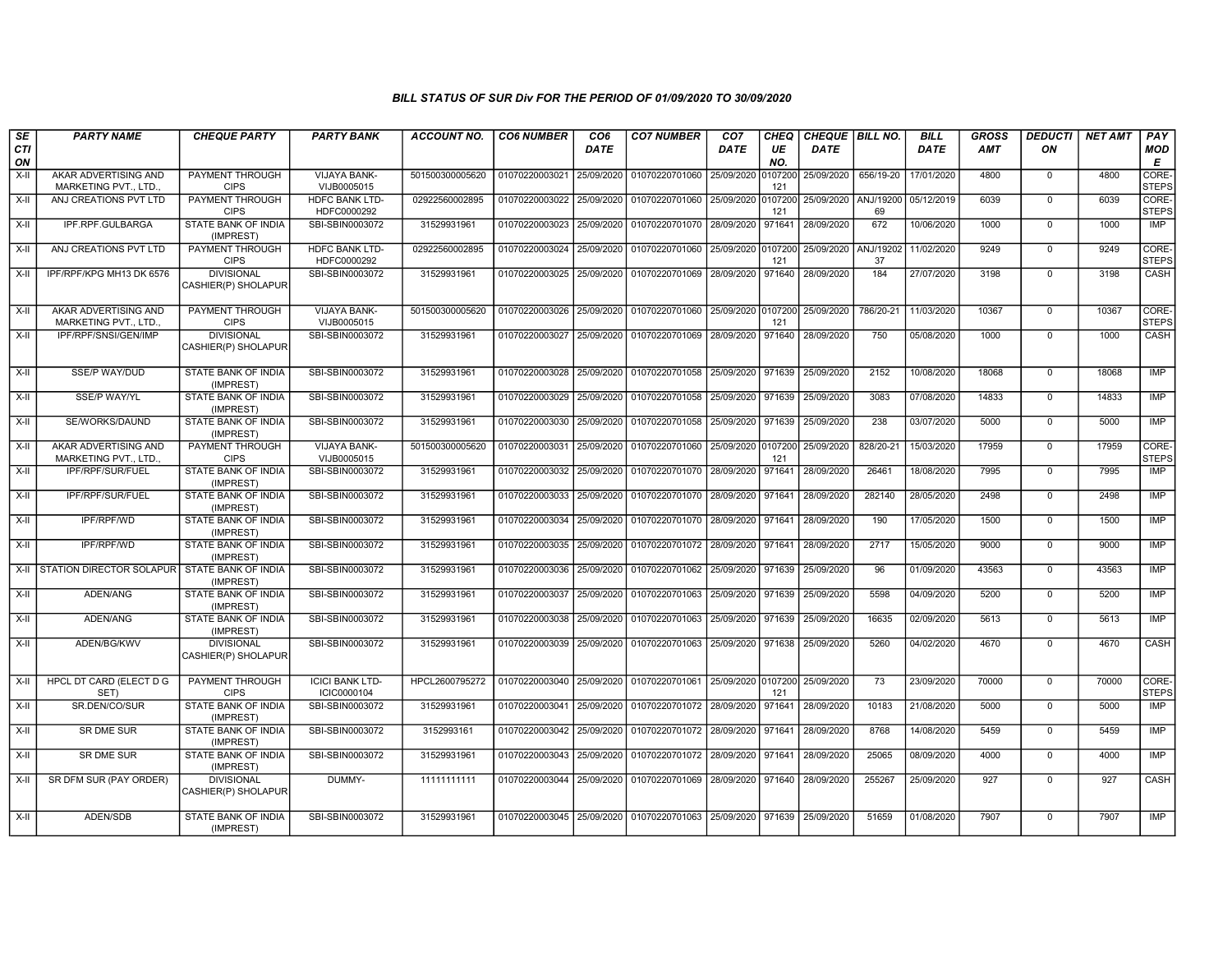### BILL STATUS OF SUR Div FOR THE PERIOD OF 01/09/2020 TO 30/09/2020

| SECTION | PARTY NAME | CHEQUE PARTY | PARTY BANK | ACCOUNT NO. | CO6 NUMBER | CO6 DATE | CO7 NUMBER | CO7 DATE | CHEQUE NO. | CHEQUE DATE | BILL NO. | BILL DATE | GROSS AMT | DEDUCTION | NET AMT | PAY MODE |
|---|---|---|---|---|---|---|---|---|---|---|---|---|---|---|---|---|
| X-II | AKAR ADVERTISING AND MARKETING PVT., LTD., | PAYMENT THROUGH CIPS | VIJAYA BANK-VIJB0005015 | 501500300005620 | 01070220003021 | 25/09/2020 | 01070220701060 | 25/09/2020 | 0107200121 | 25/09/2020 | 656/19-20 | 17/01/2020 | 4800 | 0 | 4800 | CORE-STEPS |
| X-II | ANJ CREATIONS PVT LTD | PAYMENT THROUGH CIPS | HDFC BANK LTD-HDFC0000292 | 02922560002895 | 01070220003022 | 25/09/2020 | 01070220701060 | 25/09/2020 | 0107200121 | 25/09/2020 | ANJ/1920069 | 05/12/2019 | 6039 | 0 | 6039 | CORE-STEPS |
| X-II | IPF.RPF.GULBARGA | STATE BANK OF INDIA (IMPREST) | SBI-SBIN0003072 | 31529931961 | 01070220003023 | 25/09/2020 | 01070220701070 | 28/09/2020 | 971641 | 28/09/2020 | 672 | 10/06/2020 | 1000 | 0 | 1000 | IMP |
| X-II | ANJ CREATIONS PVT LTD | PAYMENT THROUGH CIPS | HDFC BANK LTD-HDFC0000292 | 02922560002895 | 01070220003024 | 25/09/2020 | 01070220701060 | 25/09/2020 | 0107200121 | 25/09/2020 | ANJ/1920237 | 11/02/2020 | 9249 | 0 | 9249 | CORE-STEPS |
| X-II | IPF/RPF/KPG MH13 DK 6576 | DIVISIONAL CASHIER(P) SHOLAPUR | SBI-SBIN0003072 | 31529931961 | 01070220003025 | 25/09/2020 | 01070220701069 | 28/09/2020 | 971640 | 28/09/2020 | 184 | 27/07/2020 | 3198 | 0 | 3198 | CASH |
| X-II | AKAR ADVERTISING AND MARKETING PVT., LTD., | PAYMENT THROUGH CIPS | VIJAYA BANK-VIJB0005015 | 501500300005620 | 01070220003026 | 25/09/2020 | 01070220701060 | 25/09/2020 | 0107200121 | 25/09/2020 | 786/20-21 | 11/03/2020 | 10367 | 0 | 10367 | CORE-STEPS |
| X-II | IPF/RPF/SNSI/GEN/IMP | DIVISIONAL CASHIER(P) SHOLAPUR | SBI-SBIN0003072 | 31529931961 | 01070220003027 | 25/09/2020 | 01070220701069 | 28/09/2020 | 971640 | 28/09/2020 | 750 | 05/08/2020 | 1000 | 0 | 1000 | CASH |
| X-II | SSE/P WAY/DUD | STATE BANK OF INDIA (IMPREST) | SBI-SBIN0003072 | 31529931961 | 01070220003028 | 25/09/2020 | 01070220701058 | 25/09/2020 | 971639 | 25/09/2020 | 2152 | 10/08/2020 | 18068 | 0 | 18068 | IMP |
| X-II | SSE/P WAY/YL | STATE BANK OF INDIA (IMPREST) | SBI-SBIN0003072 | 31529931961 | 01070220003029 | 25/09/2020 | 01070220701058 | 25/09/2020 | 971639 | 25/09/2020 | 3083 | 07/08/2020 | 14833 | 0 | 14833 | IMP |
| X-II | SE/WORKS/DAUND | STATE BANK OF INDIA (IMPREST) | SBI-SBIN0003072 | 31529931961 | 01070220003030 | 25/09/2020 | 01070220701058 | 25/09/2020 | 971639 | 25/09/2020 | 238 | 03/07/2020 | 5000 | 0 | 5000 | IMP |
| X-II | AKAR ADVERTISING AND MARKETING PVT., LTD., | PAYMENT THROUGH CIPS | VIJAYA BANK-VIJB0005015 | 501500300005620 | 01070220003031 | 25/09/2020 | 01070220701060 | 25/09/2020 | 0107200121 | 25/09/2020 | 828/20-21 | 15/03/2020 | 17959 | 0 | 17959 | CORE-STEPS |
| X-II | IPF/RPF/SUR/FUEL | STATE BANK OF INDIA (IMPREST) | SBI-SBIN0003072 | 31529931961 | 01070220003032 | 25/09/2020 | 01070220701070 | 28/09/2020 | 971641 | 28/09/2020 | 26461 | 18/08/2020 | 7995 | 0 | 7995 | IMP |
| X-II | IPF/RPF/SUR/FUEL | STATE BANK OF INDIA (IMPREST) | SBI-SBIN0003072 | 31529931961 | 01070220003033 | 25/09/2020 | 01070220701070 | 28/09/2020 | 971641 | 28/09/2020 | 282140 | 28/05/2020 | 2498 | 0 | 2498 | IMP |
| X-II | IPF/RPF/WD | STATE BANK OF INDIA (IMPREST) | SBI-SBIN0003072 | 31529931961 | 01070220003034 | 25/09/2020 | 01070220701070 | 28/09/2020 | 971641 | 28/09/2020 | 190 | 17/05/2020 | 1500 | 0 | 1500 | IMP |
| X-II | IPF/RPF/WD | STATE BANK OF INDIA (IMPREST) | SBI-SBIN0003072 | 31529931961 | 01070220003035 | 25/09/2020 | 01070220701072 | 28/09/2020 | 971641 | 28/09/2020 | 2717 | 15/05/2020 | 9000 | 0 | 9000 | IMP |
| X-II | STATION DIRECTOR SOLAPUR | STATE BANK OF INDIA (IMPREST) | SBI-SBIN0003072 | 31529931961 | 01070220003036 | 25/09/2020 | 01070220701062 | 25/09/2020 | 971639 | 25/09/2020 | 96 | 01/09/2020 | 43563 | 0 | 43563 | IMP |
| X-II | ADEN/ANG | STATE BANK OF INDIA (IMPREST) | SBI-SBIN0003072 | 31529931961 | 01070220003037 | 25/09/2020 | 01070220701063 | 25/09/2020 | 971639 | 25/09/2020 | 5598 | 04/09/2020 | 5200 | 0 | 5200 | IMP |
| X-II | ADEN/ANG | STATE BANK OF INDIA (IMPREST) | SBI-SBIN0003072 | 31529931961 | 01070220003038 | 25/09/2020 | 01070220701063 | 25/09/2020 | 971639 | 25/09/2020 | 16635 | 02/09/2020 | 5613 | 0 | 5613 | IMP |
| X-II | ADEN/BG/KWV | DIVISIONAL CASHIER(P) SHOLAPUR | SBI-SBIN0003072 | 31529931961 | 01070220003039 | 25/09/2020 | 01070220701063 | 25/09/2020 | 971638 | 25/09/2020 | 5260 | 04/02/2020 | 4670 | 0 | 4670 | CASH |
| X-II | HPCL DT CARD (ELECT D G SET) | PAYMENT THROUGH CIPS | ICICI BANK LTD-ICIC0000104 | HPCL2600795272 | 01070220003040 | 25/09/2020 | 01070220701061 | 25/09/2020 | 0107200121 | 25/09/2020 | 73 | 23/09/2020 | 70000 | 0 | 70000 | CORE-STEPS |
| X-II | SR.DEN/CO/SUR | STATE BANK OF INDIA (IMPREST) | SBI-SBIN0003072 | 31529931961 | 01070220003041 | 25/09/2020 | 01070220701072 | 28/09/2020 | 971641 | 28/09/2020 | 10183 | 21/08/2020 | 5000 | 0 | 5000 | IMP |
| X-II | SR DME SUR | STATE BANK OF INDIA (IMPREST) | SBI-SBIN0003072 | 3152993161 | 01070220003042 | 25/09/2020 | 01070220701072 | 28/09/2020 | 971641 | 28/09/2020 | 8768 | 14/08/2020 | 5459 | 0 | 5459 | IMP |
| X-II | SR DME SUR | STATE BANK OF INDIA (IMPREST) | SBI-SBIN0003072 | 31529931961 | 01070220003043 | 25/09/2020 | 01070220701072 | 28/09/2020 | 971641 | 28/09/2020 | 25065 | 08/09/2020 | 4000 | 0 | 4000 | IMP |
| X-II | SR DFM SUR (PAY ORDER) | DIVISIONAL CASHIER(P) SHOLAPUR | DUMMY- | 11111111111 | 01070220003044 | 25/09/2020 | 01070220701069 | 28/09/2020 | 971640 | 28/09/2020 | 255267 | 25/09/2020 | 927 | 0 | 927 | CASH |
| X-II | ADEN/SDB | STATE BANK OF INDIA (IMPREST) | SBI-SBIN0003072 | 31529931961 | 01070220003045 | 25/09/2020 | 01070220701063 | 25/09/2020 | 971639 | 25/09/2020 | 51659 | 01/08/2020 | 7907 | 0 | 7907 | IMP |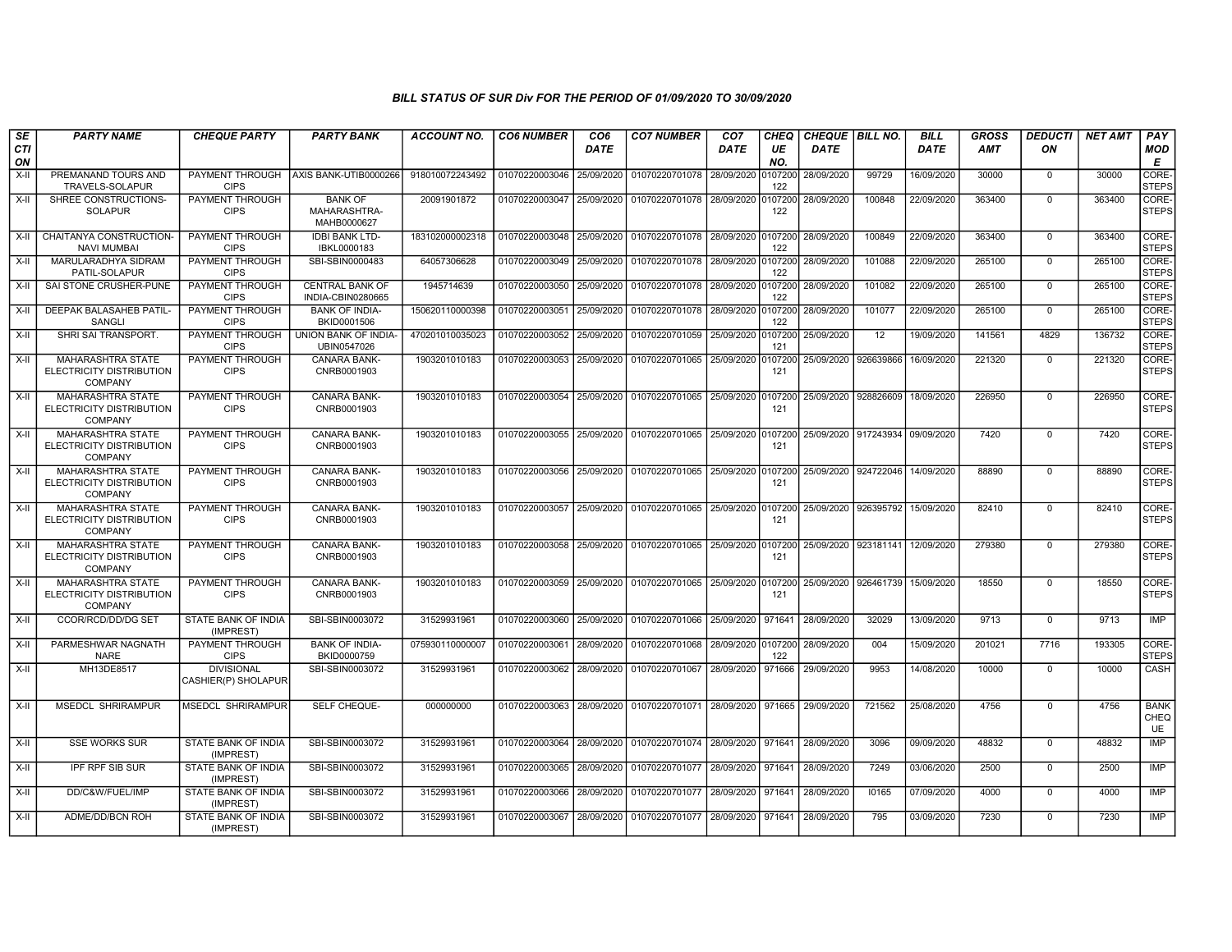*BILL STATUS OF SUR Div FOR THE PERIOD OF 01/09/2020 TO 30/09/2020*

| SECTION | PARTY NAME | CHEQUE PARTY | PARTY BANK | ACCOUNT NO. | CO6 NUMBER | CO6 DATE | CO7 NUMBER | CO7 DATE | CHEQUE NO. | CHEQUE DATE | BILL NO. | BILL DATE | GROSS AMT | DEDUCTION | NET AMT | PAY MODE |
|---|---|---|---|---|---|---|---|---|---|---|---|---|---|---|---|---|
| X-II | PREMANAND TOURS AND TRAVELS-SOLAPUR | PAYMENT THROUGH CIPS | AXIS BANK-UTIB0000266 | 918010072243492 | 01070220003046 | 25/09/2020 | 01070220701078 | 28/09/2020 | 0107200122 | 28/09/2020 | 99729 | 16/09/2020 | 30000 | 0 | 30000 | CORE-STEPS |
| X-II | SHREE CONSTRUCTIONS-SOLAPUR | PAYMENT THROUGH CIPS | BANK OF MAHARASHTRA-MAHB0000627 | 20091901872 | 01070220003047 | 25/09/2020 | 01070220701078 | 28/09/2020 | 0107200122 | 28/09/2020 | 100848 | 22/09/2020 | 363400 | 0 | 363400 | CORE-STEPS |
| X-II | CHAITANYA CONSTRUCTION-NAVI MUMBAI | PAYMENT THROUGH CIPS | IDBI BANK LTD-IBKL0000183 | 183102000002318 | 01070220003048 | 25/09/2020 | 01070220701078 | 28/09/2020 | 0107200122 | 28/09/2020 | 100849 | 22/09/2020 | 363400 | 0 | 363400 | CORE-STEPS |
| X-II | MARULARADHYA SIDRAM PATIL-SOLAPUR | PAYMENT THROUGH CIPS | SBI-SBIN0000483 | 64057306628 | 01070220003049 | 25/09/2020 | 01070220701078 | 28/09/2020 | 0107200122 | 28/09/2020 | 101088 | 22/09/2020 | 265100 | 0 | 265100 | CORE-STEPS |
| X-II | SAI STONE CRUSHER-PUNE | PAYMENT THROUGH CIPS | CENTRAL BANK OF INDIA-CBIN0280665 | 1945714639 | 01070220003050 | 25/09/2020 | 01070220701078 | 28/09/2020 | 0107200122 | 28/09/2020 | 101082 | 22/09/2020 | 265100 | 0 | 265100 | CORE-STEPS |
| X-II | DEEPAK BALASAHEB PATIL-SANGLI | PAYMENT THROUGH CIPS | BANK OF INDIA-BKID0001506 | 150620110000398 | 01070220003051 | 25/09/2020 | 01070220701078 | 28/09/2020 | 0107200122 | 28/09/2020 | 101077 | 22/09/2020 | 265100 | 0 | 265100 | CORE-STEPS |
| X-II | SHRI SAI TRANSPORT. | PAYMENT THROUGH CIPS | UNION BANK OF INDIA-UBIN0547026 | 470201010035023 | 01070220003052 | 25/09/2020 | 01070220701059 | 25/09/2020 | 0107200121 | 25/09/2020 | 12 | 19/09/2020 | 141561 | 4829 | 136732 | CORE-STEPS |
| X-II | MAHARASHTRA STATE ELECTRICITY DISTRIBUTION COMPANY | PAYMENT THROUGH CIPS | CANARA BANK-CNRB0001903 | 1903201010183 | 01070220003053 | 25/09/2020 | 01070220701065 | 25/09/2020 | 0107200121 | 25/09/2020 | 926639866 | 16/09/2020 | 221320 | 0 | 221320 | CORE-STEPS |
| X-II | MAHARASHTRA STATE ELECTRICITY DISTRIBUTION COMPANY | PAYMENT THROUGH CIPS | CANARA BANK-CNRB0001903 | 1903201010183 | 01070220003054 | 25/09/2020 | 01070220701065 | 25/09/2020 | 0107200121 | 25/09/2020 | 928826609 | 18/09/2020 | 226950 | 0 | 226950 | CORE-STEPS |
| X-II | MAHARASHTRA STATE ELECTRICITY DISTRIBUTION COMPANY | PAYMENT THROUGH CIPS | CANARA BANK-CNRB0001903 | 1903201010183 | 01070220003055 | 25/09/2020 | 01070220701065 | 25/09/2020 | 0107200121 | 25/09/2020 | 917243934 | 09/09/2020 | 7420 | 0 | 7420 | CORE-STEPS |
| X-II | MAHARASHTRA STATE ELECTRICITY DISTRIBUTION COMPANY | PAYMENT THROUGH CIPS | CANARA BANK-CNRB0001903 | 1903201010183 | 01070220003056 | 25/09/2020 | 01070220701065 | 25/09/2020 | 0107200121 | 25/09/2020 | 924722046 | 14/09/2020 | 88890 | 0 | 88890 | CORE-STEPS |
| X-II | MAHARASHTRA STATE ELECTRICITY DISTRIBUTION COMPANY | PAYMENT THROUGH CIPS | CANARA BANK-CNRB0001903 | 1903201010183 | 01070220003057 | 25/09/2020 | 01070220701065 | 25/09/2020 | 0107200121 | 25/09/2020 | 926395792 | 15/09/2020 | 82410 | 0 | 82410 | CORE-STEPS |
| X-II | MAHARASHTRA STATE ELECTRICITY DISTRIBUTION COMPANY | PAYMENT THROUGH CIPS | CANARA BANK-CNRB0001903 | 1903201010183 | 01070220003058 | 25/09/2020 | 01070220701065 | 25/09/2020 | 0107200121 | 25/09/2020 | 923181141 | 12/09/2020 | 279380 | 0 | 279380 | CORE-STEPS |
| X-II | MAHARASHTRA STATE ELECTRICITY DISTRIBUTION COMPANY | PAYMENT THROUGH CIPS | CANARA BANK-CNRB0001903 | 1903201010183 | 01070220003059 | 25/09/2020 | 01070220701065 | 25/09/2020 | 0107200121 | 25/09/2020 | 926461739 | 15/09/2020 | 18550 | 0 | 18550 | CORE-STEPS |
| X-II | CCOR/RCD/DD/DG SET | STATE BANK OF INDIA (IMPREST) | SBI-SBIN0003072 | 31529931961 | 01070220003060 | 25/09/2020 | 01070220701066 | 25/09/2020 | 971641 | 28/09/2020 | 32029 | 13/09/2020 | 9713 | 0 | 9713 | IMP |
| X-II | PARMESHWAR NAGNATH NARE | PAYMENT THROUGH CIPS | BANK OF INDIA-BKID0000759 | 075930110000007 | 01070220003061 | 28/09/2020 | 01070220701068 | 28/09/2020 | 0107200122 | 28/09/2020 | 004 | 15/09/2020 | 201021 | 7716 | 193305 | CORE-STEPS |
| X-II | MH13DE8517 | DIVISIONAL CASHIER(P) SHOLAPUR | SBI-SBIN0003072 | 31529931961 | 01070220003062 | 28/09/2020 | 01070220701067 | 28/09/2020 | 971666 | 29/09/2020 | 9953 | 14/08/2020 | 10000 | 0 | 10000 | CASH |
| X-II | MSEDCL SHRIRAMPUR | MSEDCL SHRIRAMPUR | SELF CHEQUE- | 000000000 | 01070220003063 | 28/09/2020 | 01070220701071 | 28/09/2020 | 971665 | 29/09/2020 | 721562 | 25/08/2020 | 4756 | 0 | 4756 | BANK CHEQUE |
| X-II | SSE WORKS SUR | STATE BANK OF INDIA (IMPREST) | SBI-SBIN0003072 | 31529931961 | 01070220003064 | 28/09/2020 | 01070220701074 | 28/09/2020 | 971641 | 28/09/2020 | 3096 | 09/09/2020 | 48832 | 0 | 48832 | IMP |
| X-II | IPF RPF SIB SUR | STATE BANK OF INDIA (IMPREST) | SBI-SBIN0003072 | 31529931961 | 01070220003065 | 28/09/2020 | 01070220701077 | 28/09/2020 | 971641 | 28/09/2020 | 7249 | 03/06/2020 | 2500 | 0 | 2500 | IMP |
| X-II | DD/C&W/FUEL/IMP | STATE BANK OF INDIA (IMPREST) | SBI-SBIN0003072 | 31529931961 | 01070220003066 | 28/09/2020 | 01070220701077 | 28/09/2020 | 971641 | 28/09/2020 | I0165 | 07/09/2020 | 4000 | 0 | 4000 | IMP |
| X-II | ADME/DD/BCN ROH | STATE BANK OF INDIA (IMPREST) | SBI-SBIN0003072 | 31529931961 | 01070220003067 | 28/09/2020 | 01070220701077 | 28/09/2020 | 971641 | 28/09/2020 | 795 | 03/09/2020 | 7230 | 0 | 7230 | IMP |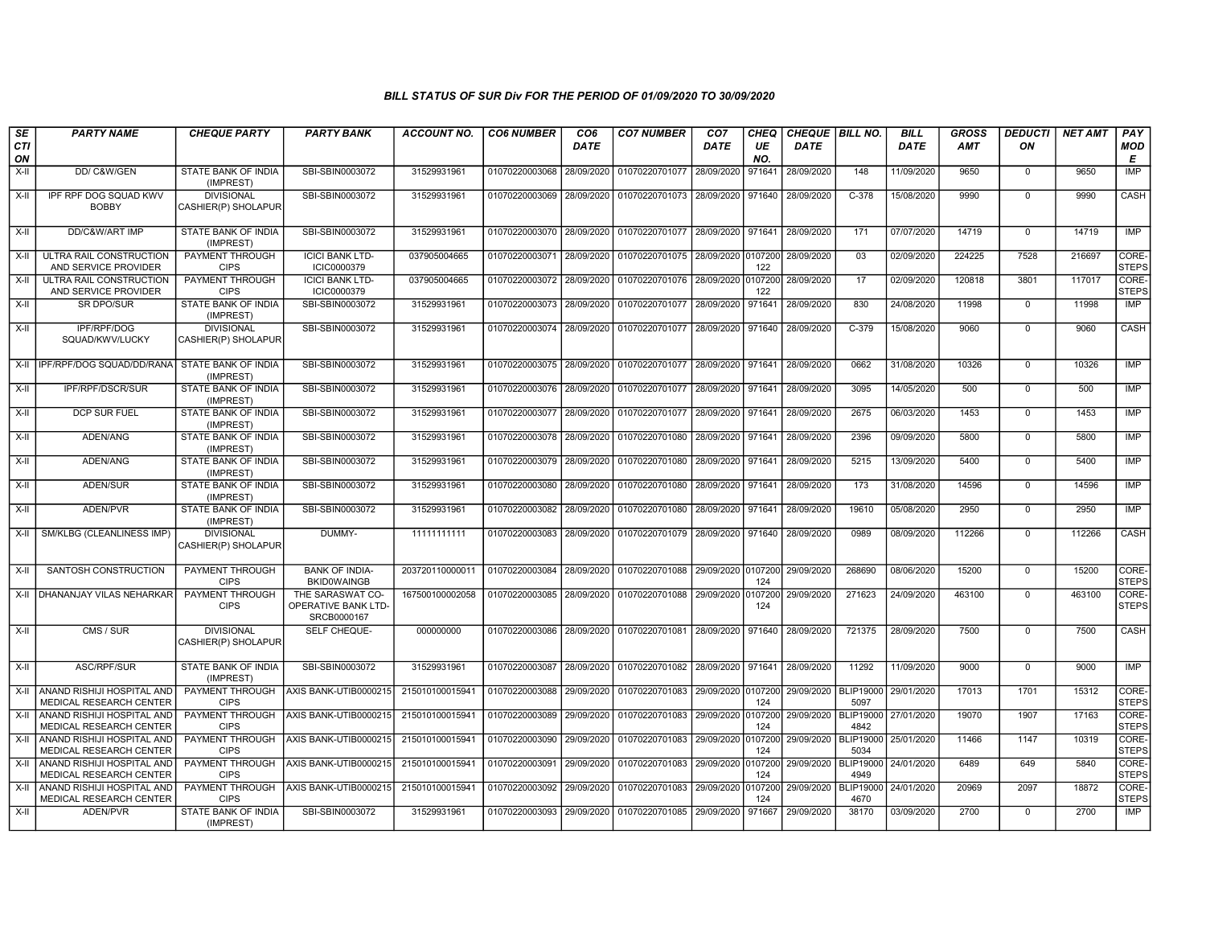### BILL STATUS OF SUR Div FOR THE PERIOD OF 01/09/2020 TO 30/09/2020

| SECTION | PARTY NAME | CHEQUE PARTY | PARTY BANK | ACCOUNT NO. | CO6 NUMBER | CO6 DATE | CO7 NUMBER | CO7 DATE | CHEQUE NO. | CHEQUE DATE | BILL NO. | BILL DATE | GROSS AMT | DEDUCTION | NET AMT | PAY MODE |
|---|---|---|---|---|---|---|---|---|---|---|---|---|---|---|---|---|
| X-II | DD/ C&W/GEN | STATE BANK OF INDIA (IMPREST) | SBI-SBIN0003072 | 31529931961 | 01070220003068 | 28/09/2020 | 01070220701077 | 28/09/2020 | 971641 | 28/09/2020 | 148 | 11/09/2020 | 9650 | 0 | 9650 | IMP |
| X-II | IPF RPF DOG SQUAD KWV BOBBY | DIVISIONAL CASHIER(P) SHOLAPUR | SBI-SBIN0003072 | 31529931961 | 01070220003069 | 28/09/2020 | 01070220701073 | 28/09/2020 | 971640 | 28/09/2020 | C-378 | 15/08/2020 | 9990 | 0 | 9990 | CASH |
| X-II | DD/C&W/ART IMP | STATE BANK OF INDIA (IMPREST) | SBI-SBIN0003072 | 31529931961 | 01070220003070 | 28/09/2020 | 01070220701077 | 28/09/2020 | 971641 | 28/09/2020 | 171 | 07/07/2020 | 14719 | 0 | 14719 | IMP |
| X-II | ULTRA RAIL CONSTRUCTION AND SERVICE PROVIDER | PAYMENT THROUGH CIPS | ICICI BANK LTD-ICIC0000379 | 037905004665 | 01070220003071 | 28/09/2020 | 01070220701075 | 28/09/2020 | 0107200122 | 28/09/2020 | 03 | 02/09/2020 | 224225 | 7528 | 216697 | CORE-STEPS |
| X-II | ULTRA RAIL CONSTRUCTION AND SERVICE PROVIDER | PAYMENT THROUGH CIPS | ICICI BANK LTD-ICIC0000379 | 037905004665 | 01070220003072 | 28/09/2020 | 01070220701076 | 28/09/2020 | 0107200122 | 28/09/2020 | 17 | 02/09/2020 | 120818 | 3801 | 117017 | CORE-STEPS |
| X-II | SR DPO/SUR | STATE BANK OF INDIA (IMPREST) | SBI-SBIN0003072 | 31529931961 | 01070220003073 | 28/09/2020 | 01070220701077 | 28/09/2020 | 971641 | 28/09/2020 | 830 | 24/08/2020 | 11998 | 0 | 11998 | IMP |
| X-II | IPF/RPF/DOG SQUAD/KWV/LUCKY | DIVISIONAL CASHIER(P) SHOLAPUR | SBI-SBIN0003072 | 31529931961 | 01070220003074 | 28/09/2020 | 01070220701077 | 28/09/2020 | 971640 | 28/09/2020 | C-379 | 15/08/2020 | 9060 | 0 | 9060 | CASH |
| X-II | IPF/RPF/DOG SQUAD/DD/RANA | STATE BANK OF INDIA (IMPREST) | SBI-SBIN0003072 | 31529931961 | 01070220003075 | 28/09/2020 | 01070220701077 | 28/09/2020 | 971641 | 28/09/2020 | 0662 | 31/08/2020 | 10326 | 0 | 10326 | IMP |
| X-II | IPF/RPF/DSCR/SUR | STATE BANK OF INDIA (IMPREST) | SBI-SBIN0003072 | 31529931961 | 01070220003076 | 28/09/2020 | 01070220701077 | 28/09/2020 | 971641 | 28/09/2020 | 3095 | 14/05/2020 | 500 | 0 | 500 | IMP |
| X-II | DCP SUR FUEL | STATE BANK OF INDIA (IMPREST) | SBI-SBIN0003072 | 31529931961 | 01070220003077 | 28/09/2020 | 01070220701077 | 28/09/2020 | 971641 | 28/09/2020 | 2675 | 06/03/2020 | 1453 | 0 | 1453 | IMP |
| X-II | ADEN/ANG | STATE BANK OF INDIA (IMPREST) | SBI-SBIN0003072 | 31529931961 | 01070220003078 | 28/09/2020 | 01070220701080 | 28/09/2020 | 971641 | 28/09/2020 | 2396 | 09/09/2020 | 5800 | 0 | 5800 | IMP |
| X-II | ADEN/ANG | STATE BANK OF INDIA (IMPREST) | SBI-SBIN0003072 | 31529931961 | 01070220003079 | 28/09/2020 | 01070220701080 | 28/09/2020 | 971641 | 28/09/2020 | 5215 | 13/09/2020 | 5400 | 0 | 5400 | IMP |
| X-II | ADEN/SUR | STATE BANK OF INDIA (IMPREST) | SBI-SBIN0003072 | 31529931961 | 01070220003080 | 28/09/2020 | 01070220701080 | 28/09/2020 | 971641 | 28/09/2020 | 173 | 31/08/2020 | 14596 | 0 | 14596 | IMP |
| X-II | ADEN/PVR | STATE BANK OF INDIA (IMPREST) | SBI-SBIN0003072 | 31529931961 | 01070220003082 | 28/09/2020 | 01070220701080 | 28/09/2020 | 971641 | 28/09/2020 | 19610 | 05/08/2020 | 2950 | 0 | 2950 | IMP |
| X-II | SM/KLBG (CLEANLINESS IMP) | DIVISIONAL CASHIER(P) SHOLAPUR | DUMMY- | 11111111111 | 01070220003083 | 28/09/2020 | 01070220701079 | 28/09/2020 | 971640 | 28/09/2020 | 0989 | 08/09/2020 | 112266 | 0 | 112266 | CASH |
| X-II | SANTOSH CONSTRUCTION | PAYMENT THROUGH CIPS | BANK OF INDIA-BKID0WAINGB | 203720110000011 | 01070220003084 | 28/09/2020 | 01070220701088 | 29/09/2020 | 0107200124 | 29/09/2020 | 268690 | 08/06/2020 | 15200 | 0 | 15200 | CORE-STEPS |
| X-II | DHANANJAY VILAS NEHARKAR | PAYMENT THROUGH CIPS | THE SARASWAT CO-OPERATIVE BANK LTD-SRCB0000167 | 167500100002058 | 01070220003085 | 28/09/2020 | 01070220701088 | 29/09/2020 | 0107200124 | 29/09/2020 | 271623 | 24/09/2020 | 463100 | 0 | 463100 | CORE-STEPS |
| X-II | CMS / SUR | DIVISIONAL CASHIER(P) SHOLAPUR | SELF CHEQUE- | 000000000 | 01070220003086 | 28/09/2020 | 01070220701081 | 28/09/2020 | 971640 | 28/09/2020 | 721375 | 28/09/2020 | 7500 | 0 | 7500 | CASH |
| X-II | ASC/RPF/SUR | STATE BANK OF INDIA (IMPREST) | SBI-SBIN0003072 | 31529931961 | 01070220003087 | 28/09/2020 | 01070220701082 | 28/09/2020 | 971641 | 28/09/2020 | 11292 | 11/09/2020 | 9000 | 0 | 9000 | IMP |
| X-II | ANAND RISHIJI HOSPITAL AND MEDICAL RESEARCH CENTER | PAYMENT THROUGH CIPS | AXIS BANK-UTIB0000215 | 215010100015941 | 01070220003088 | 29/09/2020 | 01070220701083 | 29/09/2020 | 0107200124 | 29/09/2020 | BLIP190005097 | 29/01/2020 | 17013 | 1701 | 15312 | CORE-STEPS |
| X-II | ANAND RISHIJI HOSPITAL AND MEDICAL RESEARCH CENTER | PAYMENT THROUGH CIPS | AXIS BANK-UTIB0000215 | 215010100015941 | 01070220003089 | 29/09/2020 | 01070220701083 | 29/09/2020 | 0107200124 | 29/09/2020 | BLIP190004842 | 27/01/2020 | 19070 | 1907 | 17163 | CORE-STEPS |
| X-II | ANAND RISHIJI HOSPITAL AND MEDICAL RESEARCH CENTER | PAYMENT THROUGH CIPS | AXIS BANK-UTIB0000215 | 215010100015941 | 01070220003090 | 29/09/2020 | 01070220701083 | 29/09/2020 | 0107200124 | 29/09/2020 | BLIP190005034 | 25/01/2020 | 11466 | 1147 | 10319 | CORE-STEPS |
| X-II | ANAND RISHIJI HOSPITAL AND MEDICAL RESEARCH CENTER | PAYMENT THROUGH CIPS | AXIS BANK-UTIB0000215 | 215010100015941 | 01070220003091 | 29/09/2020 | 01070220701083 | 29/09/2020 | 0107200124 | 29/09/2020 | BLIP190004949 | 24/01/2020 | 6489 | 649 | 5840 | CORE-STEPS |
| X-II | ANAND RISHIJI HOSPITAL AND MEDICAL RESEARCH CENTER | PAYMENT THROUGH CIPS | AXIS BANK-UTIB0000215 | 215010100015941 | 01070220003092 | 29/09/2020 | 01070220701083 | 29/09/2020 | 0107200124 | 29/09/2020 | BLIP190004670 | 24/01/2020 | 20969 | 2097 | 18872 | CORE-STEPS |
| X-II | ADEN/PVR | STATE BANK OF INDIA (IMPREST) | SBI-SBIN0003072 | 31529931961 | 01070220003093 | 29/09/2020 | 01070220701085 | 29/09/2020 | 971667 | 29/09/2020 | 38170 | 03/09/2020 | 2700 | 0 | 2700 | IMP |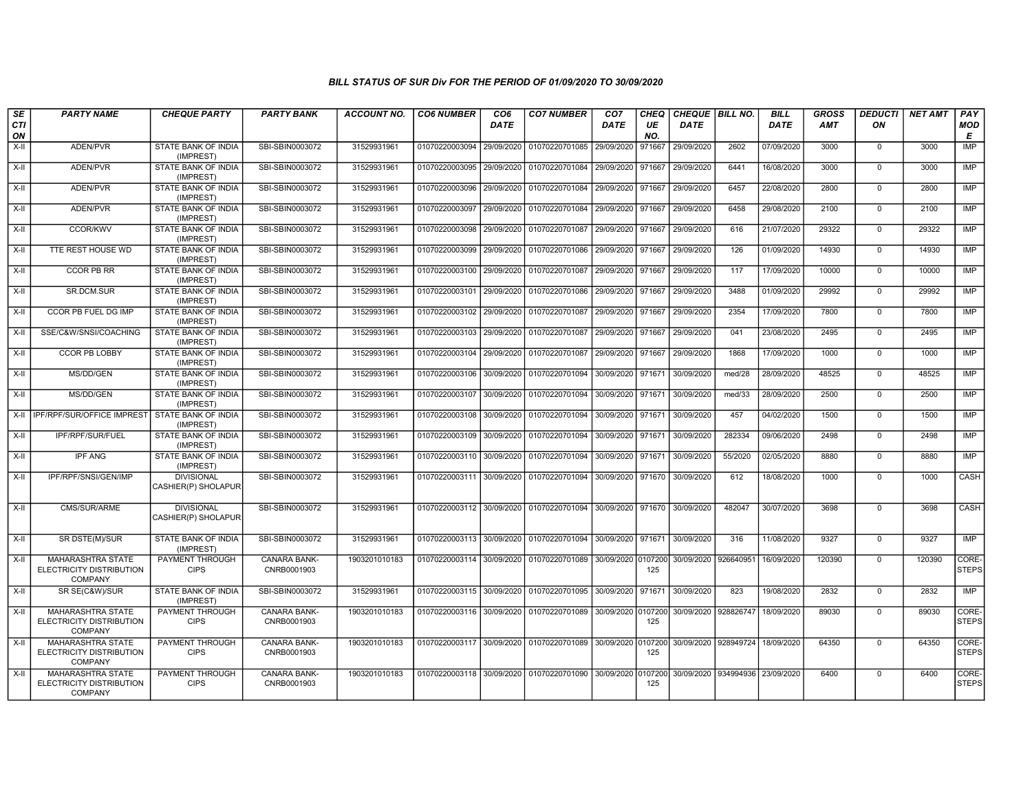### BILL STATUS OF SUR Div FOR THE PERIOD OF 01/09/2020 TO 30/09/2020

| SECTION | PARTY NAME | CHEQUE PARTY | PARTY BANK | ACCOUNT NO. | CO6 NUMBER | CO6 DATE | CO7 NUMBER | CO7 DATE | CHEQUE NO. | CHEQUE DATE | BILL NO. | BILL DATE | GROSS AMT | DEDUCTION | NET AMT | PAY MODE |
|---|---|---|---|---|---|---|---|---|---|---|---|---|---|---|---|---|
| X-II | ADEN/PVR | STATE BANK OF INDIA (IMPREST) | SBI-SBIN0003072 | 31529931961 | 01070220003094 | 29/09/2020 | 01070220701085 | 29/09/2020 | 971667 | 29/09/2020 | 2602 | 07/09/2020 | 3000 | 0 | 3000 | IMP |
| X-II | ADEN/PVR | STATE BANK OF INDIA (IMPREST) | SBI-SBIN0003072 | 31529931961 | 01070220003095 | 29/09/2020 | 01070220701084 | 29/09/2020 | 971667 | 29/09/2020 | 6441 | 16/08/2020 | 3000 | 0 | 3000 | IMP |
| X-II | ADEN/PVR | STATE BANK OF INDIA (IMPREST) | SBI-SBIN0003072 | 31529931961 | 01070220003096 | 29/09/2020 | 01070220701084 | 29/09/2020 | 971667 | 29/09/2020 | 6457 | 22/08/2020 | 2800 | 0 | 2800 | IMP |
| X-II | ADEN/PVR | STATE BANK OF INDIA (IMPREST) | SBI-SBIN0003072 | 31529931961 | 01070220003097 | 29/09/2020 | 01070220701084 | 29/09/2020 | 971667 | 29/09/2020 | 6458 | 29/08/2020 | 2100 | 0 | 2100 | IMP |
| X-II | CCOR/KWV | STATE BANK OF INDIA (IMPREST) | SBI-SBIN0003072 | 31529931961 | 01070220003098 | 29/09/2020 | 01070220701087 | 29/09/2020 | 971667 | 29/09/2020 | 616 | 21/07/2020 | 29322 | 0 | 29322 | IMP |
| X-II | TTE REST HOUSE WD | STATE BANK OF INDIA (IMPREST) | SBI-SBIN0003072 | 31529931961 | 01070220003099 | 29/09/2020 | 01070220701086 | 29/09/2020 | 971667 | 29/09/2020 | 126 | 01/09/2020 | 14930 | 0 | 14930 | IMP |
| X-II | CCOR PB RR | STATE BANK OF INDIA (IMPREST) | SBI-SBIN0003072 | 31529931961 | 01070220003100 | 29/09/2020 | 01070220701087 | 29/09/2020 | 971667 | 29/09/2020 | 117 | 17/09/2020 | 10000 | 0 | 10000 | IMP |
| X-II | SR.DCM.SUR | STATE BANK OF INDIA (IMPREST) | SBI-SBIN0003072 | 31529931961 | 01070220003101 | 29/09/2020 | 01070220701086 | 29/09/2020 | 971667 | 29/09/2020 | 3488 | 01/09/2020 | 29992 | 0 | 29992 | IMP |
| X-II | CCOR PB FUEL DG IMP | STATE BANK OF INDIA (IMPREST) | SBI-SBIN0003072 | 31529931961 | 01070220003102 | 29/09/2020 | 01070220701087 | 29/09/2020 | 971667 | 29/09/2020 | 2354 | 17/09/2020 | 7800 | 0 | 7800 | IMP |
| X-II | SSE/C&W/SNSI/COACHING | STATE BANK OF INDIA (IMPREST) | SBI-SBIN0003072 | 31529931961 | 01070220003103 | 29/09/2020 | 01070220701087 | 29/09/2020 | 971667 | 29/09/2020 | 041 | 23/08/2020 | 2495 | 0 | 2495 | IMP |
| X-II | CCOR PB LOBBY | STATE BANK OF INDIA (IMPREST) | SBI-SBIN0003072 | 31529931961 | 01070220003104 | 29/09/2020 | 01070220701087 | 29/09/2020 | 971667 | 29/09/2020 | 1868 | 17/09/2020 | 1000 | 0 | 1000 | IMP |
| X-II | MS/DD/GEN | STATE BANK OF INDIA (IMPREST) | SBI-SBIN0003072 | 31529931961 | 01070220003106 | 30/09/2020 | 01070220701094 | 30/09/2020 | 971671 | 30/09/2020 | med/28 | 28/09/2020 | 48525 | 0 | 48525 | IMP |
| X-II | MS/DD/GEN | STATE BANK OF INDIA (IMPREST) | SBI-SBIN0003072 | 31529931961 | 01070220003107 | 30/09/2020 | 01070220701094 | 30/09/2020 | 971671 | 30/09/2020 | med/33 | 28/09/2020 | 2500 | 0 | 2500 | IMP |
| X-II | IPF/RPF/SUR/OFFICE IMPREST | STATE BANK OF INDIA (IMPREST) | SBI-SBIN0003072 | 31529931961 | 01070220003108 | 30/09/2020 | 01070220701094 | 30/09/2020 | 971671 | 30/09/2020 | 457 | 04/02/2020 | 1500 | 0 | 1500 | IMP |
| X-II | IPF/RPF/SUR/FUEL | STATE BANK OF INDIA (IMPREST) | SBI-SBIN0003072 | 31529931961 | 01070220003109 | 30/09/2020 | 01070220701094 | 30/09/2020 | 971671 | 30/09/2020 | 282334 | 09/06/2020 | 2498 | 0 | 2498 | IMP |
| X-II | IPF ANG | STATE BANK OF INDIA (IMPREST) | SBI-SBIN0003072 | 31529931961 | 01070220003110 | 30/09/2020 | 01070220701094 | 30/09/2020 | 971671 | 30/09/2020 | 55/2020 | 02/05/2020 | 8880 | 0 | 8880 | IMP |
| X-II | IPF/RPF/SNSI/GEN/IMP | DIVISIONAL CASHIER(P) SHOLAPUR | SBI-SBIN0003072 | 31529931961 | 01070220003111 | 30/09/2020 | 01070220701094 | 30/09/2020 | 971670 | 30/09/2020 | 612 | 18/08/2020 | 1000 | 0 | 1000 | CASH |
| X-II | CMS/SUR/ARME | DIVISIONAL CASHIER(P) SHOLAPUR | SBI-SBIN0003072 | 31529931961 | 01070220003112 | 30/09/2020 | 01070220701094 | 30/09/2020 | 971670 | 30/09/2020 | 482047 | 30/07/2020 | 3698 | 0 | 3698 | CASH |
| X-II | SR DSTE(M)/SUR | STATE BANK OF INDIA (IMPREST) | SBI-SBIN0003072 | 31529931961 | 01070220003113 | 30/09/2020 | 01070220701094 | 30/09/2020 | 971671 | 30/09/2020 | 316 | 11/08/2020 | 9327 | 0 | 9327 | IMP |
| X-II | MAHARASHTRA STATE ELECTRICITY DISTRIBUTION COMPANY | PAYMENT THROUGH CIPS | CANARA BANK-CNRB0001903 | 1903201010183 | 01070220003114 | 30/09/2020 | 01070220701089 | 30/09/2020 | 0107200125 | 30/09/2020 | 926640951 | 16/09/2020 | 120390 | 0 | 120390 | CORE-STEPS |
| X-II | SR SE(C&W)/SUR | STATE BANK OF INDIA (IMPREST) | SBI-SBIN0003072 | 31529931961 | 01070220003115 | 30/09/2020 | 01070220701095 | 30/09/2020 | 971671 | 30/09/2020 | 823 | 19/08/2020 | 2832 | 0 | 2832 | IMP |
| X-II | MAHARASHTRA STATE ELECTRICITY DISTRIBUTION COMPANY | PAYMENT THROUGH CIPS | CANARA BANK-CNRB0001903 | 1903201010183 | 01070220003116 | 30/09/2020 | 01070220701089 | 30/09/2020 | 0107200125 | 30/09/2020 | 928826747 | 18/09/2020 | 89030 | 0 | 89030 | CORE-STEPS |
| X-II | MAHARASHTRA STATE ELECTRICITY DISTRIBUTION COMPANY | PAYMENT THROUGH CIPS | CANARA BANK-CNRB0001903 | 1903201010183 | 01070220003117 | 30/09/2020 | 01070220701089 | 30/09/2020 | 0107200125 | 30/09/2020 | 928949724 | 18/09/2020 | 64350 | 0 | 64350 | CORE-STEPS |
| X-II | MAHARASHTRA STATE ELECTRICITY DISTRIBUTION COMPANY | PAYMENT THROUGH CIPS | CANARA BANK-CNRB0001903 | 1903201010183 | 01070220003118 | 30/09/2020 | 01070220701090 | 30/09/2020 | 0107200125 | 30/09/2020 | 934994936 | 23/09/2020 | 6400 | 0 | 6400 | CORE-STEPS |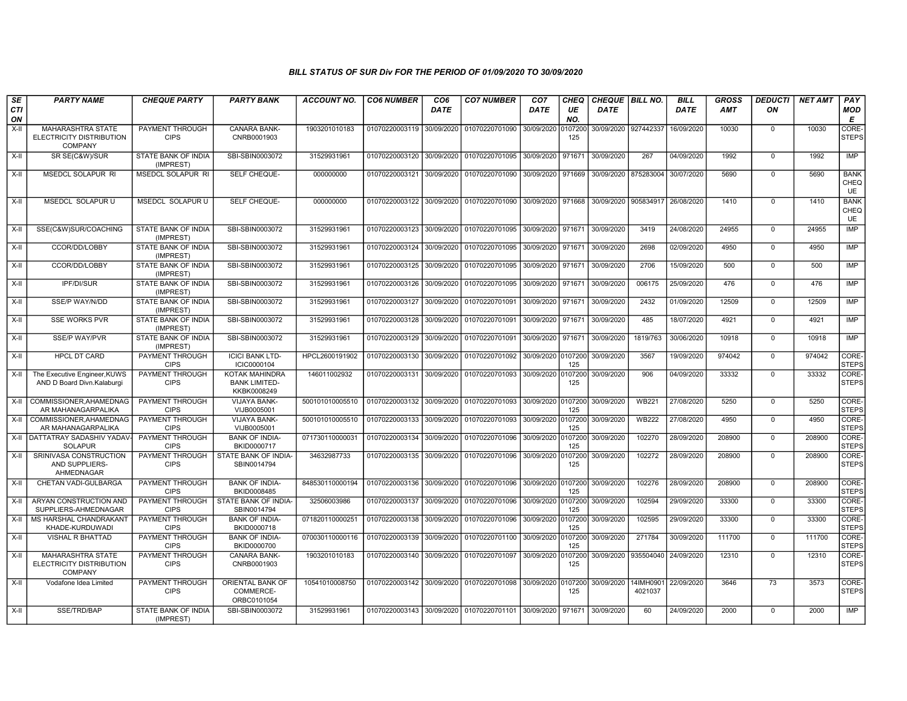## BILL STATUS OF SUR Div FOR THE PERIOD OF 01/09/2020 TO 30/09/2020

| SECTION | PARTY NAME | CHEQUE PARTY | PARTY BANK | ACCOUNT NO. | CO6 NUMBER | CO6 DATE | CO7 NUMBER | CO7 DATE | CHEQUE NO. | CHEQUE DATE | BILL NO. | BILL DATE | GROSS AMT | DEDUCTION | NET AMT | PAY MODE |
|---|---|---|---|---|---|---|---|---|---|---|---|---|---|---|---|---|
| X-II | MAHARASHTRA STATE ELECTRICITY DISTRIBUTION COMPANY | PAYMENT THROUGH CIPS | CANARA BANK-CNRB0001903 | 1903201010183 | 01070220003119 | 30/09/2020 | 01070220701090 | 30/09/2020 | 0107200125 | 30/09/2020 | 927442337 | 16/09/2020 | 10030 | 0 | 10030 | CORE-STEPS |
| X-II | SR SE(C&W)/SUR | STATE BANK OF INDIA (IMPREST) | SBI-SBIN0003072 | 31529931961 | 01070220003120 | 30/09/2020 | 01070220701095 | 30/09/2020 | 971671 | 30/09/2020 | 267 | 04/09/2020 | 1992 | 0 | 1992 | IMP |
| X-II | MSEDCL SOLAPUR RI | MSEDCL SOLAPUR RI | SELF CHEQUE- | 000000000 | 01070220003121 | 30/09/2020 | 01070220701090 | 30/09/2020 | 971669 | 30/09/2020 | 875283004 | 30/07/2020 | 5690 | 0 | 5690 | BANK CHEQUE |
| X-II | MSEDCL SOLAPUR U | MSEDCL SOLAPUR U | SELF CHEQUE- | 000000000 | 01070220003122 | 30/09/2020 | 01070220701090 | 30/09/2020 | 971668 | 30/09/2020 | 905834917 | 26/08/2020 | 1410 | 0 | 1410 | BANK CHEQUE |
| X-II | SSE(C&W)SUR/COACHING | STATE BANK OF INDIA (IMPREST) | SBI-SBIN0003072 | 31529931961 | 01070220003123 | 30/09/2020 | 01070220701095 | 30/09/2020 | 971671 | 30/09/2020 | 3419 | 24/08/2020 | 24955 | 0 | 24955 | IMP |
| X-II | CCOR/DD/LOBBY | STATE BANK OF INDIA (IMPREST) | SBI-SBIN0003072 | 31529931961 | 01070220003124 | 30/09/2020 | 01070220701095 | 30/09/2020 | 971671 | 30/09/2020 | 2698 | 02/09/2020 | 4950 | 0 | 4950 | IMP |
| X-II | CCOR/DD/LOBBY | STATE BANK OF INDIA (IMPREST) | SBI-SBIN0003072 | 31529931961 | 01070220003125 | 30/09/2020 | 01070220701095 | 30/09/2020 | 971671 | 30/09/2020 | 2706 | 15/09/2020 | 500 | 0 | 500 | IMP |
| X-II | IPF/DI/SUR | STATE BANK OF INDIA (IMPREST) | SBI-SBIN0003072 | 31529931961 | 01070220003126 | 30/09/2020 | 01070220701095 | 30/09/2020 | 971671 | 30/09/2020 | 006175 | 25/09/2020 | 476 | 0 | 476 | IMP |
| X-II | SSE/P WAY/N/DD | STATE BANK OF INDIA (IMPREST) | SBI-SBIN0003072 | 31529931961 | 01070220003127 | 30/09/2020 | 01070220701091 | 30/09/2020 | 971671 | 30/09/2020 | 2432 | 01/09/2020 | 12509 | 0 | 12509 | IMP |
| X-II | SSE WORKS PVR | STATE BANK OF INDIA (IMPREST) | SBI-SBIN0003072 | 31529931961 | 01070220003128 | 30/09/2020 | 01070220701091 | 30/09/2020 | 971671 | 30/09/2020 | 485 | 18/07/2020 | 4921 | 0 | 4921 | IMP |
| X-II | SSE/P WAY/PVR | STATE BANK OF INDIA (IMPREST) | SBI-SBIN0003072 | 31529931961 | 01070220003129 | 30/09/2020 | 01070220701091 | 30/09/2020 | 971671 | 30/09/2020 | 1819/763 | 30/06/2020 | 10918 | 0 | 10918 | IMP |
| X-II | HPCL DT CARD | PAYMENT THROUGH CIPS | ICICI BANK LTD-ICIC0000104 | HPCL2600191902 | 01070220003130 | 30/09/2020 | 01070220701092 | 30/09/2020 | 0107200125 | 30/09/2020 | 3567 | 19/09/2020 | 974042 | 0 | 974042 | CORE-STEPS |
| X-II | The Executive Engineer,KUWS AND D Board Divn.Kalaburgi | PAYMENT THROUGH CIPS | KOTAK MAHINDRA BANK LIMITED-KKBK0008249 | 146011002932 | 01070220003131 | 30/09/2020 | 01070220701093 | 30/09/2020 | 0107200125 | 30/09/2020 | 906 | 04/09/2020 | 33332 | 0 | 33332 | CORE-STEPS |
| X-II | COMMISSIONER,AHAMEDNAGAR MAHANAGARPALIKA | PAYMENT THROUGH CIPS | VIJAYA BANK-VIJB0005001 | 500101010005510 | 01070220003132 | 30/09/2020 | 01070220701093 | 30/09/2020 | 0107200125 | 30/09/2020 | WB221 | 27/08/2020 | 5250 | 0 | 5250 | CORE-STEPS |
| X-II | COMMISSIONER,AHAMEDNAGAR MAHANAGARPALIKA | PAYMENT THROUGH CIPS | VIJAYA BANK-VIJB0005001 | 500101010005510 | 01070220003133 | 30/09/2020 | 01070220701093 | 30/09/2020 | 0107200125 | 30/09/2020 | WB222 | 27/08/2020 | 4950 | 0 | 4950 | CORE-STEPS |
| X-II | DATTATRAY SADASHIV YADAV-SOLAPUR | PAYMENT THROUGH CIPS | BANK OF INDIA-BKID0000717 | 071730110000031 | 01070220003134 | 30/09/2020 | 01070220701096 | 30/09/2020 | 0107200125 | 30/09/2020 | 102270 | 28/09/2020 | 208900 | 0 | 208900 | CORE-STEPS |
| X-II | SRINIVASA CONSTRUCTION AND SUPPLIERS-AHMEDNAGAR | PAYMENT THROUGH CIPS | STATE BANK OF INDIA-SBIN0014794 | 34632987733 | 01070220003135 | 30/09/2020 | 01070220701096 | 30/09/2020 | 0107200125 | 30/09/2020 | 102272 | 28/09/2020 | 208900 | 0 | 208900 | CORE-STEPS |
| X-II | CHETAN VADI-GULBARGA | PAYMENT THROUGH CIPS | BANK OF INDIA-BKID0008485 | 848530110000194 | 01070220003136 | 30/09/2020 | 01070220701096 | 30/09/2020 | 0107200125 | 30/09/2020 | 102276 | 28/09/2020 | 208900 | 0 | 208900 | CORE-STEPS |
| X-II | ARYAN CONSTRUCTION AND SUPPLIERS-AHMEDNAGAR | PAYMENT THROUGH CIPS | STATE BANK OF INDIA-SBIN0014794 | 32506003986 | 01070220003137 | 30/09/2020 | 01070220701096 | 30/09/2020 | 0107200125 | 30/09/2020 | 102594 | 29/09/2020 | 33300 | 0 | 33300 | CORE-STEPS |
| X-II | MS HARSHAL CHANDRAKANT KHADE-KURDUWADI | PAYMENT THROUGH CIPS | BANK OF INDIA-BKID0000718 | 071820110000251 | 01070220003138 | 30/09/2020 | 01070220701096 | 30/09/2020 | 0107200125 | 30/09/2020 | 102595 | 29/09/2020 | 33300 | 0 | 33300 | CORE-STEPS |
| X-II | VISHAL R BHATTAD | PAYMENT THROUGH CIPS | BANK OF INDIA-BKID0000700 | 070030110000116 | 01070220003139 | 30/09/2020 | 01070220701100 | 30/09/2020 | 0107200125 | 30/09/2020 | 271784 | 30/09/2020 | 111700 | 0 | 111700 | CORE-STEPS |
| X-II | MAHARASHTRA STATE ELECTRICITY DISTRIBUTION COMPANY | PAYMENT THROUGH CIPS | CANARA BANK-CNRB0001903 | 1903201010183 | 01070220003140 | 30/09/2020 | 01070220701097 | 30/09/2020 | 0107200125 | 30/09/2020 | 935504040 | 24/09/2020 | 12310 | 0 | 12310 | CORE-STEPS |
| X-II | Vodafone Idea Limited | PAYMENT THROUGH CIPS | ORIENTAL BANK OF COMMERCE-ORBC0101054 | 10541010008750 | 01070220003142 | 30/09/2020 | 01070220701098 | 30/09/2020 | 0107200125 | 30/09/2020 | 14IMH09014021037 | 22/09/2020 | 3646 | 73 | 3573 | CORE-STEPS |
| X-II | SSE/TRD/BAP | STATE BANK OF INDIA (IMPREST) | SBI-SBIN0003072 | 31529931961 | 01070220003143 | 30/09/2020 | 01070220701101 | 30/09/2020 | 971671 | 30/09/2020 | 60 | 24/09/2020 | 2000 | 0 | 2000 | IMP |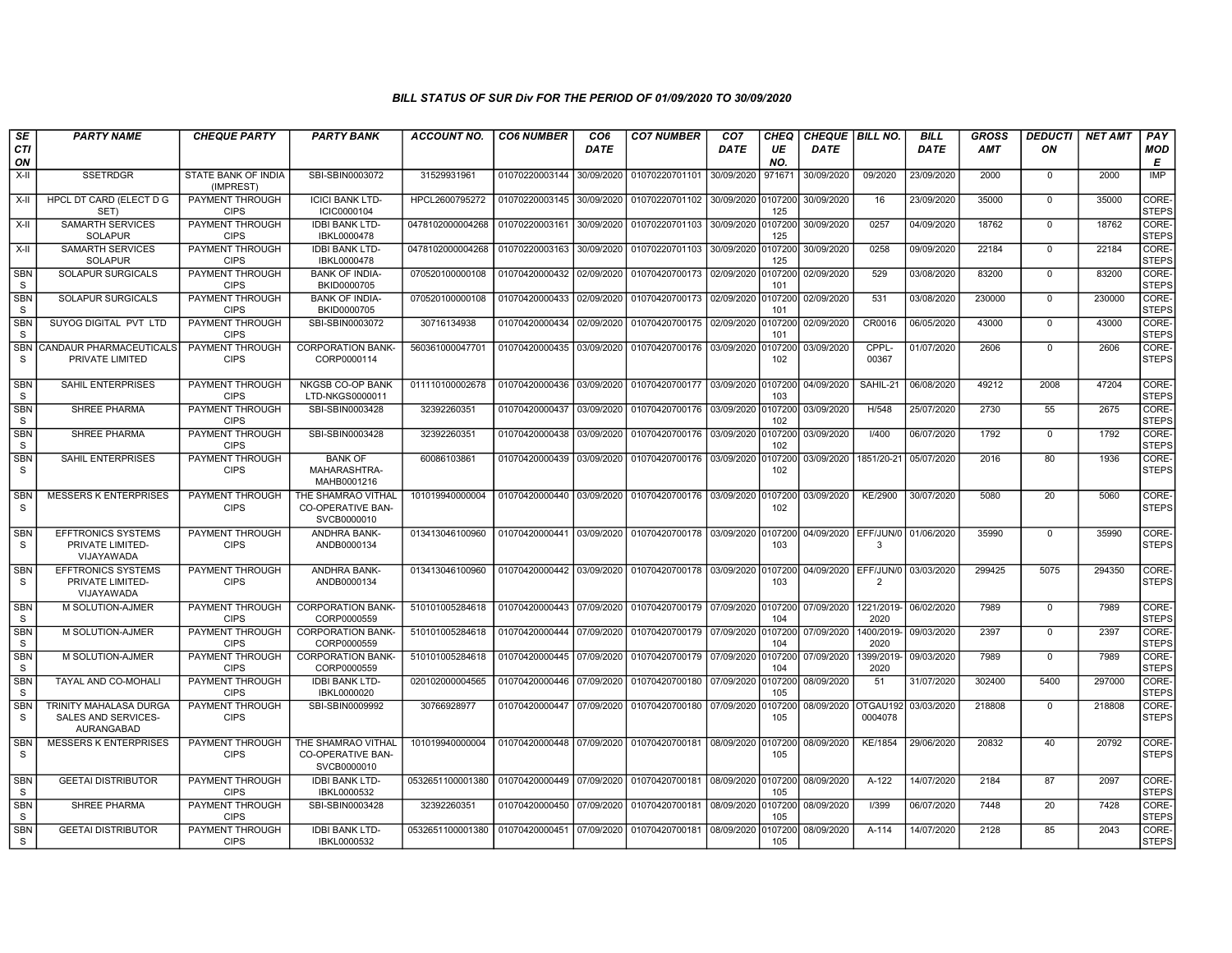## BILL STATUS OF SUR Div FOR THE PERIOD OF 01/09/2020 TO 30/09/2020

| SECTION | PARTY NAME | CHEQUE PARTY | PARTY BANK | ACCOUNT NO. | CO6 NUMBER | CO6 DATE | CO7 NUMBER | CO7 DATE | CHEQUE NO. | CHEQUE DATE | BILL NO. | BILL DATE | GROSS AMT | DEDUCTION | NET AMT | PAY MODE |
|---|---|---|---|---|---|---|---|---|---|---|---|---|---|---|---|---|
| X-II | SSETRDGR | STATE BANK OF INDIA (IMPREST) | SBI-SBIN0003072 | 31529931961 | 01070220003144 | 30/09/2020 | 01070220701101 | 30/09/2020 | 971671 | 30/09/2020 | 09/2020 | 23/09/2020 | 2000 | 0 | 2000 | IMP |
| X-II | HPCL DT CARD (ELECT D G SET) | PAYMENT THROUGH CIPS | ICICI BANK LTD-ICIC0000104 | HPCL2600795272 | 01070220003145 | 30/09/2020 | 01070220701102 | 30/09/2020 | 0107200125 | 30/09/2020 | 16 | 23/09/2020 | 35000 | 0 | 35000 | CORE-STEPS |
| X-II | SAMARTH SERVICES SOLAPUR | PAYMENT THROUGH CIPS | IDBI BANK LTD-IBKL0000478 | 0478102000004268 | 01070220003161 | 30/09/2020 | 01070220701103 | 30/09/2020 | 0107200125 | 30/09/2020 | 0257 | 04/09/2020 | 18762 | 0 | 18762 | CORE-STEPS |
| X-II | SAMARTH SERVICES SOLAPUR | PAYMENT THROUGH CIPS | IDBI BANK LTD-IBKL0000478 | 0478102000004268 | 01070220003163 | 30/09/2020 | 01070220701103 | 30/09/2020 | 0107200125 | 30/09/2020 | 0258 | 09/09/2020 | 22184 | 0 | 22184 | CORE-STEPS |
| SBNS | SOLAPUR SURGICALS | PAYMENT THROUGH CIPS | BANK OF INDIA-BKID0000705 | 070520100000108 | 01070420000432 | 02/09/2020 | 01070420700173 | 02/09/2020 | 0107200101 | 02/09/2020 | 529 | 03/08/2020 | 83200 | 0 | 83200 | CORE-STEPS |
| SBNS | SOLAPUR SURGICALS | PAYMENT THROUGH CIPS | BANK OF INDIA-BKID0000705 | 070520100000108 | 01070420000433 | 02/09/2020 | 01070420700173 | 02/09/2020 | 0107200101 | 02/09/2020 | 531 | 03/08/2020 | 230000 | 0 | 230000 | CORE-STEPS |
| SBNS | SUYOG DIGITAL PVT LTD | PAYMENT THROUGH CIPS | SBI-SBIN0003072 | 30716134938 | 01070420000434 | 02/09/2020 | 01070420700175 | 02/09/2020 | 0107200101 | 02/09/2020 | CR0016 | 06/05/2020 | 43000 | 0 | 43000 | CORE-STEPS |
| SBNS | CANDAUR PHARMACEUTICALS PRIVATE LIMITED | PAYMENT THROUGH CIPS | CORPORATION BANK-CORP0000114 | 560361000047701 | 01070420000435 | 03/09/2020 | 01070420700176 | 03/09/2020 | 0107200102 | 03/09/2020 | CPPL-00367 | 01/07/2020 | 2606 | 0 | 2606 | CORE-STEPS |
| SBNS | SAHIL ENTERPRISES | PAYMENT THROUGH CIPS | NKGSB CO-OP BANK LTD-NKGS0000011 | 011110100002678 | 01070420000436 | 03/09/2020 | 01070420700177 | 03/09/2020 | 0107200103 | 04/09/2020 | SAHIL-21 | 06/08/2020 | 49212 | 2008 | 47204 | CORE-STEPS |
| SBNS | SHREE PHARMA | PAYMENT THROUGH CIPS | SBI-SBIN0003428 | 32392260351 | 01070420000437 | 03/09/2020 | 01070420700176 | 03/09/2020 | 0107200102 | 03/09/2020 | H/548 | 25/07/2020 | 2730 | 55 | 2675 | CORE-STEPS |
| SBNS | SHREE PHARMA | PAYMENT THROUGH CIPS | SBI-SBIN0003428 | 32392260351 | 01070420000438 | 03/09/2020 | 01070420700176 | 03/09/2020 | 0107200102 | 03/09/2020 | I/400 | 06/07/2020 | 1792 | 0 | 1792 | CORE-STEPS |
| SBNS | SAHIL ENTERPRISES | PAYMENT THROUGH CIPS | BANK OF MAHARASHTRA-MAHB0001216 | 60086103861 | 01070420000439 | 03/09/2020 | 01070420700176 | 03/09/2020 | 0107200102 | 03/09/2020 | 1851/20-21 | 05/07/2020 | 2016 | 80 | 1936 | CORE-STEPS |
| SBNS | MESSERS K ENTERPRISES | PAYMENT THROUGH CIPS | THE SHAMRAO VITHAL CO-OPERATIVE BAN-SVCB0000010 | 101019940000004 | 01070420000440 | 03/09/2020 | 01070420700176 | 03/09/2020 | 0107200102 | 03/09/2020 | KE/2900 | 30/07/2020 | 5080 | 20 | 5060 | CORE-STEPS |
| SBNS | EFFTRONICS SYSTEMS PRIVATE LIMITED-VIJAYAWADA | PAYMENT THROUGH CIPS | ANDHRA BANK-ANDB0000134 | 013413046100960 | 01070420000441 | 03/09/2020 | 01070420700178 | 03/09/2020 | 0107200103 | 04/09/2020 | EFF/JUN/03 | 01/06/2020 | 35990 | 0 | 35990 | CORE-STEPS |
| SBNS | EFFTRONICS SYSTEMS PRIVATE LIMITED-VIJAYAWADA | PAYMENT THROUGH CIPS | ANDHRA BANK-ANDB0000134 | 013413046100960 | 01070420000442 | 03/09/2020 | 01070420700178 | 03/09/2020 | 0107200103 | 04/09/2020 | EFF/JUN/02 | 03/03/2020 | 299425 | 5075 | 294350 | CORE-STEPS |
| SBNS | M SOLUTION-AJMER | PAYMENT THROUGH CIPS | CORPORATION BANK-CORP0000559 | 510101005284618 | 01070420000443 | 07/09/2020 | 01070420700179 | 07/09/2020 | 0107200104 | 07/09/2020 | 1221/2019-2020 | 06/02/2020 | 7989 | 0 | 7989 | CORE-STEPS |
| SBNS | M SOLUTION-AJMER | PAYMENT THROUGH CIPS | CORPORATION BANK-CORP0000559 | 510101005284618 | 01070420000444 | 07/09/2020 | 01070420700179 | 07/09/2020 | 0107200104 | 07/09/2020 | 1400/2019-2020 | 09/03/2020 | 2397 | 0 | 2397 | CORE-STEPS |
| SBNS | M SOLUTION-AJMER | PAYMENT THROUGH CIPS | CORPORATION BANK-CORP0000559 | 510101005284618 | 01070420000445 | 07/09/2020 | 01070420700179 | 07/09/2020 | 0107200104 | 07/09/2020 | 1399/2019-2020 | 09/03/2020 | 7989 | 0 | 7989 | CORE-STEPS |
| SBNS | TAYAL AND CO-MOHALI | PAYMENT THROUGH CIPS | IDBI BANK LTD-IBKL0000020 | 020102000004565 | 01070420000446 | 07/09/2020 | 01070420700180 | 07/09/2020 | 0107200105 | 08/09/2020 | 51 | 31/07/2020 | 302400 | 5400 | 297000 | CORE-STEPS |
| SBNS | TRINITY MAHALASA DURGA SALES AND SERVICES-AURANGABAD | PAYMENT THROUGH CIPS | SBI-SBIN0009992 | 30766928977 | 01070420000447 | 07/09/2020 | 01070420700180 | 07/09/2020 | 0107200105 | 08/09/2020 | OTGAU1920004078 | 03/03/2020 | 218808 | 0 | 218808 | CORE-STEPS |
| SBNS | MESSERS K ENTERPRISES | PAYMENT THROUGH CIPS | THE SHAMRAO VITHAL CO-OPERATIVE BAN-SVCB0000010 | 101019940000004 | 01070420000448 | 07/09/2020 | 01070420700181 | 08/09/2020 | 0107200105 | 08/09/2020 | KE/1854 | 29/06/2020 | 20832 | 40 | 20792 | CORE-STEPS |
| SBNS | GEETAI DISTRIBUTOR | PAYMENT THROUGH CIPS | IDBI BANK LTD-IBKL0000532 | 0532651100001380 | 01070420000449 | 07/09/2020 | 01070420700181 | 08/09/2020 | 0107200105 | 08/09/2020 | A-122 | 14/07/2020 | 2184 | 87 | 2097 | CORE-STEPS |
| SBNS | SHREE PHARMA | PAYMENT THROUGH CIPS | SBI-SBIN0003428 | 32392260351 | 01070420000450 | 07/09/2020 | 01070420700181 | 08/09/2020 | 0107200105 | 08/09/2020 | I/399 | 06/07/2020 | 7448 | 20 | 7428 | CORE-STEPS |
| SBNS | GEETAI DISTRIBUTOR | PAYMENT THROUGH CIPS | IDBI BANK LTD-IBKL0000532 | 0532651100001380 | 01070420000451 | 07/09/2020 | 01070420700181 | 08/09/2020 | 0107200105 | 08/09/2020 | A-114 | 14/07/2020 | 2128 | 85 | 2043 | CORE-STEPS |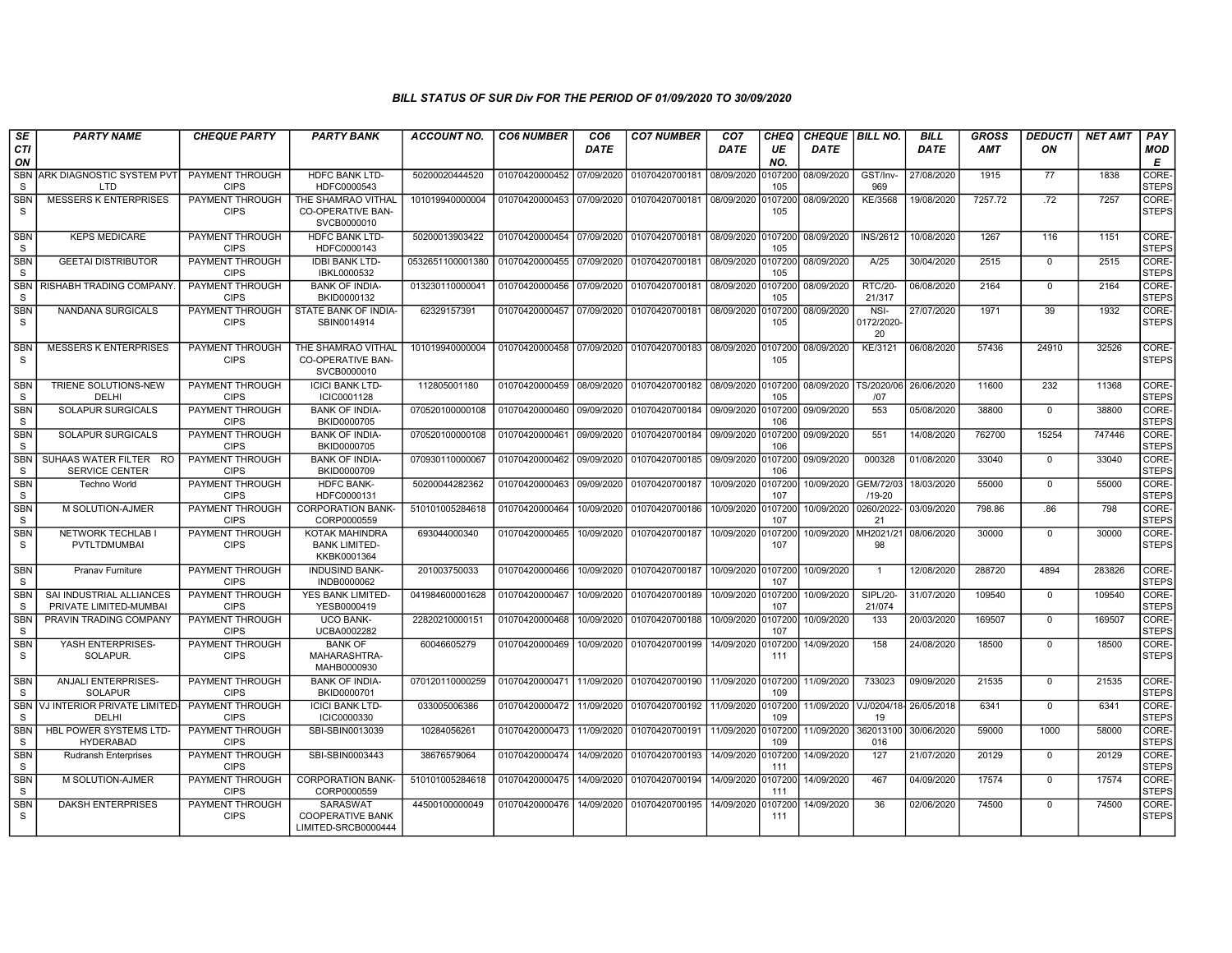## BILL STATUS OF SUR Div FOR THE PERIOD OF 01/09/2020 TO 30/09/2020

| SECTION | PARTY NAME | CHEQUE PARTY | PARTY BANK | ACCOUNT NO. | CO6 NUMBER | CO6 DATE | CO7 NUMBER | CO7 DATE | CHEQUE NO. | CHEQUE DATE | BILL NO. | BILL DATE | GROSS AMT | DEDUCTION | NET AMT | PAY MODE |
|---|---|---|---|---|---|---|---|---|---|---|---|---|---|---|---|---|
| SBNS | ARK DIAGNOSTIC SYSTEM PVT LTD | PAYMENT THROUGH CIPS | HDFC BANK LTD-HDFC0000543 | 50200020444520 | 01070420000452 | 07/09/2020 | 01070420700181 | 08/09/2020 | 0107200105 | 08/09/2020 | GST/Inv-969 | 27/08/2020 | 1915 | 77 | 1838 | CORE-STEPS |
| SBNS | MESSERS K ENTERPRISES | PAYMENT THROUGH CIPS | THE SHAMRAO VITHAL CO-OPERATIVE BAN-SVCB0000010 | 101019940000004 | 01070420000453 | 07/09/2020 | 01070420700181 | 08/09/2020 | 0107200105 | 08/09/2020 | KE/3568 | 19/08/2020 | 7257.72 | .72 | 7257 | CORE-STEPS |
| SBNS | KEPS MEDICARE | PAYMENT THROUGH CIPS | HDFC BANK LTD-HDFC0000143 | 50200013903422 | 01070420000454 | 07/09/2020 | 01070420700181 | 08/09/2020 | 0107200105 | 08/09/2020 | INS/2612 | 10/08/2020 | 1267 | 116 | 1151 | CORE-STEPS |
| SBNS | GEETAI DISTRIBUTOR | PAYMENT THROUGH CIPS | IDBI BANK LTD-IBKL0000532 | 0532651100001380 | 01070420000455 | 07/09/2020 | 01070420700181 | 08/09/2020 | 0107200105 | 08/09/2020 | A/25 | 30/04/2020 | 2515 | 0 | 2515 | CORE-STEPS |
| SBNS | RISHABH TRADING COMPANY. | PAYMENT THROUGH CIPS | BANK OF INDIA-BKID0000132 | 013230110000041 | 01070420000456 | 07/09/2020 | 01070420700181 | 08/09/2020 | 0107200105 | 08/09/2020 | RTC/20-21/317 | 06/08/2020 | 2164 | 0 | 2164 | CORE-STEPS |
| SBNS | NANDANA SURGICALS | PAYMENT THROUGH CIPS | STATE BANK OF INDIA-SBIN0014914 | 62329157391 | 01070420000457 | 07/09/2020 | 01070420700181 | 08/09/2020 | 0107200105 | 08/09/2020 | NSI-0172/2020-20 | 27/07/2020 | 1971 | 39 | 1932 | CORE-STEPS |
| SBNS | MESSERS K ENTERPRISES | PAYMENT THROUGH CIPS | THE SHAMRAO VITHAL CO-OPERATIVE BAN-SVCB0000010 | 101019940000004 | 01070420000458 | 07/09/2020 | 01070420700183 | 08/09/2020 | 0107200105 | 08/09/2020 | KE/3121 | 06/08/2020 | 57436 | 24910 | 32526 | CORE-STEPS |
| SBNS | TRIENE SOLUTIONS-NEW DELHI | PAYMENT THROUGH CIPS | ICICI BANK LTD-ICIC0001128 | 112805001180 | 01070420000459 | 08/09/2020 | 01070420700182 | 08/09/2020 | 0107200105 | 08/09/2020 | TS/2020/06/07 | 26/06/2020 | 11600 | 232 | 11368 | CORE-STEPS |
| SBNS | SOLAPUR SURGICALS | PAYMENT THROUGH CIPS | BANK OF INDIA-BKID0000705 | 070520100000108 | 01070420000460 | 09/09/2020 | 01070420700184 | 09/09/2020 | 0107200106 | 09/09/2020 | 553 | 05/08/2020 | 38800 | 0 | 38800 | CORE-STEPS |
| SBNS | SOLAPUR SURGICALS | PAYMENT THROUGH CIPS | BANK OF INDIA-BKID0000705 | 070520100000108 | 01070420000461 | 09/09/2020 | 01070420700184 | 09/09/2020 | 0107200106 | 09/09/2020 | 551 | 14/08/2020 | 762700 | 15254 | 747446 | CORE-STEPS |
| SBNS | SUHAAS WATER FILTER RO SERVICE CENTER | PAYMENT THROUGH CIPS | BANK OF INDIA-BKID0000709 | 070930110000067 | 01070420000462 | 09/09/2020 | 01070420700185 | 09/09/2020 | 0107200106 | 09/09/2020 | 000328 | 01/08/2020 | 33040 | 0 | 33040 | CORE-STEPS |
| SBNS | Techno World | PAYMENT THROUGH CIPS | HDFC BANK-HDFC0000131 | 50200044282362 | 01070420000463 | 09/09/2020 | 01070420700187 | 10/09/2020 | 0107200107 | 10/09/2020 | GEM/72/03/19-20 | 18/03/2020 | 55000 | 0 | 55000 | CORE-STEPS |
| SBNS | M SOLUTION-AJMER | PAYMENT THROUGH CIPS | CORPORATION BANK-CORP0000559 | 510101005284618 | 01070420000464 | 10/09/2020 | 01070420700186 | 10/09/2020 | 0107200107 | 10/09/2020 | 0260/2022-21 | 03/09/2020 | 798.86 | .86 | 798 | CORE-STEPS |
| SBNS | NETWORK TECHLAB I PVTLTDMUMBAI | PAYMENT THROUGH CIPS | KOTAK MAHINDRA BANK LIMITED-KKBK0001364 | 693044000340 | 01070420000465 | 10/09/2020 | 01070420700187 | 10/09/2020 | 0107200107 | 10/09/2020 | MH2021/2198 | 08/06/2020 | 30000 | 0 | 30000 | CORE-STEPS |
| SBNS | Pranav Furniture | PAYMENT THROUGH CIPS | INDUSIND BANK-INDB0000062 | 201003750033 | 01070420000466 | 10/09/2020 | 01070420700187 | 10/09/2020 | 0107200107 | 10/09/2020 | 1 | 12/08/2020 | 288720 | 4894 | 283826 | CORE-STEPS |
| SBNS | SAI INDUSTRIAL ALLIANCES PRIVATE LIMITED-MUMBAI | PAYMENT THROUGH CIPS | YES BANK LIMITED-YESB0000419 | 041984600001628 | 01070420000467 | 10/09/2020 | 01070420700189 | 10/09/2020 | 0107200107 | 10/09/2020 | SIPL/20-21/074 | 31/07/2020 | 109540 | 0 | 109540 | CORE-STEPS |
| SBNS | PRAVIN TRADING COMPANY | PAYMENT THROUGH CIPS | UCO BANK-UCBA0002282 | 22820210000151 | 01070420000468 | 10/09/2020 | 01070420700188 | 10/09/2020 | 0107200107 | 10/09/2020 | 133 | 20/03/2020 | 169507 | 0 | 169507 | CORE-STEPS |
| SBNS | YASH ENTERPRISES-SOLAPUR. | PAYMENT THROUGH CIPS | BANK OF MAHARASHTRA-MAHB0000930 | 60046605279 | 01070420000469 | 10/09/2020 | 01070420700199 | 14/09/2020 | 0107200111 | 14/09/2020 | 158 | 24/08/2020 | 18500 | 0 | 18500 | CORE-STEPS |
| SBNS | ANJALI ENTERPRISES-SOLAPUR | PAYMENT THROUGH CIPS | BANK OF INDIA-BKID0000701 | 070120110000259 | 01070420000471 | 11/09/2020 | 01070420700190 | 11/09/2020 | 0107200109 | 11/09/2020 | 733023 | 09/09/2020 | 21535 | 0 | 21535 | CORE-STEPS |
| SBNS | VJ INTERIOR PRIVATE LIMITED-DELHI | PAYMENT THROUGH CIPS | ICICI BANK LTD-ICIC0000330 | 033005006386 | 01070420000472 | 11/09/2020 | 01070420700192 | 11/09/2020 | 0107200109 | 11/09/2020 | VJ/0204/18-19 | 26/05/2018 | 6341 | 0 | 6341 | CORE-STEPS |
| SBNS | HBL POWER SYSTEMS LTD-HYDERABAD | PAYMENT THROUGH CIPS | SBI-SBIN0013039 | 10284056261 | 01070420000473 | 11/09/2020 | 01070420700191 | 11/09/2020 | 0107200109 | 11/09/2020 | 362013100016 | 30/06/2020 | 59000 | 1000 | 58000 | CORE-STEPS |
| SBNS | Rudransh Enterprises | PAYMENT THROUGH CIPS | SBI-SBIN0003443 | 38676579064 | 01070420000474 | 14/09/2020 | 01070420700193 | 14/09/2020 | 0107200111 | 14/09/2020 | 127 | 21/07/2020 | 20129 | 0 | 20129 | CORE-STEPS |
| SBNS | M SOLUTION-AJMER | PAYMENT THROUGH CIPS | CORPORATION BANK-CORP0000559 | 510101005284618 | 01070420000475 | 14/09/2020 | 01070420700194 | 14/09/2020 | 0107200111 | 14/09/2020 | 467 | 04/09/2020 | 17574 | 0 | 17574 | CORE-STEPS |
| SBNS | DAKSH ENTERPRISES | PAYMENT THROUGH CIPS | SARASWAT COOPERATIVE BANK LIMITED-SRCB0000444 | 44500100000049 | 01070420000476 | 14/09/2020 | 01070420700195 | 14/09/2020 | 0107200111 | 14/09/2020 | 36 | 02/06/2020 | 74500 | 0 | 74500 | CORE-STEPS |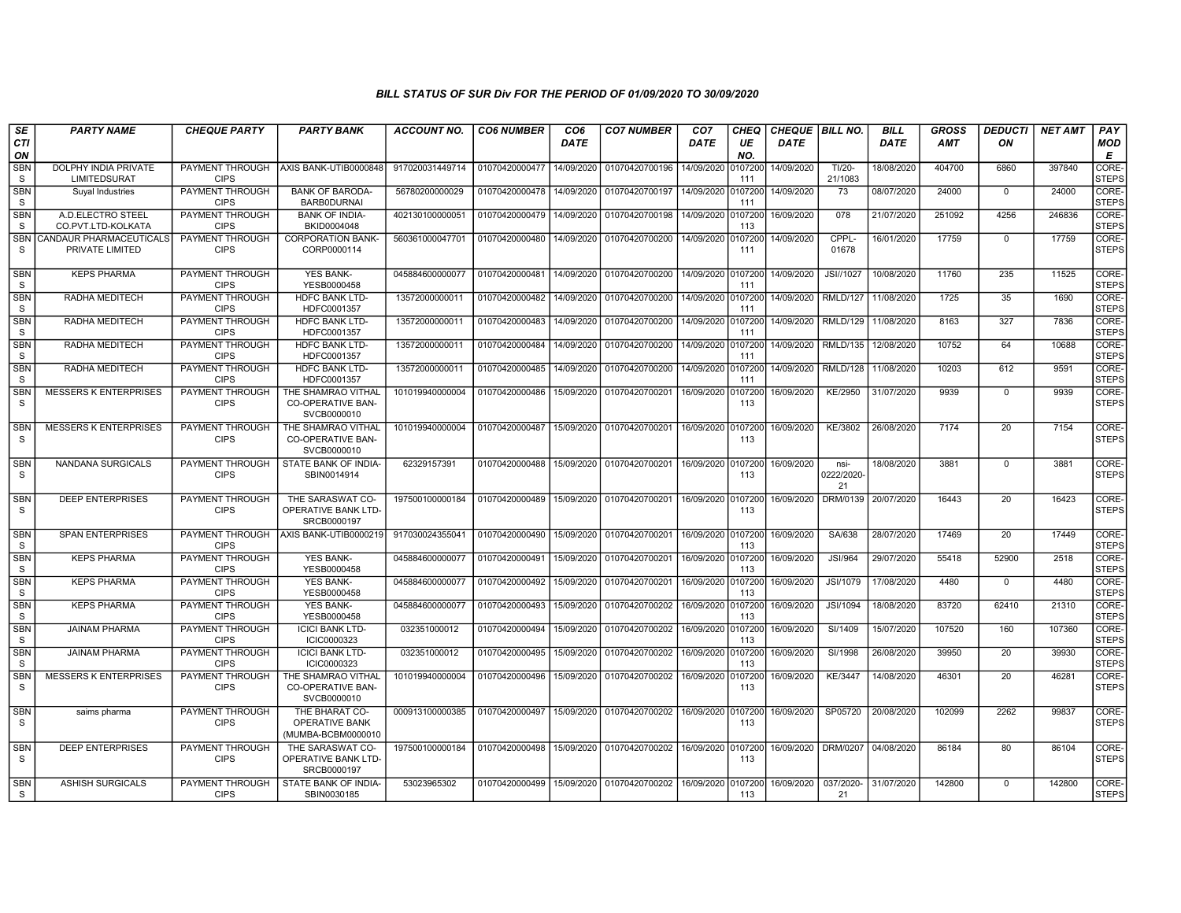### BILL STATUS OF SUR Div FOR THE PERIOD OF 01/09/2020 TO 30/09/2020

| SECTION | PARTY NAME | CHEQUE PARTY | PARTY BANK | ACCOUNT NO. | CO6 NUMBER | CO6 DATE | CO7 NUMBER | CO7 DATE | CHEQUE NO. | CHEQUE DATE | BILL NO. | BILL DATE | GROSS AMT | DEDUCTION | NET AMT | PAY MODE |
|---|---|---|---|---|---|---|---|---|---|---|---|---|---|---|---|---|
| SBNS | DOLPHY INDIA PRIVATE LIMITEDSURAT | PAYMENT THROUGH CIPS | AXIS BANK-UTIB0000848 | 917020031449714 | 01070420000477 | 14/09/2020 | 01070420700196 | 14/09/2020 | 0107200111 | 14/09/2020 | TI/20-21/1083 | 18/08/2020 | 404700 | 6860 | 397840 | CORE-STEPS |
| SBNS | Suyal Industries | PAYMENT THROUGH CIPS | BANK OF BARODA-BARB0DURNAI | 56780200000029 | 01070420000478 | 14/09/2020 | 01070420700197 | 14/09/2020 | 0107200111 | 14/09/2020 | 73 | 08/07/2020 | 24000 | 0 | 24000 | CORE-STEPS |
| SBNS | A.D.ELECTRO STEEL CO.PVT.LTD-KOLKATA | PAYMENT THROUGH CIPS | BANK OF INDIA-BKID0004048 | 402130100000051 | 01070420000479 | 14/09/2020 | 01070420700198 | 14/09/2020 | 0107200113 | 16/09/2020 | 078 | 21/07/2020 | 251092 | 4256 | 246836 | CORE-STEPS |
| SBNS | CANDAUR PHARMACEUTICALS PRIVATE LIMITED | PAYMENT THROUGH CIPS | CORPORATION BANK-CORP0000114 | 560361000047701 | 01070420000480 | 14/09/2020 | 01070420700200 | 14/09/2020 | 0107200111 | 14/09/2020 | CPPL-01678 | 16/01/2020 | 17759 | 0 | 17759 | CORE-STEPS |
| SBNS | KEPS PHARMA | PAYMENT THROUGH CIPS | YES BANK-YESB0000458 | 045884600000077 | 01070420000481 | 14/09/2020 | 01070420700200 | 14/09/2020 | 0107200111 | 14/09/2020 | JSI//1027 | 10/08/2020 | 11760 | 235 | 11525 | CORE-STEPS |
| SBNS | RADHA MEDITECH | PAYMENT THROUGH CIPS | HDFC BANK LTD-HDFC0001357 | 13572000000011 | 01070420000482 | 14/09/2020 | 01070420700200 | 14/09/2020 | 0107200111 | 14/09/2020 | RMLD/127 | 11/08/2020 | 1725 | 35 | 1690 | CORE-STEPS |
| SBNS | RADHA MEDITECH | PAYMENT THROUGH CIPS | HDFC BANK LTD-HDFC0001357 | 13572000000011 | 01070420000483 | 14/09/2020 | 01070420700200 | 14/09/2020 | 0107200111 | 14/09/2020 | RMLD/129 | 11/08/2020 | 8163 | 327 | 7836 | CORE-STEPS |
| SBNS | RADHA MEDITECH | PAYMENT THROUGH CIPS | HDFC BANK LTD-HDFC0001357 | 13572000000011 | 01070420000484 | 14/09/2020 | 01070420700200 | 14/09/2020 | 0107200111 | 14/09/2020 | RMLD/135 | 12/08/2020 | 10752 | 64 | 10688 | CORE-STEPS |
| SBNS | RADHA MEDITECH | PAYMENT THROUGH CIPS | HDFC BANK LTD-HDFC0001357 | 13572000000011 | 01070420000485 | 14/09/2020 | 01070420700200 | 14/09/2020 | 0107200111 | 14/09/2020 | RMLD/128 | 11/08/2020 | 10203 | 612 | 9591 | CORE-STEPS |
| SBNS | MESSERS K ENTERPRISES | PAYMENT THROUGH CIPS | THE SHAMRAO VITHAL CO-OPERATIVE BAN-SVCB0000010 | 101019940000004 | 01070420000486 | 15/09/2020 | 01070420700201 | 16/09/2020 | 0107200113 | 16/09/2020 | KE/2950 | 31/07/2020 | 9939 | 0 | 9939 | CORE-STEPS |
| SBNS | MESSERS K ENTERPRISES | PAYMENT THROUGH CIPS | THE SHAMRAO VITHAL CO-OPERATIVE BAN-SVCB0000010 | 101019940000004 | 01070420000487 | 15/09/2020 | 01070420700201 | 16/09/2020 | 0107200113 | 16/09/2020 | KE/3802 | 26/08/2020 | 7174 | 20 | 7154 | CORE-STEPS |
| SBNS | NANDANA SURGICALS | PAYMENT THROUGH CIPS | STATE BANK OF INDIA-SBIN0014914 | 62329157391 | 01070420000488 | 15/09/2020 | 01070420700201 | 16/09/2020 | 0107200113 | 16/09/2020 | nsi-0222/2020-21 | 18/08/2020 | 3881 | 0 | 3881 | CORE-STEPS |
| SBNS | DEEP ENTERPRISES | PAYMENT THROUGH CIPS | THE SARASWAT CO-OPERATIVE BANK LTD-SRCB0000197 | 197500100000184 | 01070420000489 | 15/09/2020 | 01070420700201 | 16/09/2020 | 0107200113 | 16/09/2020 | DRM/0139 | 20/07/2020 | 16443 | 20 | 16423 | CORE-STEPS |
| SBNS | SPAN ENTERPRISES | PAYMENT THROUGH CIPS | AXIS BANK-UTIB0000219 | 917030024355041 | 01070420000490 | 15/09/2020 | 01070420700201 | 16/09/2020 | 0107200113 | 16/09/2020 | SA/638 | 28/07/2020 | 17469 | 20 | 17449 | CORE-STEPS |
| SBNS | KEPS PHARMA | PAYMENT THROUGH CIPS | YES BANK-YESB0000458 | 045884600000077 | 01070420000491 | 15/09/2020 | 01070420700201 | 16/09/2020 | 0107200113 | 16/09/2020 | JSI/964 | 29/07/2020 | 55418 | 52900 | 2518 | CORE-STEPS |
| SBNS | KEPS PHARMA | PAYMENT THROUGH CIPS | YES BANK-YESB0000458 | 045884600000077 | 01070420000492 | 15/09/2020 | 01070420700201 | 16/09/2020 | 0107200113 | 16/09/2020 | JSI/1079 | 17/08/2020 | 4480 | 0 | 4480 | CORE-STEPS |
| SBNS | KEPS PHARMA | PAYMENT THROUGH CIPS | YES BANK-YESB0000458 | 045884600000077 | 01070420000493 | 15/09/2020 | 01070420700202 | 16/09/2020 | 0107200113 | 16/09/2020 | JSI/1094 | 18/08/2020 | 83720 | 62410 | 21310 | CORE-STEPS |
| SBNS | JAINAM PHARMA | PAYMENT THROUGH CIPS | ICICI BANK LTD-ICIC0000323 | 032351000012 | 01070420000494 | 15/09/2020 | 01070420700202 | 16/09/2020 | 0107200113 | 16/09/2020 | SI/1409 | 15/07/2020 | 107520 | 160 | 107360 | CORE-STEPS |
| SBNS | JAINAM PHARMA | PAYMENT THROUGH CIPS | ICICI BANK LTD-ICIC0000323 | 032351000012 | 01070420000495 | 15/09/2020 | 01070420700202 | 16/09/2020 | 0107200113 | 16/09/2020 | SI/1998 | 26/08/2020 | 39950 | 20 | 39930 | CORE-STEPS |
| SBNS | MESSERS K ENTERPRISES | PAYMENT THROUGH CIPS | THE SHAMRAO VITHAL CO-OPERATIVE BAN-SVCB0000010 | 101019940000004 | 01070420000496 | 15/09/2020 | 01070420700202 | 16/09/2020 | 0107200113 | 16/09/2020 | KE/3447 | 14/08/2020 | 46301 | 20 | 46281 | CORE-STEPS |
| SBNS | saims pharma | PAYMENT THROUGH CIPS | THE BHARAT CO-OPERATIVE BANK (MUMBA-BCBM0000010 | 000913100000385 | 01070420000497 | 15/09/2020 | 01070420700202 | 16/09/2020 | 0107200113 | 16/09/2020 | SP05720 | 20/08/2020 | 102099 | 2262 | 99837 | CORE-STEPS |
| SBNS | DEEP ENTERPRISES | PAYMENT THROUGH CIPS | THE SARASWAT CO-OPERATIVE BANK LTD-SRCB0000197 | 197500100000184 | 01070420000498 | 15/09/2020 | 01070420700202 | 16/09/2020 | 0107200113 | 16/09/2020 | DRM/0207 | 04/08/2020 | 86184 | 80 | 86104 | CORE-STEPS |
| SBNS | ASHISH SURGICALS | PAYMENT THROUGH CIPS | STATE BANK OF INDIA-SBIN0030185 | 53023965302 | 01070420000499 | 15/09/2020 | 01070420700202 | 16/09/2020 | 0107200113 | 16/09/2020 | 037/2020-21 | 31/07/2020 | 142800 | 0 | 142800 | CORE-STEPS |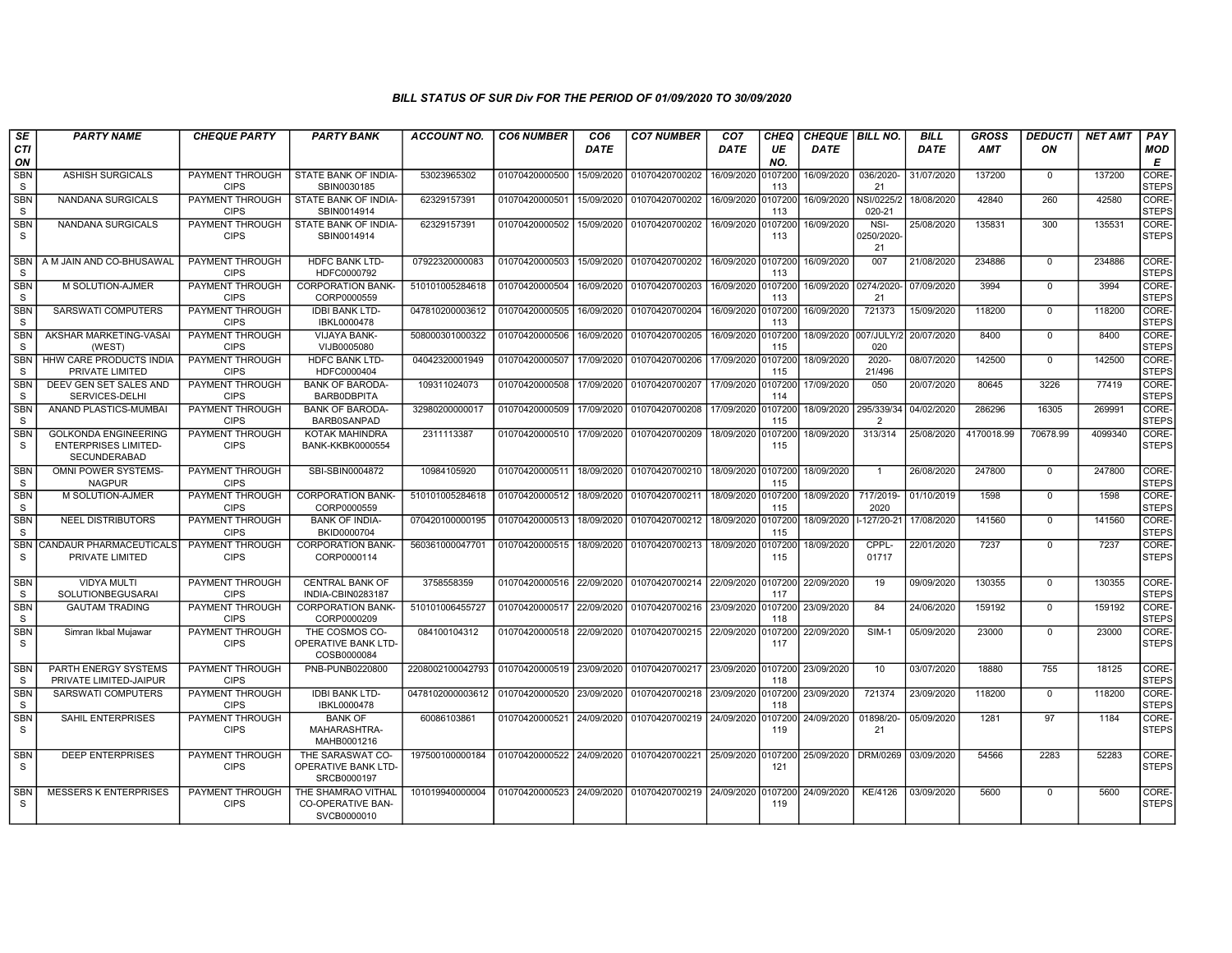### BILL STATUS OF SUR Div FOR THE PERIOD OF 01/09/2020 TO 30/09/2020

| SECTION | PARTY NAME | CHEQUE PARTY | PARTY BANK | ACCOUNT NO. | CO6 NUMBER | CO6 DATE | CO7 NUMBER | CO7 DATE | CHEQUE NO. | CHEQUE DATE | BILL NO. | BILL DATE | GROSS AMT | DEDUCTION | NET AMT | PAY MODE |
|---|---|---|---|---|---|---|---|---|---|---|---|---|---|---|---|---|
| SBNS | ASHISH SURGICALS | PAYMENT THROUGH CIPS | STATE BANK OF INDIA-SBIN0030185 | 53023965302 | 01070420000500 | 15/09/2020 | 01070420700202 | 16/09/2020 | 0107200113 | 16/09/2020 | 036/2020-21 | 31/07/2020 | 137200 | 0 | 137200 | CORE-STEPS |
| SBNS | NANDANA SURGICALS | PAYMENT THROUGH CIPS | STATE BANK OF INDIA-SBIN0014914 | 62329157391 | 01070420000501 | 15/09/2020 | 01070420700202 | 16/09/2020 | 0107200113 | 16/09/2020 | NSI/0225/2020-21 | 18/08/2020 | 42840 | 260 | 42580 | CORE-STEPS |
| SBNS | NANDANA SURGICALS | PAYMENT THROUGH CIPS | STATE BANK OF INDIA-SBIN0014914 | 62329157391 | 01070420000502 | 15/09/2020 | 01070420700202 | 16/09/2020 | 0107200113 | 16/09/2020 | NSI-0250/2020-21 | 25/08/2020 | 135831 | 300 | 135531 | CORE-STEPS |
| SBNS | A M JAIN AND CO-BHUSAWAL | PAYMENT THROUGH CIPS | HDFC BANK LTD-HDFC0000792 | 07922320000083 | 01070420000503 | 15/09/2020 | 01070420700202 | 16/09/2020 | 0107200113 | 16/09/2020 | 007 | 21/08/2020 | 234886 | 0 | 234886 | CORE-STEPS |
| SBNS | M SOLUTION-AJMER | PAYMENT THROUGH CIPS | CORPORATION BANK-CORP0000559 | 510101005284618 | 01070420000504 | 16/09/2020 | 01070420700203 | 16/09/2020 | 0107200113 | 16/09/2020 | 0274/2020-21 | 07/09/2020 | 3994 | 0 | 3994 | CORE-STEPS |
| SBNS | SARSWATI COMPUTERS | PAYMENT THROUGH CIPS | IDBI BANK LTD-IBKL0000478 | 047810200003612 | 01070420000505 | 16/09/2020 | 01070420700204 | 16/09/2020 | 0107200113 | 16/09/2020 | 721373 | 15/09/2020 | 118200 | 0 | 118200 | CORE-STEPS |
| SBNS | AKSHAR MARKETING-VASAI (WEST) | PAYMENT THROUGH CIPS | VIJAYA BANK-VIJB0005080 | 508000301000322 | 01070420000506 | 16/09/2020 | 01070420700205 | 16/09/2020 | 0107200115 | 18/09/2020 | 007/JULY/2020 | 20/07/2020 | 8400 | 0 | 8400 | CORE-STEPS |
| SBNS | HHW CARE PRODUCTS INDIA PRIVATE LIMITED | PAYMENT THROUGH CIPS | HDFC BANK LTD-HDFC0000404 | 04042320001949 | 01070420000507 | 17/09/2020 | 01070420700206 | 17/09/2020 | 0107200115 | 18/09/2020 | 2020-21/496 | 08/07/2020 | 142500 | 0 | 142500 | CORE-STEPS |
| SBNS | DEEV GEN SET SALES AND SERVICES-DELHI | PAYMENT THROUGH CIPS | BANK OF BARODA-BARB0DBPITA | 109311024073 | 01070420000508 | 17/09/2020 | 01070420700207 | 17/09/2020 | 0107200114 | 17/09/2020 | 050 | 20/07/2020 | 80645 | 3226 | 77419 | CORE-STEPS |
| SBNS | ANAND PLASTICS-MUMBAI | PAYMENT THROUGH CIPS | BANK OF BARODA-BARB0SANPAD | 32980200000017 | 01070420000509 | 17/09/2020 | 01070420700208 | 17/09/2020 | 0107200115 | 18/09/2020 | 295/339/342 | 04/02/2020 | 286296 | 16305 | 269991 | CORE-STEPS |
| SBNS | GOLKONDA ENGINEERING ENTERPRISES LIMITED-SECUNDERABAD | PAYMENT THROUGH CIPS | KOTAK MAHINDRA BANK-KKBK0000554 | 2311113387 | 01070420000510 | 17/09/2020 | 01070420700209 | 18/09/2020 | 0107200115 | 18/09/2020 | 313/314 | 25/08/2020 | 4170018.99 | 70678.99 | 4099340 | CORE-STEPS |
| SBNS | OMNI POWER SYSTEMS-NAGPUR | PAYMENT THROUGH CIPS | SBI-SBIN0004872 | 10984105920 | 01070420000511 | 18/09/2020 | 01070420700210 | 18/09/2020 | 0107200115 | 18/09/2020 | 1 | 26/08/2020 | 247800 | 0 | 247800 | CORE-STEPS |
| SBNS | M SOLUTION-AJMER | PAYMENT THROUGH CIPS | CORPORATION BANK-CORP0000559 | 510101005284618 | 01070420000512 | 18/09/2020 | 01070420700211 | 18/09/2020 | 0107200115 | 18/09/2020 | 717/2019-2020 | 01/10/2019 | 1598 | 0 | 1598 | CORE-STEPS |
| SBNS | NEEL DISTRIBUTORS | PAYMENT THROUGH CIPS | BANK OF INDIA-BKID0000704 | 070420100000195 | 01070420000513 | 18/09/2020 | 01070420700212 | 18/09/2020 | 0107200115 | 18/09/2020 | I-127/20-21 | 17/08/2020 | 141560 | 0 | 141560 | CORE-STEPS |
| SBNS | CANDAUR PHARMACEUTICALS PRIVATE LIMITED | PAYMENT THROUGH CIPS | CORPORATION BANK-CORP0000114 | 560361000047701 | 01070420000515 | 18/09/2020 | 01070420700213 | 18/09/2020 | 0107200115 | 18/09/2020 | CPPL-01717 | 22/01/2020 | 7237 | 0 | 7237 | CORE-STEPS |
| SBNS | VIDYA MULTI SOLUTIONBEGUSARAI | PAYMENT THROUGH CIPS | CENTRAL BANK OF INDIA-CBIN0283187 | 3758558359 | 01070420000516 | 22/09/2020 | 01070420700214 | 22/09/2020 | 0107200117 | 22/09/2020 | 19 | 09/09/2020 | 130355 | 0 | 130355 | CORE-STEPS |
| SBNS | GAUTAM TRADING | PAYMENT THROUGH CIPS | CORPORATION BANK-CORP0000209 | 510101006455727 | 01070420000517 | 22/09/2020 | 01070420700216 | 23/09/2020 | 0107200118 | 23/09/2020 | 84 | 24/06/2020 | 159192 | 0 | 159192 | CORE-STEPS |
| SBNS | Simran Ikbal Mujawar | PAYMENT THROUGH CIPS | THE COSMOS CO-OPERATIVE BANK LTD-COSB0000084 | 084100104312 | 01070420000518 | 22/09/2020 | 01070420700215 | 22/09/2020 | 0107200117 | 22/09/2020 | SIM-1 | 05/09/2020 | 23000 | 0 | 23000 | CORE-STEPS |
| SBNS | PARTH ENERGY SYSTEMS PRIVATE LIMITED-JAIPUR | PAYMENT THROUGH CIPS | PNB-PUNB0220800 | 2208002100042793 | 01070420000519 | 23/09/2020 | 01070420700217 | 23/09/2020 | 0107200118 | 23/09/2020 | 10 | 03/07/2020 | 18880 | 755 | 18125 | CORE-STEPS |
| SBNS | SARSWATI COMPUTERS | PAYMENT THROUGH CIPS | IDBI BANK LTD-IBKL0000478 | 0478102000003612 | 01070420000520 | 23/09/2020 | 01070420700218 | 23/09/2020 | 0107200118 | 23/09/2020 | 721374 | 23/09/2020 | 118200 | 0 | 118200 | CORE-STEPS |
| SBNS | SAHIL ENTERPRISES | PAYMENT THROUGH CIPS | BANK OF MAHARASHTRA-MAHB0001216 | 60086103861 | 01070420000521 | 24/09/2020 | 01070420700219 | 24/09/2020 | 0107200119 | 24/09/2020 | 01898/20-21 | 05/09/2020 | 1281 | 97 | 1184 | CORE-STEPS |
| SBNS | DEEP ENTERPRISES | PAYMENT THROUGH CIPS | THE SARASWAT CO-OPERATIVE BANK LTD-SRCB0000197 | 197500100000184 | 01070420000522 | 24/09/2020 | 01070420700221 | 25/09/2020 | 0107200121 | 25/09/2020 | DRM/0269 | 03/09/2020 | 54566 | 2283 | 52283 | CORE-STEPS |
| SBNS | MESSERS K ENTERPRISES | PAYMENT THROUGH CIPS | THE SHAMRAO VITHAL CO-OPERATIVE BAN-SVCB0000010 | 101019940000004 | 01070420000523 | 24/09/2020 | 01070420700219 | 24/09/2020 | 0107200119 | 24/09/2020 | KE/4126 | 03/09/2020 | 5600 | 0 | 5600 | CORE-STEPS |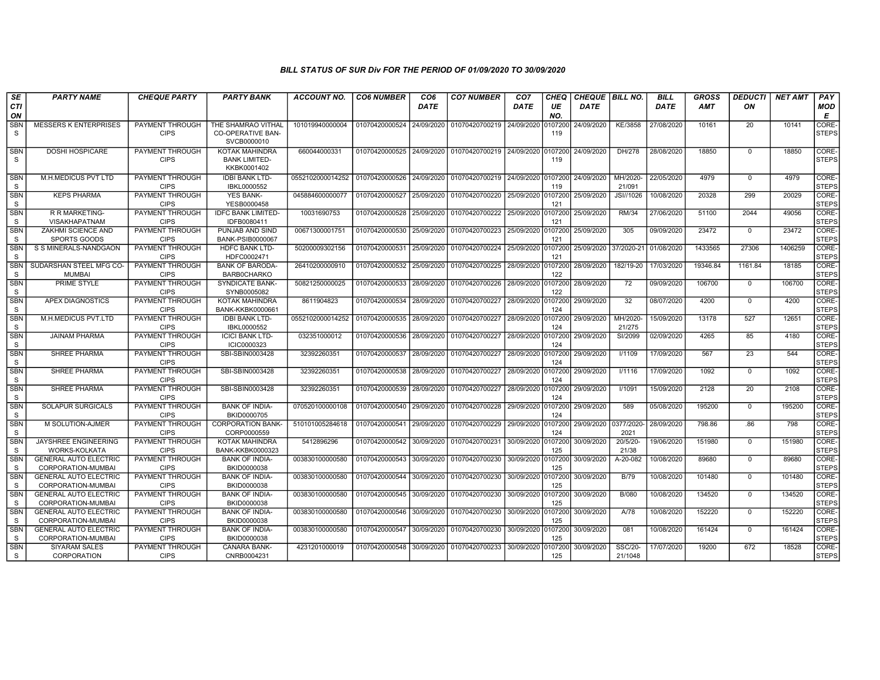# BILL STATUS OF SUR Div FOR THE PERIOD OF 01/09/2020 TO 30/09/2020

| SECTION | PARTY NAME | CHEQUE PARTY | PARTY BANK | ACCOUNT NO. | CO6 NUMBER | CO6 DATE | CO7 NUMBER | CO7 DATE | CHEQUE NO. | CHEQUE DATE | BILL NO. | BILL DATE | GROSS AMT | DEDUCTION | NET AMT | PAY MODE |
|---|---|---|---|---|---|---|---|---|---|---|---|---|---|---|---|---|
| SBNS | MESSERS K ENTERPRISES | PAYMENT THROUGH CIPS | THE SHAMRAO VITHAL CO-OPERATIVE BAN-SVCB0000010 | 101019940000004 | 01070420000524 | 24/09/2020 | 01070420700219 | 24/09/2020 | 0107200119 | 24/09/2020 | KE/3858 | 27/08/2020 | 10161 | 20 | 10141 | CORE-STEPS |
| SBNS | DOSHI HOSPICARE | PAYMENT THROUGH CIPS | KOTAK MAHINDRA BANK LIMITED-KKBK0001402 | 660044000331 | 01070420000525 | 24/09/2020 | 01070420700219 | 24/09/2020 | 0107200119 | 24/09/2020 | DH/278 | 28/08/2020 | 18850 | 0 | 18850 | CORE-STEPS |
| SBNS | M.H.MEDICUS PVT LTD | PAYMENT THROUGH CIPS | IDBI BANK LTD-IBKL0000552 | 0552102000014252 | 01070420000526 | 24/09/2020 | 01070420700219 | 24/09/2020 | 0107200119 | 24/09/2020 | MH/2020-21/091 | 22/05/2020 | 4979 | 0 | 4979 | CORE-STEPS |
| SBNS | KEPS PHARMA | PAYMENT THROUGH CIPS | YES BANK-YESB0000458 | 045884600000077 | 01070420000527 | 25/09/2020 | 01070420700220 | 25/09/2020 | 0107200121 | 25/09/2020 | JSI//1026 | 10/08/2020 | 20328 | 299 | 20029 | CORE-STEPS |
| SBNS | R R MARKETING-VISAKHAPATNAM | PAYMENT THROUGH CIPS | IDFC BANK LIMITED-IDFB0080411 | 10031690753 | 01070420000528 | 25/09/2020 | 01070420700222 | 25/09/2020 | 0107200121 | 25/09/2020 | RM/34 | 27/06/2020 | 51100 | 2044 | 49056 | CORE-STEPS |
| SBNS | ZAKHMI SCIENCE AND SPORTS GOODS | PAYMENT THROUGH CIPS | PUNJAB AND SIND BANK-PSIB0000067 | 00671300001751 | 01070420000530 | 25/09/2020 | 01070420700223 | 25/09/2020 | 0107200121 | 25/09/2020 | 305 | 09/09/2020 | 23472 | 0 | 23472 | CORE-STEPS |
| SBNS | S S MINERALS-NANDGAON | PAYMENT THROUGH CIPS | HDFC BANK LTD-HDFC0002471 | 50200009302156 | 01070420000531 | 25/09/2020 | 01070420700224 | 25/09/2020 | 0107200121 | 25/09/2020 | 37/2020-21 | 01/08/2020 | 1433565 | 27306 | 1406259 | CORE-STEPS |
| SBNS | SUDARSHAN STEEL MFG CO-MUMBAI | PAYMENT THROUGH CIPS | BANK OF BARODA-BARB0CHARKO | 26410200000910 | 01070420000532 | 25/09/2020 | 01070420700225 | 28/09/2020 | 0107200122 | 28/09/2020 | 182/19-20 | 17/03/2020 | 19346.84 | 1161.84 | 18185 | CORE-STEPS |
| SBNS | PRIME STYLE | PAYMENT THROUGH CIPS | SYNDICATE BANK-SYNB0005082 | 50821250000025 | 01070420000533 | 28/09/2020 | 01070420700226 | 28/09/2020 | 0107200122 | 28/09/2020 | 72 | 09/09/2020 | 106700 | 0 | 106700 | CORE-STEPS |
| SBNS | APEX DIAGNOSTICS | PAYMENT THROUGH CIPS | KOTAK MAHINDRA BANK-KKBK0000661 | 8611904823 | 01070420000534 | 28/09/2020 | 01070420700227 | 28/09/2020 | 0107200124 | 29/09/2020 | 32 | 08/07/2020 | 4200 | 0 | 4200 | CORE-STEPS |
| SBNS | M.H.MEDICUS PVT.LTD | PAYMENT THROUGH CIPS | IDBI BANK LTD-IBKL0000552 | 0552102000014252 | 01070420000535 | 28/09/2020 | 01070420700227 | 28/09/2020 | 0107200124 | 29/09/2020 | MH/2020-21/275 | 15/09/2020 | 13178 | 527 | 12651 | CORE-STEPS |
| SBNS | JAINAM PHARMA | PAYMENT THROUGH CIPS | ICICI BANK LTD-ICIC0000323 | 032351000012 | 01070420000536 | 28/09/2020 | 01070420700227 | 28/09/2020 | 0107200124 | 29/09/2020 | SI/2099 | 02/09/2020 | 4265 | 85 | 4180 | CORE-STEPS |
| SBNS | SHREE PHARMA | PAYMENT THROUGH CIPS | SBI-SBIN0003428 | 32392260351 | 01070420000537 | 28/09/2020 | 01070420700227 | 28/09/2020 | 0107200124 | 29/09/2020 | I/1109 | 17/09/2020 | 567 | 23 | 544 | CORE-STEPS |
| SBNS | SHREE PHARMA | PAYMENT THROUGH CIPS | SBI-SBIN0003428 | 32392260351 | 01070420000538 | 28/09/2020 | 01070420700227 | 28/09/2020 | 0107200124 | 29/09/2020 | I/1116 | 17/09/2020 | 1092 | 0 | 1092 | CORE-STEPS |
| SBNS | SHREE PHARMA | PAYMENT THROUGH CIPS | SBI-SBIN0003428 | 32392260351 | 01070420000539 | 28/09/2020 | 01070420700227 | 28/09/2020 | 0107200124 | 29/09/2020 | I/1091 | 15/09/2020 | 2128 | 20 | 2108 | CORE-STEPS |
| SBNS | SOLAPUR SURGICALS | PAYMENT THROUGH CIPS | BANK OF INDIA-BKID0000705 | 070520100000108 | 01070420000540 | 29/09/2020 | 01070420700228 | 29/09/2020 | 0107200124 | 29/09/2020 | 589 | 05/08/2020 | 195200 | 0 | 195200 | CORE-STEPS |
| SBNS | M SOLUTION-AJMER | PAYMENT THROUGH CIPS | CORPORATION BANK-CORP0000559 | 510101005284618 | 01070420000541 | 29/09/2020 | 01070420700229 | 29/09/2020 | 0107200124 | 29/09/2020 | 0377/2020-2021 | 28/09/2020 | 798.86 | .86 | 798 | CORE-STEPS |
| SBNS | JAYSHREE ENGINEERING WORKS-KOLKATA | PAYMENT THROUGH CIPS | KOTAK MAHINDRA BANK-KKBK0000323 | 5412896296 | 01070420000542 | 30/09/2020 | 01070420700231 | 30/09/2020 | 0107200125 | 30/09/2020 | 20/5/20-21/38 | 19/06/2020 | 151980 | 0 | 151980 | CORE-STEPS |
| SBNS | GENERAL AUTO ELECTRIC CORPORATION-MUMBAI | PAYMENT THROUGH CIPS | BANK OF INDIA-BKID0000038 | 003830100000580 | 01070420000543 | 30/09/2020 | 01070420700230 | 30/09/2020 | 0107200125 | 30/09/2020 | A-20-082 | 10/08/2020 | 89680 | 0 | 89680 | CORE-STEPS |
| SBNS | GENERAL AUTO ELECTRIC CORPORATION-MUMBAI | PAYMENT THROUGH CIPS | BANK OF INDIA-BKID0000038 | 003830100000580 | 01070420000544 | 30/09/2020 | 01070420700230 | 30/09/2020 | 0107200125 | 30/09/2020 | B/79 | 10/08/2020 | 101480 | 0 | 101480 | CORE-STEPS |
| SBNS | GENERAL AUTO ELECTRIC CORPORATION-MUMBAI | PAYMENT THROUGH CIPS | BANK OF INDIA-BKID0000038 | 003830100000580 | 01070420000545 | 30/09/2020 | 01070420700230 | 30/09/2020 | 0107200125 | 30/09/2020 | B/080 | 10/08/2020 | 134520 | 0 | 134520 | CORE-STEPS |
| SBNS | GENERAL AUTO ELECTRIC CORPORATION-MUMBAI | PAYMENT THROUGH CIPS | BANK OF INDIA-BKID0000038 | 003830100000580 | 01070420000546 | 30/09/2020 | 01070420700230 | 30/09/2020 | 0107200125 | 30/09/2020 | A/78 | 10/08/2020 | 152220 | 0 | 152220 | CORE-STEPS |
| SBNS | GENERAL AUTO ELECTRIC CORPORATION-MUMBAI | PAYMENT THROUGH CIPS | BANK OF INDIA-BKID0000038 | 003830100000580 | 01070420000547 | 30/09/2020 | 01070420700230 | 30/09/2020 | 0107200125 | 30/09/2020 | 081 | 10/08/2020 | 161424 | 0 | 161424 | CORE-STEPS |
| SBNS | SIYARAM SALES CORPORATION | PAYMENT THROUGH CIPS | CANARA BANK-CNRB0004231 | 4231201000019 | 01070420000548 | 30/09/2020 | 01070420700233 | 30/09/2020 | 0107200125 | 30/09/2020 | SSC/20-21/1048 | 17/07/2020 | 19200 | 672 | 18528 | CORE-STEPS |